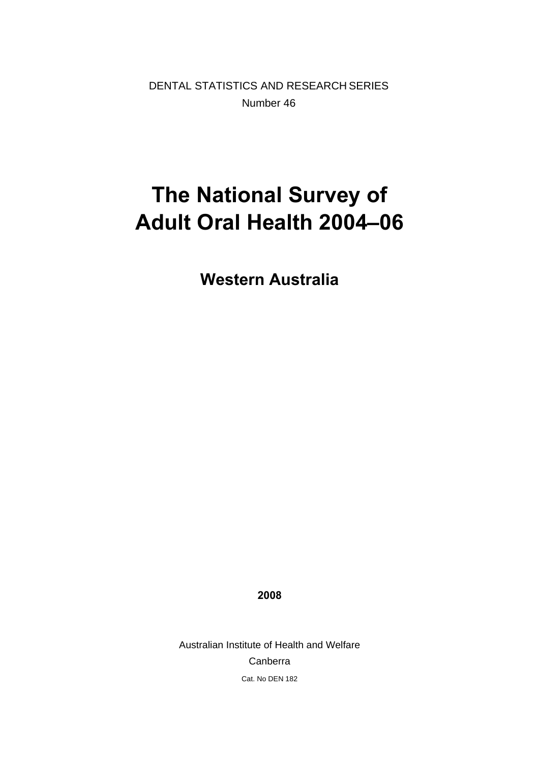DENTAL STATISTICS AND RESEARCH SERIES

Number 46

# The National Survey of Adult Oral Health 2004–06

## Western Australia

**2008**

Australian Institute of Health and Welfare

Canberra

Cat. No DEN 182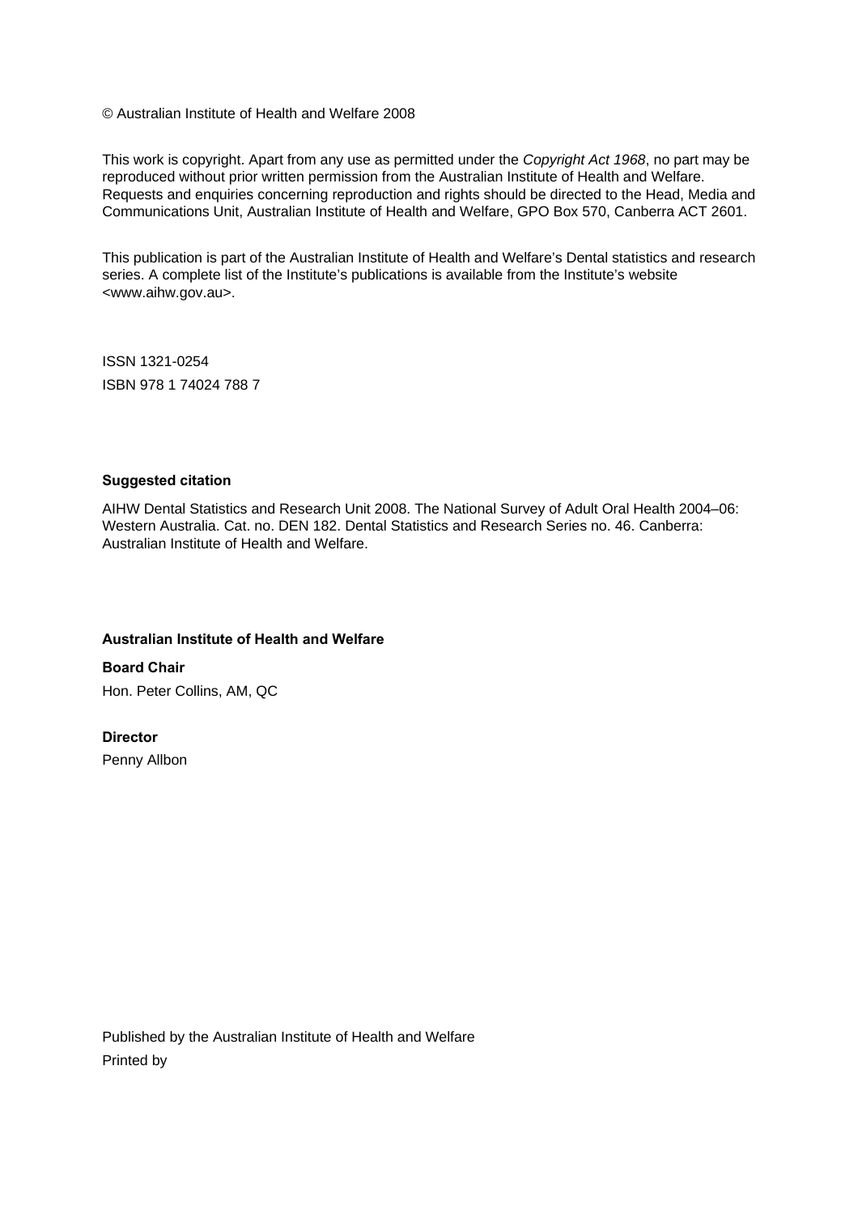© Australian Institute of Health and Welfare 2008

This work is copyright. Apart from any use as permitted under the *Copyright Act 1968*, no part may be reproduced without prior written permission from the Australian Institute of Health and Welfare. Requests and enquiries concerning reproduction and rights should be directed to the Head, Media and Communications Unit, Australian Institute of Health and Welfare, GPO Box 570, Canberra ACT 2601.

This publication is part of the Australian Institute of Health and Welfare's Dental statistics and research series. A complete list of the Institute's publications is available from the Institute's website <www.aihw.gov.au>.

ISSN 1321-0254
ISBN 978 1 74024 788 7

**Suggested citation**

AIHW Dental Statistics and Research Unit 2008. The National Survey of Adult Oral Health 2004–06: Western Australia. Cat. no. DEN 182. Dental Statistics and Research Series no. 46. Canberra: Australian Institute of Health and Welfare.

**Australian Institute of Health and Welfare**

**Board Chair**
Hon. Peter Collins, AM, QC

**Director**
Penny Allbon

Published by the Australian Institute of Health and Welfare
Printed by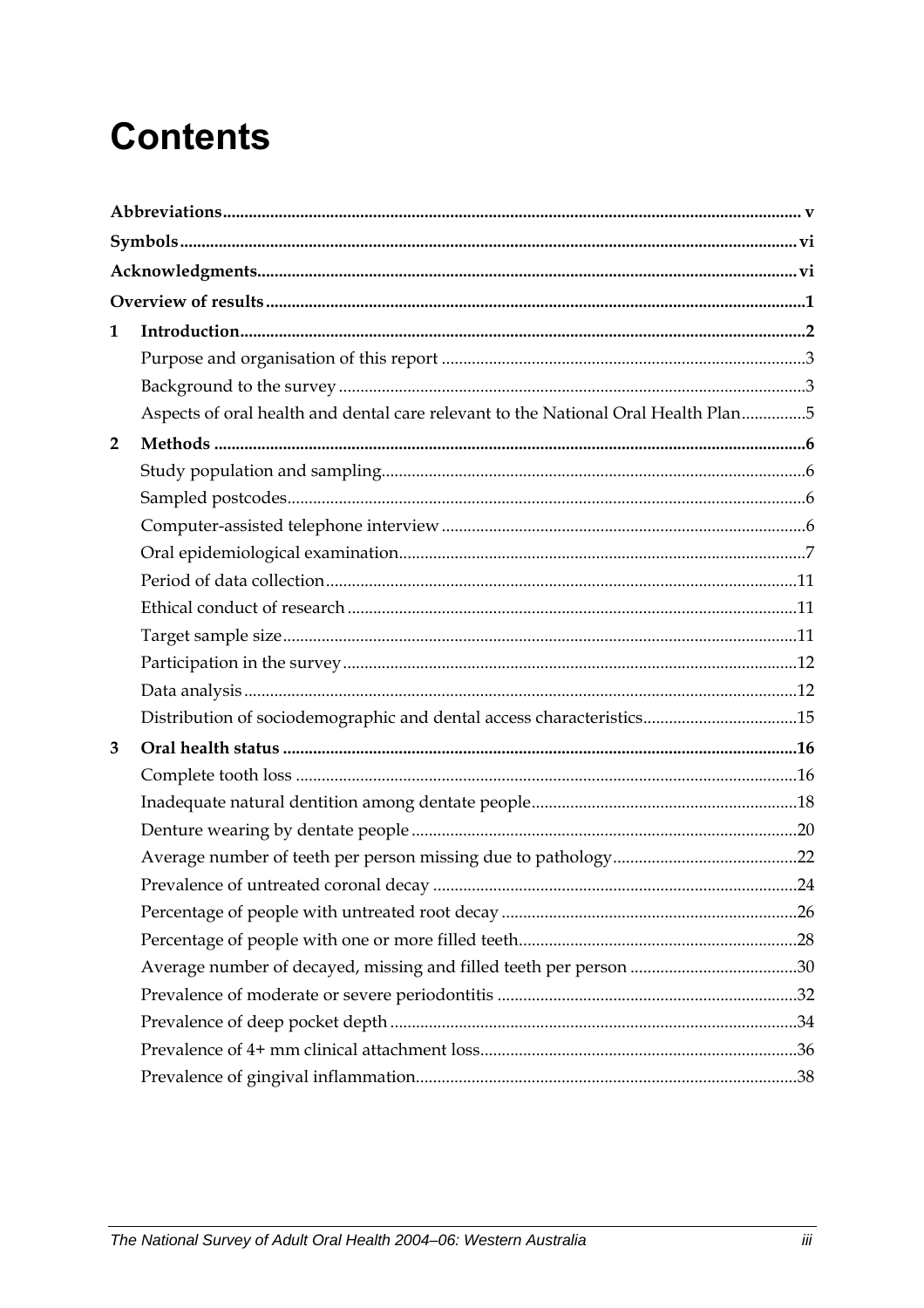# Contents

**Abbreviations** ..... v

**Symbols** ..... vi

**Acknowledgments** ..... vi

**Overview of results** ..... 1

**1 Introduction** ..... 2

- Purpose and organisation of this report ..... 3
- Background to the survey ..... 3
- Aspects of oral health and dental care relevant to the National Oral Health Plan ..... 5

**2 Methods** ..... 6

- Study population and sampling ..... 6
- Sampled postcodes ..... 6
- Computer-assisted telephone interview ..... 6
- Oral epidemiological examination ..... 7
- Period of data collection ..... 11
- Ethical conduct of research ..... 11
- Target sample size ..... 11
- Participation in the survey ..... 12
- Data analysis ..... 12
- Distribution of sociodemographic and dental access characteristics ..... 15

**3 Oral health status** ..... 16

- Complete tooth loss ..... 16
- Inadequate natural dentition among dentate people ..... 18
- Denture wearing by dentate people ..... 20
- Average number of teeth per person missing due to pathology ..... 22
- Prevalence of untreated coronal decay ..... 24
- Percentage of people with untreated root decay ..... 26
- Percentage of people with one or more filled teeth ..... 28
- Average number of decayed, missing and filled teeth per person ..... 30
- Prevalence of moderate or severe periodontitis ..... 32
- Prevalence of deep pocket depth ..... 34
- Prevalence of 4+ mm clinical attachment loss ..... 36
- Prevalence of gingival inflammation ..... 38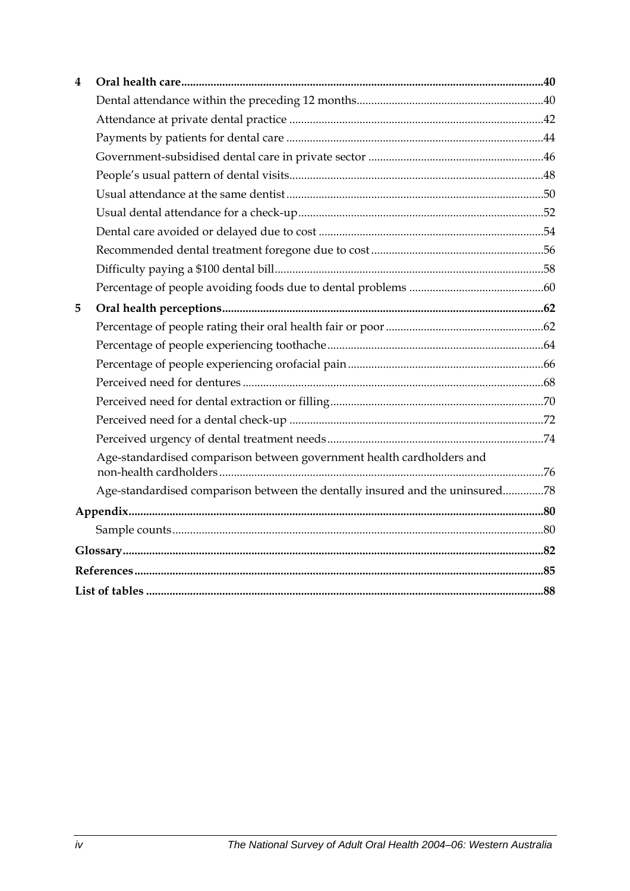**4 Oral health care** ........ 40

- Dental attendance within the preceding 12 months ........ 40
- Attendance at private dental practice ........ 42
- Payments by patients for dental care ........ 44
- Government-subsidised dental care in private sector ........ 46
- People's usual pattern of dental visits ........ 48
- Usual attendance at the same dentist ........ 50
- Usual dental attendance for a check-up ........ 52
- Dental care avoided or delayed due to cost ........ 54
- Recommended dental treatment foregone due to cost ........ 56
- Difficulty paying a $100 dental bill ........ 58
- Percentage of people avoiding foods due to dental problems ........ 60

**5 Oral health perceptions** ........ 62

- Percentage of people rating their oral health fair or poor ........ 62
- Percentage of people experiencing toothache ........ 64
- Percentage of people experiencing orofacial pain ........ 66
- Perceived need for dentures ........ 68
- Perceived need for dental extraction or filling ........ 70
- Perceived need for a dental check-up ........ 72
- Perceived urgency of dental treatment needs ........ 74
- Age-standardised comparison between government health cardholders and non-health cardholders ........ 76
- Age-standardised comparison between the dentally insured and the uninsured ........ 78

**Appendix** ........ 80

- Sample counts ........ 80

**Glossary** ........ 82

**References** ........ 85

**List of tables** ........ 88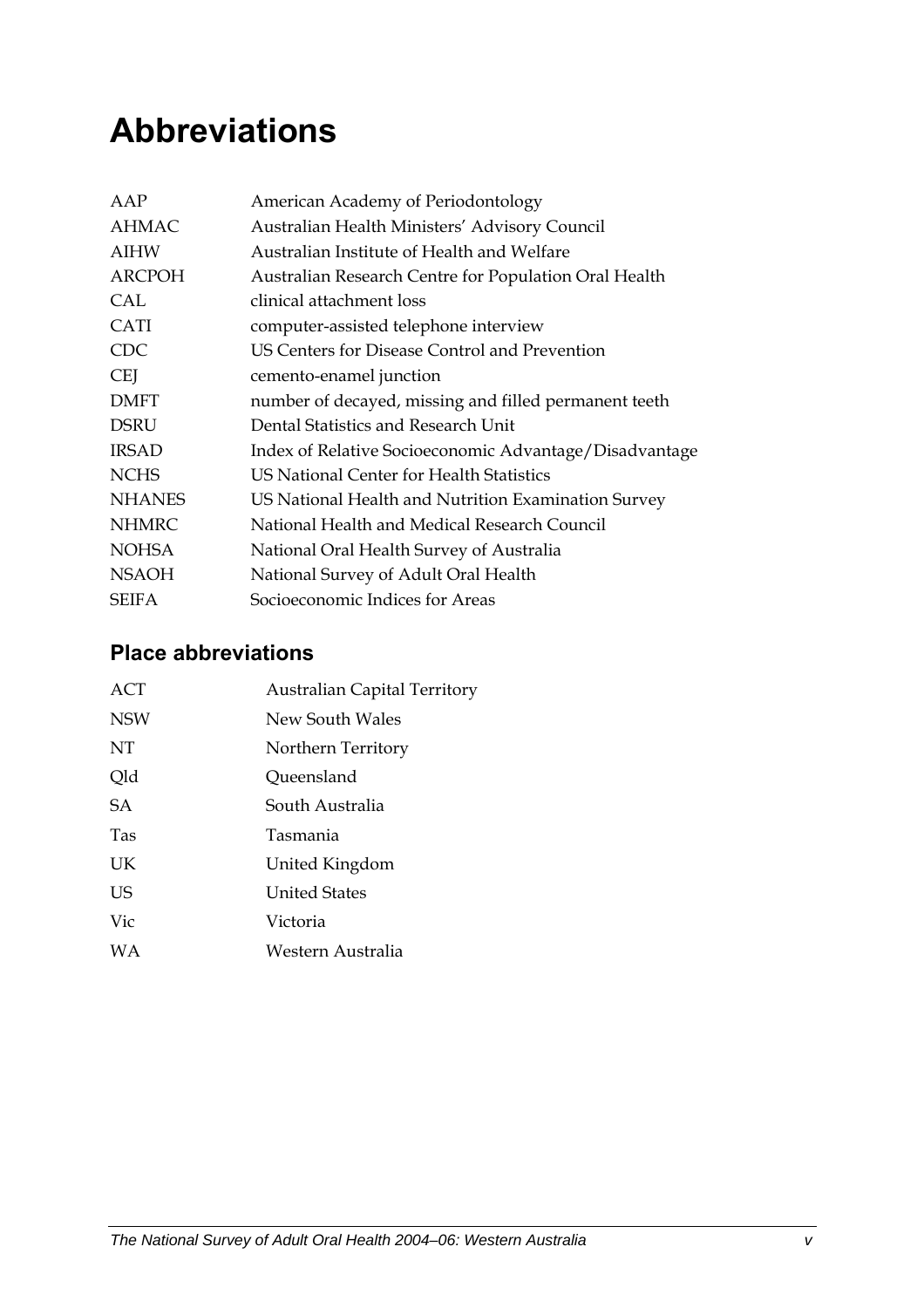# Abbreviations

| | |
|---|---|
| AAP | American Academy of Periodontology |
| AHMAC | Australian Health Ministers' Advisory Council |
| AIHW | Australian Institute of Health and Welfare |
| ARCPOH | Australian Research Centre for Population Oral Health |
| CAL | clinical attachment loss |
| CATI | computer-assisted telephone interview |
| CDC | US Centers for Disease Control and Prevention |
| CEJ | cemento-enamel junction |
| DMFT | number of decayed, missing and filled permanent teeth |
| DSRU | Dental Statistics and Research Unit |
| IRSAD | Index of Relative Socioeconomic Advantage/Disadvantage |
| NCHS | US National Center for Health Statistics |
| NHANES | US National Health and Nutrition Examination Survey |
| NHMRC | National Health and Medical Research Council |
| NOHSA | National Oral Health Survey of Australia |
| NSAOH | National Survey of Adult Oral Health |
| SEIFA | Socioeconomic Indices for Areas |

## Place abbreviations

| | |
|---|---|
| ACT | Australian Capital Territory |
| NSW | New South Wales |
| NT | Northern Territory |
| Qld | Queensland |
| SA | South Australia |
| Tas | Tasmania |
| UK | United Kingdom |
| US | United States |
| Vic | Victoria |
| WA | Western Australia |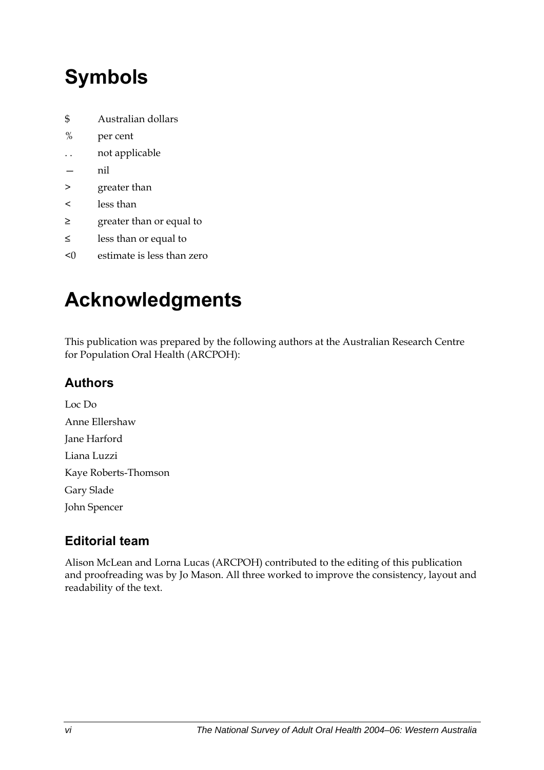# Symbols

| | |
|---|---|
| $ | Australian dollars |
| % | per cent |
| . . | not applicable |
| — | nil |
| > | greater than |
| < | less than |
| ≥ | greater than or equal to |
| ≤ | less than or equal to |
| <0 | estimate is less than zero |

# Acknowledgments

This publication was prepared by the following authors at the Australian Research Centre for Population Oral Health (ARCPOH):

## Authors

Loc Do

Anne Ellershaw

Jane Harford

Liana Luzzi

Kaye Roberts-Thomson

Gary Slade

John Spencer

## Editorial team

Alison McLean and Lorna Lucas (ARCPOH) contributed to the editing of this publication and proofreading was by Jo Mason. All three worked to improve the consistency, layout and readability of the text.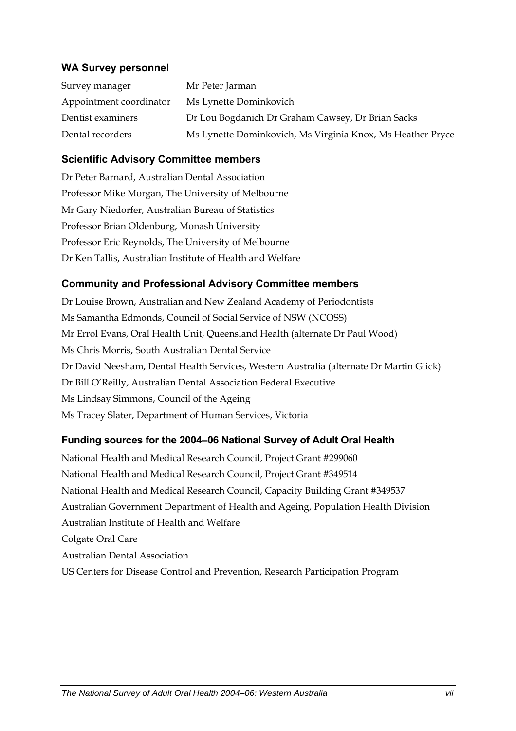### WA Survey personnel

| | |
|---|---|
| Survey manager | Mr Peter Jarman |
| Appointment coordinator | Ms Lynette Dominkovich |
| Dentist examiners | Dr Lou Bogdanich Dr Graham Cawsey, Dr Brian Sacks |
| Dental recorders | Ms Lynette Dominkovich, Ms Virginia Knox, Ms Heather Pryce |

### Scientific Advisory Committee members

Dr Peter Barnard, Australian Dental Association
Professor Mike Morgan, The University of Melbourne
Mr Gary Niedorfer, Australian Bureau of Statistics
Professor Brian Oldenburg, Monash University
Professor Eric Reynolds, The University of Melbourne
Dr Ken Tallis, Australian Institute of Health and Welfare

### Community and Professional Advisory Committee members

Dr Louise Brown, Australian and New Zealand Academy of Periodontists
Ms Samantha Edmonds, Council of Social Service of NSW (NCOSS)
Mr Errol Evans, Oral Health Unit, Queensland Health (alternate Dr Paul Wood)
Ms Chris Morris, South Australian Dental Service
Dr David Neesham, Dental Health Services, Western Australia (alternate Dr Martin Glick)
Dr Bill O'Reilly, Australian Dental Association Federal Executive
Ms Lindsay Simmons, Council of the Ageing
Ms Tracey Slater, Department of Human Services, Victoria

### Funding sources for the 2004–06 National Survey of Adult Oral Health

National Health and Medical Research Council, Project Grant #299060
National Health and Medical Research Council, Project Grant #349514
National Health and Medical Research Council, Capacity Building Grant #349537
Australian Government Department of Health and Ageing, Population Health Division
Australian Institute of Health and Welfare
Colgate Oral Care
Australian Dental Association
US Centers for Disease Control and Prevention, Research Participation Program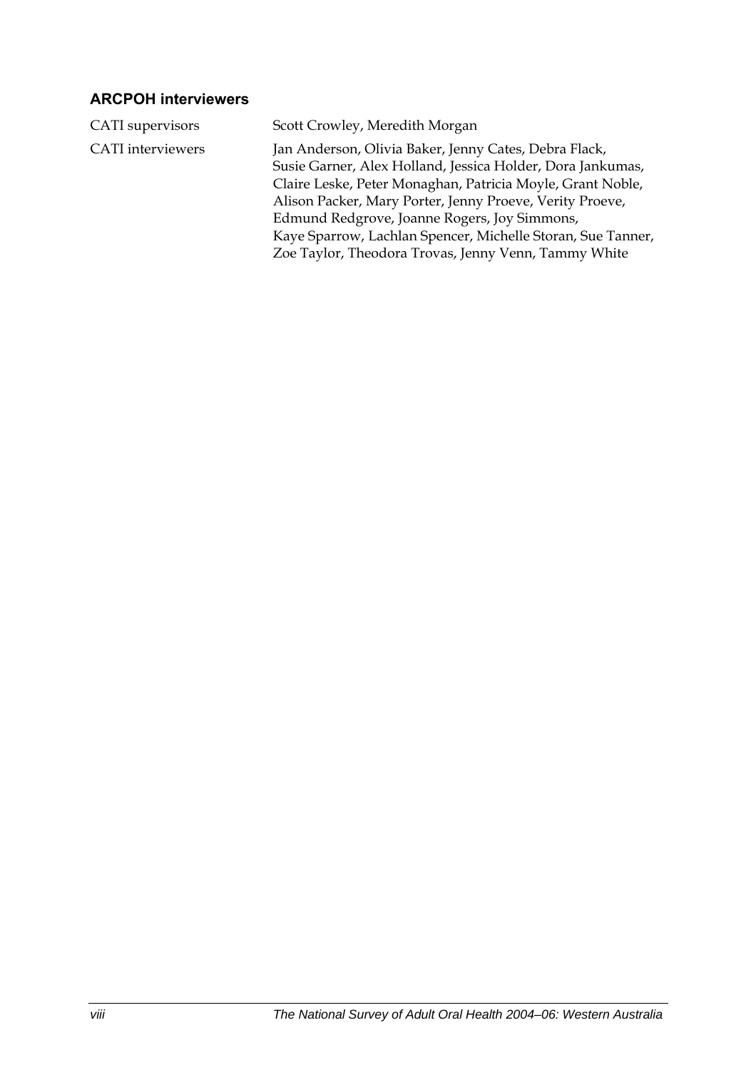### ARCPOH interviewers

| | |
|---|---|
| CATI supervisors | Scott Crowley, Meredith Morgan |
| CATI interviewers | Jan Anderson, Olivia Baker, Jenny Cates, Debra Flack, Susie Garner, Alex Holland, Jessica Holder, Dora Jankumas, Claire Leske, Peter Monaghan, Patricia Moyle, Grant Noble, Alison Packer, Mary Porter, Jenny Proeve, Verity Proeve, Edmund Redgrove, Joanne Rogers, Joy Simmons, Kaye Sparrow, Lachlan Spencer, Michelle Storan, Sue Tanner, Zoe Taylor, Theodora Trovas, Jenny Venn, Tammy White |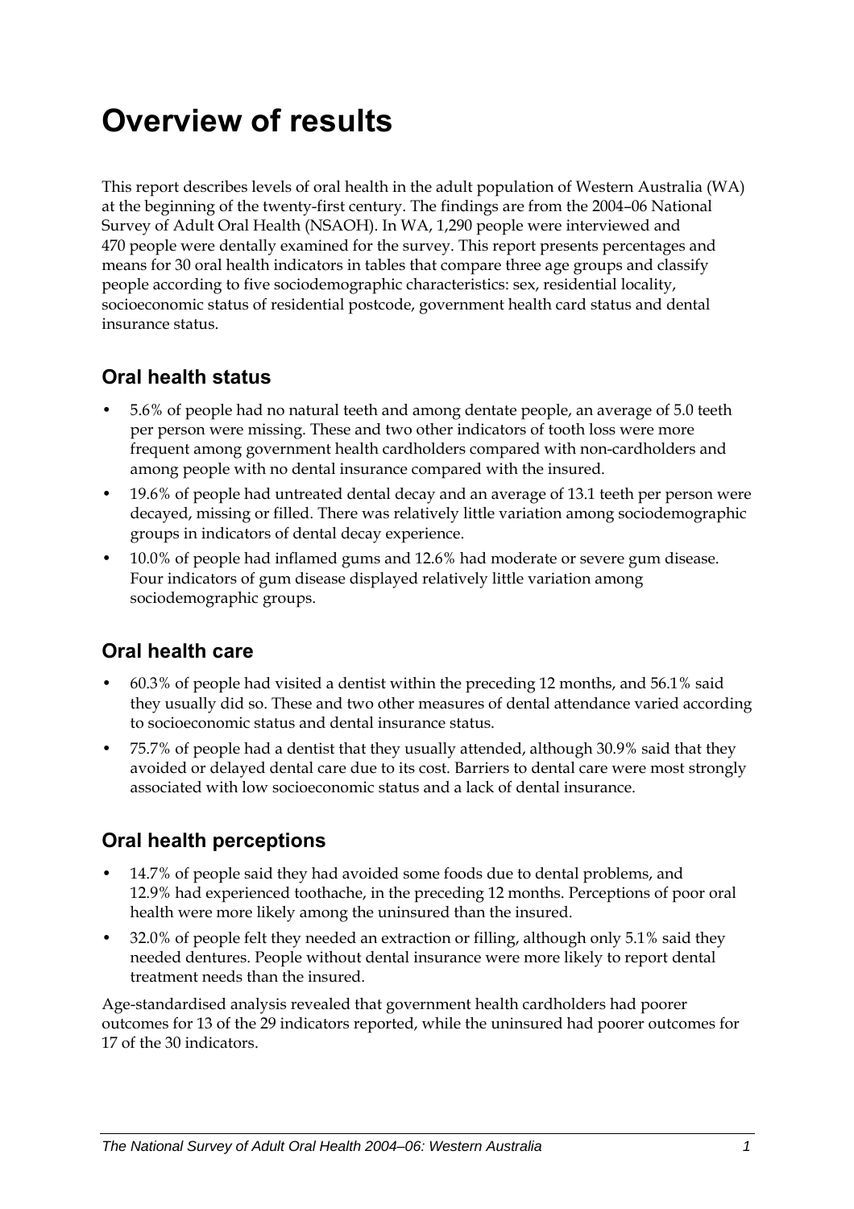# Overview of results

This report describes levels of oral health in the adult population of Western Australia (WA) at the beginning of the twenty-first century. The findings are from the 2004–06 National Survey of Adult Oral Health (NSAOH). In WA, 1,290 people were interviewed and 470 people were dentally examined for the survey. This report presents percentages and means for 30 oral health indicators in tables that compare three age groups and classify people according to five sociodemographic characteristics: sex, residential locality, socioeconomic status of residential postcode, government health card status and dental insurance status.

## Oral health status

- 5.6% of people had no natural teeth and among dentate people, an average of 5.0 teeth per person were missing. These and two other indicators of tooth loss were more frequent among government health cardholders compared with non-cardholders and among people with no dental insurance compared with the insured.
- 19.6% of people had untreated dental decay and an average of 13.1 teeth per person were decayed, missing or filled. There was relatively little variation among sociodemographic groups in indicators of dental decay experience.
- 10.0% of people had inflamed gums and 12.6% had moderate or severe gum disease. Four indicators of gum disease displayed relatively little variation among sociodemographic groups.

## Oral health care

- 60.3% of people had visited a dentist within the preceding 12 months, and 56.1% said they usually did so. These and two other measures of dental attendance varied according to socioeconomic status and dental insurance status.
- 75.7% of people had a dentist that they usually attended, although 30.9% said that they avoided or delayed dental care due to its cost. Barriers to dental care were most strongly associated with low socioeconomic status and a lack of dental insurance.

## Oral health perceptions

- 14.7% of people said they had avoided some foods due to dental problems, and 12.9% had experienced toothache, in the preceding 12 months. Perceptions of poor oral health were more likely among the uninsured than the insured.
- 32.0% of people felt they needed an extraction or filling, although only 5.1% said they needed dentures. People without dental insurance were more likely to report dental treatment needs than the insured.

Age-standardised analysis revealed that government health cardholders had poorer outcomes for 13 of the 29 indicators reported, while the uninsured had poorer outcomes for 17 of the 30 indicators.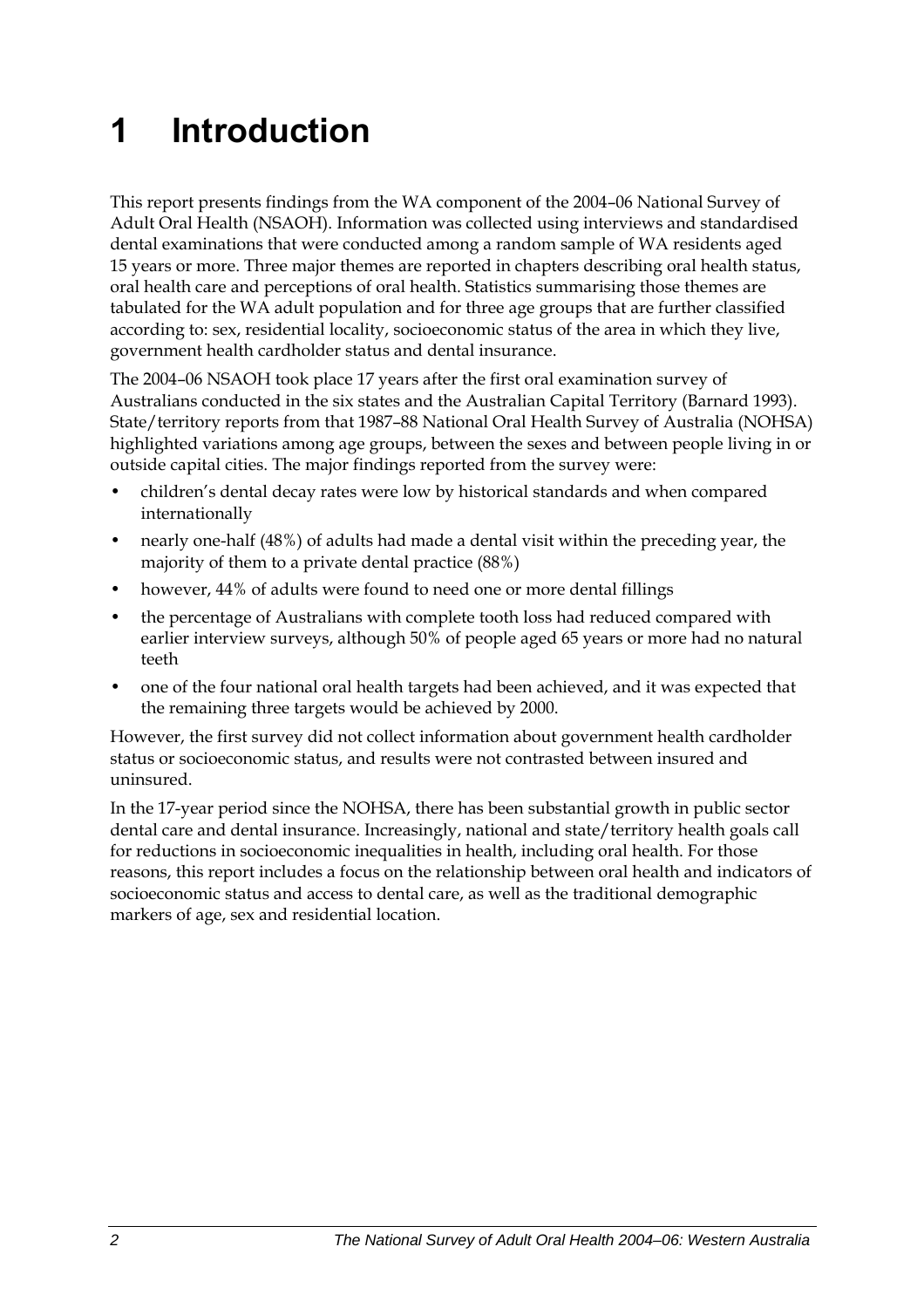# 1 Introduction

This report presents findings from the WA component of the 2004–06 National Survey of Adult Oral Health (NSAOH). Information was collected using interviews and standardised dental examinations that were conducted among a random sample of WA residents aged 15 years or more. Three major themes are reported in chapters describing oral health status, oral health care and perceptions of oral health. Statistics summarising those themes are tabulated for the WA adult population and for three age groups that are further classified according to: sex, residential locality, socioeconomic status of the area in which they live, government health cardholder status and dental insurance.

The 2004–06 NSAOH took place 17 years after the first oral examination survey of Australians conducted in the six states and the Australian Capital Territory (Barnard 1993). State/territory reports from that 1987–88 National Oral Health Survey of Australia (NOHSA) highlighted variations among age groups, between the sexes and between people living in or outside capital cities. The major findings reported from the survey were:

- children's dental decay rates were low by historical standards and when compared internationally
- nearly one-half (48%) of adults had made a dental visit within the preceding year, the majority of them to a private dental practice (88%)
- however, 44% of adults were found to need one or more dental fillings
- the percentage of Australians with complete tooth loss had reduced compared with earlier interview surveys, although 50% of people aged 65 years or more had no natural teeth
- one of the four national oral health targets had been achieved, and it was expected that the remaining three targets would be achieved by 2000.

However, the first survey did not collect information about government health cardholder status or socioeconomic status, and results were not contrasted between insured and uninsured.

In the 17-year period since the NOHSA, there has been substantial growth in public sector dental care and dental insurance. Increasingly, national and state/territory health goals call for reductions in socioeconomic inequalities in health, including oral health. For those reasons, this report includes a focus on the relationship between oral health and indicators of socioeconomic status and access to dental care, as well as the traditional demographic markers of age, sex and residential location.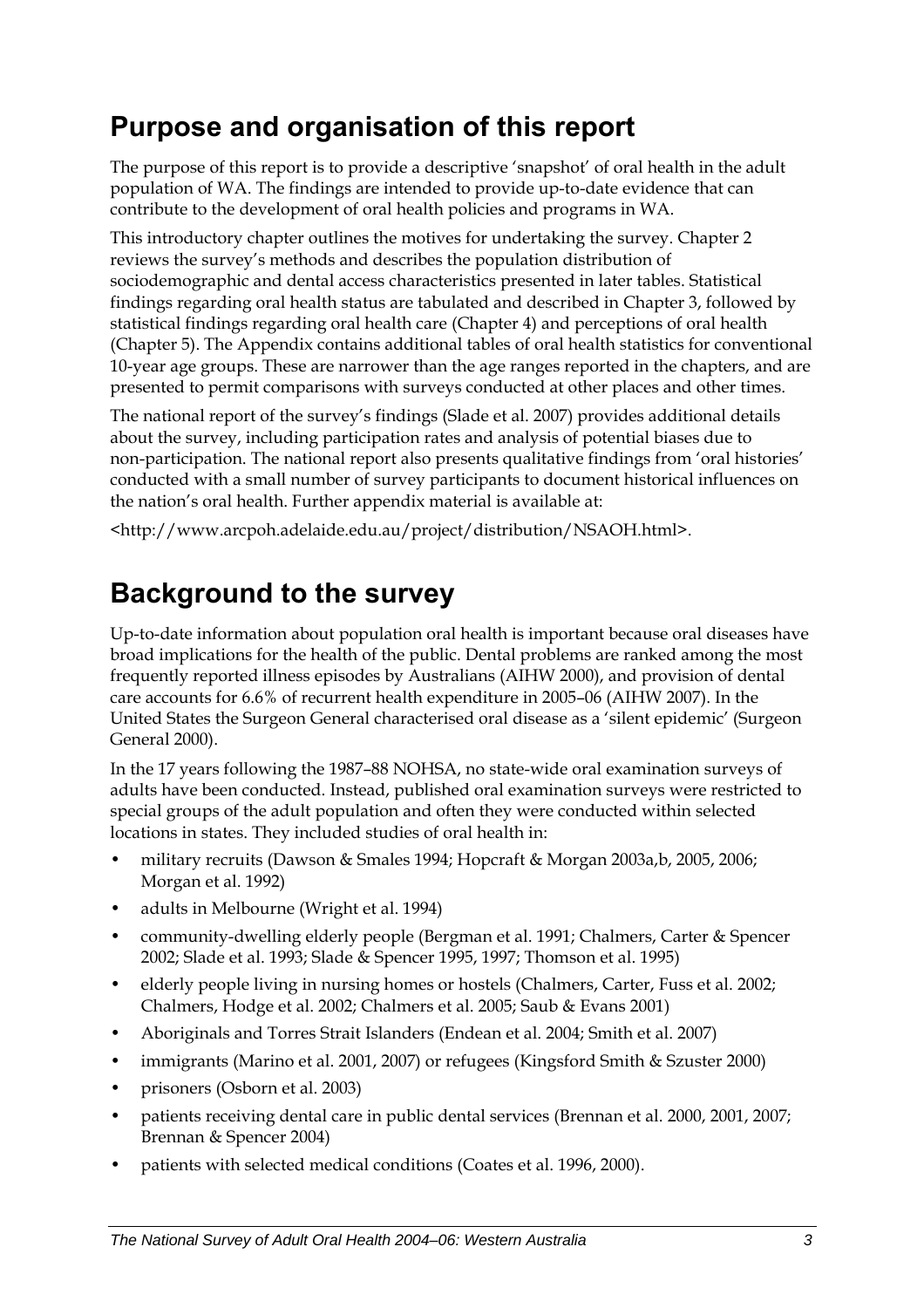## Purpose and organisation of this report

The purpose of this report is to provide a descriptive 'snapshot' of oral health in the adult population of WA. The findings are intended to provide up-to-date evidence that can contribute to the development of oral health policies and programs in WA.

This introductory chapter outlines the motives for undertaking the survey. Chapter 2 reviews the survey's methods and describes the population distribution of sociodemographic and dental access characteristics presented in later tables. Statistical findings regarding oral health status are tabulated and described in Chapter 3, followed by statistical findings regarding oral health care (Chapter 4) and perceptions of oral health (Chapter 5). The Appendix contains additional tables of oral health statistics for conventional 10-year age groups. These are narrower than the age ranges reported in the chapters, and are presented to permit comparisons with surveys conducted at other places and other times.

The national report of the survey's findings (Slade et al. 2007) provides additional details about the survey, including participation rates and analysis of potential biases due to non-participation. The national report also presents qualitative findings from 'oral histories' conducted with a small number of survey participants to document historical influences on the nation's oral health. Further appendix material is available at:

<http://www.arcpoh.adelaide.edu.au/project/distribution/NSAOH.html>.

## Background to the survey

Up-to-date information about population oral health is important because oral diseases have broad implications for the health of the public. Dental problems are ranked among the most frequently reported illness episodes by Australians (AIHW 2000), and provision of dental care accounts for 6.6% of recurrent health expenditure in 2005–06 (AIHW 2007). In the United States the Surgeon General characterised oral disease as a 'silent epidemic' (Surgeon General 2000).

In the 17 years following the 1987–88 NOHSA, no state-wide oral examination surveys of adults have been conducted. Instead, published oral examination surveys were restricted to special groups of the adult population and often they were conducted within selected locations in states. They included studies of oral health in:

- military recruits (Dawson & Smales 1994; Hopcraft & Morgan 2003a,b, 2005, 2006; Morgan et al. 1992)
- adults in Melbourne (Wright et al. 1994)
- community-dwelling elderly people (Bergman et al. 1991; Chalmers, Carter & Spencer 2002; Slade et al. 1993; Slade & Spencer 1995, 1997; Thomson et al. 1995)
- elderly people living in nursing homes or hostels (Chalmers, Carter, Fuss et al. 2002; Chalmers, Hodge et al. 2002; Chalmers et al. 2005; Saub & Evans 2001)
- Aboriginals and Torres Strait Islanders (Endean et al. 2004; Smith et al. 2007)
- immigrants (Marino et al. 2001, 2007) or refugees (Kingsford Smith & Szuster 2000)
- prisoners (Osborn et al. 2003)
- patients receiving dental care in public dental services (Brennan et al. 2000, 2001, 2007; Brennan & Spencer 2004)
- patients with selected medical conditions (Coates et al. 1996, 2000).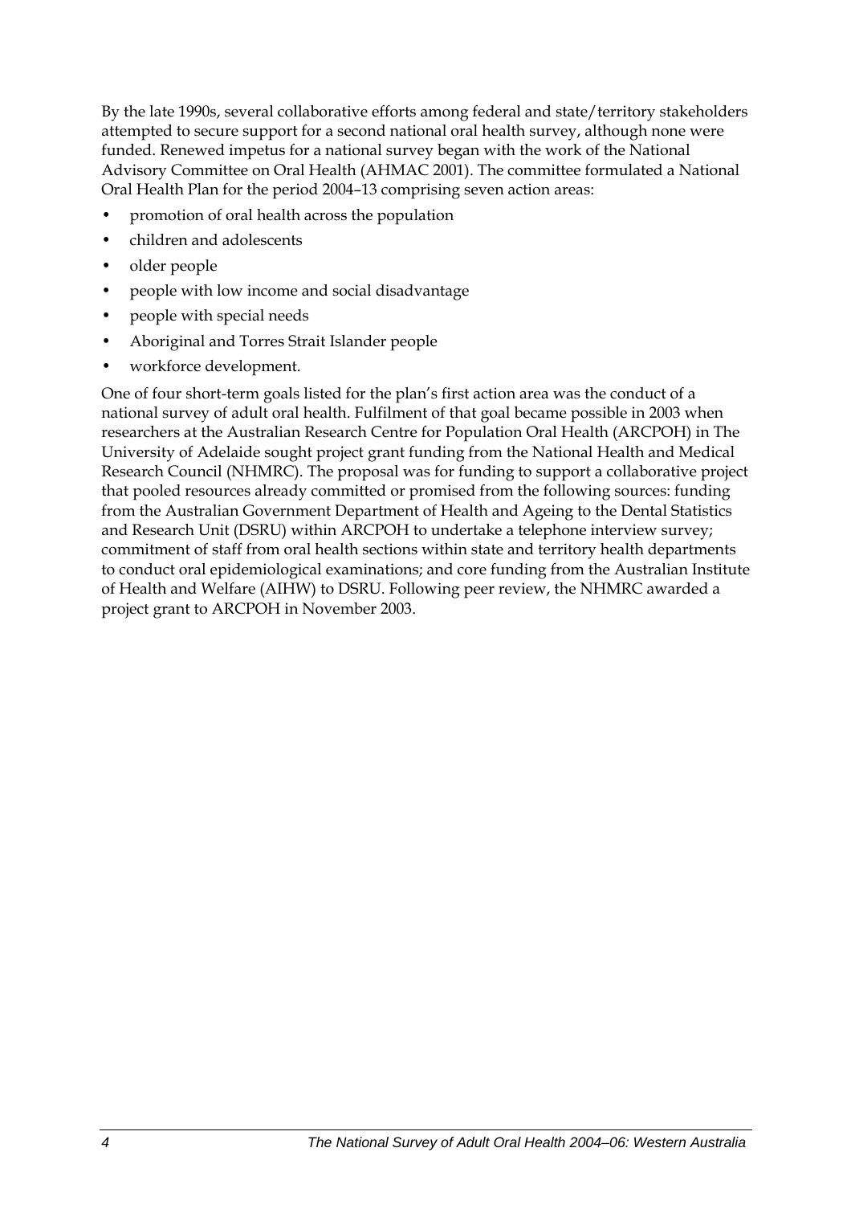By the late 1990s, several collaborative efforts among federal and state/territory stakeholders attempted to secure support for a second national oral health survey, although none were funded. Renewed impetus for a national survey began with the work of the National Advisory Committee on Oral Health (AHMAC 2001). The committee formulated a National Oral Health Plan for the period 2004–13 comprising seven action areas:

- promotion of oral health across the population
- children and adolescents
- older people
- people with low income and social disadvantage
- people with special needs
- Aboriginal and Torres Strait Islander people
- workforce development.

One of four short-term goals listed for the plan's first action area was the conduct of a national survey of adult oral health. Fulfilment of that goal became possible in 2003 when researchers at the Australian Research Centre for Population Oral Health (ARCPOH) in The University of Adelaide sought project grant funding from the National Health and Medical Research Council (NHMRC). The proposal was for funding to support a collaborative project that pooled resources already committed or promised from the following sources: funding from the Australian Government Department of Health and Ageing to the Dental Statistics and Research Unit (DSRU) within ARCPOH to undertake a telephone interview survey; commitment of staff from oral health sections within state and territory health departments to conduct oral epidemiological examinations; and core funding from the Australian Institute of Health and Welfare (AIHW) to DSRU. Following peer review, the NHMRC awarded a project grant to ARCPOH in November 2003.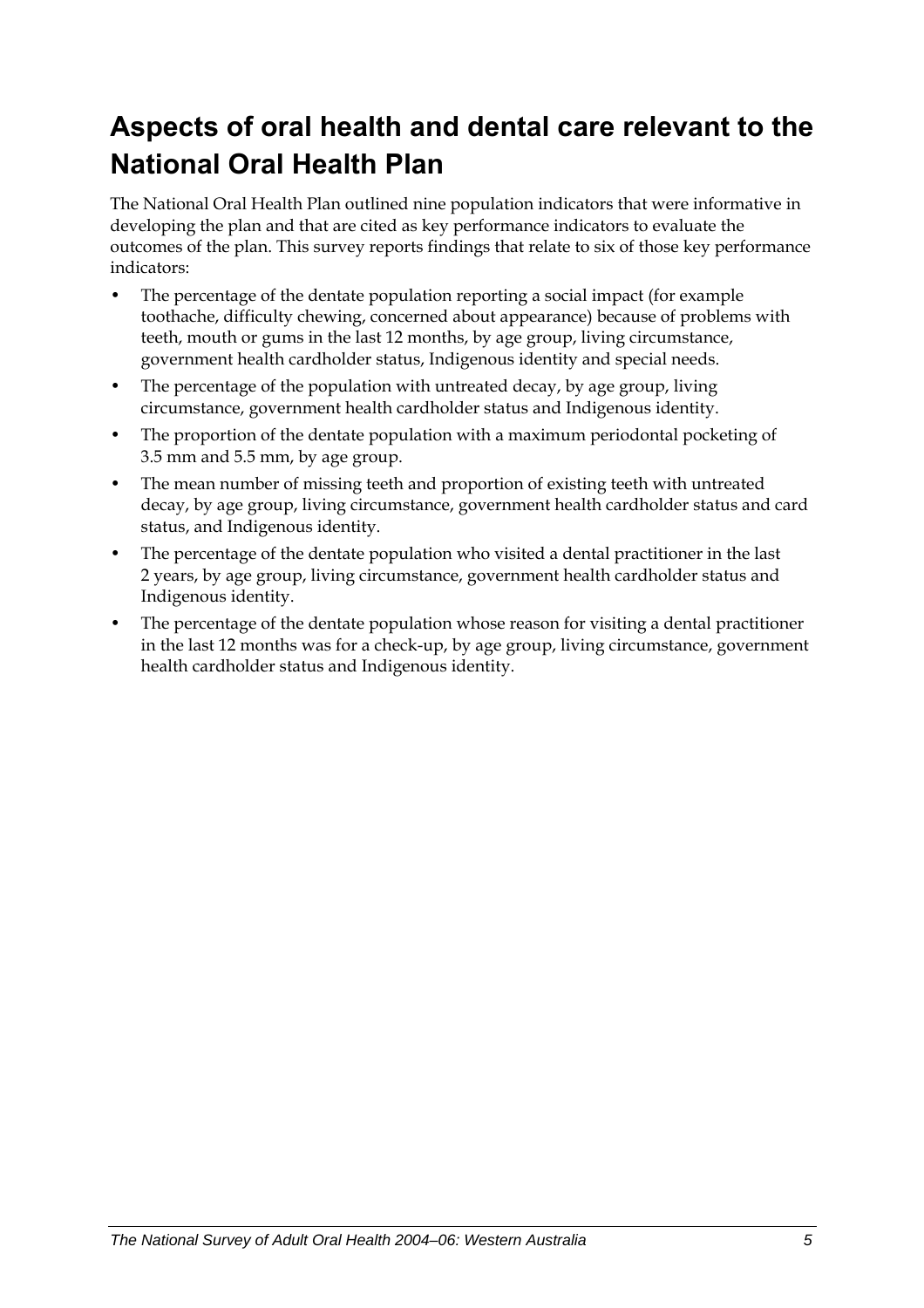## Aspects of oral health and dental care relevant to the National Oral Health Plan

The National Oral Health Plan outlined nine population indicators that were informative in developing the plan and that are cited as key performance indicators to evaluate the outcomes of the plan. This survey reports findings that relate to six of those key performance indicators:

- The percentage of the dentate population reporting a social impact (for example toothache, difficulty chewing, concerned about appearance) because of problems with teeth, mouth or gums in the last 12 months, by age group, living circumstance, government health cardholder status, Indigenous identity and special needs.
- The percentage of the population with untreated decay, by age group, living circumstance, government health cardholder status and Indigenous identity.
- The proportion of the dentate population with a maximum periodontal pocketing of 3.5 mm and 5.5 mm, by age group.
- The mean number of missing teeth and proportion of existing teeth with untreated decay, by age group, living circumstance, government health cardholder status and card status, and Indigenous identity.
- The percentage of the dentate population who visited a dental practitioner in the last 2 years, by age group, living circumstance, government health cardholder status and Indigenous identity.
- The percentage of the dentate population whose reason for visiting a dental practitioner in the last 12 months was for a check-up, by age group, living circumstance, government health cardholder status and Indigenous identity.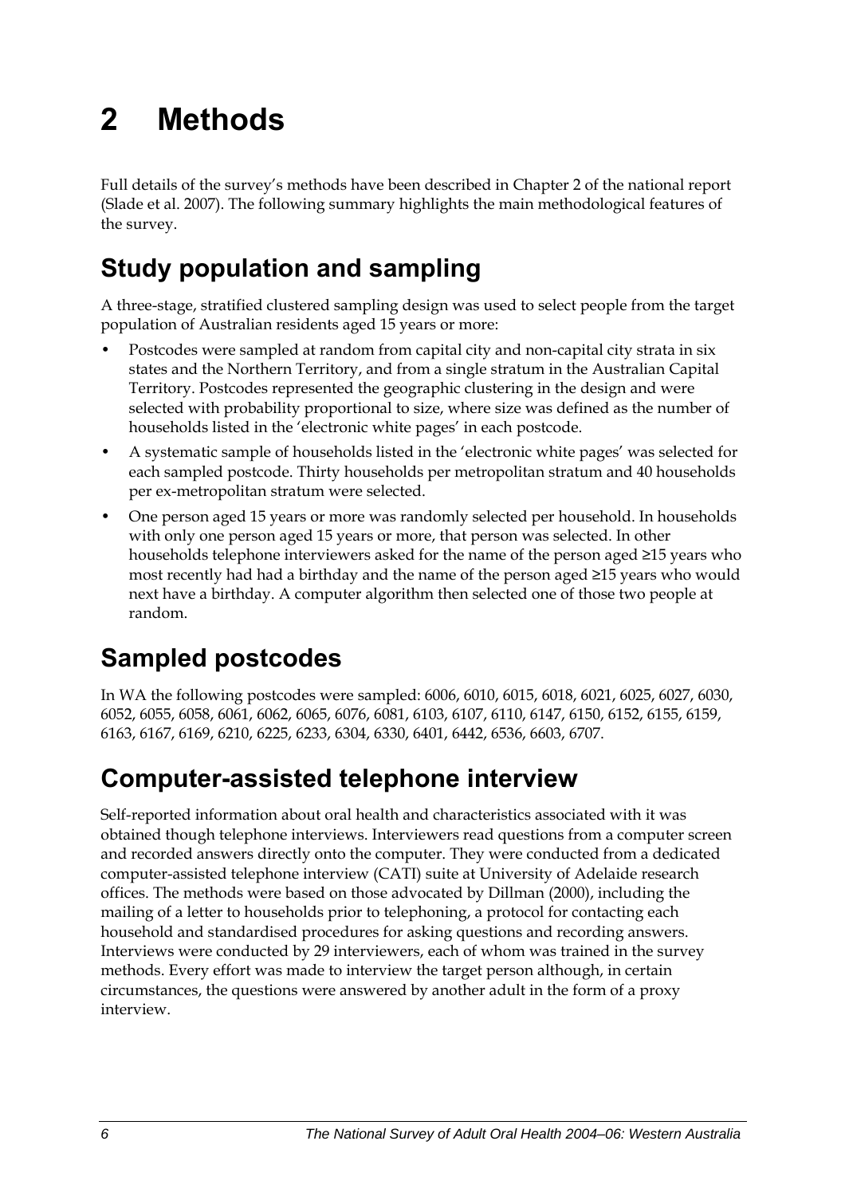# 2 Methods

Full details of the survey's methods have been described in Chapter 2 of the national report (Slade et al. 2007). The following summary highlights the main methodological features of the survey.

## Study population and sampling

A three-stage, stratified clustered sampling design was used to select people from the target population of Australian residents aged 15 years or more:

- Postcodes were sampled at random from capital city and non-capital city strata in six states and the Northern Territory, and from a single stratum in the Australian Capital Territory. Postcodes represented the geographic clustering in the design and were selected with probability proportional to size, where size was defined as the number of households listed in the 'electronic white pages' in each postcode.
- A systematic sample of households listed in the 'electronic white pages' was selected for each sampled postcode. Thirty households per metropolitan stratum and 40 households per ex-metropolitan stratum were selected.
- One person aged 15 years or more was randomly selected per household. In households with only one person aged 15 years or more, that person was selected. In other households telephone interviewers asked for the name of the person aged ≥15 years who most recently had had a birthday and the name of the person aged ≥15 years who would next have a birthday. A computer algorithm then selected one of those two people at random.

## Sampled postcodes

In WA the following postcodes were sampled: 6006, 6010, 6015, 6018, 6021, 6025, 6027, 6030, 6052, 6055, 6058, 6061, 6062, 6065, 6076, 6081, 6103, 6107, 6110, 6147, 6150, 6152, 6155, 6159, 6163, 6167, 6169, 6210, 6225, 6233, 6304, 6330, 6401, 6442, 6536, 6603, 6707.

## Computer-assisted telephone interview

Self-reported information about oral health and characteristics associated with it was obtained though telephone interviews. Interviewers read questions from a computer screen and recorded answers directly onto the computer. They were conducted from a dedicated computer-assisted telephone interview (CATI) suite at University of Adelaide research offices. The methods were based on those advocated by Dillman (2000), including the mailing of a letter to households prior to telephoning, a protocol for contacting each household and standardised procedures for asking questions and recording answers. Interviews were conducted by 29 interviewers, each of whom was trained in the survey methods. Every effort was made to interview the target person although, in certain circumstances, the questions were answered by another adult in the form of a proxy interview.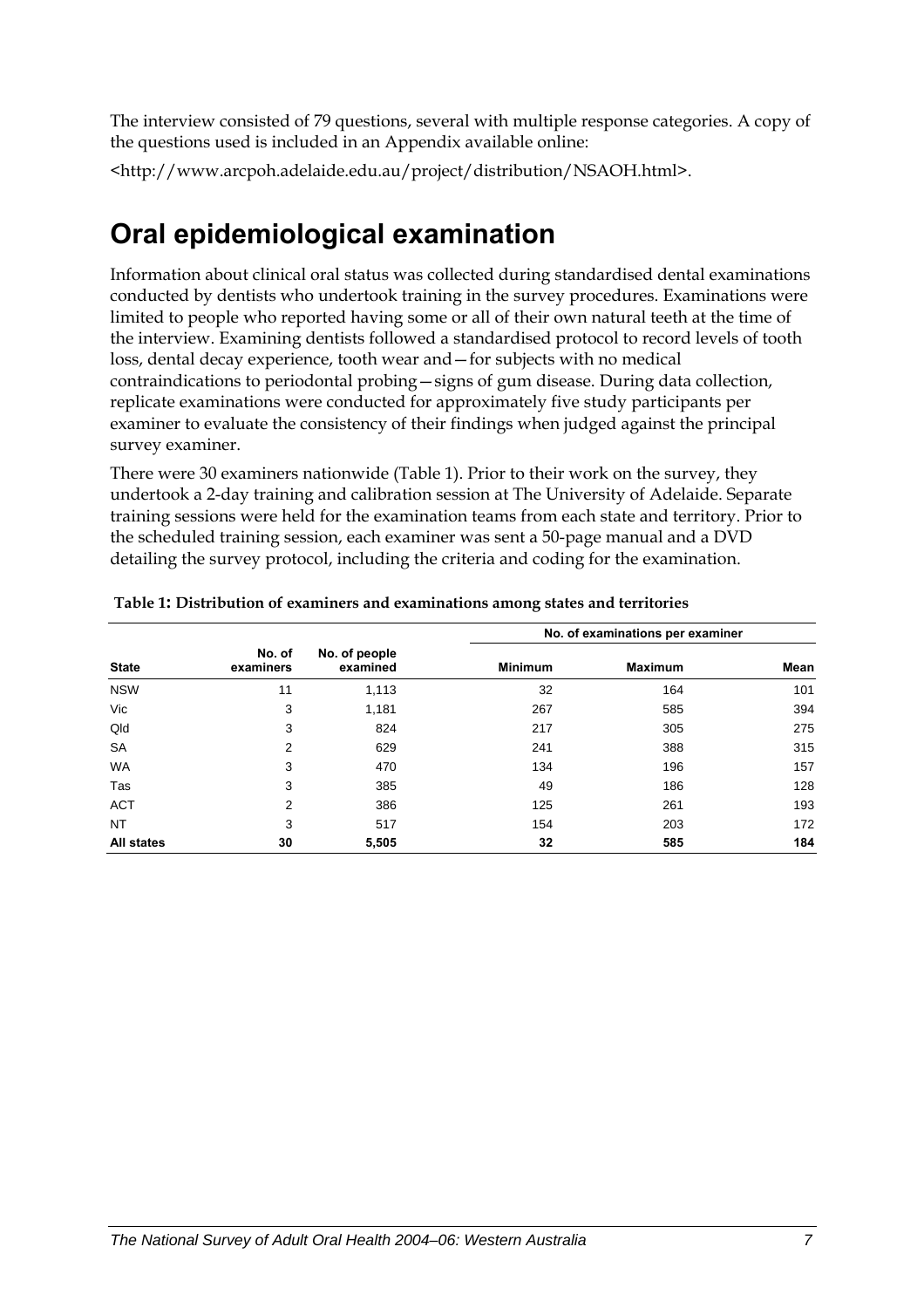The interview consisted of 79 questions, several with multiple response categories. A copy of the questions used is included in an Appendix available online:

<http://www.arcpoh.adelaide.edu.au/project/distribution/NSAOH.html>.

# Oral epidemiological examination

Information about clinical oral status was collected during standardised dental examinations conducted by dentists who undertook training in the survey procedures. Examinations were limited to people who reported having some or all of their own natural teeth at the time of the interview. Examining dentists followed a standardised protocol to record levels of tooth loss, dental decay experience, tooth wear and—for subjects with no medical contraindications to periodontal probing—signs of gum disease. During data collection, replicate examinations were conducted for approximately five study participants per examiner to evaluate the consistency of their findings when judged against the principal survey examiner.

There were 30 examiners nationwide (Table 1). Prior to their work on the survey, they undertook a 2-day training and calibration session at The University of Adelaide. Separate training sessions were held for the examination teams from each state and territory. Prior to the scheduled training session, each examiner was sent a 50-page manual and a DVD detailing the survey protocol, including the criteria and coding for the examination.

**Table 1: Distribution of examiners and examinations among states and territories**

| | | | No. of examinations per examiner | | |
|---|---|---|---|---|---|
| **State** | **No. of examiners** | **No. of people examined** | **Minimum** | **Maximum** | **Mean** |
| NSW | 11 | 1,113 | 32 | 164 | 101 |
| Vic | 3 | 1,181 | 267 | 585 | 394 |
| Qld | 3 | 824 | 217 | 305 | 275 |
| SA | 2 | 629 | 241 | 388 | 315 |
| WA | 3 | 470 | 134 | 196 | 157 |
| Tas | 3 | 385 | 49 | 186 | 128 |
| ACT | 2 | 386 | 125 | 261 | 193 |
| NT | 3 | 517 | 154 | 203 | 172 |
| **All states** | **30** | **5,505** | **32** | **585** | **184** |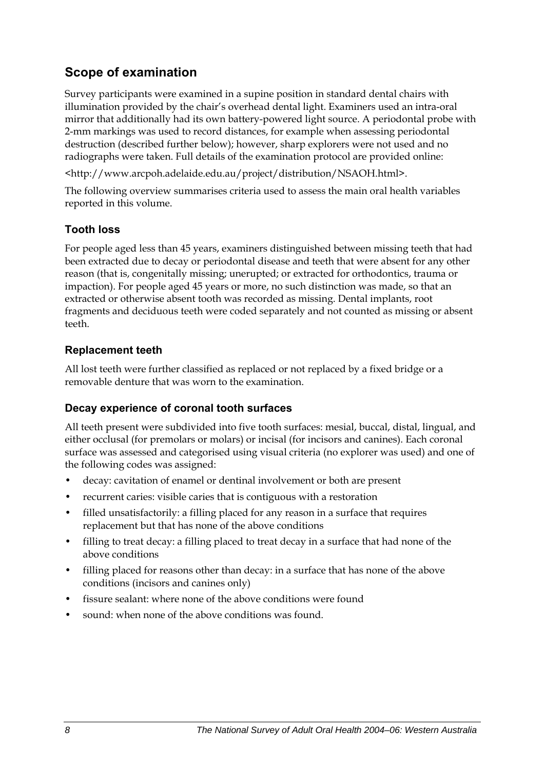## Scope of examination

Survey participants were examined in a supine position in standard dental chairs with illumination provided by the chair's overhead dental light. Examiners used an intra-oral mirror that additionally had its own battery-powered light source. A periodontal probe with 2-mm markings was used to record distances, for example when assessing periodontal destruction (described further below); however, sharp explorers were not used and no radiographs were taken. Full details of the examination protocol are provided online:

<http://www.arcpoh.adelaide.edu.au/project/distribution/NSAOH.html>.

The following overview summarises criteria used to assess the main oral health variables reported in this volume.

### Tooth loss

For people aged less than 45 years, examiners distinguished between missing teeth that had been extracted due to decay or periodontal disease and teeth that were absent for any other reason (that is, congenitally missing; unerupted; or extracted for orthodontics, trauma or impaction). For people aged 45 years or more, no such distinction was made, so that an extracted or otherwise absent tooth was recorded as missing. Dental implants, root fragments and deciduous teeth were coded separately and not counted as missing or absent teeth.

### Replacement teeth

All lost teeth were further classified as replaced or not replaced by a fixed bridge or a removable denture that was worn to the examination.

### Decay experience of coronal tooth surfaces

All teeth present were subdivided into five tooth surfaces: mesial, buccal, distal, lingual, and either occlusal (for premolars or molars) or incisal (for incisors and canines). Each coronal surface was assessed and categorised using visual criteria (no explorer was used) and one of the following codes was assigned:

- decay: cavitation of enamel or dentinal involvement or both are present
- recurrent caries: visible caries that is contiguous with a restoration
- filled unsatisfactorily: a filling placed for any reason in a surface that requires replacement but that has none of the above conditions
- filling to treat decay: a filling placed to treat decay in a surface that had none of the above conditions
- filling placed for reasons other than decay: in a surface that has none of the above conditions (incisors and canines only)
- fissure sealant: where none of the above conditions were found
- sound: when none of the above conditions was found.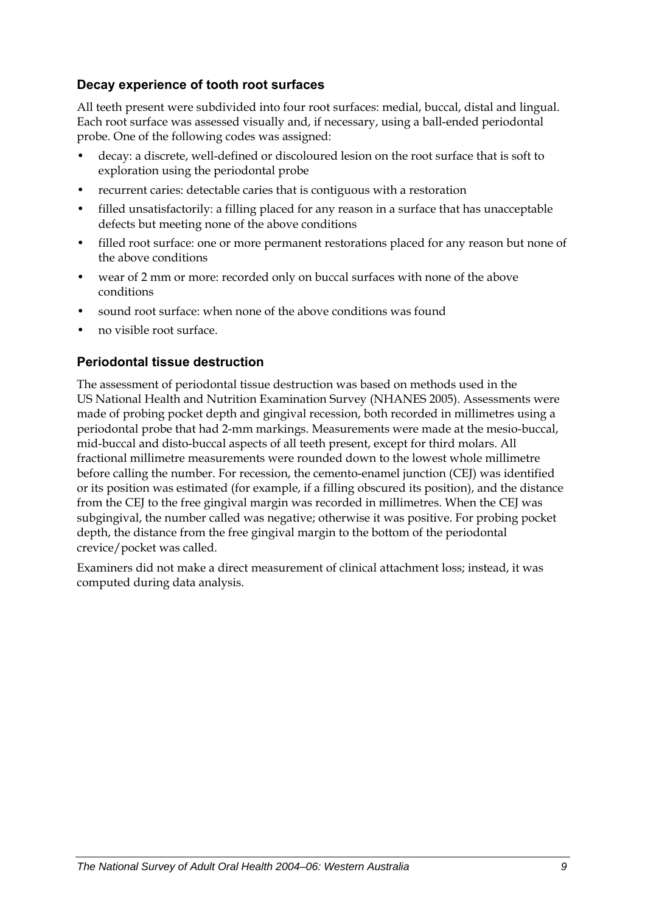### Decay experience of tooth root surfaces

All teeth present were subdivided into four root surfaces: medial, buccal, distal and lingual. Each root surface was assessed visually and, if necessary, using a ball-ended periodontal probe. One of the following codes was assigned:

- decay: a discrete, well-defined or discoloured lesion on the root surface that is soft to exploration using the periodontal probe
- recurrent caries: detectable caries that is contiguous with a restoration
- filled unsatisfactorily: a filling placed for any reason in a surface that has unacceptable defects but meeting none of the above conditions
- filled root surface: one or more permanent restorations placed for any reason but none of the above conditions
- wear of 2 mm or more: recorded only on buccal surfaces with none of the above conditions
- sound root surface: when none of the above conditions was found
- no visible root surface.

### Periodontal tissue destruction

The assessment of periodontal tissue destruction was based on methods used in the US National Health and Nutrition Examination Survey (NHANES 2005). Assessments were made of probing pocket depth and gingival recession, both recorded in millimetres using a periodontal probe that had 2-mm markings. Measurements were made at the mesio-buccal, mid-buccal and disto-buccal aspects of all teeth present, except for third molars. All fractional millimetre measurements were rounded down to the lowest whole millimetre before calling the number. For recession, the cemento-enamel junction (CEJ) was identified or its position was estimated (for example, if a filling obscured its position), and the distance from the CEJ to the free gingival margin was recorded in millimetres. When the CEJ was subgingival, the number called was negative; otherwise it was positive. For probing pocket depth, the distance from the free gingival margin to the bottom of the periodontal crevice/pocket was called.

Examiners did not make a direct measurement of clinical attachment loss; instead, it was computed during data analysis.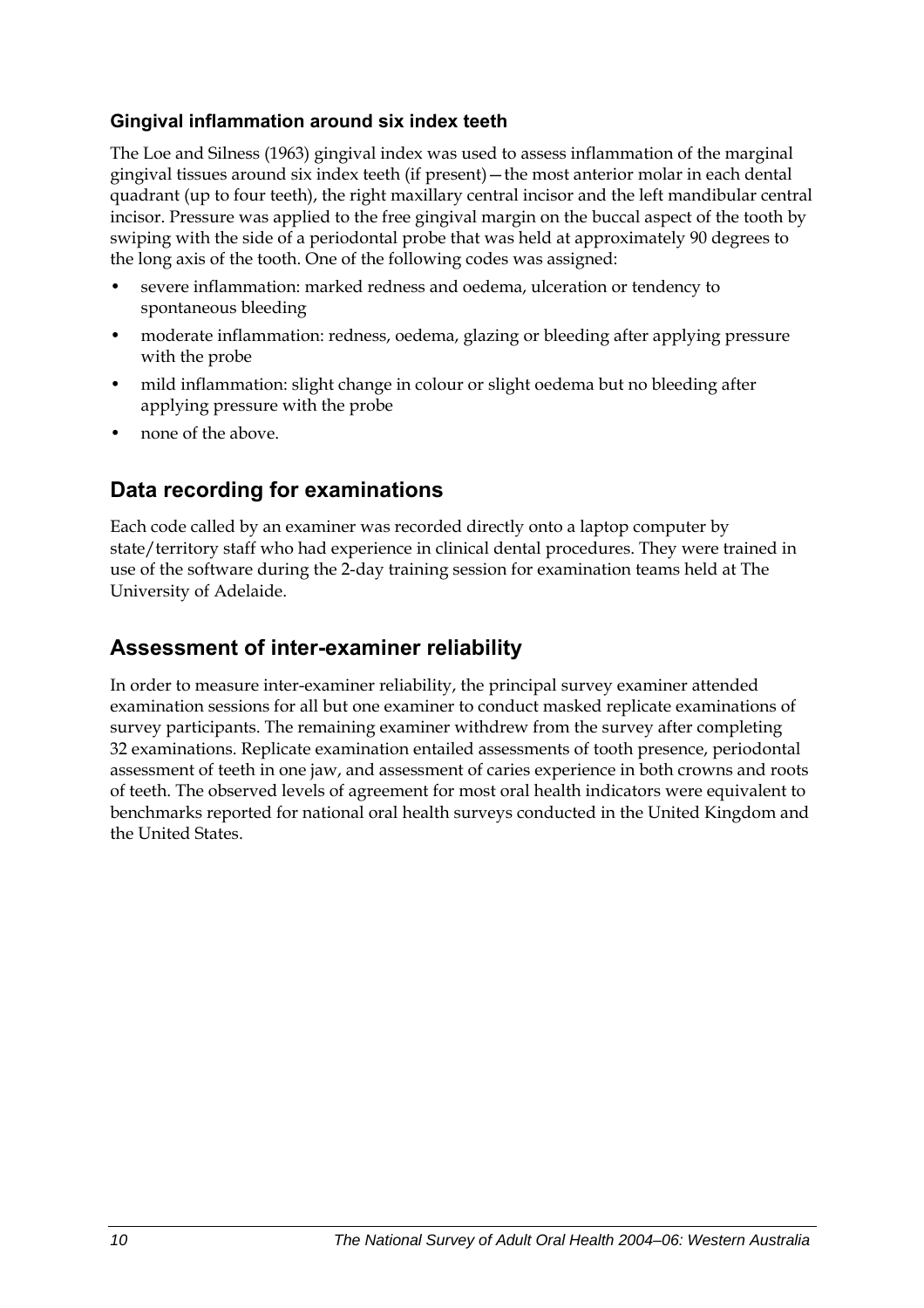### Gingival inflammation around six index teeth

The Loe and Silness (1963) gingival index was used to assess inflammation of the marginal gingival tissues around six index teeth (if present)—the most anterior molar in each dental quadrant (up to four teeth), the right maxillary central incisor and the left mandibular central incisor. Pressure was applied to the free gingival margin on the buccal aspect of the tooth by swiping with the side of a periodontal probe that was held at approximately 90 degrees to the long axis of the tooth. One of the following codes was assigned:

- severe inflammation: marked redness and oedema, ulceration or tendency to spontaneous bleeding
- moderate inflammation: redness, oedema, glazing or bleeding after applying pressure with the probe
- mild inflammation: slight change in colour or slight oedema but no bleeding after applying pressure with the probe
- none of the above.

## Data recording for examinations

Each code called by an examiner was recorded directly onto a laptop computer by state/territory staff who had experience in clinical dental procedures. They were trained in use of the software during the 2-day training session for examination teams held at The University of Adelaide.

## Assessment of inter-examiner reliability

In order to measure inter-examiner reliability, the principal survey examiner attended examination sessions for all but one examiner to conduct masked replicate examinations of survey participants. The remaining examiner withdrew from the survey after completing 32 examinations. Replicate examination entailed assessments of tooth presence, periodontal assessment of teeth in one jaw, and assessment of caries experience in both crowns and roots of teeth. The observed levels of agreement for most oral health indicators were equivalent to benchmarks reported for national oral health surveys conducted in the United Kingdom and the United States.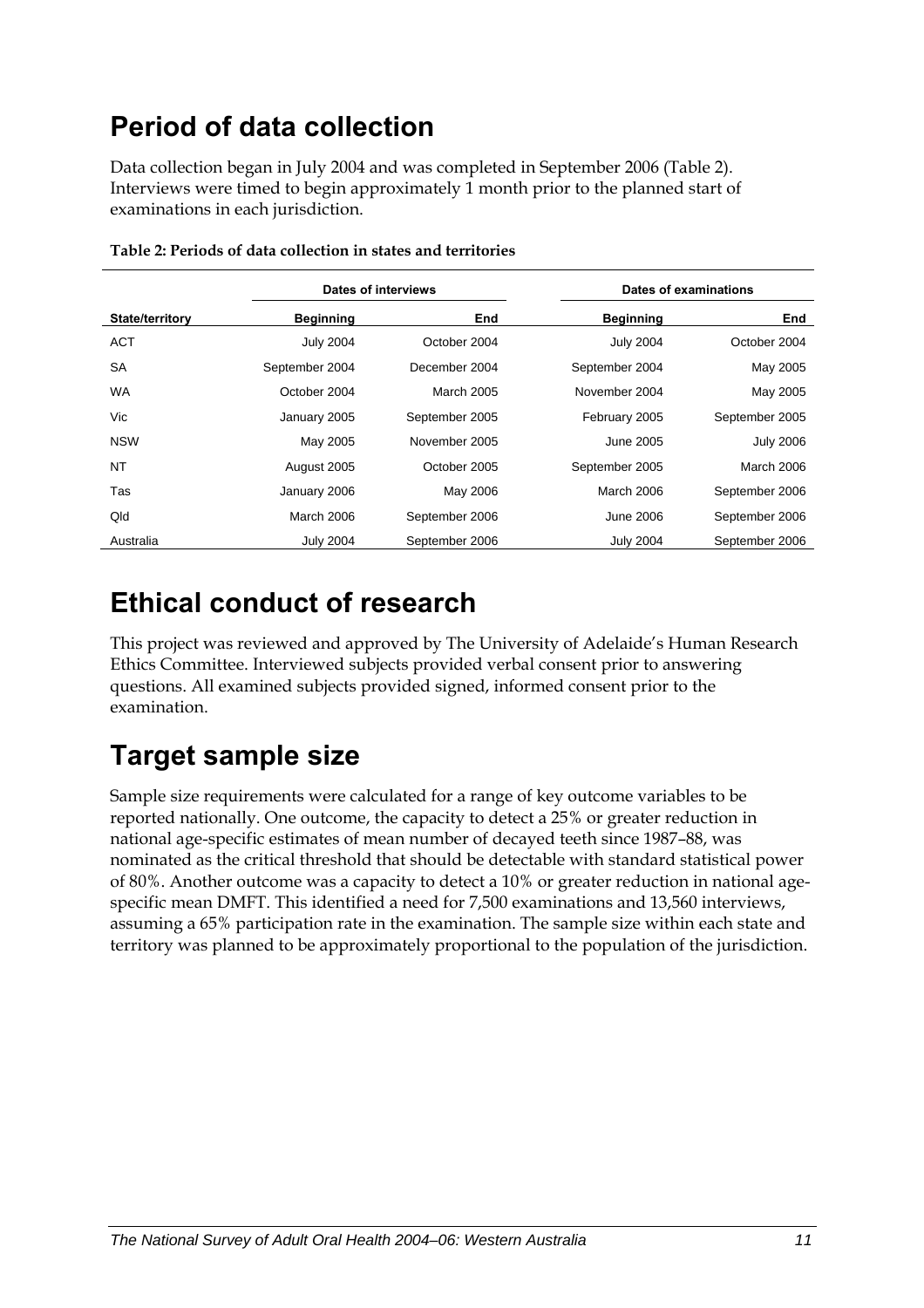# Period of data collection

Data collection began in July 2004 and was completed in September 2006 (Table 2). Interviews were timed to begin approximately 1 month prior to the planned start of examinations in each jurisdiction.

**Table 2: Periods of data collection in states and territories**

| | Dates of interviews | | Dates of examinations | |
|---|---|---|---|---|
| **State/territory** | **Beginning** | **End** | **Beginning** | **End** |
| ACT | July 2004 | October 2004 | July 2004 | October 2004 |
| SA | September 2004 | December 2004 | September 2004 | May 2005 |
| WA | October 2004 | March 2005 | November 2004 | May 2005 |
| Vic | January 2005 | September 2005 | February 2005 | September 2005 |
| NSW | May 2005 | November 2005 | June 2005 | July 2006 |
| NT | August 2005 | October 2005 | September 2005 | March 2006 |
| Tas | January 2006 | May 2006 | March 2006 | September 2006 |
| Qld | March 2006 | September 2006 | June 2006 | September 2006 |
| Australia | July 2004 | September 2006 | July 2004 | September 2006 |

# Ethical conduct of research

This project was reviewed and approved by The University of Adelaide's Human Research Ethics Committee. Interviewed subjects provided verbal consent prior to answering questions. All examined subjects provided signed, informed consent prior to the examination.

# Target sample size

Sample size requirements were calculated for a range of key outcome variables to be reported nationally. One outcome, the capacity to detect a 25% or greater reduction in national age-specific estimates of mean number of decayed teeth since 1987–88, was nominated as the critical threshold that should be detectable with standard statistical power of 80%. Another outcome was a capacity to detect a 10% or greater reduction in national age-specific mean DMFT. This identified a need for 7,500 examinations and 13,560 interviews, assuming a 65% participation rate in the examination. The sample size within each state and territory was planned to be approximately proportional to the population of the jurisdiction.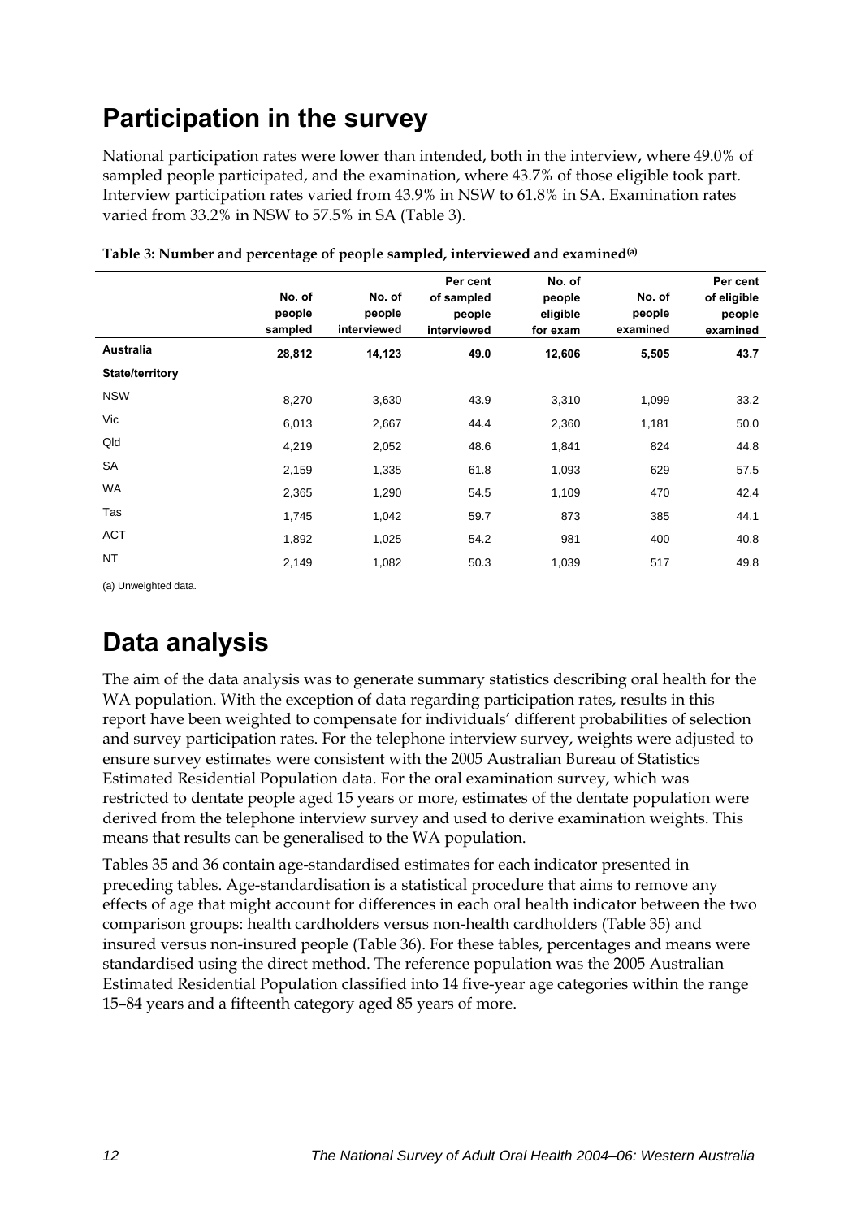## Participation in the survey

National participation rates were lower than intended, both in the interview, where 49.0% of sampled people participated, and the examination, where 43.7% of those eligible took part. Interview participation rates varied from 43.9% in NSW to 61.8% in SA. Examination rates varied from 33.2% in NSW to 57.5% in SA (Table 3).

**Table 3: Number and percentage of people sampled, interviewed and examined[(a)]**

| | No. of people sampled | No. of people interviewed | Per cent of sampled people interviewed | No. of people eligible for exam | No. of people examined | Per cent of eligible people examined |
|---|---|---|---|---|---|---|
| **Australia** | **28,812** | **14,123** | **49.0** | **12,606** | **5,505** | **43.7** |
| **State/territory** | | | | | | |
| NSW | 8,270 | 3,630 | 43.9 | 3,310 | 1,099 | 33.2 |
| Vic | 6,013 | 2,667 | 44.4 | 2,360 | 1,181 | 50.0 |
| Qld | 4,219 | 2,052 | 48.6 | 1,841 | 824 | 44.8 |
| SA | 2,159 | 1,335 | 61.8 | 1,093 | 629 | 57.5 |
| WA | 2,365 | 1,290 | 54.5 | 1,109 | 470 | 42.4 |
| Tas | 1,745 | 1,042 | 59.7 | 873 | 385 | 44.1 |
| ACT | 1,892 | 1,025 | 54.2 | 981 | 400 | 40.8 |
| NT | 2,149 | 1,082 | 50.3 | 1,039 | 517 | 49.8 |

(a) Unweighted data.

## Data analysis

The aim of the data analysis was to generate summary statistics describing oral health for the WA population. With the exception of data regarding participation rates, results in this report have been weighted to compensate for individuals' different probabilities of selection and survey participation rates. For the telephone interview survey, weights were adjusted to ensure survey estimates were consistent with the 2005 Australian Bureau of Statistics Estimated Residential Population data. For the oral examination survey, which was restricted to dentate people aged 15 years or more, estimates of the dentate population were derived from the telephone interview survey and used to derive examination weights. This means that results can be generalised to the WA population.

Tables 35 and 36 contain age-standardised estimates for each indicator presented in preceding tables. Age-standardisation is a statistical procedure that aims to remove any effects of age that might account for differences in each oral health indicator between the two comparison groups: health cardholders versus non-health cardholders (Table 35) and insured versus non-insured people (Table 36). For these tables, percentages and means were standardised using the direct method. The reference population was the 2005 Australian Estimated Residential Population classified into 14 five-year age categories within the range 15–84 years and a fifteenth category aged 85 years of more.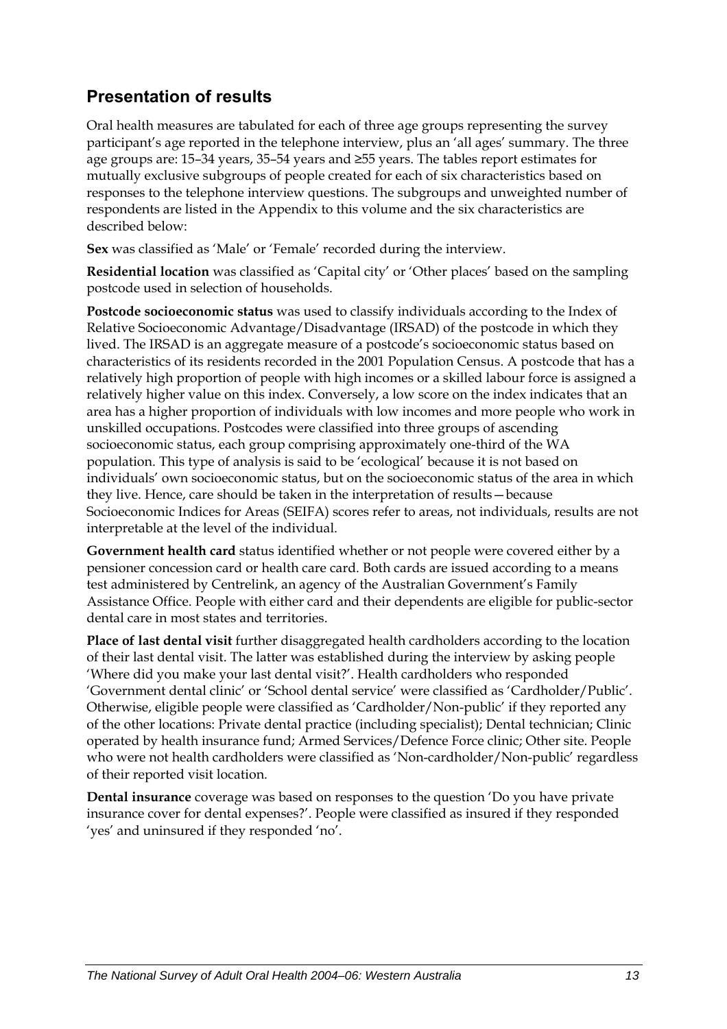## Presentation of results

Oral health measures are tabulated for each of three age groups representing the survey participant's age reported in the telephone interview, plus an 'all ages' summary. The three age groups are: 15–34 years, 35–54 years and ≥55 years. The tables report estimates for mutually exclusive subgroups of people created for each of six characteristics based on responses to the telephone interview questions. The subgroups and unweighted number of respondents are listed in the Appendix to this volume and the six characteristics are described below:

**Sex** was classified as 'Male' or 'Female' recorded during the interview.

**Residential location** was classified as 'Capital city' or 'Other places' based on the sampling postcode used in selection of households.

**Postcode socioeconomic status** was used to classify individuals according to the Index of Relative Socioeconomic Advantage/Disadvantage (IRSAD) of the postcode in which they lived. The IRSAD is an aggregate measure of a postcode's socioeconomic status based on characteristics of its residents recorded in the 2001 Population Census. A postcode that has a relatively high proportion of people with high incomes or a skilled labour force is assigned a relatively higher value on this index. Conversely, a low score on the index indicates that an area has a higher proportion of individuals with low incomes and more people who work in unskilled occupations. Postcodes were classified into three groups of ascending socioeconomic status, each group comprising approximately one-third of the WA population. This type of analysis is said to be 'ecological' because it is not based on individuals' own socioeconomic status, but on the socioeconomic status of the area in which they live. Hence, care should be taken in the interpretation of results—because Socioeconomic Indices for Areas (SEIFA) scores refer to areas, not individuals, results are not interpretable at the level of the individual.

**Government health card** status identified whether or not people were covered either by a pensioner concession card or health care card. Both cards are issued according to a means test administered by Centrelink, an agency of the Australian Government's Family Assistance Office. People with either card and their dependents are eligible for public-sector dental care in most states and territories.

**Place of last dental visit** further disaggregated health cardholders according to the location of their last dental visit. The latter was established during the interview by asking people 'Where did you make your last dental visit?'. Health cardholders who responded 'Government dental clinic' or 'School dental service' were classified as 'Cardholder/Public'. Otherwise, eligible people were classified as 'Cardholder/Non-public' if they reported any of the other locations: Private dental practice (including specialist); Dental technician; Clinic operated by health insurance fund; Armed Services/Defence Force clinic; Other site. People who were not health cardholders were classified as 'Non-cardholder/Non-public' regardless of their reported visit location.

**Dental insurance** coverage was based on responses to the question 'Do you have private insurance cover for dental expenses?'. People were classified as insured if they responded 'yes' and uninsured if they responded 'no'.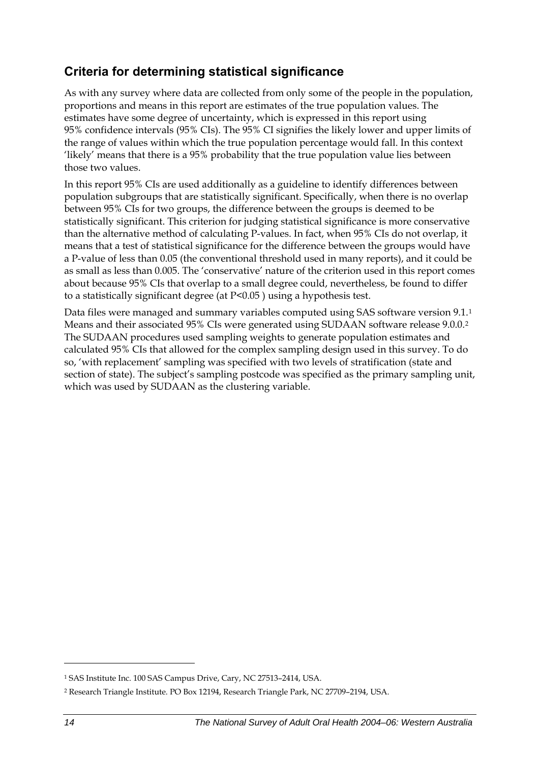## Criteria for determining statistical significance

As with any survey where data are collected from only some of the people in the population, proportions and means in this report are estimates of the true population values. The estimates have some degree of uncertainty, which is expressed in this report using 95% confidence intervals (95% CIs). The 95% CI signifies the likely lower and upper limits of the range of values within which the true population percentage would fall. In this context 'likely' means that there is a 95% probability that the true population value lies between those two values.

In this report 95% CIs are used additionally as a guideline to identify differences between population subgroups that are statistically significant. Specifically, when there is no overlap between 95% CIs for two groups, the difference between the groups is deemed to be statistically significant. This criterion for judging statistical significance is more conservative than the alternative method of calculating P-values. In fact, when 95% CIs do not overlap, it means that a test of statistical significance for the difference between the groups would have a P-value of less than 0.05 (the conventional threshold used in many reports), and it could be as small as less than 0.005. The 'conservative' nature of the criterion used in this report comes about because 95% CIs that overlap to a small degree could, nevertheless, be found to differ to a statistically significant degree (at $P<0.05$ ) using a hypothesis test.

Data files were managed and summary variables computed using SAS software version 9.1.[1] Means and their associated 95% CIs were generated using SUDAAN software release 9.0.0.[2] The SUDAAN procedures used sampling weights to generate population estimates and calculated 95% CIs that allowed for the complex sampling design used in this survey. To do so, 'with replacement' sampling was specified with two levels of stratification (state and section of state). The subject's sampling postcode was specified as the primary sampling unit, which was used by SUDAAN as the clustering variable.

---

[1] SAS Institute Inc. 100 SAS Campus Drive, Cary, NC 27513–2414, USA.

[2] Research Triangle Institute. PO Box 12194, Research Triangle Park, NC 27709–2194, USA.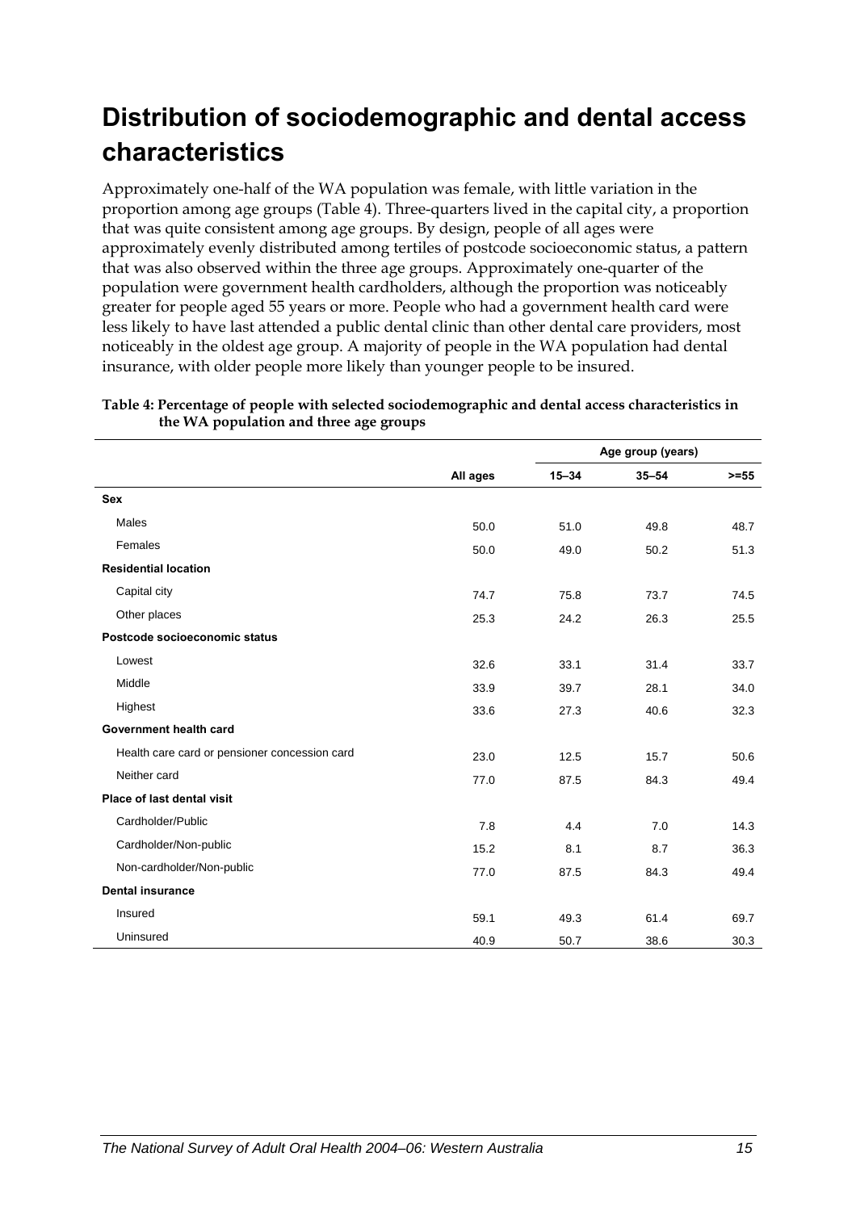# Distribution of sociodemographic and dental access characteristics

Approximately one-half of the WA population was female, with little variation in the proportion among age groups (Table 4). Three-quarters lived in the capital city, a proportion that was quite consistent among age groups. By design, people of all ages were approximately evenly distributed among tertiles of postcode socioeconomic status, a pattern that was also observed within the three age groups. Approximately one-quarter of the population were government health cardholders, although the proportion was noticeably greater for people aged 55 years or more. People who had a government health card were less likely to have last attended a public dental clinic than other dental care providers, most noticeably in the oldest age group. A majority of people in the WA population had dental insurance, with older people more likely than younger people to be insured.

**Table 4: Percentage of people with selected sociodemographic and dental access characteristics in the WA population and three age groups**

| | | Age group (years) | | |
|---|---|---|---|---|
| | All ages | 15–34 | 35–54 | >=55 |
| **Sex** | | | | |
| Males | 50.0 | 51.0 | 49.8 | 48.7 |
| Females | 50.0 | 49.0 | 50.2 | 51.3 |
| **Residential location** | | | | |
| Capital city | 74.7 | 75.8 | 73.7 | 74.5 |
| Other places | 25.3 | 24.2 | 26.3 | 25.5 |
| **Postcode socioeconomic status** | | | | |
| Lowest | 32.6 | 33.1 | 31.4 | 33.7 |
| Middle | 33.9 | 39.7 | 28.1 | 34.0 |
| Highest | 33.6 | 27.3 | 40.6 | 32.3 |
| **Government health card** | | | | |
| Health care card or pensioner concession card | 23.0 | 12.5 | 15.7 | 50.6 |
| Neither card | 77.0 | 87.5 | 84.3 | 49.4 |
| **Place of last dental visit** | | | | |
| Cardholder/Public | 7.8 | 4.4 | 7.0 | 14.3 |
| Cardholder/Non-public | 15.2 | 8.1 | 8.7 | 36.3 |
| Non-cardholder/Non-public | 77.0 | 87.5 | 84.3 | 49.4 |
| **Dental insurance** | | | | |
| Insured | 59.1 | 49.3 | 61.4 | 69.7 |
| Uninsured | 40.9 | 50.7 | 38.6 | 30.3 |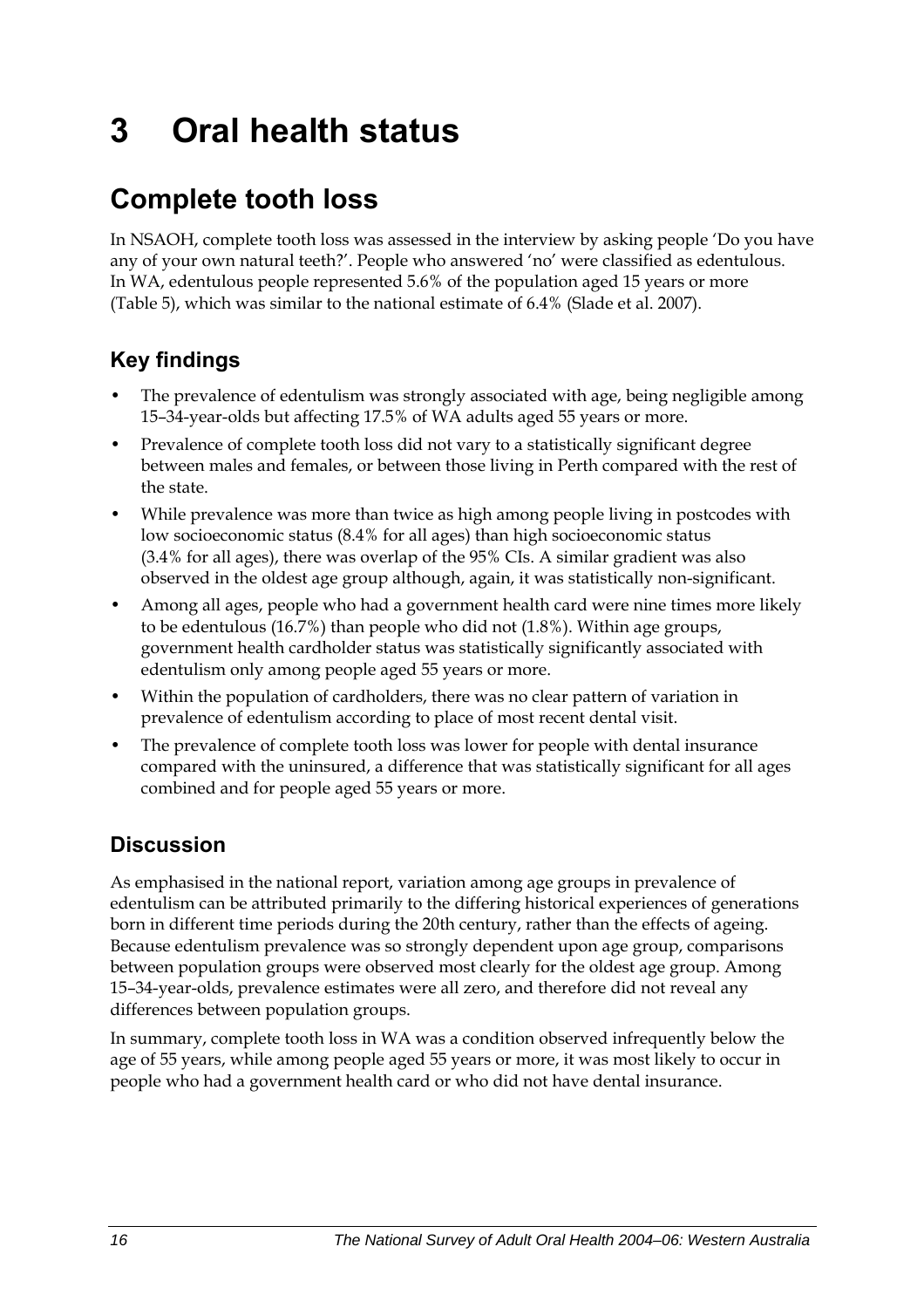# 3 Oral health status

## Complete tooth loss

In NSAOH, complete tooth loss was assessed in the interview by asking people 'Do you have any of your own natural teeth?'. People who answered 'no' were classified as edentulous. In WA, edentulous people represented 5.6% of the population aged 15 years or more (Table 5), which was similar to the national estimate of 6.4% (Slade et al. 2007).

### Key findings

- The prevalence of edentulism was strongly associated with age, being negligible among 15–34-year-olds but affecting 17.5% of WA adults aged 55 years or more.
- Prevalence of complete tooth loss did not vary to a statistically significant degree between males and females, or between those living in Perth compared with the rest of the state.
- While prevalence was more than twice as high among people living in postcodes with low socioeconomic status (8.4% for all ages) than high socioeconomic status (3.4% for all ages), there was overlap of the 95% CIs. A similar gradient was also observed in the oldest age group although, again, it was statistically non-significant.
- Among all ages, people who had a government health card were nine times more likely to be edentulous (16.7%) than people who did not (1.8%). Within age groups, government health cardholder status was statistically significantly associated with edentulism only among people aged 55 years or more.
- Within the population of cardholders, there was no clear pattern of variation in prevalence of edentulism according to place of most recent dental visit.
- The prevalence of complete tooth loss was lower for people with dental insurance compared with the uninsured, a difference that was statistically significant for all ages combined and for people aged 55 years or more.

### Discussion

As emphasised in the national report, variation among age groups in prevalence of edentulism can be attributed primarily to the differing historical experiences of generations born in different time periods during the 20th century, rather than the effects of ageing. Because edentulism prevalence was so strongly dependent upon age group, comparisons between population groups were observed most clearly for the oldest age group. Among 15–34-year-olds, prevalence estimates were all zero, and therefore did not reveal any differences between population groups.

In summary, complete tooth loss in WA was a condition observed infrequently below the age of 55 years, while among people aged 55 years or more, it was most likely to occur in people who had a government health card or who did not have dental insurance.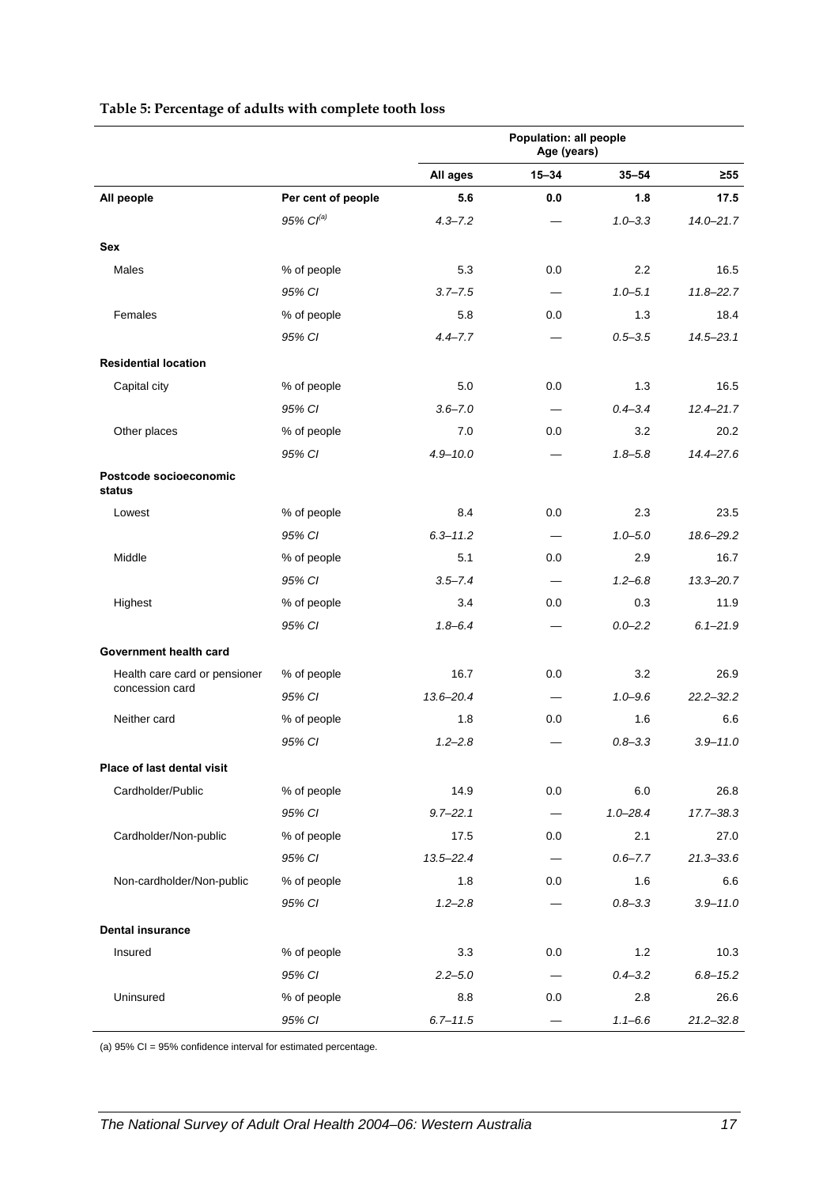**Table 5: Percentage of adults with complete tooth loss**

| | | Population: all people Age (years) | | | |
|---|---|---|---|---|---|
| | | **All ages** | **15–34** | **35–54** | **≥55** |
| **All people** | **Per cent of people** | **5.6** | **0.0** | **1.8** | **17.5** |
| | *95% CI[(a)]* | *4.3–7.2* | — | *1.0–3.3* | *14.0–21.7* |
| **Sex** | | | | | |
| Males | % of people | 5.3 | 0.0 | 2.2 | 16.5 |
| | *95% CI* | *3.7–7.5* | — | *1.0–5.1* | *11.8–22.7* |
| Females | % of people | 5.8 | 0.0 | 1.3 | 18.4 |
| | *95% CI* | *4.4–7.7* | — | *0.5–3.5* | *14.5–23.1* |
| **Residential location** | | | | | |
| Capital city | % of people | 5.0 | 0.0 | 1.3 | 16.5 |
| | *95% CI* | *3.6–7.0* | — | *0.4–3.4* | *12.4–21.7* |
| Other places | % of people | 7.0 | 0.0 | 3.2 | 20.2 |
| | *95% CI* | *4.9–10.0* | — | *1.8–5.8* | *14.4–27.6* |
| **Postcode socioeconomic status** | | | | | |
| Lowest | % of people | 8.4 | 0.0 | 2.3 | 23.5 |
| | *95% CI* | *6.3–11.2* | — | *1.0–5.0* | *18.6–29.2* |
| Middle | % of people | 5.1 | 0.0 | 2.9 | 16.7 |
| | *95% CI* | *3.5–7.4* | — | *1.2–6.8* | *13.3–20.7* |
| Highest | % of people | 3.4 | 0.0 | 0.3 | 11.9 |
| | *95% CI* | *1.8–6.4* | — | *0.0–2.2* | *6.1–21.9* |
| **Government health card** | | | | | |
| Health care card or pensioner concession card | % of people | 16.7 | 0.0 | 3.2 | 26.9 |
| | *95% CI* | *13.6–20.4* | — | *1.0–9.6* | *22.2–32.2* |
| Neither card | % of people | 1.8 | 0.0 | 1.6 | 6.6 |
| | *95% CI* | *1.2–2.8* | — | *0.8–3.3* | *3.9–11.0* |
| **Place of last dental visit** | | | | | |
| Cardholder/Public | % of people | 14.9 | 0.0 | 6.0 | 26.8 |
| | *95% CI* | *9.7–22.1* | — | *1.0–28.4* | *17.7–38.3* |
| Cardholder/Non-public | % of people | 17.5 | 0.0 | 2.1 | 27.0 |
| | *95% CI* | *13.5–22.4* | — | *0.6–7.7* | *21.3–33.6* |
| Non-cardholder/Non-public | % of people | 1.8 | 0.0 | 1.6 | 6.6 |
| | *95% CI* | *1.2–2.8* | — | *0.8–3.3* | *3.9–11.0* |
| **Dental insurance** | | | | | |
| Insured | % of people | 3.3 | 0.0 | 1.2 | 10.3 |
| | *95% CI* | *2.2–5.0* | — | *0.4–3.2* | *6.8–15.2* |
| Uninsured | % of people | 8.8 | 0.0 | 2.8 | 26.6 |
| | *95% CI* | *6.7–11.5* | — | *1.1–6.6* | *21.2–32.8* |

(a) 95% CI = 95% confidence interval for estimated percentage.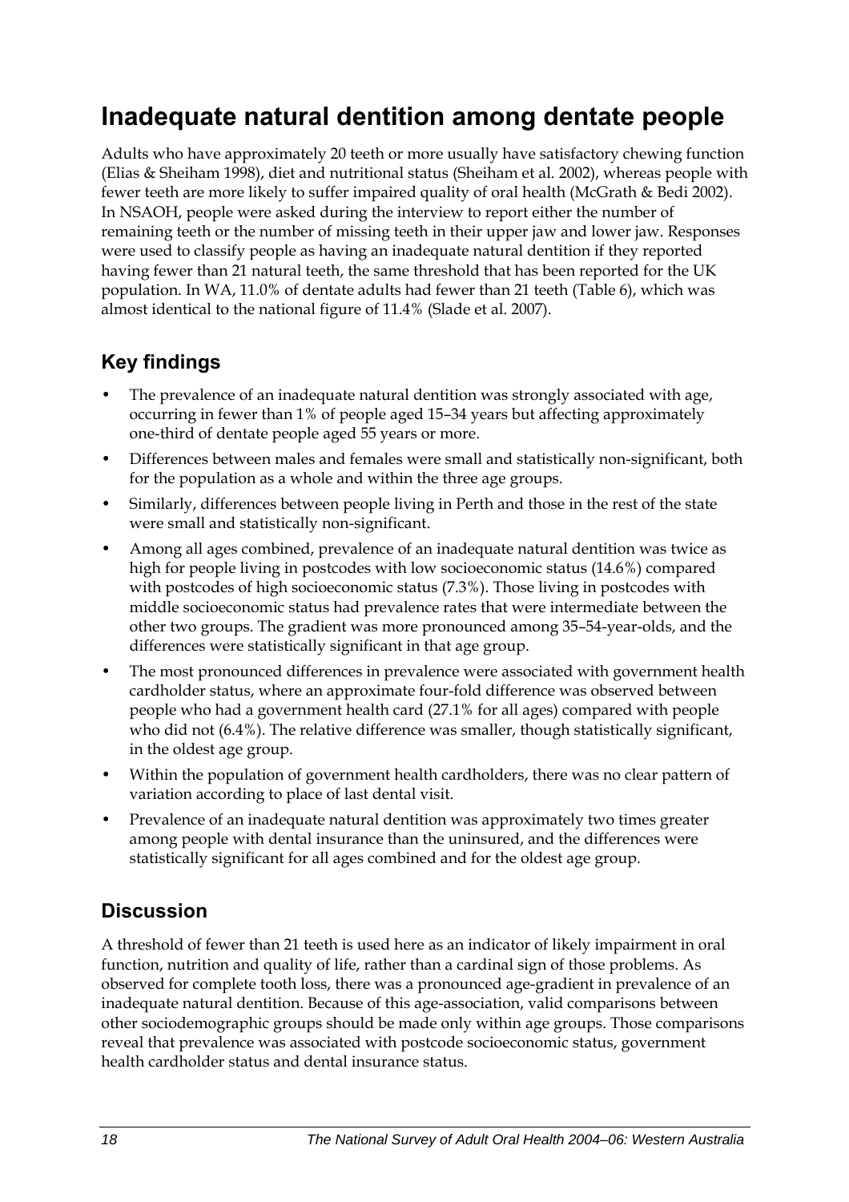# Inadequate natural dentition among dentate people

Adults who have approximately 20 teeth or more usually have satisfactory chewing function (Elias & Sheiham 1998), diet and nutritional status (Sheiham et al. 2002), whereas people with fewer teeth are more likely to suffer impaired quality of oral health (McGrath & Bedi 2002). In NSAOH, people were asked during the interview to report either the number of remaining teeth or the number of missing teeth in their upper jaw and lower jaw. Responses were used to classify people as having an inadequate natural dentition if they reported having fewer than 21 natural teeth, the same threshold that has been reported for the UK population. In WA, 11.0% of dentate adults had fewer than 21 teeth (Table 6), which was almost identical to the national figure of 11.4% (Slade et al. 2007).

## Key findings

- The prevalence of an inadequate natural dentition was strongly associated with age, occurring in fewer than 1% of people aged 15–34 years but affecting approximately one-third of dentate people aged 55 years or more.
- Differences between males and females were small and statistically non-significant, both for the population as a whole and within the three age groups.
- Similarly, differences between people living in Perth and those in the rest of the state were small and statistically non-significant.
- Among all ages combined, prevalence of an inadequate natural dentition was twice as high for people living in postcodes with low socioeconomic status (14.6%) compared with postcodes of high socioeconomic status (7.3%). Those living in postcodes with middle socioeconomic status had prevalence rates that were intermediate between the other two groups. The gradient was more pronounced among 35–54-year-olds, and the differences were statistically significant in that age group.
- The most pronounced differences in prevalence were associated with government health cardholder status, where an approximate four-fold difference was observed between people who had a government health card (27.1% for all ages) compared with people who did not (6.4%). The relative difference was smaller, though statistically significant, in the oldest age group.
- Within the population of government health cardholders, there was no clear pattern of variation according to place of last dental visit.
- Prevalence of an inadequate natural dentition was approximately two times greater among people with dental insurance than the uninsured, and the differences were statistically significant for all ages combined and for the oldest age group.

## Discussion

A threshold of fewer than 21 teeth is used here as an indicator of likely impairment in oral function, nutrition and quality of life, rather than a cardinal sign of those problems. As observed for complete tooth loss, there was a pronounced age-gradient in prevalence of an inadequate natural dentition. Because of this age-association, valid comparisons between other sociodemographic groups should be made only within age groups. Those comparisons reveal that prevalence was associated with postcode socioeconomic status, government health cardholder status and dental insurance status.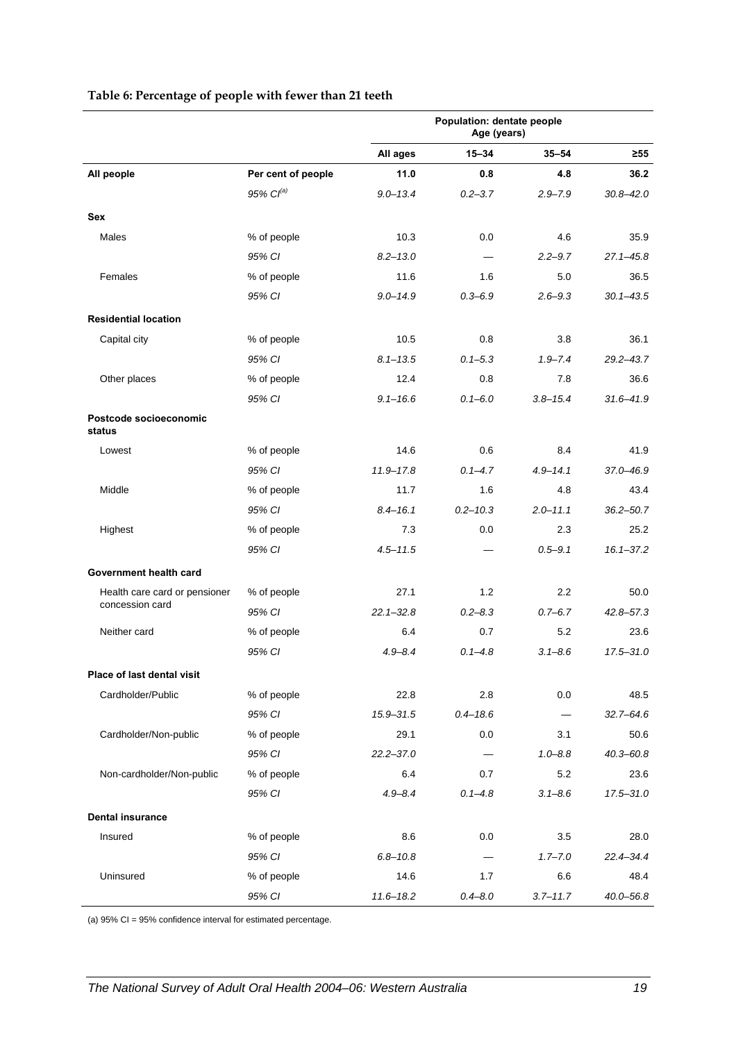**Table 6: Percentage of people with fewer than 21 teeth**

| | | Population: dentate people Age (years) | | | |
|---|---|---|---|---|---|
| | | **All ages** | **15–34** | **35–54** | **≥55** |
| **All people** | **Per cent of people** | **11.0** | **0.8** | **4.8** | **36.2** |
| | *95% CI[(a)]* | *9.0–13.4* | *0.2–3.7* | *2.9–7.9* | *30.8–42.0* |
| **Sex** | | | | | |
| Males | % of people | 10.3 | 0.0 | 4.6 | 35.9 |
| | *95% CI* | *8.2–13.0* | — | *2.2–9.7* | *27.1–45.8* |
| Females | % of people | 11.6 | 1.6 | 5.0 | 36.5 |
| | *95% CI* | *9.0–14.9* | *0.3–6.9* | *2.6–9.3* | *30.1–43.5* |
| **Residential location** | | | | | |
| Capital city | % of people | 10.5 | 0.8 | 3.8 | 36.1 |
| | *95% CI* | *8.1–13.5* | *0.1–5.3* | *1.9–7.4* | *29.2–43.7* |
| Other places | % of people | 12.4 | 0.8 | 7.8 | 36.6 |
| | *95% CI* | *9.1–16.6* | *0.1–6.0* | *3.8–15.4* | *31.6–41.9* |
| **Postcode socioeconomic status** | | | | | |
| Lowest | % of people | 14.6 | 0.6 | 8.4 | 41.9 |
| | *95% CI* | *11.9–17.8* | *0.1–4.7* | *4.9–14.1* | *37.0–46.9* |
| Middle | % of people | 11.7 | 1.6 | 4.8 | 43.4 |
| | *95% CI* | *8.4–16.1* | *0.2–10.3* | *2.0–11.1* | *36.2–50.7* |
| Highest | % of people | 7.3 | 0.0 | 2.3 | 25.2 |
| | *95% CI* | *4.5–11.5* | — | *0.5–9.1* | *16.1–37.2* |
| **Government health card** | | | | | |
| Health care card or pensioner concession card | % of people | 27.1 | 1.2 | 2.2 | 50.0 |
| | *95% CI* | *22.1–32.8* | *0.2–8.3* | *0.7–6.7* | *42.8–57.3* |
| Neither card | % of people | 6.4 | 0.7 | 5.2 | 23.6 |
| | *95% CI* | *4.9–8.4* | *0.1–4.8* | *3.1–8.6* | *17.5–31.0* |
| **Place of last dental visit** | | | | | |
| Cardholder/Public | % of people | 22.8 | 2.8 | 0.0 | 48.5 |
| | *95% CI* | *15.9–31.5* | *0.4–18.6* | — | *32.7–64.6* |
| Cardholder/Non-public | % of people | 29.1 | 0.0 | 3.1 | 50.6 |
| | *95% CI* | *22.2–37.0* | — | *1.0–8.8* | *40.3–60.8* |
| Non-cardholder/Non-public | % of people | 6.4 | 0.7 | 5.2 | 23.6 |
| | *95% CI* | *4.9–8.4* | *0.1–4.8* | *3.1–8.6* | *17.5–31.0* |
| **Dental insurance** | | | | | |
| Insured | % of people | 8.6 | 0.0 | 3.5 | 28.0 |
| | *95% CI* | *6.8–10.8* | — | *1.7–7.0* | *22.4–34.4* |
| Uninsured | % of people | 14.6 | 1.7 | 6.6 | 48.4 |
| | *95% CI* | *11.6–18.2* | *0.4–8.0* | *3.7–11.7* | *40.0–56.8* |

(a) 95% CI = 95% confidence interval for estimated percentage.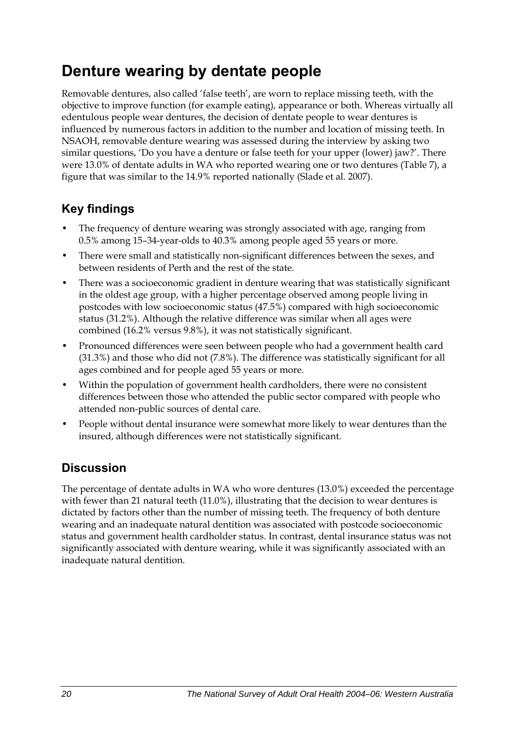# Denture wearing by dentate people

Removable dentures, also called 'false teeth', are worn to replace missing teeth, with the objective to improve function (for example eating), appearance or both. Whereas virtually all edentulous people wear dentures, the decision of dentate people to wear dentures is influenced by numerous factors in addition to the number and location of missing teeth. In NSAOH, removable denture wearing was assessed during the interview by asking two similar questions, 'Do you have a denture or false teeth for your upper (lower) jaw?'. There were 13.0% of dentate adults in WA who reported wearing one or two dentures (Table 7), a figure that was similar to the 14.9% reported nationally (Slade et al. 2007).

## Key findings

- The frequency of denture wearing was strongly associated with age, ranging from 0.5% among 15–34-year-olds to 40.3% among people aged 55 years or more.
- There were small and statistically non-significant differences between the sexes, and between residents of Perth and the rest of the state.
- There was a socioeconomic gradient in denture wearing that was statistically significant in the oldest age group, with a higher percentage observed among people living in postcodes with low socioeconomic status (47.5%) compared with high socioeconomic status (31.2%). Although the relative difference was similar when all ages were combined (16.2% versus 9.8%), it was not statistically significant.
- Pronounced differences were seen between people who had a government health card (31.3%) and those who did not (7.8%). The difference was statistically significant for all ages combined and for people aged 55 years or more.
- Within the population of government health cardholders, there were no consistent differences between those who attended the public sector compared with people who attended non-public sources of dental care.
- People without dental insurance were somewhat more likely to wear dentures than the insured, although differences were not statistically significant.

## Discussion

The percentage of dentate adults in WA who wore dentures (13.0%) exceeded the percentage with fewer than 21 natural teeth (11.0%), illustrating that the decision to wear dentures is dictated by factors other than the number of missing teeth. The frequency of both denture wearing and an inadequate natural dentition was associated with postcode socioeconomic status and government health cardholder status. In contrast, dental insurance status was not significantly associated with denture wearing, while it was significantly associated with an inadequate natural dentition.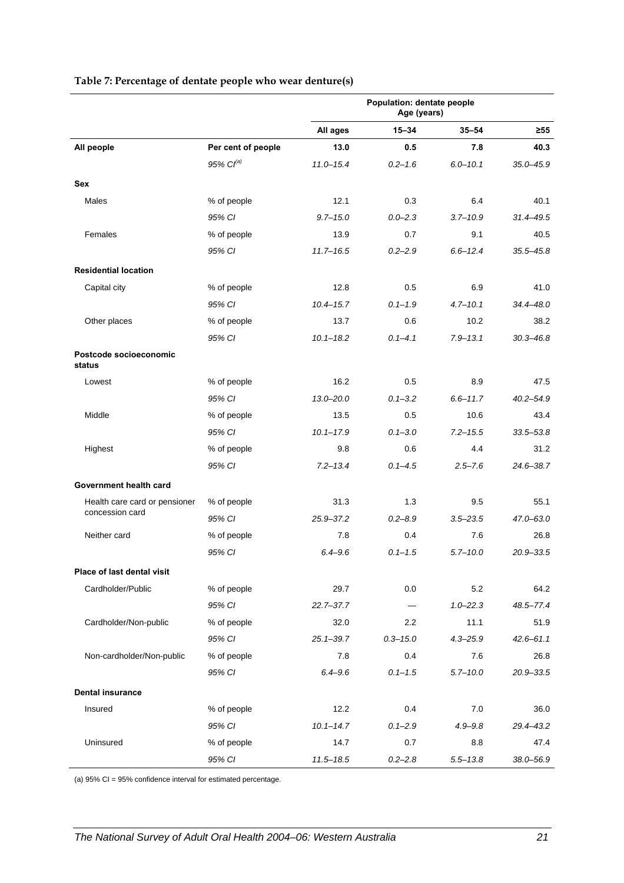**Table 7: Percentage of dentate people who wear denture(s)**

| | | Population: dentate people Age (years) | | | |
|---|---|---|---|---|---|
| | | **All ages** | **15–34** | **35–54** | **≥55** |
| **All people** | **Per cent of people** | **13.0** | **0.5** | **7.8** | **40.3** |
| | *95% CI[(a)]* | *11.0–15.4* | *0.2–1.6* | *6.0–10.1* | *35.0–45.9* |
| **Sex** | | | | | |
| Males | % of people | 12.1 | 0.3 | 6.4 | 40.1 |
| | *95% CI* | *9.7–15.0* | *0.0–2.3* | *3.7–10.9* | *31.4–49.5* |
| Females | % of people | 13.9 | 0.7 | 9.1 | 40.5 |
| | *95% CI* | *11.7–16.5* | *0.2–2.9* | *6.6–12.4* | *35.5–45.8* |
| **Residential location** | | | | | |
| Capital city | % of people | 12.8 | 0.5 | 6.9 | 41.0 |
| | *95% CI* | *10.4–15.7* | *0.1–1.9* | *4.7–10.1* | *34.4–48.0* |
| Other places | % of people | 13.7 | 0.6 | 10.2 | 38.2 |
| | *95% CI* | *10.1–18.2* | *0.1–4.1* | *7.9–13.1* | *30.3–46.8* |
| **Postcode socioeconomic status** | | | | | |
| Lowest | % of people | 16.2 | 0.5 | 8.9 | 47.5 |
| | *95% CI* | *13.0–20.0* | *0.1–3.2* | *6.6–11.7* | *40.2–54.9* |
| Middle | % of people | 13.5 | 0.5 | 10.6 | 43.4 |
| | *95% CI* | *10.1–17.9* | *0.1–3.0* | *7.2–15.5* | *33.5–53.8* |
| Highest | % of people | 9.8 | 0.6 | 4.4 | 31.2 |
| | *95% CI* | *7.2–13.4* | *0.1–4.5* | *2.5–7.6* | *24.6–38.7* |
| **Government health card** | | | | | |
| Health care card or pensioner concession card | % of people | 31.3 | 1.3 | 9.5 | 55.1 |
| | *95% CI* | *25.9–37.2* | *0.2–8.9* | *3.5–23.5* | *47.0–63.0* |
| Neither card | % of people | 7.8 | 0.4 | 7.6 | 26.8 |
| | *95% CI* | *6.4–9.6* | *0.1–1.5* | *5.7–10.0* | *20.9–33.5* |
| **Place of last dental visit** | | | | | |
| Cardholder/Public | % of people | 29.7 | 0.0 | 5.2 | 64.2 |
| | *95% CI* | *22.7–37.7* | — | *1.0–22.3* | *48.5–77.4* |
| Cardholder/Non-public | % of people | 32.0 | 2.2 | 11.1 | 51.9 |
| | *95% CI* | *25.1–39.7* | *0.3–15.0* | *4.3–25.9* | *42.6–61.1* |
| Non-cardholder/Non-public | % of people | 7.8 | 0.4 | 7.6 | 26.8 |
| | *95% CI* | *6.4–9.6* | *0.1–1.5* | *5.7–10.0* | *20.9–33.5* |
| **Dental insurance** | | | | | |
| Insured | % of people | 12.2 | 0.4 | 7.0 | 36.0 |
| | *95% CI* | *10.1–14.7* | *0.1–2.9* | *4.9–9.8* | *29.4–43.2* |
| Uninsured | % of people | 14.7 | 0.7 | 8.8 | 47.4 |
| | *95% CI* | *11.5–18.5* | *0.2–2.8* | *5.5–13.8* | *38.0–56.9* |

(a) 95% CI = 95% confidence interval for estimated percentage.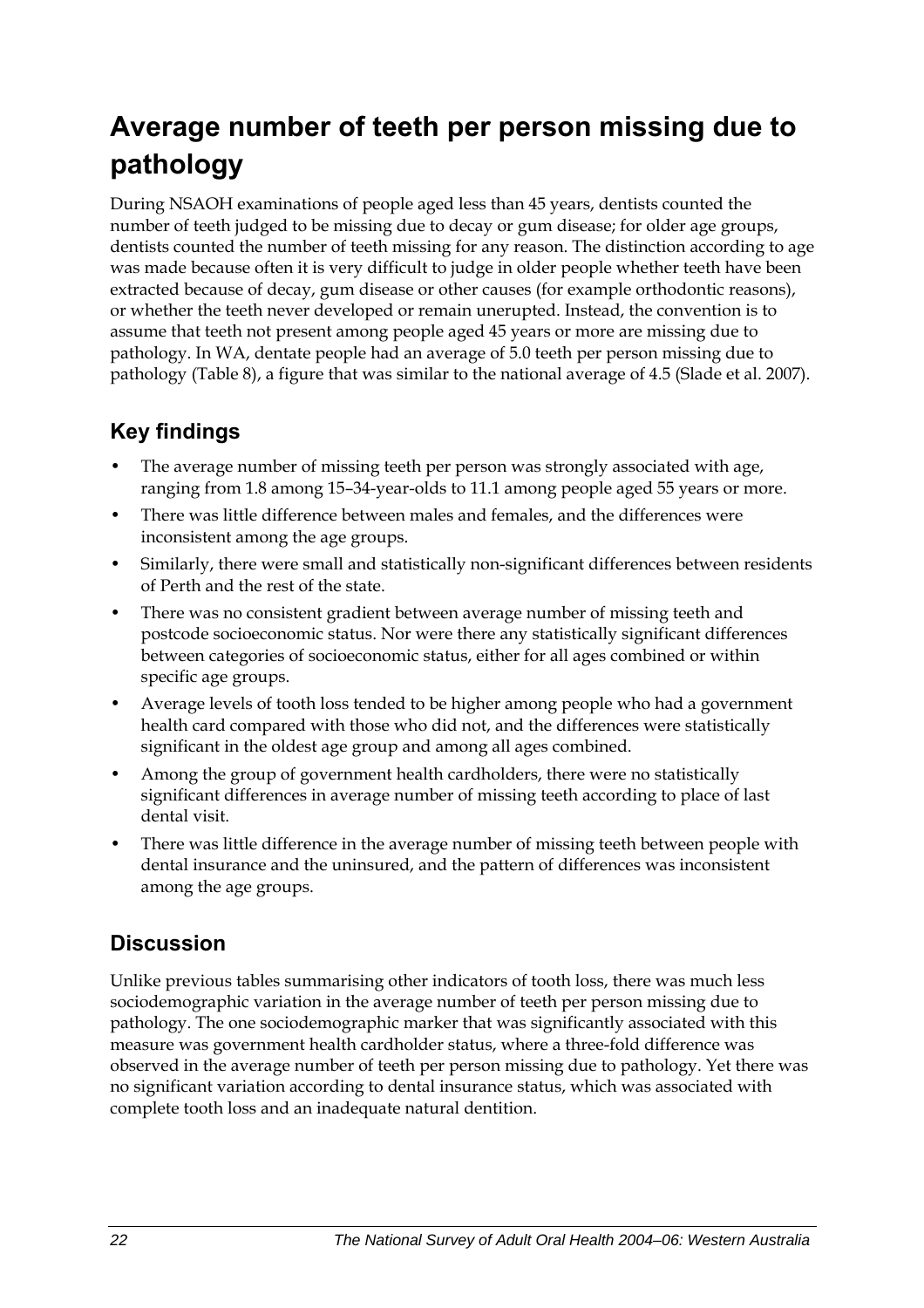# Average number of teeth per person missing due to pathology

During NSAOH examinations of people aged less than 45 years, dentists counted the number of teeth judged to be missing due to decay or gum disease; for older age groups, dentists counted the number of teeth missing for any reason. The distinction according to age was made because often it is very difficult to judge in older people whether teeth have been extracted because of decay, gum disease or other causes (for example orthodontic reasons), or whether the teeth never developed or remain unerupted. Instead, the convention is to assume that teeth not present among people aged 45 years or more are missing due to pathology. In WA, dentate people had an average of 5.0 teeth per person missing due to pathology (Table 8), a figure that was similar to the national average of 4.5 (Slade et al. 2007).

## Key findings

- The average number of missing teeth per person was strongly associated with age, ranging from 1.8 among 15–34-year-olds to 11.1 among people aged 55 years or more.
- There was little difference between males and females, and the differences were inconsistent among the age groups.
- Similarly, there were small and statistically non-significant differences between residents of Perth and the rest of the state.
- There was no consistent gradient between average number of missing teeth and postcode socioeconomic status. Nor were there any statistically significant differences between categories of socioeconomic status, either for all ages combined or within specific age groups.
- Average levels of tooth loss tended to be higher among people who had a government health card compared with those who did not, and the differences were statistically significant in the oldest age group and among all ages combined.
- Among the group of government health cardholders, there were no statistically significant differences in average number of missing teeth according to place of last dental visit.
- There was little difference in the average number of missing teeth between people with dental insurance and the uninsured, and the pattern of differences was inconsistent among the age groups.

## Discussion

Unlike previous tables summarising other indicators of tooth loss, there was much less sociodemographic variation in the average number of teeth per person missing due to pathology. The one sociodemographic marker that was significantly associated with this measure was government health cardholder status, where a three-fold difference was observed in the average number of teeth per person missing due to pathology. Yet there was no significant variation according to dental insurance status, which was associated with complete tooth loss and an inadequate natural dentition.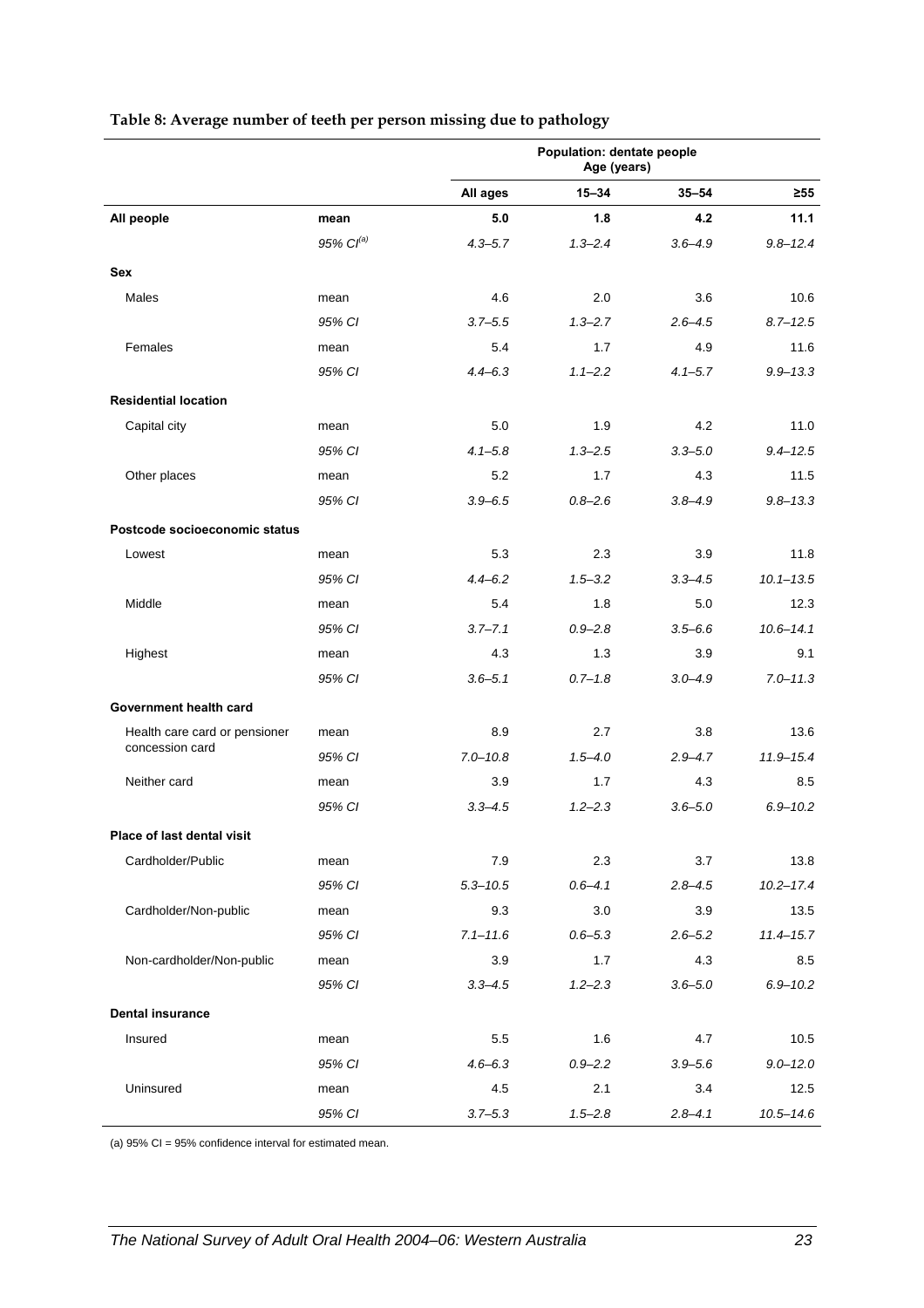**Table 8: Average number of teeth per person missing due to pathology**

| | | Population: dentate people Age (years) | | | |
|---|---|---|---|---|---|
| | | All ages | 15–34 | 35–54 | ≥55 |
| **All people** | **mean** | **5.0** | **1.8** | **4.2** | **11.1** |
| | *95% CI[(a)]* | *4.3–5.7* | *1.3–2.4* | *3.6–4.9* | *9.8–12.4* |
| **Sex** | | | | | |
| Males | mean | 4.6 | 2.0 | 3.6 | 10.6 |
| | *95% CI* | *3.7–5.5* | *1.3–2.7* | *2.6–4.5* | *8.7–12.5* |
| Females | mean | 5.4 | 1.7 | 4.9 | 11.6 |
| | *95% CI* | *4.4–6.3* | *1.1–2.2* | *4.1–5.7* | *9.9–13.3* |
| **Residential location** | | | | | |
| Capital city | mean | 5.0 | 1.9 | 4.2 | 11.0 |
| | *95% CI* | *4.1–5.8* | *1.3–2.5* | *3.3–5.0* | *9.4–12.5* |
| Other places | mean | 5.2 | 1.7 | 4.3 | 11.5 |
| | *95% CI* | *3.9–6.5* | *0.8–2.6* | *3.8–4.9* | *9.8–13.3* |
| **Postcode socioeconomic status** | | | | | |
| Lowest | mean | 5.3 | 2.3 | 3.9 | 11.8 |
| | *95% CI* | *4.4–6.2* | *1.5–3.2* | *3.3–4.5* | *10.1–13.5* |
| Middle | mean | 5.4 | 1.8 | 5.0 | 12.3 |
| | *95% CI* | *3.7–7.1* | *0.9–2.8* | *3.5–6.6* | *10.6–14.1* |
| Highest | mean | 4.3 | 1.3 | 3.9 | 9.1 |
| | *95% CI* | *3.6–5.1* | *0.7–1.8* | *3.0–4.9* | *7.0–11.3* |
| **Government health card** | | | | | |
| Health care card or pensioner concession card | mean | 8.9 | 2.7 | 3.8 | 13.6 |
| | *95% CI* | *7.0–10.8* | *1.5–4.0* | *2.9–4.7* | *11.9–15.4* |
| Neither card | mean | 3.9 | 1.7 | 4.3 | 8.5 |
| | *95% CI* | *3.3–4.5* | *1.2–2.3* | *3.6–5.0* | *6.9–10.2* |
| **Place of last dental visit** | | | | | |
| Cardholder/Public | mean | 7.9 | 2.3 | 3.7 | 13.8 |
| | *95% CI* | *5.3–10.5* | *0.6–4.1* | *2.8–4.5* | *10.2–17.4* |
| Cardholder/Non-public | mean | 9.3 | 3.0 | 3.9 | 13.5 |
| | *95% CI* | *7.1–11.6* | *0.6–5.3* | *2.6–5.2* | *11.4–15.7* |
| Non-cardholder/Non-public | mean | 3.9 | 1.7 | 4.3 | 8.5 |
| | *95% CI* | *3.3–4.5* | *1.2–2.3* | *3.6–5.0* | *6.9–10.2* |
| **Dental insurance** | | | | | |
| Insured | mean | 5.5 | 1.6 | 4.7 | 10.5 |
| | *95% CI* | *4.6–6.3* | *0.9–2.2* | *3.9–5.6* | *9.0–12.0* |
| Uninsured | mean | 4.5 | 2.1 | 3.4 | 12.5 |
| | *95% CI* | *3.7–5.3* | *1.5–2.8* | *2.8–4.1* | *10.5–14.6* |

(a) 95% CI = 95% confidence interval for estimated mean.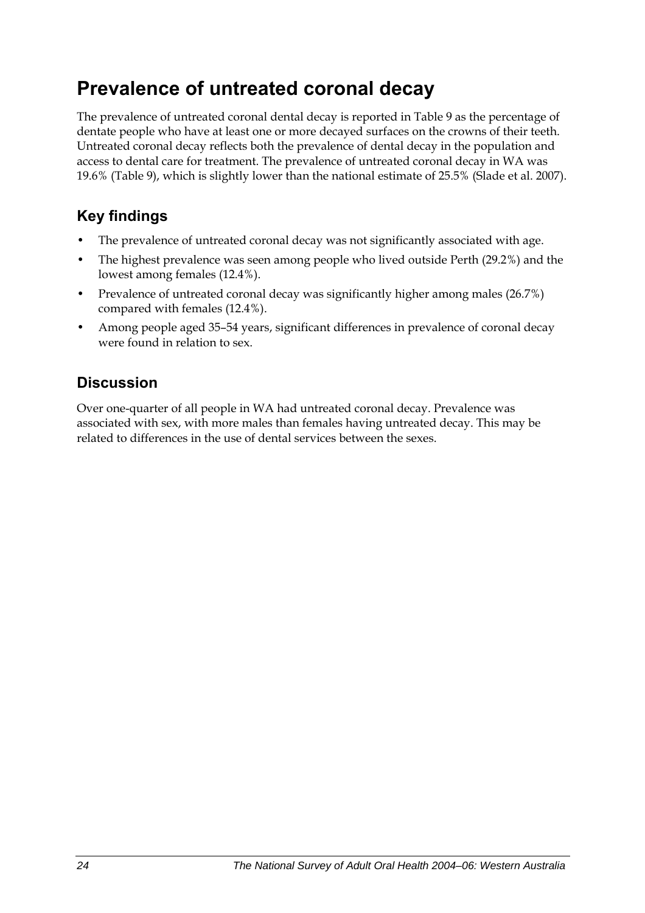# Prevalence of untreated coronal decay

The prevalence of untreated coronal dental decay is reported in Table 9 as the percentage of dentate people who have at least one or more decayed surfaces on the crowns of their teeth. Untreated coronal decay reflects both the prevalence of dental decay in the population and access to dental care for treatment. The prevalence of untreated coronal decay in WA was 19.6% (Table 9), which is slightly lower than the national estimate of 25.5% (Slade et al. 2007).

## Key findings

- The prevalence of untreated coronal decay was not significantly associated with age.
- The highest prevalence was seen among people who lived outside Perth (29.2%) and the lowest among females (12.4%).
- Prevalence of untreated coronal decay was significantly higher among males (26.7%) compared with females (12.4%).
- Among people aged 35–54 years, significant differences in prevalence of coronal decay were found in relation to sex.

## Discussion

Over one-quarter of all people in WA had untreated coronal decay. Prevalence was associated with sex, with more males than females having untreated decay. This may be related to differences in the use of dental services between the sexes.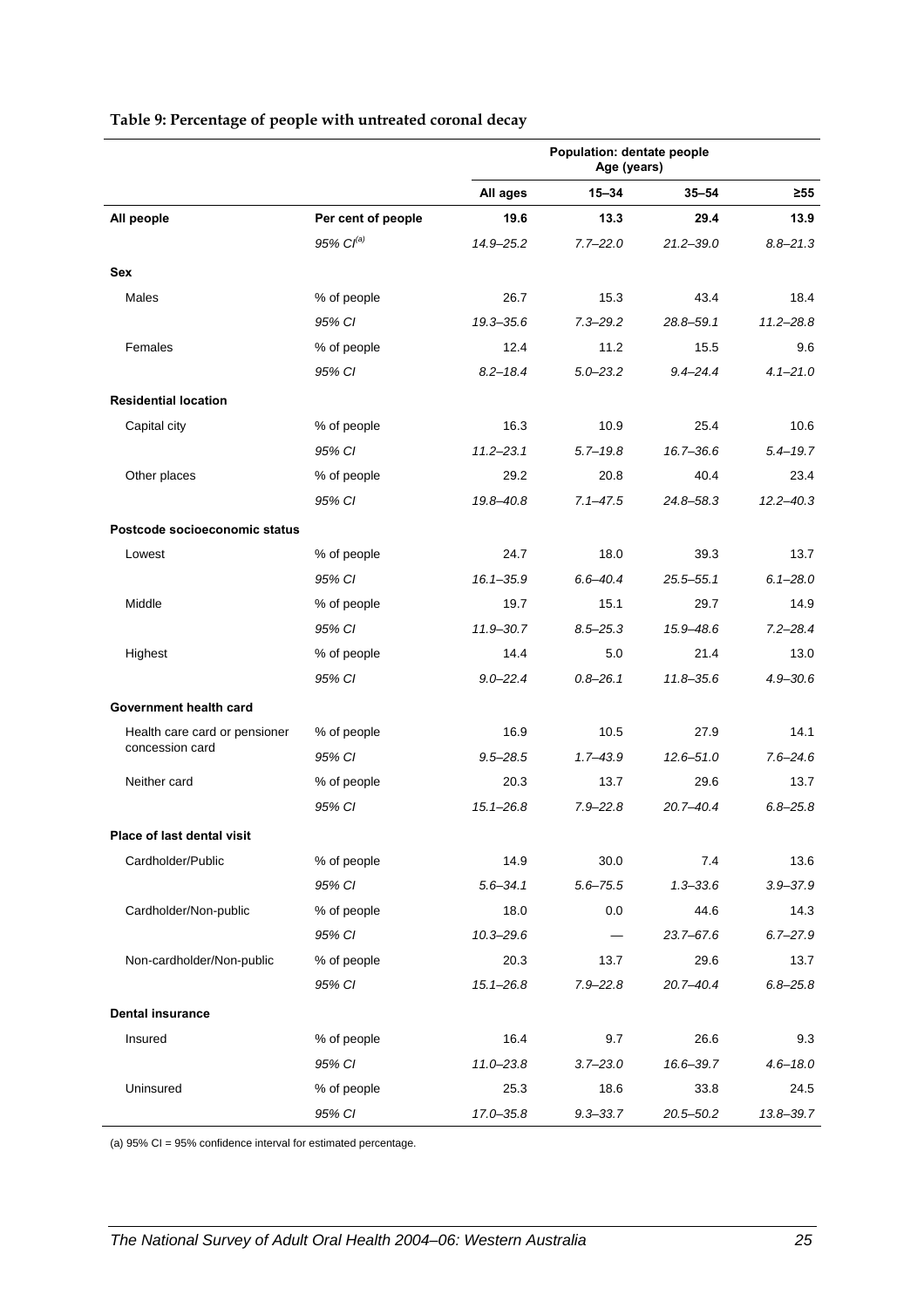**Table 9: Percentage of people with untreated coronal decay**

| | | Population: dentate people Age (years) | | | |
|---|---|---|---|---|---|
| | | **All ages** | **15–34** | **35–54** | **≥55** |
| **All people** | **Per cent of people** | **19.6** | **13.3** | **29.4** | **13.9** |
| | *95% CI[(a)]* | *14.9–25.2* | *7.7–22.0* | *21.2–39.0* | *8.8–21.3* |
| **Sex** | | | | | |
| Males | % of people | 26.7 | 15.3 | 43.4 | 18.4 |
| | *95% CI* | *19.3–35.6* | *7.3–29.2* | *28.8–59.1* | *11.2–28.8* |
| Females | % of people | 12.4 | 11.2 | 15.5 | 9.6 |
| | *95% CI* | *8.2–18.4* | *5.0–23.2* | *9.4–24.4* | *4.1–21.0* |
| **Residential location** | | | | | |
| Capital city | % of people | 16.3 | 10.9 | 25.4 | 10.6 |
| | *95% CI* | *11.2–23.1* | *5.7–19.8* | *16.7–36.6* | *5.4–19.7* |
| Other places | % of people | 29.2 | 20.8 | 40.4 | 23.4 |
| | *95% CI* | *19.8–40.8* | *7.1–47.5* | *24.8–58.3* | *12.2–40.3* |
| **Postcode socioeconomic status** | | | | | |
| Lowest | % of people | 24.7 | 18.0 | 39.3 | 13.7 |
| | *95% CI* | *16.1–35.9* | *6.6–40.4* | *25.5–55.1* | *6.1–28.0* |
| Middle | % of people | 19.7 | 15.1 | 29.7 | 14.9 |
| | *95% CI* | *11.9–30.7* | *8.5–25.3* | *15.9–48.6* | *7.2–28.4* |
| Highest | % of people | 14.4 | 5.0 | 21.4 | 13.0 |
| | *95% CI* | *9.0–22.4* | *0.8–26.1* | *11.8–35.6* | *4.9–30.6* |
| **Government health card** | | | | | |
| Health care card or pensioner concession card | % of people | 16.9 | 10.5 | 27.9 | 14.1 |
| | *95% CI* | *9.5–28.5* | *1.7–43.9* | *12.6–51.0* | *7.6–24.6* |
| Neither card | % of people | 20.3 | 13.7 | 29.6 | 13.7 |
| | *95% CI* | *15.1–26.8* | *7.9–22.8* | *20.7–40.4* | *6.8–25.8* |
| **Place of last dental visit** | | | | | |
| Cardholder/Public | % of people | 14.9 | 30.0 | 7.4 | 13.6 |
| | *95% CI* | *5.6–34.1* | *5.6–75.5* | *1.3–33.6* | *3.9–37.9* |
| Cardholder/Non-public | % of people | 18.0 | 0.0 | 44.6 | 14.3 |
| | *95% CI* | *10.3–29.6* | — | *23.7–67.6* | *6.7–27.9* |
| Non-cardholder/Non-public | % of people | 20.3 | 13.7 | 29.6 | 13.7 |
| | *95% CI* | *15.1–26.8* | *7.9–22.8* | *20.7–40.4* | *6.8–25.8* |
| **Dental insurance** | | | | | |
| Insured | % of people | 16.4 | 9.7 | 26.6 | 9.3 |
| | *95% CI* | *11.0–23.8* | *3.7–23.0* | *16.6–39.7* | *4.6–18.0* |
| Uninsured | % of people | 25.3 | 18.6 | 33.8 | 24.5 |
| | *95% CI* | *17.0–35.8* | *9.3–33.7* | *20.5–50.2* | *13.8–39.7* |

(a) 95% CI = 95% confidence interval for estimated percentage.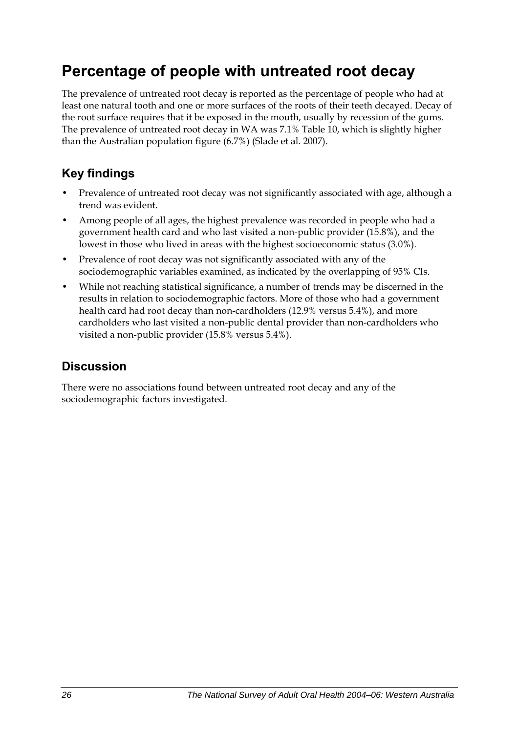# Percentage of people with untreated root decay

The prevalence of untreated root decay is reported as the percentage of people who had at least one natural tooth and one or more surfaces of the roots of their teeth decayed. Decay of the root surface requires that it be exposed in the mouth, usually by recession of the gums. The prevalence of untreated root decay in WA was 7.1% Table 10, which is slightly higher than the Australian population figure (6.7%) (Slade et al. 2007).

## Key findings

- Prevalence of untreated root decay was not significantly associated with age, although a trend was evident.
- Among people of all ages, the highest prevalence was recorded in people who had a government health card and who last visited a non-public provider (15.8%), and the lowest in those who lived in areas with the highest socioeconomic status (3.0%).
- Prevalence of root decay was not significantly associated with any of the sociodemographic variables examined, as indicated by the overlapping of 95% CIs.
- While not reaching statistical significance, a number of trends may be discerned in the results in relation to sociodemographic factors. More of those who had a government health card had root decay than non-cardholders (12.9% versus 5.4%), and more cardholders who last visited a non-public dental provider than non-cardholders who visited a non-public provider (15.8% versus 5.4%).

## Discussion

There were no associations found between untreated root decay and any of the sociodemographic factors investigated.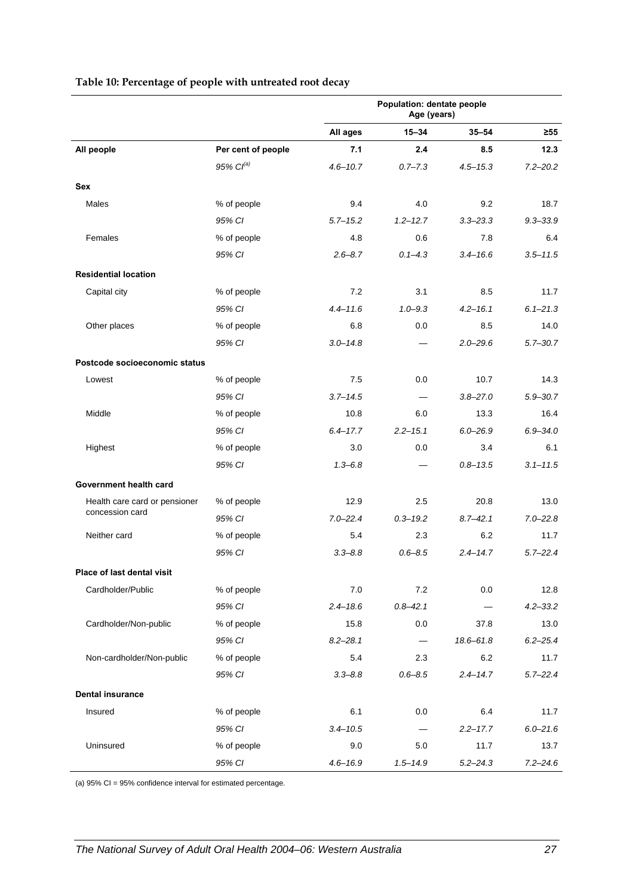**Table 10: Percentage of people with untreated root decay**

| | | Population: dentate people Age (years) | | | |
|---|---|---|---|---|---|
| | | All ages | 15–34 | 35–54 | ≥55 |
| **All people** | **Per cent of people** | **7.1** | **2.4** | **8.5** | **12.3** |
| | *95% CI[(a)]* | *4.6–10.7* | *0.7–7.3* | *4.5–15.3* | *7.2–20.2* |
| **Sex** | | | | | |
| Males | % of people | 9.4 | 4.0 | 9.2 | 18.7 |
| | *95% CI* | *5.7–15.2* | *1.2–12.7* | *3.3–23.3* | *9.3–33.9* |
| Females | % of people | 4.8 | 0.6 | 7.8 | 6.4 |
| | *95% CI* | *2.6–8.7* | *0.1–4.3* | *3.4–16.6* | *3.5–11.5* |
| **Residential location** | | | | | |
| Capital city | % of people | 7.2 | 3.1 | 8.5 | 11.7 |
| | *95% CI* | *4.4–11.6* | *1.0–9.3* | *4.2–16.1* | *6.1–21.3* |
| Other places | % of people | 6.8 | 0.0 | 8.5 | 14.0 |
| | *95% CI* | *3.0–14.8* | — | *2.0–29.6* | *5.7–30.7* |
| **Postcode socioeconomic status** | | | | | |
| Lowest | % of people | 7.5 | 0.0 | 10.7 | 14.3 |
| | *95% CI* | *3.7–14.5* | — | *3.8–27.0* | *5.9–30.7* |
| Middle | % of people | 10.8 | 6.0 | 13.3 | 16.4 |
| | *95% CI* | *6.4–17.7* | *2.2–15.1* | *6.0–26.9* | *6.9–34.0* |
| Highest | % of people | 3.0 | 0.0 | 3.4 | 6.1 |
| | *95% CI* | *1.3–6.8* | — | *0.8–13.5* | *3.1–11.5* |
| **Government health card** | | | | | |
| Health care card or pensioner concession card | % of people | 12.9 | 2.5 | 20.8 | 13.0 |
| | *95% CI* | *7.0–22.4* | *0.3–19.2* | *8.7–42.1* | *7.0–22.8* |
| Neither card | % of people | 5.4 | 2.3 | 6.2 | 11.7 |
| | *95% CI* | *3.3–8.8* | *0.6–8.5* | *2.4–14.7* | *5.7–22.4* |
| **Place of last dental visit** | | | | | |
| Cardholder/Public | % of people | 7.0 | 7.2 | 0.0 | 12.8 |
| | *95% CI* | *2.4–18.6* | *0.8–42.1* | — | *4.2–33.2* |
| Cardholder/Non-public | % of people | 15.8 | 0.0 | 37.8 | 13.0 |
| | *95% CI* | *8.2–28.1* | — | *18.6–61.8* | *6.2–25.4* |
| Non-cardholder/Non-public | % of people | 5.4 | 2.3 | 6.2 | 11.7 |
| | *95% CI* | *3.3–8.8* | *0.6–8.5* | *2.4–14.7* | *5.7–22.4* |
| **Dental insurance** | | | | | |
| Insured | % of people | 6.1 | 0.0 | 6.4 | 11.7 |
| | *95% CI* | *3.4–10.5* | — | *2.2–17.7* | *6.0–21.6* |
| Uninsured | % of people | 9.0 | 5.0 | 11.7 | 13.7 |
| | *95% CI* | *4.6–16.9* | *1.5–14.9* | *5.2–24.3* | *7.2–24.6* |

(a) 95% CI = 95% confidence interval for estimated percentage.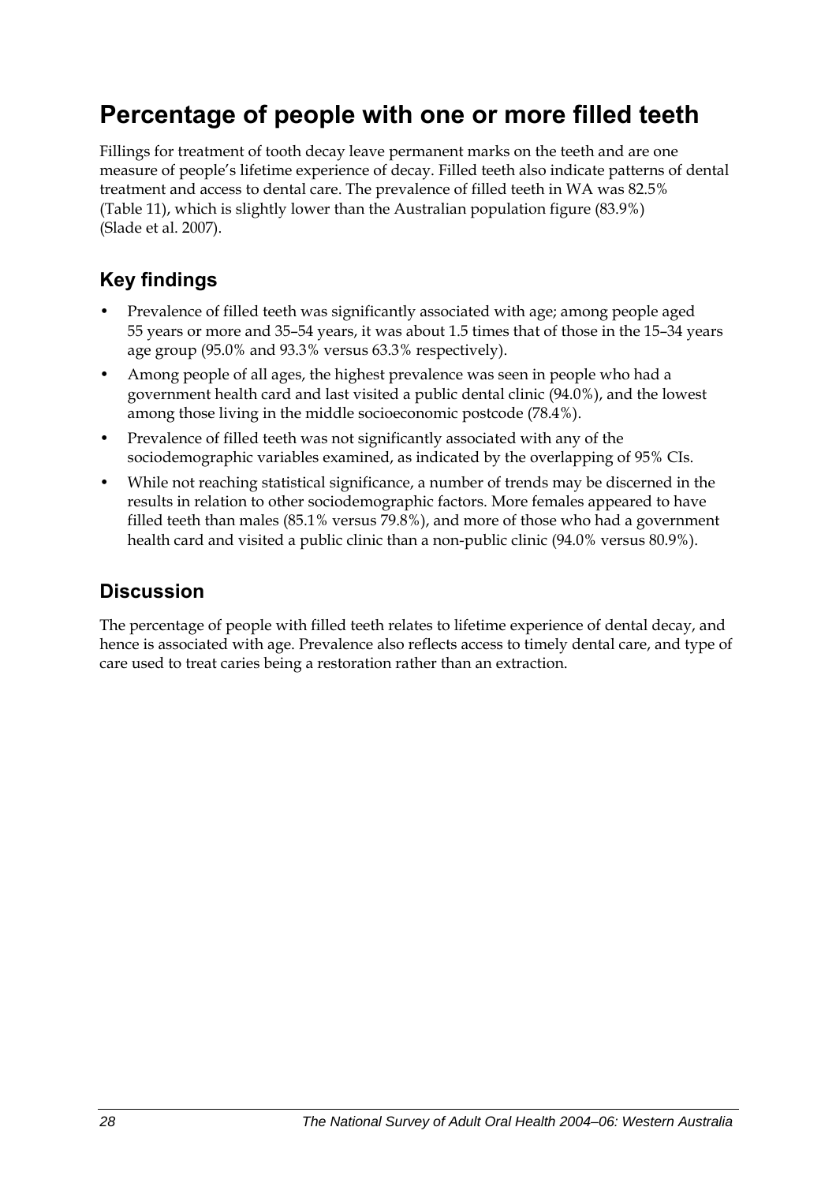# Percentage of people with one or more filled teeth

Fillings for treatment of tooth decay leave permanent marks on the teeth and are one measure of people's lifetime experience of decay. Filled teeth also indicate patterns of dental treatment and access to dental care. The prevalence of filled teeth in WA was 82.5% (Table 11), which is slightly lower than the Australian population figure (83.9%) (Slade et al. 2007).

## Key findings

- Prevalence of filled teeth was significantly associated with age; among people aged 55 years or more and 35–54 years, it was about 1.5 times that of those in the 15–34 years age group (95.0% and 93.3% versus 63.3% respectively).
- Among people of all ages, the highest prevalence was seen in people who had a government health card and last visited a public dental clinic (94.0%), and the lowest among those living in the middle socioeconomic postcode (78.4%).
- Prevalence of filled teeth was not significantly associated with any of the sociodemographic variables examined, as indicated by the overlapping of 95% CIs.
- While not reaching statistical significance, a number of trends may be discerned in the results in relation to other sociodemographic factors. More females appeared to have filled teeth than males (85.1% versus 79.8%), and more of those who had a government health card and visited a public clinic than a non-public clinic (94.0% versus 80.9%).

## Discussion

The percentage of people with filled teeth relates to lifetime experience of dental decay, and hence is associated with age. Prevalence also reflects access to timely dental care, and type of care used to treat caries being a restoration rather than an extraction.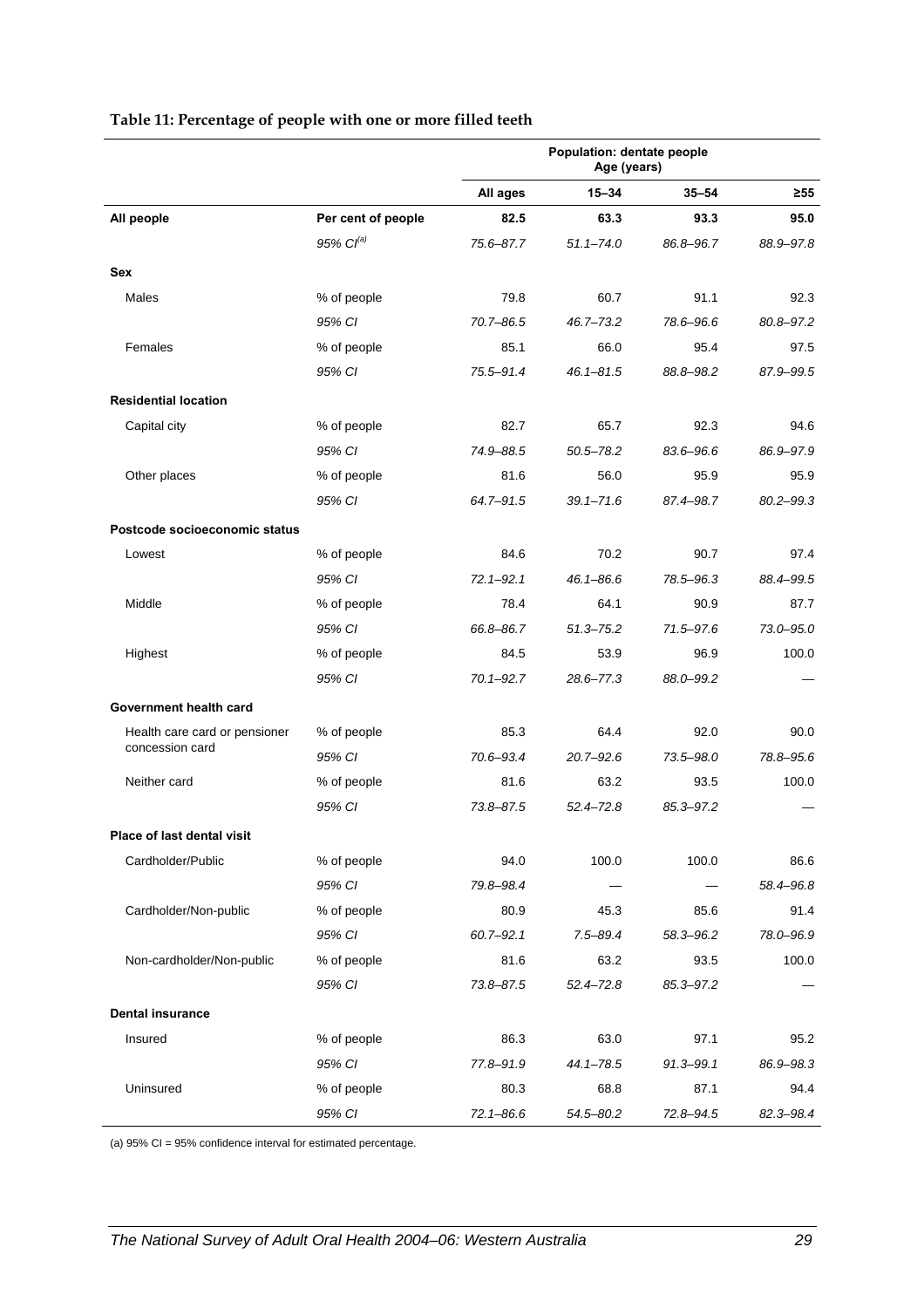**Table 11: Percentage of people with one or more filled teeth**

| | | Population: dentate people Age (years) | | | |
|---|---|---|---|---|---|
| | | All ages | 15–34 | 35–54 | ≥55 |
| **All people** | **Per cent of people** | **82.5** | **63.3** | **93.3** | **95.0** |
| | *95% CI[(a)]* | *75.6–87.7* | *51.1–74.0* | *86.8–96.7* | *88.9–97.8* |
| **Sex** | | | | | |
| Males | % of people | 79.8 | 60.7 | 91.1 | 92.3 |
| | *95% CI* | *70.7–86.5* | *46.7–73.2* | *78.6–96.6* | *80.8–97.2* |
| Females | % of people | 85.1 | 66.0 | 95.4 | 97.5 |
| | *95% CI* | *75.5–91.4* | *46.1–81.5* | *88.8–98.2* | *87.9–99.5* |
| **Residential location** | | | | | |
| Capital city | % of people | 82.7 | 65.7 | 92.3 | 94.6 |
| | *95% CI* | *74.9–88.5* | *50.5–78.2* | *83.6–96.6* | *86.9–97.9* |
| Other places | % of people | 81.6 | 56.0 | 95.9 | 95.9 |
| | *95% CI* | *64.7–91.5* | *39.1–71.6* | *87.4–98.7* | *80.2–99.3* |
| **Postcode socioeconomic status** | | | | | |
| Lowest | % of people | 84.6 | 70.2 | 90.7 | 97.4 |
| | *95% CI* | *72.1–92.1* | *46.1–86.6* | *78.5–96.3* | *88.4–99.5* |
| Middle | % of people | 78.4 | 64.1 | 90.9 | 87.7 |
| | *95% CI* | *66.8–86.7* | *51.3–75.2* | *71.5–97.6* | *73.0–95.0* |
| Highest | % of people | 84.5 | 53.9 | 96.9 | 100.0 |
| | *95% CI* | *70.1–92.7* | *28.6–77.3* | *88.0–99.2* | — |
| **Government health card** | | | | | |
| Health care card or pensioner concession card | % of people | 85.3 | 64.4 | 92.0 | 90.0 |
| | *95% CI* | *70.6–93.4* | *20.7–92.6* | *73.5–98.0* | *78.8–95.6* |
| Neither card | % of people | 81.6 | 63.2 | 93.5 | 100.0 |
| | *95% CI* | *73.8–87.5* | *52.4–72.8* | *85.3–97.2* | — |
| **Place of last dental visit** | | | | | |
| Cardholder/Public | % of people | 94.0 | 100.0 | 100.0 | 86.6 |
| | *95% CI* | *79.8–98.4* | — | — | *58.4–96.8* |
| Cardholder/Non-public | % of people | 80.9 | 45.3 | 85.6 | 91.4 |
| | *95% CI* | *60.7–92.1* | *7.5–89.4* | *58.3–96.2* | *78.0–96.9* |
| Non-cardholder/Non-public | % of people | 81.6 | 63.2 | 93.5 | 100.0 |
| | *95% CI* | *73.8–87.5* | *52.4–72.8* | *85.3–97.2* | — |
| **Dental insurance** | | | | | |
| Insured | % of people | 86.3 | 63.0 | 97.1 | 95.2 |
| | *95% CI* | *77.8–91.9* | *44.1–78.5* | *91.3–99.1* | *86.9–98.3* |
| Uninsured | % of people | 80.3 | 68.8 | 87.1 | 94.4 |
| | *95% CI* | *72.1–86.6* | *54.5–80.2* | *72.8–94.5* | *82.3–98.4* |

(a) 95% CI = 95% confidence interval for estimated percentage.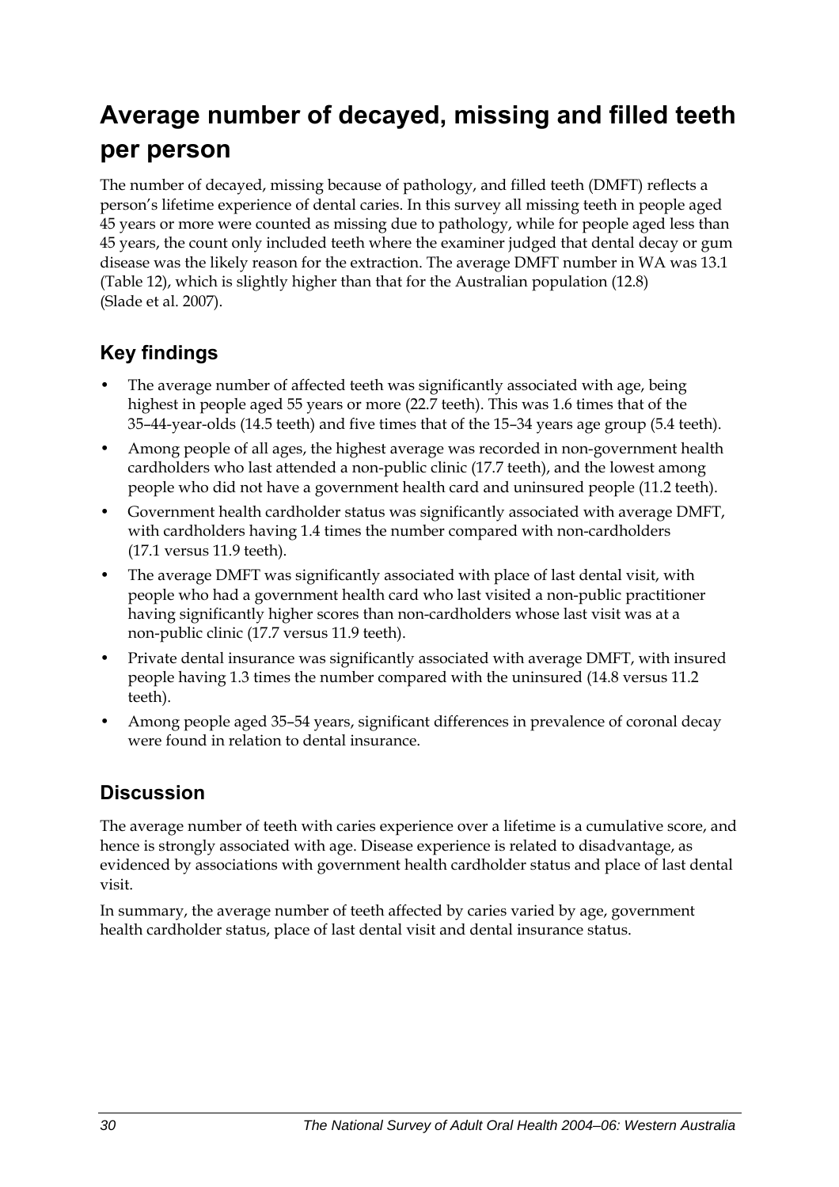# Average number of decayed, missing and filled teeth per person

The number of decayed, missing because of pathology, and filled teeth (DMFT) reflects a person's lifetime experience of dental caries. In this survey all missing teeth in people aged 45 years or more were counted as missing due to pathology, while for people aged less than 45 years, the count only included teeth where the examiner judged that dental decay or gum disease was the likely reason for the extraction. The average DMFT number in WA was 13.1 (Table 12), which is slightly higher than that for the Australian population (12.8) (Slade et al. 2007).

## Key findings

- The average number of affected teeth was significantly associated with age, being highest in people aged 55 years or more (22.7 teeth). This was 1.6 times that of the 35–44-year-olds (14.5 teeth) and five times that of the 15–34 years age group (5.4 teeth).
- Among people of all ages, the highest average was recorded in non-government health cardholders who last attended a non-public clinic (17.7 teeth), and the lowest among people who did not have a government health card and uninsured people (11.2 teeth).
- Government health cardholder status was significantly associated with average DMFT, with cardholders having 1.4 times the number compared with non-cardholders (17.1 versus 11.9 teeth).
- The average DMFT was significantly associated with place of last dental visit, with people who had a government health card who last visited a non-public practitioner having significantly higher scores than non-cardholders whose last visit was at a non-public clinic (17.7 versus 11.9 teeth).
- Private dental insurance was significantly associated with average DMFT, with insured people having 1.3 times the number compared with the uninsured (14.8 versus 11.2 teeth).
- Among people aged 35–54 years, significant differences in prevalence of coronal decay were found in relation to dental insurance.

## Discussion

The average number of teeth with caries experience over a lifetime is a cumulative score, and hence is strongly associated with age. Disease experience is related to disadvantage, as evidenced by associations with government health cardholder status and place of last dental visit.

In summary, the average number of teeth affected by caries varied by age, government health cardholder status, place of last dental visit and dental insurance status.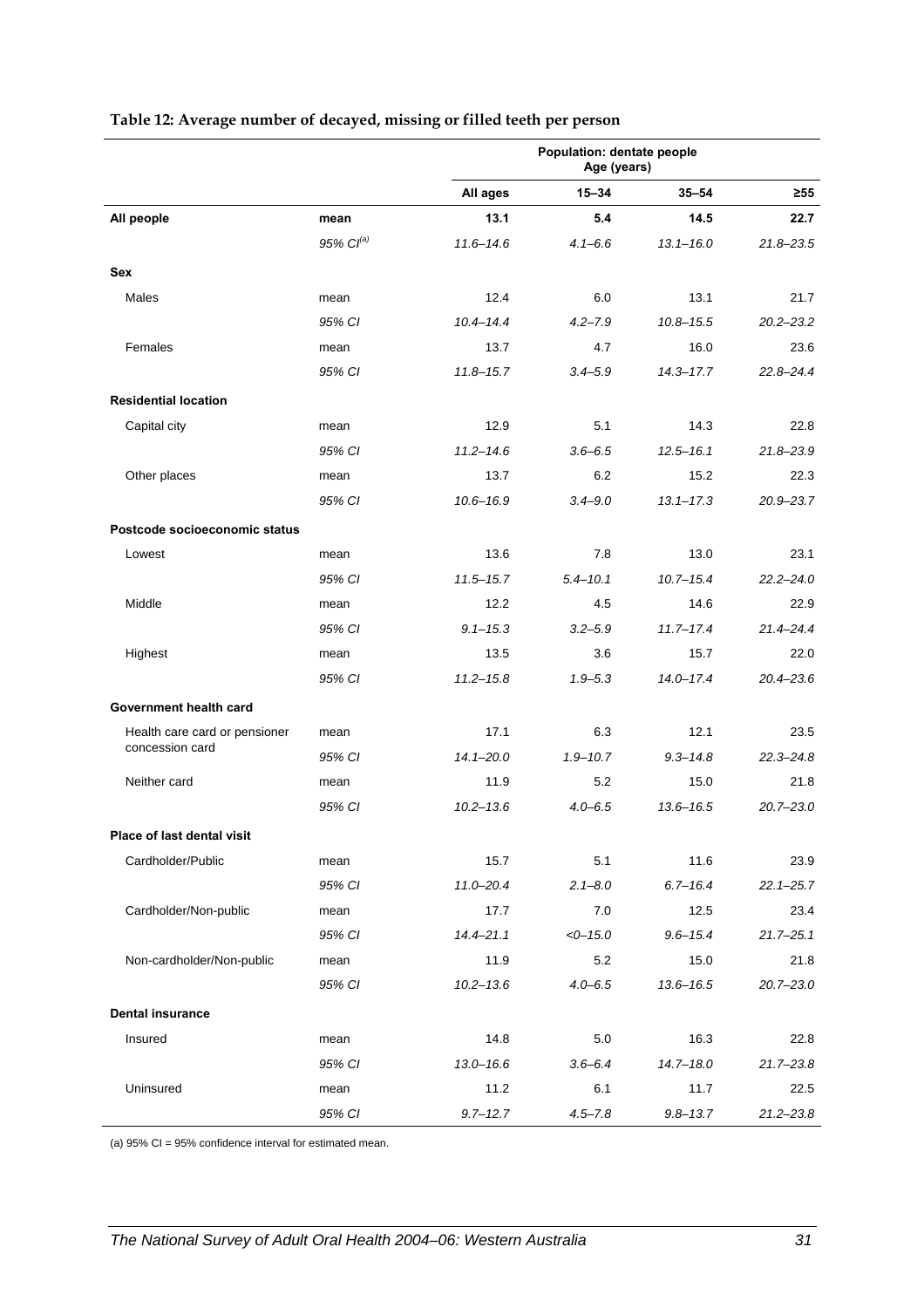**Table 12: Average number of decayed, missing or filled teeth per person**

| | | Population: dentate people Age (years) | | | |
|---|---|---|---|---|---|
| | | All ages | 15–34 | 35–54 | ≥55 |
| **All people** | **mean** | **13.1** | **5.4** | **14.5** | **22.7** |
| | *95% CI[(a)]* | *11.6–14.6* | *4.1–6.6* | *13.1–16.0* | *21.8–23.5* |
| **Sex** | | | | | |
| Males | mean | 12.4 | 6.0 | 13.1 | 21.7 |
| | *95% CI* | *10.4–14.4* | *4.2–7.9* | *10.8–15.5* | *20.2–23.2* |
| Females | mean | 13.7 | 4.7 | 16.0 | 23.6 |
| | *95% CI* | *11.8–15.7* | *3.4–5.9* | *14.3–17.7* | *22.8–24.4* |
| **Residential location** | | | | | |
| Capital city | mean | 12.9 | 5.1 | 14.3 | 22.8 |
| | *95% CI* | *11.2–14.6* | *3.6–6.5* | *12.5–16.1* | *21.8–23.9* |
| Other places | mean | 13.7 | 6.2 | 15.2 | 22.3 |
| | *95% CI* | *10.6–16.9* | *3.4–9.0* | *13.1–17.3* | *20.9–23.7* |
| **Postcode socioeconomic status** | | | | | |
| Lowest | mean | 13.6 | 7.8 | 13.0 | 23.1 |
| | *95% CI* | *11.5–15.7* | *5.4–10.1* | *10.7–15.4* | *22.2–24.0* |
| Middle | mean | 12.2 | 4.5 | 14.6 | 22.9 |
| | *95% CI* | *9.1–15.3* | *3.2–5.9* | *11.7–17.4* | *21.4–24.4* |
| Highest | mean | 13.5 | 3.6 | 15.7 | 22.0 |
| | *95% CI* | *11.2–15.8* | *1.9–5.3* | *14.0–17.4* | *20.4–23.6* |
| **Government health card** | | | | | |
| Health care card or pensioner concession card | mean | 17.1 | 6.3 | 12.1 | 23.5 |
| | *95% CI* | *14.1–20.0* | *1.9–10.7* | *9.3–14.8* | *22.3–24.8* |
| Neither card | mean | 11.9 | 5.2 | 15.0 | 21.8 |
| | *95% CI* | *10.2–13.6* | *4.0–6.5* | *13.6–16.5* | *20.7–23.0* |
| **Place of last dental visit** | | | | | |
| Cardholder/Public | mean | 15.7 | 5.1 | 11.6 | 23.9 |
| | *95% CI* | *11.0–20.4* | *2.1–8.0* | *6.7–16.4* | *22.1–25.7* |
| Cardholder/Non-public | mean | 17.7 | 7.0 | 12.5 | 23.4 |
| | *95% CI* | *14.4–21.1* | *<0–15.0* | *9.6–15.4* | *21.7–25.1* |
| Non-cardholder/Non-public | mean | 11.9 | 5.2 | 15.0 | 21.8 |
| | *95% CI* | *10.2–13.6* | *4.0–6.5* | *13.6–16.5* | *20.7–23.0* |
| **Dental insurance** | | | | | |
| Insured | mean | 14.8 | 5.0 | 16.3 | 22.8 |
| | *95% CI* | *13.0–16.6* | *3.6–6.4* | *14.7–18.0* | *21.7–23.8* |
| Uninsured | mean | 11.2 | 6.1 | 11.7 | 22.5 |
| | *95% CI* | *9.7–12.7* | *4.5–7.8* | *9.8–13.7* | *21.2–23.8* |

(a) 95% CI = 95% confidence interval for estimated mean.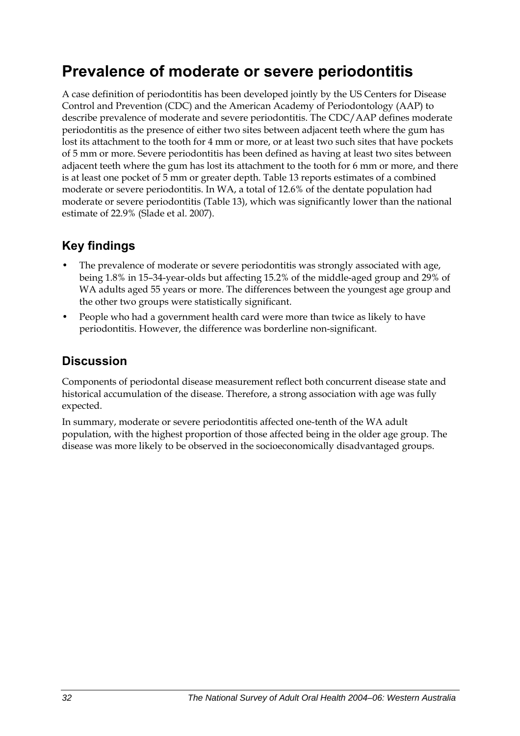# Prevalence of moderate or severe periodontitis

A case definition of periodontitis has been developed jointly by the US Centers for Disease Control and Prevention (CDC) and the American Academy of Periodontology (AAP) to describe prevalence of moderate and severe periodontitis. The CDC/AAP defines moderate periodontitis as the presence of either two sites between adjacent teeth where the gum has lost its attachment to the tooth for 4 mm or more, or at least two such sites that have pockets of 5 mm or more. Severe periodontitis has been defined as having at least two sites between adjacent teeth where the gum has lost its attachment to the tooth for 6 mm or more, and there is at least one pocket of 5 mm or greater depth. Table 13 reports estimates of a combined moderate or severe periodontitis. In WA, a total of 12.6% of the dentate population had moderate or severe periodontitis (Table 13), which was significantly lower than the national estimate of 22.9% (Slade et al. 2007).

## Key findings

- The prevalence of moderate or severe periodontitis was strongly associated with age, being 1.8% in 15–34-year-olds but affecting 15.2% of the middle-aged group and 29% of WA adults aged 55 years or more. The differences between the youngest age group and the other two groups were statistically significant.
- People who had a government health card were more than twice as likely to have periodontitis. However, the difference was borderline non-significant.

## Discussion

Components of periodontal disease measurement reflect both concurrent disease state and historical accumulation of the disease. Therefore, a strong association with age was fully expected.

In summary, moderate or severe periodontitis affected one-tenth of the WA adult population, with the highest proportion of those affected being in the older age group. The disease was more likely to be observed in the socioeconomically disadvantaged groups.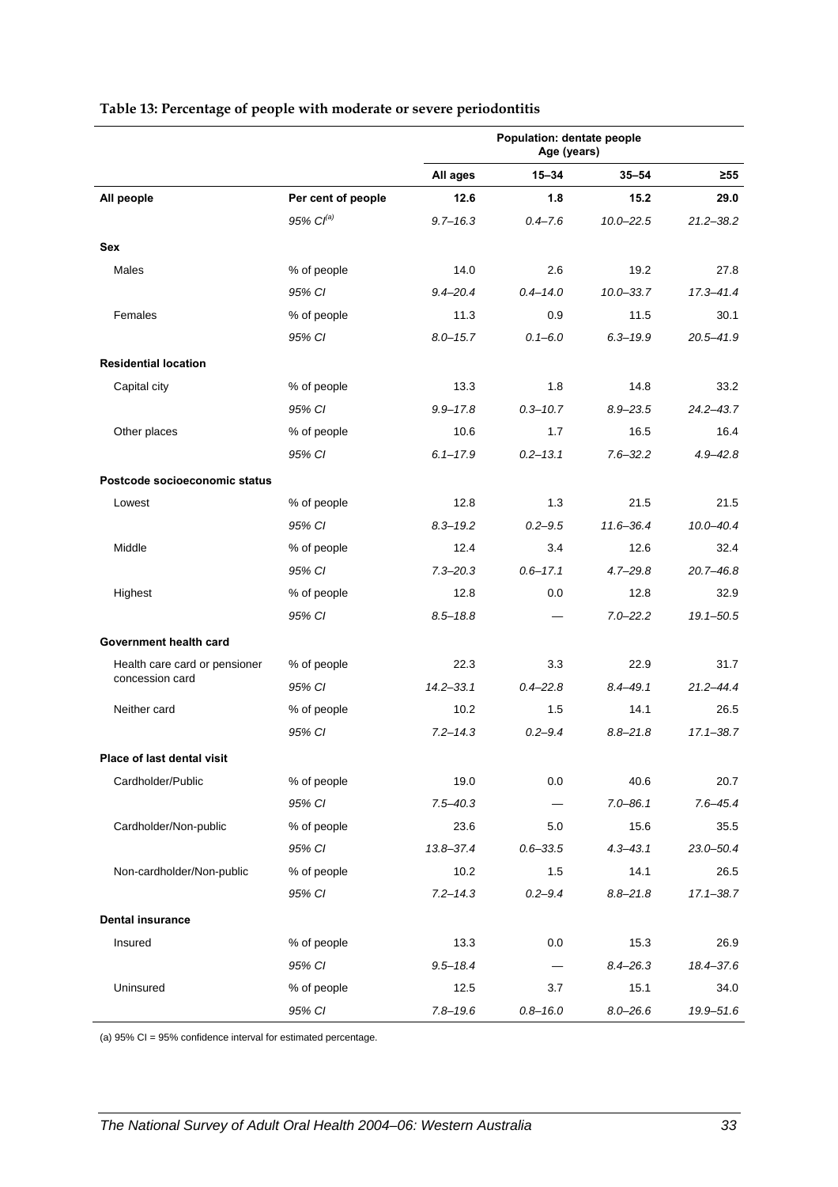**Table 13: Percentage of people with moderate or severe periodontitis**

| | | Population: dentate people Age (years) | | | |
|---|---|---|---|---|---|
| | | **All ages** | **15–34** | **35–54** | **≥55** |
| **All people** | **Per cent of people** | **12.6** | **1.8** | **15.2** | **29.0** |
| | *95% CI[(a)]* | *9.7–16.3* | *0.4–7.6* | *10.0–22.5* | *21.2–38.2* |
| **Sex** | | | | | |
| Males | % of people | 14.0 | 2.6 | 19.2 | 27.8 |
| | *95% CI* | *9.4–20.4* | *0.4–14.0* | *10.0–33.7* | *17.3–41.4* |
| Females | % of people | 11.3 | 0.9 | 11.5 | 30.1 |
| | *95% CI* | *8.0–15.7* | *0.1–6.0* | *6.3–19.9* | *20.5–41.9* |
| **Residential location** | | | | | |
| Capital city | % of people | 13.3 | 1.8 | 14.8 | 33.2 |
| | *95% CI* | *9.9–17.8* | *0.3–10.7* | *8.9–23.5* | *24.2–43.7* |
| Other places | % of people | 10.6 | 1.7 | 16.5 | 16.4 |
| | *95% CI* | *6.1–17.9* | *0.2–13.1* | *7.6–32.2* | *4.9–42.8* |
| **Postcode socioeconomic status** | | | | | |
| Lowest | % of people | 12.8 | 1.3 | 21.5 | 21.5 |
| | *95% CI* | *8.3–19.2* | *0.2–9.5* | *11.6–36.4* | *10.0–40.4* |
| Middle | % of people | 12.4 | 3.4 | 12.6 | 32.4 |
| | *95% CI* | *7.3–20.3* | *0.6–17.1* | *4.7–29.8* | *20.7–46.8* |
| Highest | % of people | 12.8 | 0.0 | 12.8 | 32.9 |
| | *95% CI* | *8.5–18.8* | — | *7.0–22.2* | *19.1–50.5* |
| **Government health card** | | | | | |
| Health care card or pensioner concession card | % of people | 22.3 | 3.3 | 22.9 | 31.7 |
| | *95% CI* | *14.2–33.1* | *0.4–22.8* | *8.4–49.1* | *21.2–44.4* |
| Neither card | % of people | 10.2 | 1.5 | 14.1 | 26.5 |
| | *95% CI* | *7.2–14.3* | *0.2–9.4* | *8.8–21.8* | *17.1–38.7* |
| **Place of last dental visit** | | | | | |
| Cardholder/Public | % of people | 19.0 | 0.0 | 40.6 | 20.7 |
| | *95% CI* | *7.5–40.3* | — | *7.0–86.1* | *7.6–45.4* |
| Cardholder/Non-public | % of people | 23.6 | 5.0 | 15.6 | 35.5 |
| | *95% CI* | *13.8–37.4* | *0.6–33.5* | *4.3–43.1* | *23.0–50.4* |
| Non-cardholder/Non-public | % of people | 10.2 | 1.5 | 14.1 | 26.5 |
| | *95% CI* | *7.2–14.3* | *0.2–9.4* | *8.8–21.8* | *17.1–38.7* |
| **Dental insurance** | | | | | |
| Insured | % of people | 13.3 | 0.0 | 15.3 | 26.9 |
| | *95% CI* | *9.5–18.4* | — | *8.4–26.3* | *18.4–37.6* |
| Uninsured | % of people | 12.5 | 3.7 | 15.1 | 34.0 |
| | *95% CI* | *7.8–19.6* | *0.8–16.0* | *8.0–26.6* | *19.9–51.6* |

(a) 95% CI = 95% confidence interval for estimated percentage.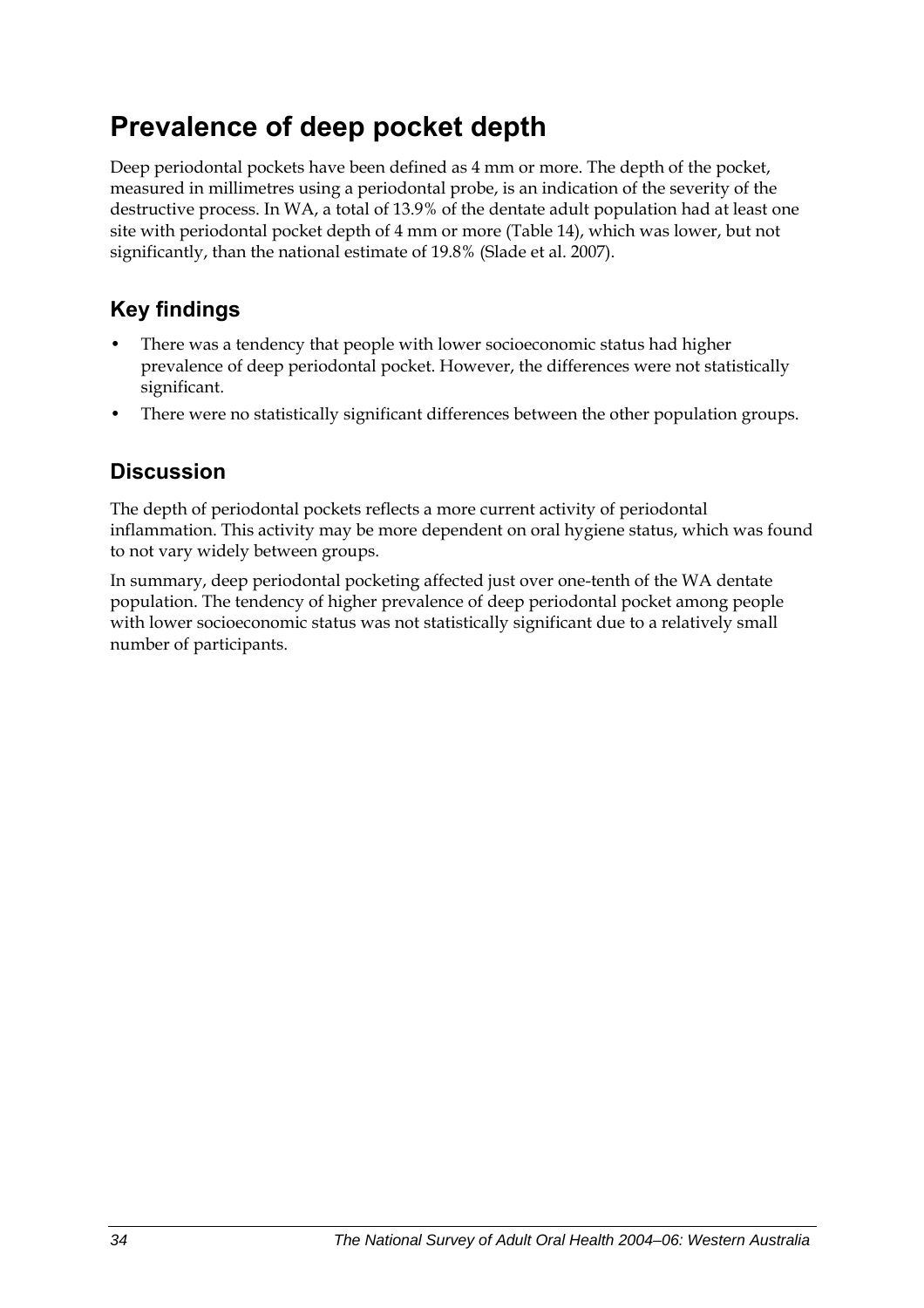# Prevalence of deep pocket depth

Deep periodontal pockets have been defined as 4 mm or more. The depth of the pocket, measured in millimetres using a periodontal probe, is an indication of the severity of the destructive process. In WA, a total of 13.9% of the dentate adult population had at least one site with periodontal pocket depth of 4 mm or more (Table 14), which was lower, but not significantly, than the national estimate of 19.8% (Slade et al. 2007).

## Key findings

- There was a tendency that people with lower socioeconomic status had higher prevalence of deep periodontal pocket. However, the differences were not statistically significant.
- There were no statistically significant differences between the other population groups.

## Discussion

The depth of periodontal pockets reflects a more current activity of periodontal inflammation. This activity may be more dependent on oral hygiene status, which was found to not vary widely between groups.

In summary, deep periodontal pocketing affected just over one-tenth of the WA dentate population. The tendency of higher prevalence of deep periodontal pocket among people with lower socioeconomic status was not statistically significant due to a relatively small number of participants.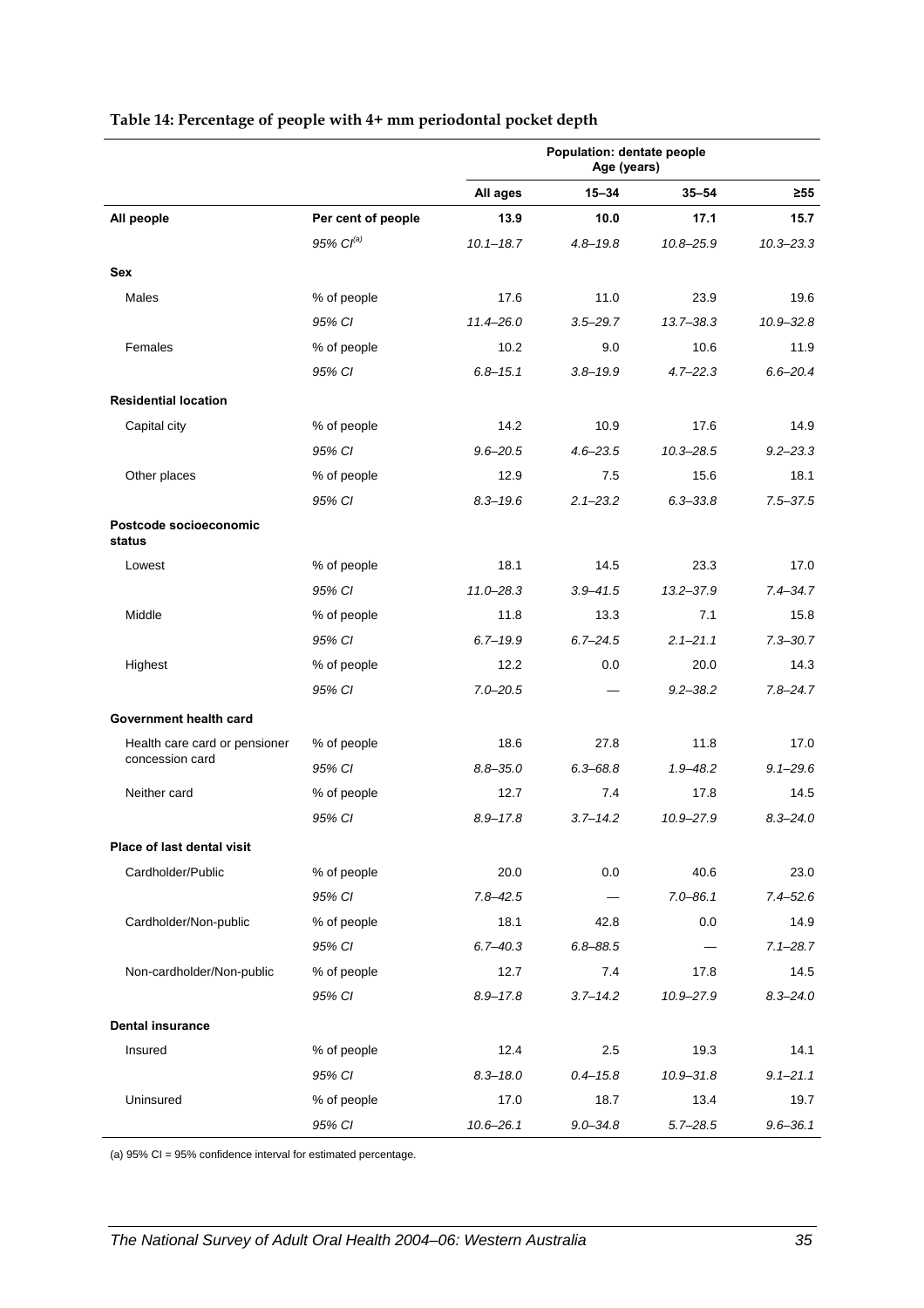**Table 14: Percentage of people with 4+ mm periodontal pocket depth**

| | | Population: dentate people Age (years) | | | |
|---|---|---|---|---|---|
| | | All ages | 15–34 | 35–54 | ≥55 |
| **All people** | **Per cent of people** | **13.9** | **10.0** | **17.1** | **15.7** |
| | *95% CI[(a)]* | *10.1–18.7* | *4.8–19.8* | *10.8–25.9* | *10.3–23.3* |
| **Sex** | | | | | |
| Males | % of people | 17.6 | 11.0 | 23.9 | 19.6 |
| | *95% CI* | *11.4–26.0* | *3.5–29.7* | *13.7–38.3* | *10.9–32.8* |
| Females | % of people | 10.2 | 9.0 | 10.6 | 11.9 |
| | *95% CI* | *6.8–15.1* | *3.8–19.9* | *4.7–22.3* | *6.6–20.4* |
| **Residential location** | | | | | |
| Capital city | % of people | 14.2 | 10.9 | 17.6 | 14.9 |
| | *95% CI* | *9.6–20.5* | *4.6–23.5* | *10.3–28.5* | *9.2–23.3* |
| Other places | % of people | 12.9 | 7.5 | 15.6 | 18.1 |
| | *95% CI* | *8.3–19.6* | *2.1–23.2* | *6.3–33.8* | *7.5–37.5* |
| **Postcode socioeconomic status** | | | | | |
| Lowest | % of people | 18.1 | 14.5 | 23.3 | 17.0 |
| | *95% CI* | *11.0–28.3* | *3.9–41.5* | *13.2–37.9* | *7.4–34.7* |
| Middle | % of people | 11.8 | 13.3 | 7.1 | 15.8 |
| | *95% CI* | *6.7–19.9* | *6.7–24.5* | *2.1–21.1* | *7.3–30.7* |
| Highest | % of people | 12.2 | 0.0 | 20.0 | 14.3 |
| | *95% CI* | *7.0–20.5* | — | *9.2–38.2* | *7.8–24.7* |
| **Government health card** | | | | | |
| Health care card or pensioner concession card | % of people | 18.6 | 27.8 | 11.8 | 17.0 |
| | *95% CI* | *8.8–35.0* | *6.3–68.8* | *1.9–48.2* | *9.1–29.6* |
| Neither card | % of people | 12.7 | 7.4 | 17.8 | 14.5 |
| | *95% CI* | *8.9–17.8* | *3.7–14.2* | *10.9–27.9* | *8.3–24.0* |
| **Place of last dental visit** | | | | | |
| Cardholder/Public | % of people | 20.0 | 0.0 | 40.6 | 23.0 |
| | *95% CI* | *7.8–42.5* | — | *7.0–86.1* | *7.4–52.6* |
| Cardholder/Non-public | % of people | 18.1 | 42.8 | 0.0 | 14.9 |
| | *95% CI* | *6.7–40.3* | *6.8–88.5* | — | *7.1–28.7* |
| Non-cardholder/Non-public | % of people | 12.7 | 7.4 | 17.8 | 14.5 |
| | *95% CI* | *8.9–17.8* | *3.7–14.2* | *10.9–27.9* | *8.3–24.0* |
| **Dental insurance** | | | | | |
| Insured | % of people | 12.4 | 2.5 | 19.3 | 14.1 |
| | *95% CI* | *8.3–18.0* | *0.4–15.8* | *10.9–31.8* | *9.1–21.1* |
| Uninsured | % of people | 17.0 | 18.7 | 13.4 | 19.7 |
| | *95% CI* | *10.6–26.1* | *9.0–34.8* | *5.7–28.5* | *9.6–36.1* |

(a) 95% CI = 95% confidence interval for estimated percentage.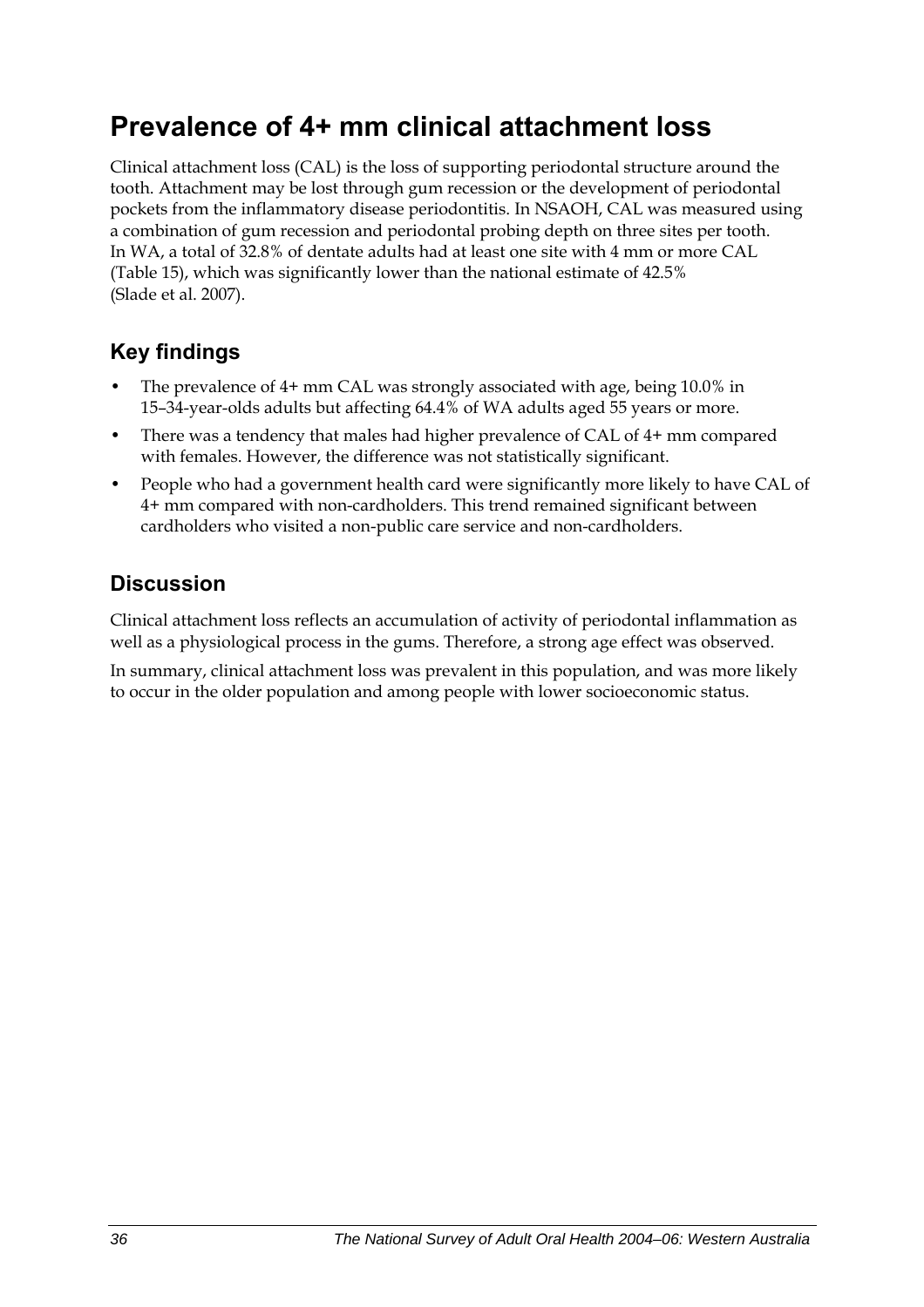# Prevalence of 4+ mm clinical attachment loss

Clinical attachment loss (CAL) is the loss of supporting periodontal structure around the tooth. Attachment may be lost through gum recession or the development of periodontal pockets from the inflammatory disease periodontitis. In NSAOH, CAL was measured using a combination of gum recession and periodontal probing depth on three sites per tooth. In WA, a total of 32.8% of dentate adults had at least one site with 4 mm or more CAL (Table 15), which was significantly lower than the national estimate of 42.5% (Slade et al. 2007).

## Key findings

- The prevalence of 4+ mm CAL was strongly associated with age, being 10.0% in 15–34-year-olds adults but affecting 64.4% of WA adults aged 55 years or more.
- There was a tendency that males had higher prevalence of CAL of 4+ mm compared with females. However, the difference was not statistically significant.
- People who had a government health card were significantly more likely to have CAL of 4+ mm compared with non-cardholders. This trend remained significant between cardholders who visited a non-public care service and non-cardholders.

## Discussion

Clinical attachment loss reflects an accumulation of activity of periodontal inflammation as well as a physiological process in the gums. Therefore, a strong age effect was observed.

In summary, clinical attachment loss was prevalent in this population, and was more likely to occur in the older population and among people with lower socioeconomic status.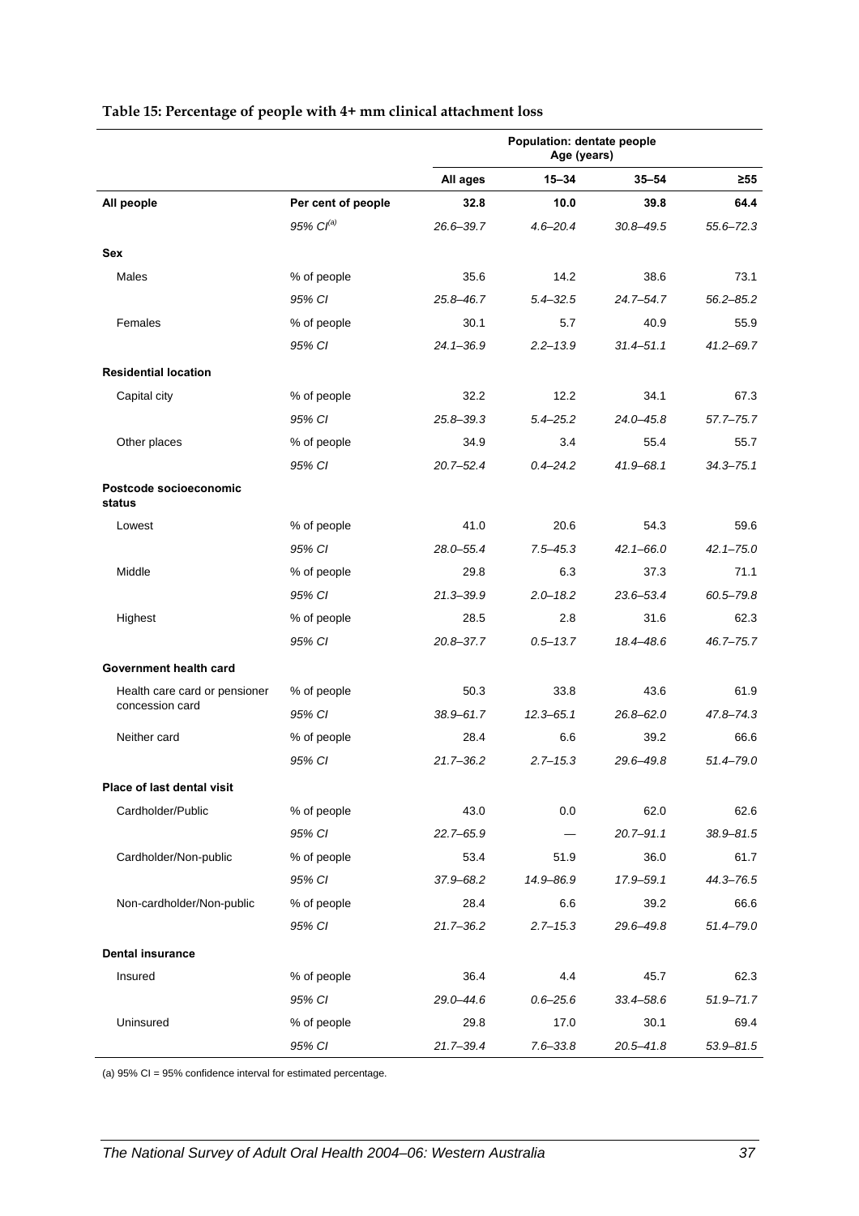**Table 15: Percentage of people with 4+ mm clinical attachment loss**

| | | Population: dentate people | | | |
|---|---|---|---|---|---|
| | | Age (years) | | | |
| | | All ages | 15–34 | 35–54 | ≥55 |
| **All people** | **Per cent of people** | **32.8** | **10.0** | **39.8** | **64.4** |
| | *95% CI*[(a)] | *26.6–39.7* | *4.6–20.4* | *30.8–49.5* | *55.6–72.3* |
| **Sex** | | | | | |
| Males | % of people | 35.6 | 14.2 | 38.6 | 73.1 |
| | *95% CI* | *25.8–46.7* | *5.4–32.5* | *24.7–54.7* | *56.2–85.2* |
| Females | % of people | 30.1 | 5.7 | 40.9 | 55.9 |
| | *95% CI* | *24.1–36.9* | *2.2–13.9* | *31.4–51.1* | *41.2–69.7* |
| **Residential location** | | | | | |
| Capital city | % of people | 32.2 | 12.2 | 34.1 | 67.3 |
| | *95% CI* | *25.8–39.3* | *5.4–25.2* | *24.0–45.8* | *57.7–75.7* |
| Other places | % of people | 34.9 | 3.4 | 55.4 | 55.7 |
| | *95% CI* | *20.7–52.4* | *0.4–24.2* | *41.9–68.1* | *34.3–75.1* |
| **Postcode socioeconomic status** | | | | | |
| Lowest | % of people | 41.0 | 20.6 | 54.3 | 59.6 |
| | *95% CI* | *28.0–55.4* | *7.5–45.3* | *42.1–66.0* | *42.1–75.0* |
| Middle | % of people | 29.8 | 6.3 | 37.3 | 71.1 |
| | *95% CI* | *21.3–39.9* | *2.0–18.2* | *23.6–53.4* | *60.5–79.8* |
| Highest | % of people | 28.5 | 2.8 | 31.6 | 62.3 |
| | *95% CI* | *20.8–37.7* | *0.5–13.7* | *18.4–48.6* | *46.7–75.7* |
| **Government health card** | | | | | |
| Health care card or pensioner concession card | % of people | 50.3 | 33.8 | 43.6 | 61.9 |
| | *95% CI* | *38.9–61.7* | *12.3–65.1* | *26.8–62.0* | *47.8–74.3* |
| Neither card | % of people | 28.4 | 6.6 | 39.2 | 66.6 |
| | *95% CI* | *21.7–36.2* | *2.7–15.3* | *29.6–49.8* | *51.4–79.0* |
| **Place of last dental visit** | | | | | |
| Cardholder/Public | % of people | 43.0 | 0.0 | 62.0 | 62.6 |
| | *95% CI* | *22.7–65.9* | — | *20.7–91.1* | *38.9–81.5* |
| Cardholder/Non-public | % of people | 53.4 | 51.9 | 36.0 | 61.7 |
| | *95% CI* | *37.9–68.2* | *14.9–86.9* | *17.9–59.1* | *44.3–76.5* |
| Non-cardholder/Non-public | % of people | 28.4 | 6.6 | 39.2 | 66.6 |
| | *95% CI* | *21.7–36.2* | *2.7–15.3* | *29.6–49.8* | *51.4–79.0* |
| **Dental insurance** | | | | | |
| Insured | % of people | 36.4 | 4.4 | 45.7 | 62.3 |
| | *95% CI* | *29.0–44.6* | *0.6–25.6* | *33.4–58.6* | *51.9–71.7* |
| Uninsured | % of people | 29.8 | 17.0 | 30.1 | 69.4 |
| | *95% CI* | *21.7–39.4* | *7.6–33.8* | *20.5–41.8* | *53.9–81.5* |

(a) 95% CI = 95% confidence interval for estimated percentage.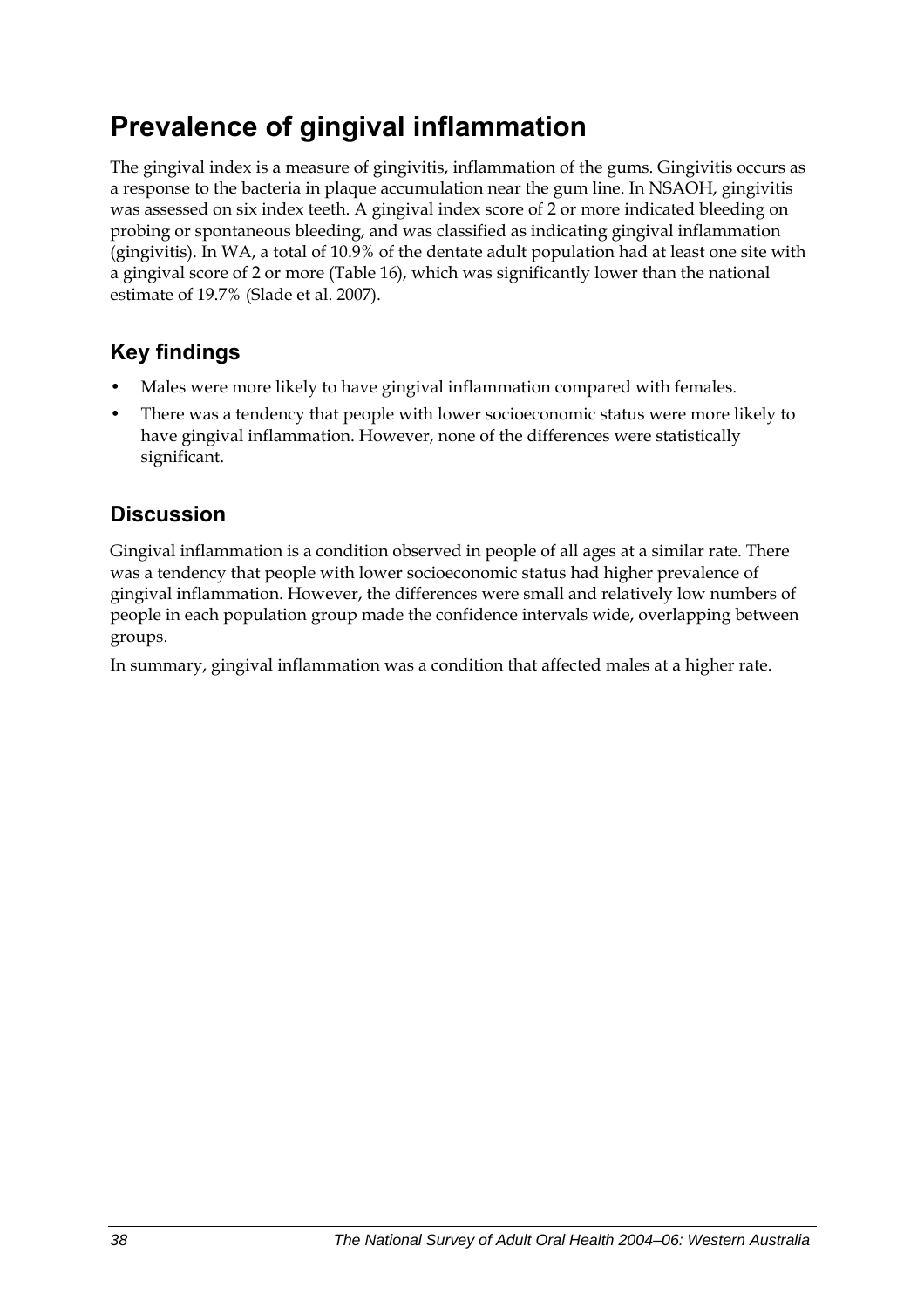# Prevalence of gingival inflammation

The gingival index is a measure of gingivitis, inflammation of the gums. Gingivitis occurs as a response to the bacteria in plaque accumulation near the gum line. In NSAOH, gingivitis was assessed on six index teeth. A gingival index score of 2 or more indicated bleeding on probing or spontaneous bleeding, and was classified as indicating gingival inflammation (gingivitis). In WA, a total of 10.9% of the dentate adult population had at least one site with a gingival score of 2 or more (Table 16), which was significantly lower than the national estimate of 19.7% (Slade et al. 2007).

## Key findings

- Males were more likely to have gingival inflammation compared with females.
- There was a tendency that people with lower socioeconomic status were more likely to have gingival inflammation. However, none of the differences were statistically significant.

## Discussion

Gingival inflammation is a condition observed in people of all ages at a similar rate. There was a tendency that people with lower socioeconomic status had higher prevalence of gingival inflammation. However, the differences were small and relatively low numbers of people in each population group made the confidence intervals wide, overlapping between groups.

In summary, gingival inflammation was a condition that affected males at a higher rate.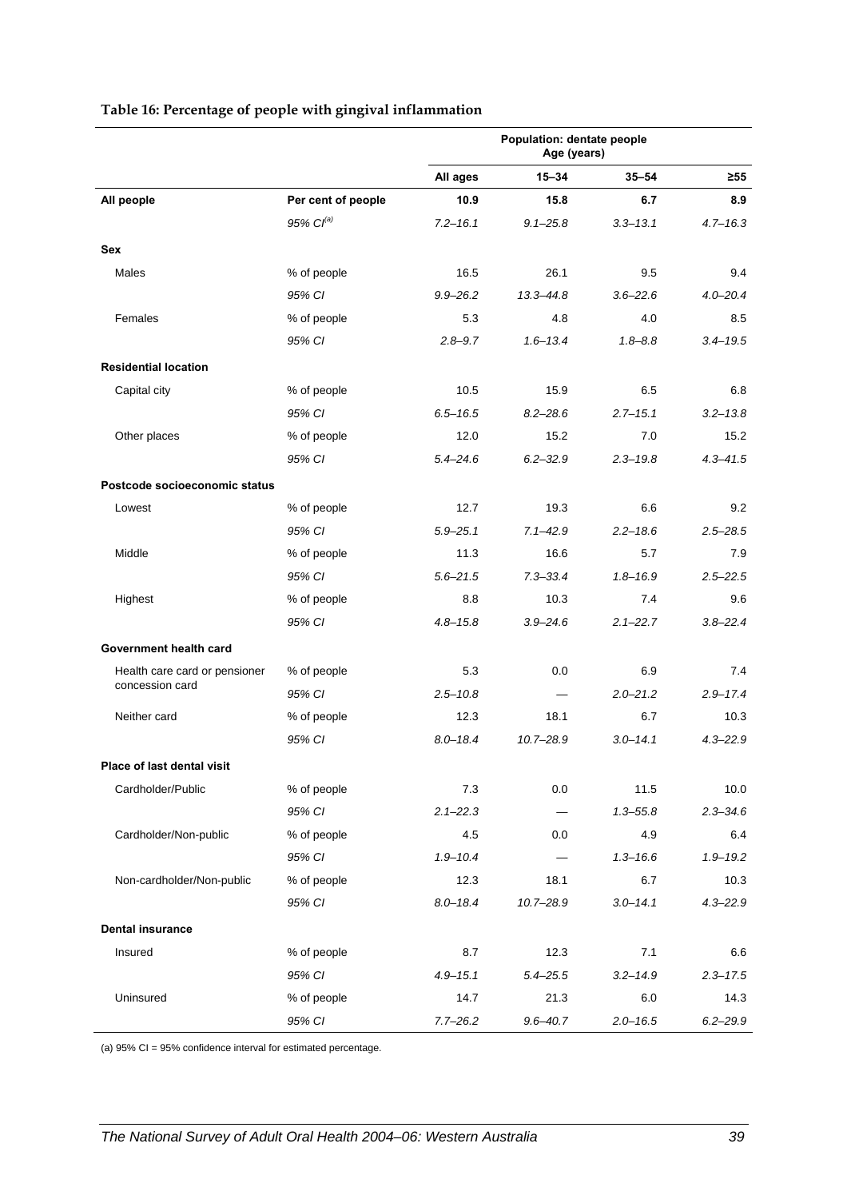**Table 16: Percentage of people with gingival inflammation**

| | | Population: dentate people Age (years) | | | |
|---|---|---|---|---|---|
| | | All ages | 15–34 | 35–54 | ≥55 |
| **All people** | **Per cent of people** | **10.9** | **15.8** | **6.7** | **8.9** |
| | *95% CI[(a)]* | *7.2–16.1* | *9.1–25.8* | *3.3–13.1* | *4.7–16.3* |
| **Sex** | | | | | |
| Males | % of people | 16.5 | 26.1 | 9.5 | 9.4 |
| | *95% CI* | *9.9–26.2* | *13.3–44.8* | *3.6–22.6* | *4.0–20.4* |
| Females | % of people | 5.3 | 4.8 | 4.0 | 8.5 |
| | *95% CI* | *2.8–9.7* | *1.6–13.4* | *1.8–8.8* | *3.4–19.5* |
| **Residential location** | | | | | |
| Capital city | % of people | 10.5 | 15.9 | 6.5 | 6.8 |
| | *95% CI* | *6.5–16.5* | *8.2–28.6* | *2.7–15.1* | *3.2–13.8* |
| Other places | % of people | 12.0 | 15.2 | 7.0 | 15.2 |
| | *95% CI* | *5.4–24.6* | *6.2–32.9* | *2.3–19.8* | *4.3–41.5* |
| **Postcode socioeconomic status** | | | | | |
| Lowest | % of people | 12.7 | 19.3 | 6.6 | 9.2 |
| | *95% CI* | *5.9–25.1* | *7.1–42.9* | *2.2–18.6* | *2.5–28.5* |
| Middle | % of people | 11.3 | 16.6 | 5.7 | 7.9 |
| | *95% CI* | *5.6–21.5* | *7.3–33.4* | *1.8–16.9* | *2.5–22.5* |
| Highest | % of people | 8.8 | 10.3 | 7.4 | 9.6 |
| | *95% CI* | *4.8–15.8* | *3.9–24.6* | *2.1–22.7* | *3.8–22.4* |
| **Government health card** | | | | | |
| Health care card or pensioner concession card | % of people | 5.3 | 0.0 | 6.9 | 7.4 |
| | *95% CI* | *2.5–10.8* | — | *2.0–21.2* | *2.9–17.4* |
| Neither card | % of people | 12.3 | 18.1 | 6.7 | 10.3 |
| | *95% CI* | *8.0–18.4* | *10.7–28.9* | *3.0–14.1* | *4.3–22.9* |
| **Place of last dental visit** | | | | | |
| Cardholder/Public | % of people | 7.3 | 0.0 | 11.5 | 10.0 |
| | *95% CI* | *2.1–22.3* | — | *1.3–55.8* | *2.3–34.6* |
| Cardholder/Non-public | % of people | 4.5 | 0.0 | 4.9 | 6.4 |
| | *95% CI* | *1.9–10.4* | — | *1.3–16.6* | *1.9–19.2* |
| Non-cardholder/Non-public | % of people | 12.3 | 18.1 | 6.7 | 10.3 |
| | *95% CI* | *8.0–18.4* | *10.7–28.9* | *3.0–14.1* | *4.3–22.9* |
| **Dental insurance** | | | | | |
| Insured | % of people | 8.7 | 12.3 | 7.1 | 6.6 |
| | *95% CI* | *4.9–15.1* | *5.4–25.5* | *3.2–14.9* | *2.3–17.5* |
| Uninsured | % of people | 14.7 | 21.3 | 6.0 | 14.3 |
| | *95% CI* | *7.7–26.2* | *9.6–40.7* | *2.0–16.5* | *6.2–29.9* |

(a) 95% CI = 95% confidence interval for estimated percentage.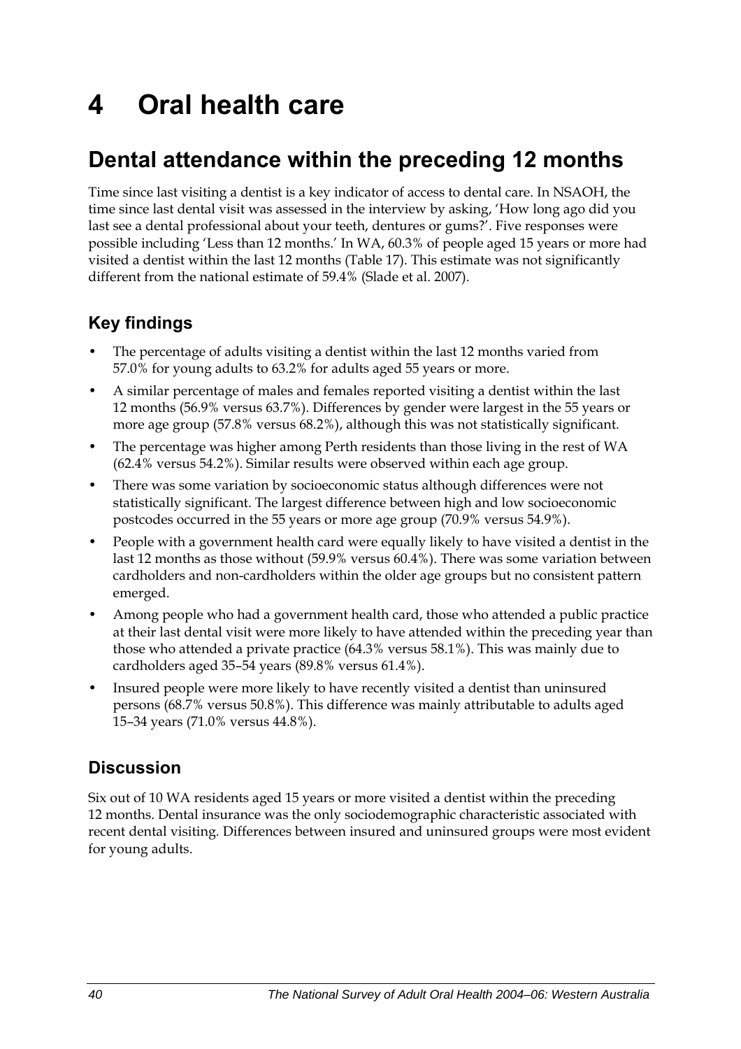# 4 Oral health care

## Dental attendance within the preceding 12 months

Time since last visiting a dentist is a key indicator of access to dental care. In NSAOH, the time since last dental visit was assessed in the interview by asking, 'How long ago did you last see a dental professional about your teeth, dentures or gums?'. Five responses were possible including 'Less than 12 months.' In WA, 60.3% of people aged 15 years or more had visited a dentist within the last 12 months (Table 17). This estimate was not significantly different from the national estimate of 59.4% (Slade et al. 2007).

### Key findings

- The percentage of adults visiting a dentist within the last 12 months varied from 57.0% for young adults to 63.2% for adults aged 55 years or more.
- A similar percentage of males and females reported visiting a dentist within the last 12 months (56.9% versus 63.7%). Differences by gender were largest in the 55 years or more age group (57.8% versus 68.2%), although this was not statistically significant.
- The percentage was higher among Perth residents than those living in the rest of WA (62.4% versus 54.2%). Similar results were observed within each age group.
- There was some variation by socioeconomic status although differences were not statistically significant. The largest difference between high and low socioeconomic postcodes occurred in the 55 years or more age group (70.9% versus 54.9%).
- People with a government health card were equally likely to have visited a dentist in the last 12 months as those without (59.9% versus 60.4%). There was some variation between cardholders and non-cardholders within the older age groups but no consistent pattern emerged.
- Among people who had a government health card, those who attended a public practice at their last dental visit were more likely to have attended within the preceding year than those who attended a private practice (64.3% versus 58.1%). This was mainly due to cardholders aged 35–54 years (89.8% versus 61.4%).
- Insured people were more likely to have recently visited a dentist than uninsured persons (68.7% versus 50.8%). This difference was mainly attributable to adults aged 15–34 years (71.0% versus 44.8%).

### Discussion

Six out of 10 WA residents aged 15 years or more visited a dentist within the preceding 12 months. Dental insurance was the only sociodemographic characteristic associated with recent dental visiting. Differences between insured and uninsured groups were most evident for young adults.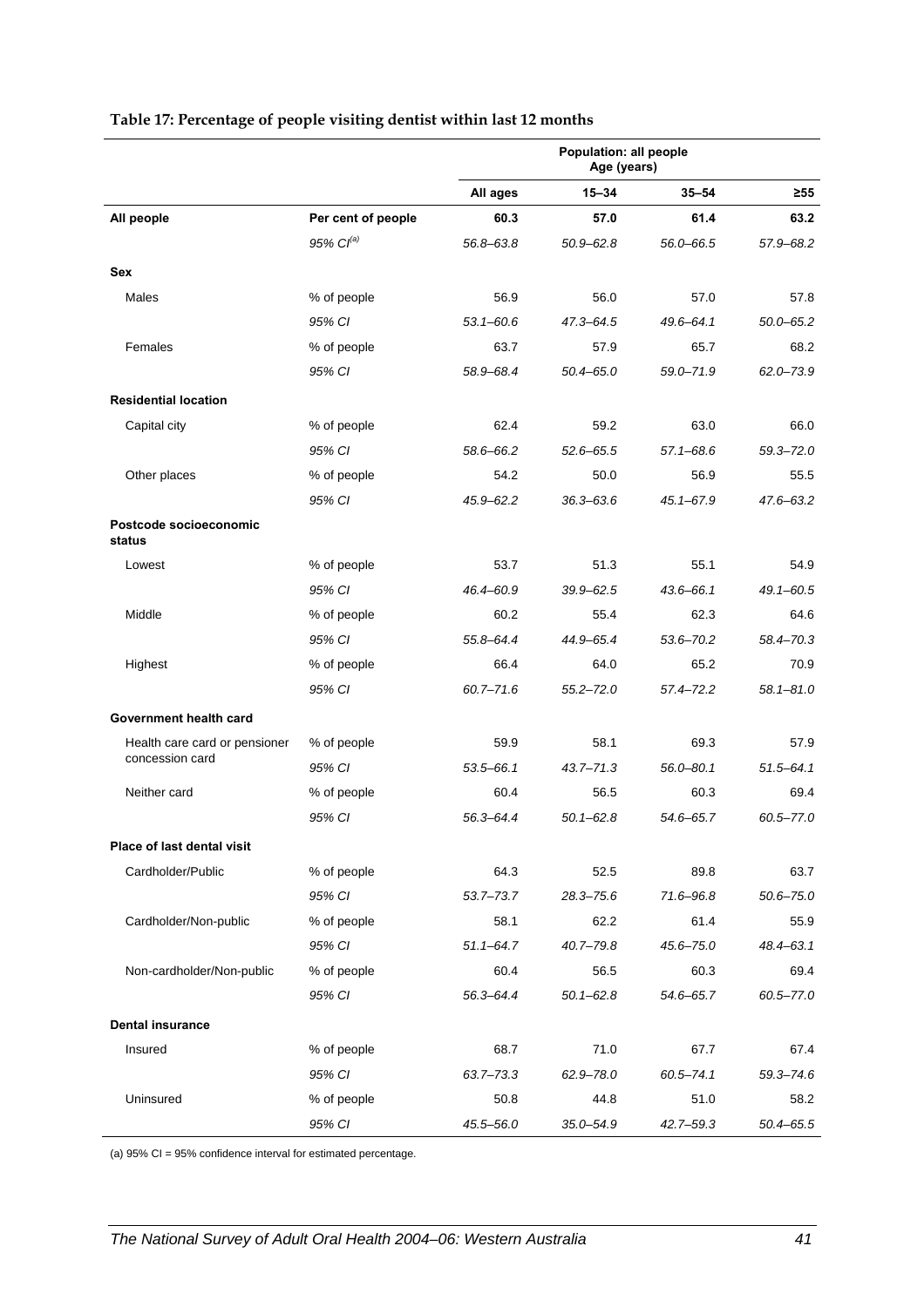**Table 17: Percentage of people visiting dentist within last 12 months**

| | | Population: all people Age (years) | | | |
|---|---|---|---|---|---|
| | | **All ages** | **15–34** | **35–54** | **≥55** |
| **All people** | **Per cent of people** | **60.3** | **57.0** | **61.4** | **63.2** |
| | *95% CI[(a)]* | *56.8–63.8* | *50.9–62.8* | *56.0–66.5* | *57.9–68.2* |
| **Sex** | | | | | |
| Males | % of people | 56.9 | 56.0 | 57.0 | 57.8 |
| | *95% CI* | *53.1–60.6* | *47.3–64.5* | *49.6–64.1* | *50.0–65.2* |
| Females | % of people | 63.7 | 57.9 | 65.7 | 68.2 |
| | *95% CI* | *58.9–68.4* | *50.4–65.0* | *59.0–71.9* | *62.0–73.9* |
| **Residential location** | | | | | |
| Capital city | % of people | 62.4 | 59.2 | 63.0 | 66.0 |
| | *95% CI* | *58.6–66.2* | *52.6–65.5* | *57.1–68.6* | *59.3–72.0* |
| Other places | % of people | 54.2 | 50.0 | 56.9 | 55.5 |
| | *95% CI* | *45.9–62.2* | *36.3–63.6* | *45.1–67.9* | *47.6–63.2* |
| **Postcode socioeconomic status** | | | | | |
| Lowest | % of people | 53.7 | 51.3 | 55.1 | 54.9 |
| | *95% CI* | *46.4–60.9* | *39.9–62.5* | *43.6–66.1* | *49.1–60.5* |
| Middle | % of people | 60.2 | 55.4 | 62.3 | 64.6 |
| | *95% CI* | *55.8–64.4* | *44.9–65.4* | *53.6–70.2* | *58.4–70.3* |
| Highest | % of people | 66.4 | 64.0 | 65.2 | 70.9 |
| | *95% CI* | *60.7–71.6* | *55.2–72.0* | *57.4–72.2* | *58.1–81.0* |
| **Government health card** | | | | | |
| Health care card or pensioner concession card | % of people | 59.9 | 58.1 | 69.3 | 57.9 |
| | *95% CI* | *53.5–66.1* | *43.7–71.3* | *56.0–80.1* | *51.5–64.1* |
| Neither card | % of people | 60.4 | 56.5 | 60.3 | 69.4 |
| | *95% CI* | *56.3–64.4* | *50.1–62.8* | *54.6–65.7* | *60.5–77.0* |
| **Place of last dental visit** | | | | | |
| Cardholder/Public | % of people | 64.3 | 52.5 | 89.8 | 63.7 |
| | *95% CI* | *53.7–73.7* | *28.3–75.6* | *71.6–96.8* | *50.6–75.0* |
| Cardholder/Non-public | % of people | 58.1 | 62.2 | 61.4 | 55.9 |
| | *95% CI* | *51.1–64.7* | *40.7–79.8* | *45.6–75.0* | *48.4–63.1* |
| Non-cardholder/Non-public | % of people | 60.4 | 56.5 | 60.3 | 69.4 |
| | *95% CI* | *56.3–64.4* | *50.1–62.8* | *54.6–65.7* | *60.5–77.0* |
| **Dental insurance** | | | | | |
| Insured | % of people | 68.7 | 71.0 | 67.7 | 67.4 |
| | *95% CI* | *63.7–73.3* | *62.9–78.0* | *60.5–74.1* | *59.3–74.6* |
| Uninsured | % of people | 50.8 | 44.8 | 51.0 | 58.2 |
| | *95% CI* | *45.5–56.0* | *35.0–54.9* | *42.7–59.3* | *50.4–65.5* |

(a) 95% CI = 95% confidence interval for estimated percentage.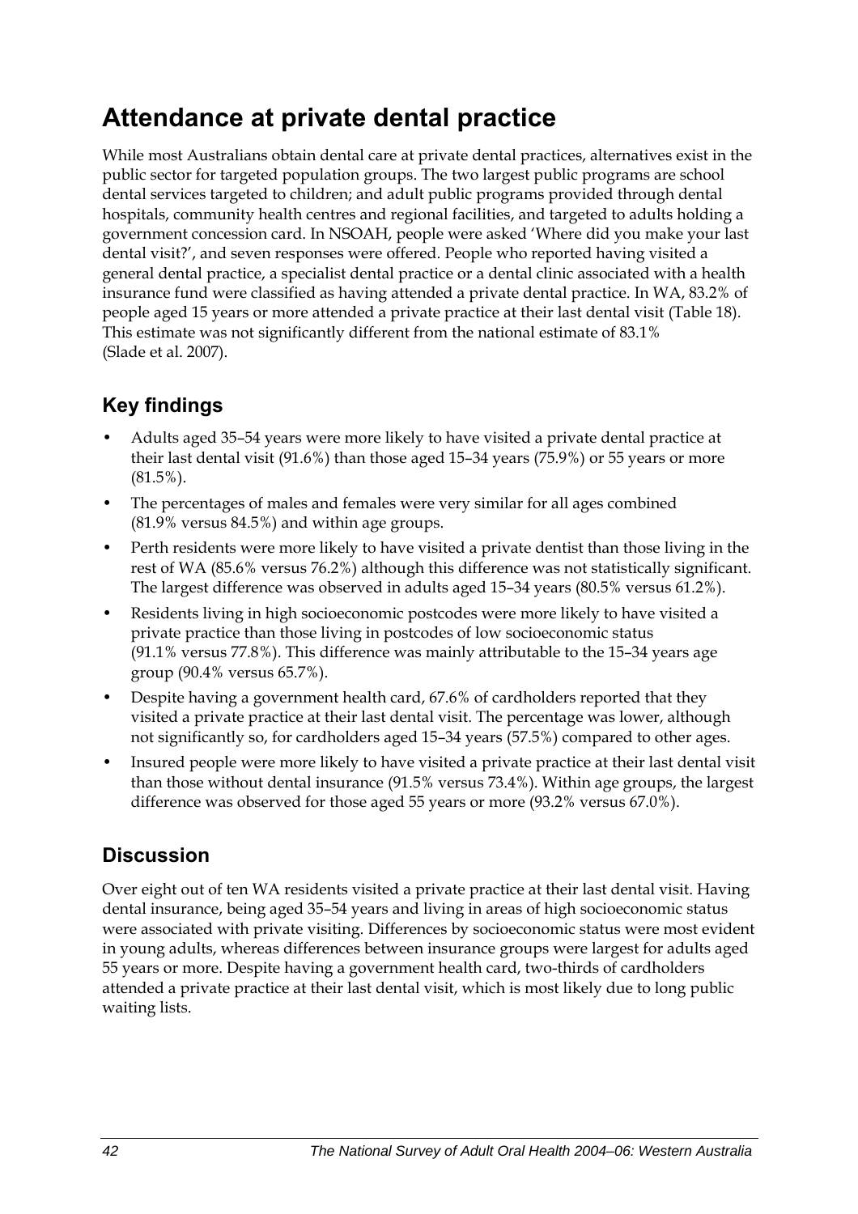# Attendance at private dental practice

While most Australians obtain dental care at private dental practices, alternatives exist in the public sector for targeted population groups. The two largest public programs are school dental services targeted to children; and adult public programs provided through dental hospitals, community health centres and regional facilities, and targeted to adults holding a government concession card. In NSOAH, people were asked 'Where did you make your last dental visit?', and seven responses were offered. People who reported having visited a general dental practice, a specialist dental practice or a dental clinic associated with a health insurance fund were classified as having attended a private dental practice. In WA, 83.2% of people aged 15 years or more attended a private practice at their last dental visit (Table 18). This estimate was not significantly different from the national estimate of 83.1% (Slade et al. 2007).

## Key findings

- Adults aged 35–54 years were more likely to have visited a private dental practice at their last dental visit (91.6%) than those aged 15–34 years (75.9%) or 55 years or more (81.5%).
- The percentages of males and females were very similar for all ages combined (81.9% versus 84.5%) and within age groups.
- Perth residents were more likely to have visited a private dentist than those living in the rest of WA (85.6% versus 76.2%) although this difference was not statistically significant. The largest difference was observed in adults aged 15–34 years (80.5% versus 61.2%).
- Residents living in high socioeconomic postcodes were more likely to have visited a private practice than those living in postcodes of low socioeconomic status (91.1% versus 77.8%). This difference was mainly attributable to the 15–34 years age group (90.4% versus 65.7%).
- Despite having a government health card, 67.6% of cardholders reported that they visited a private practice at their last dental visit. The percentage was lower, although not significantly so, for cardholders aged 15–34 years (57.5%) compared to other ages.
- Insured people were more likely to have visited a private practice at their last dental visit than those without dental insurance (91.5% versus 73.4%). Within age groups, the largest difference was observed for those aged 55 years or more (93.2% versus 67.0%).

## Discussion

Over eight out of ten WA residents visited a private practice at their last dental visit. Having dental insurance, being aged 35–54 years and living in areas of high socioeconomic status were associated with private visiting. Differences by socioeconomic status were most evident in young adults, whereas differences between insurance groups were largest for adults aged 55 years or more. Despite having a government health card, two-thirds of cardholders attended a private practice at their last dental visit, which is most likely due to long public waiting lists.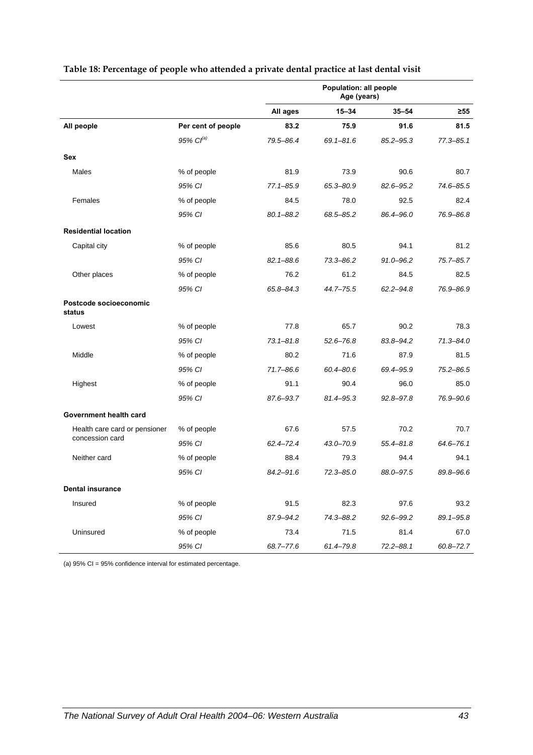**Table 18: Percentage of people who attended a private dental practice at last dental visit**

| | | Population: all people Age (years) | | | |
|---|---|---|---|---|---|
| | | **All ages** | **15–34** | **35–54** | **≥55** |
| **All people** | **Per cent of people** | **83.2** | **75.9** | **91.6** | **81.5** |
| | *95% CI[(a)]* | *79.5–86.4* | *69.1–81.6* | *85.2–95.3* | *77.3–85.1* |
| **Sex** | | | | | |
| Males | % of people | 81.9 | 73.9 | 90.6 | 80.7 |
| | *95% CI* | *77.1–85.9* | *65.3–80.9* | *82.6–95.2* | *74.6–85.5* |
| Females | % of people | 84.5 | 78.0 | 92.5 | 82.4 |
| | *95% CI* | *80.1–88.2* | *68.5–85.2* | *86.4–96.0* | *76.9–86.8* |
| **Residential location** | | | | | |
| Capital city | % of people | 85.6 | 80.5 | 94.1 | 81.2 |
| | *95% CI* | *82.1–88.6* | *73.3–86.2* | *91.0–96.2* | *75.7–85.7* |
| Other places | % of people | 76.2 | 61.2 | 84.5 | 82.5 |
| | *95% CI* | *65.8–84.3* | *44.7–75.5* | *62.2–94.8* | *76.9–86.9* |
| **Postcode socioeconomic status** | | | | | |
| Lowest | % of people | 77.8 | 65.7 | 90.2 | 78.3 |
| | *95% CI* | *73.1–81.8* | *52.6–76.8* | *83.8–94.2* | *71.3–84.0* |
| Middle | % of people | 80.2 | 71.6 | 87.9 | 81.5 |
| | *95% CI* | *71.7–86.6* | *60.4–80.6* | *69.4–95.9* | *75.2–86.5* |
| Highest | % of people | 91.1 | 90.4 | 96.0 | 85.0 |
| | *95% CI* | *87.6–93.7* | *81.4–95.3* | *92.8–97.8* | *76.9–90.6* |
| **Government health card** | | | | | |
| Health care card or pensioner concession card | % of people | 67.6 | 57.5 | 70.2 | 70.7 |
| | *95% CI* | *62.4–72.4* | *43.0–70.9* | *55.4–81.8* | *64.6–76.1* |
| Neither card | % of people | 88.4 | 79.3 | 94.4 | 94.1 |
| | *95% CI* | *84.2–91.6* | *72.3–85.0* | *88.0–97.5* | *89.8–96.6* |
| **Dental insurance** | | | | | |
| Insured | % of people | 91.5 | 82.3 | 97.6 | 93.2 |
| | *95% CI* | *87.9–94.2* | *74.3–88.2* | *92.6–99.2* | *89.1–95.8* |
| Uninsured | % of people | 73.4 | 71.5 | 81.4 | 67.0 |
| | *95% CI* | *68.7–77.6* | *61.4–79.8* | *72.2–88.1* | *60.8–72.7* |

(a) 95% CI = 95% confidence interval for estimated percentage.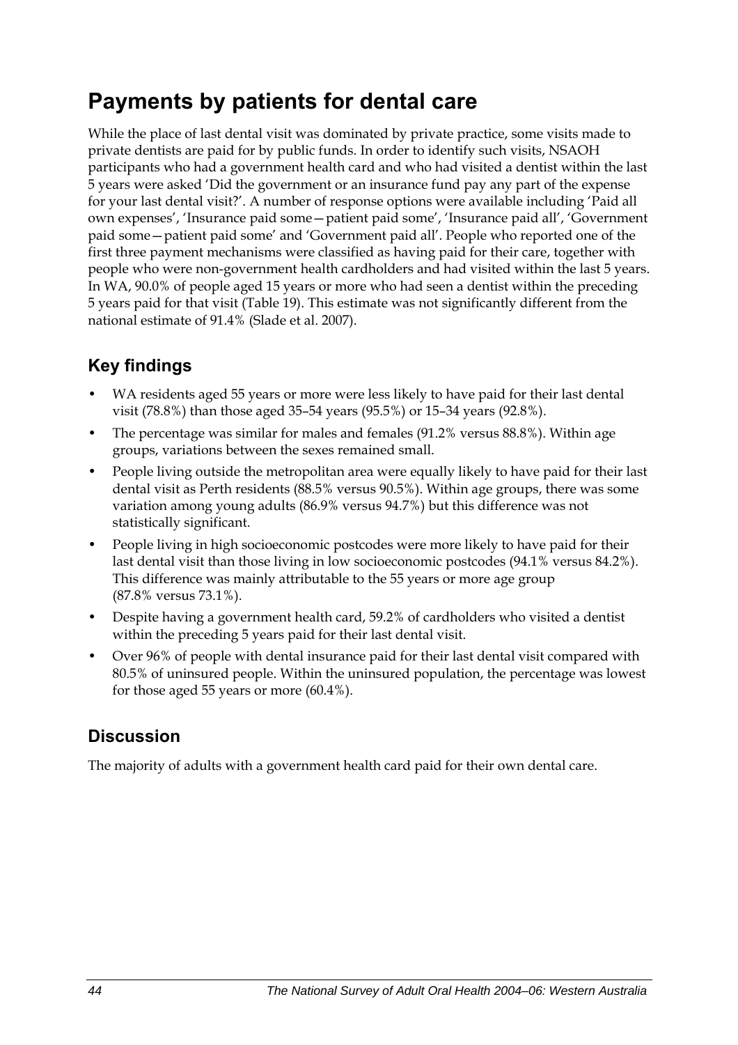# Payments by patients for dental care

While the place of last dental visit was dominated by private practice, some visits made to private dentists are paid for by public funds. In order to identify such visits, NSAOH participants who had a government health card and who had visited a dentist within the last 5 years were asked 'Did the government or an insurance fund pay any part of the expense for your last dental visit?'. A number of response options were available including 'Paid all own expenses', 'Insurance paid some—patient paid some', 'Insurance paid all', 'Government paid some—patient paid some' and 'Government paid all'. People who reported one of the first three payment mechanisms were classified as having paid for their care, together with people who were non-government health cardholders and had visited within the last 5 years. In WA, 90.0% of people aged 15 years or more who had seen a dentist within the preceding 5 years paid for that visit (Table 19). This estimate was not significantly different from the national estimate of 91.4% (Slade et al. 2007).

## Key findings

- WA residents aged 55 years or more were less likely to have paid for their last dental visit (78.8%) than those aged 35–54 years (95.5%) or 15–34 years (92.8%).
- The percentage was similar for males and females (91.2% versus 88.8%). Within age groups, variations between the sexes remained small.
- People living outside the metropolitan area were equally likely to have paid for their last dental visit as Perth residents (88.5% versus 90.5%). Within age groups, there was some variation among young adults (86.9% versus 94.7%) but this difference was not statistically significant.
- People living in high socioeconomic postcodes were more likely to have paid for their last dental visit than those living in low socioeconomic postcodes (94.1% versus 84.2%). This difference was mainly attributable to the 55 years or more age group (87.8% versus 73.1%).
- Despite having a government health card, 59.2% of cardholders who visited a dentist within the preceding 5 years paid for their last dental visit.
- Over 96% of people with dental insurance paid for their last dental visit compared with 80.5% of uninsured people. Within the uninsured population, the percentage was lowest for those aged 55 years or more (60.4%).

## Discussion

The majority of adults with a government health card paid for their own dental care.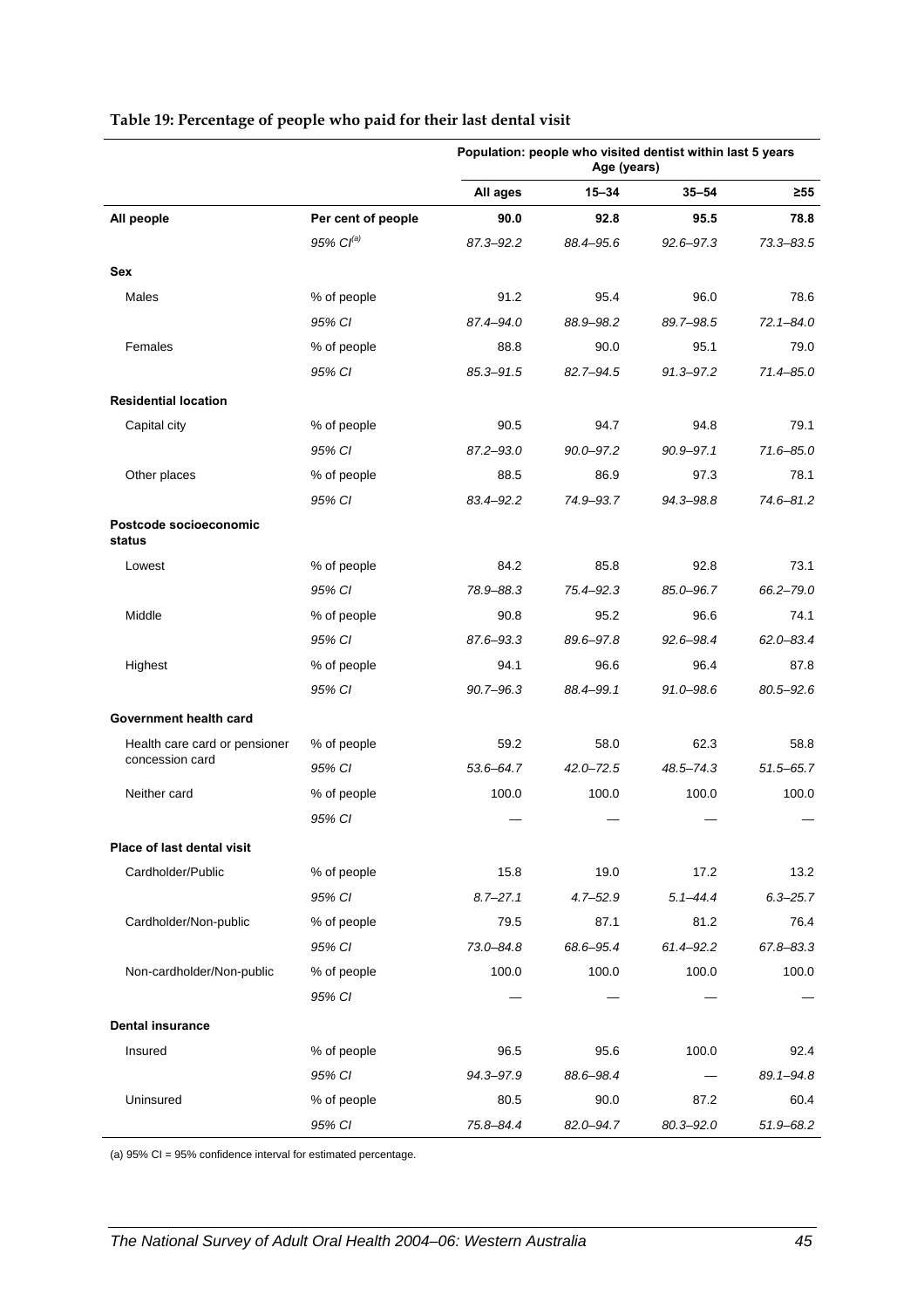**Table 19: Percentage of people who paid for their last dental visit**

| | | Population: people who visited dentist within last 5 years Age (years) | | | |
|---|---|---|---|---|---|
| | | **All ages** | **15–34** | **35–54** | **≥55** |
| **All people** | **Per cent of people** | **90.0** | **92.8** | **95.5** | **78.8** |
| | *95% CI[(a)]* | *87.3–92.2* | *88.4–95.6* | *92.6–97.3* | *73.3–83.5* |
| **Sex** | | | | | |
| Males | % of people | 91.2 | 95.4 | 96.0 | 78.6 |
| | *95% CI* | *87.4–94.0* | *88.9–98.2* | *89.7–98.5* | *72.1–84.0* |
| Females | % of people | 88.8 | 90.0 | 95.1 | 79.0 |
| | *95% CI* | *85.3–91.5* | *82.7–94.5* | *91.3–97.2* | *71.4–85.0* |
| **Residential location** | | | | | |
| Capital city | % of people | 90.5 | 94.7 | 94.8 | 79.1 |
| | *95% CI* | *87.2–93.0* | *90.0–97.2* | *90.9–97.1* | *71.6–85.0* |
| Other places | % of people | 88.5 | 86.9 | 97.3 | 78.1 |
| | *95% CI* | *83.4–92.2* | *74.9–93.7* | *94.3–98.8* | *74.6–81.2* |
| **Postcode socioeconomic status** | | | | | |
| Lowest | % of people | 84.2 | 85.8 | 92.8 | 73.1 |
| | *95% CI* | *78.9–88.3* | *75.4–92.3* | *85.0–96.7* | *66.2–79.0* |
| Middle | % of people | 90.8 | 95.2 | 96.6 | 74.1 |
| | *95% CI* | *87.6–93.3* | *89.6–97.8* | *92.6–98.4* | *62.0–83.4* |
| Highest | % of people | 94.1 | 96.6 | 96.4 | 87.8 |
| | *95% CI* | *90.7–96.3* | *88.4–99.1* | *91.0–98.6* | *80.5–92.6* |
| **Government health card** | | | | | |
| Health care card or pensioner concession card | % of people | 59.2 | 58.0 | 62.3 | 58.8 |
| | *95% CI* | *53.6–64.7* | *42.0–72.5* | *48.5–74.3* | *51.5–65.7* |
| Neither card | % of people | 100.0 | 100.0 | 100.0 | 100.0 |
| | *95% CI* | — | — | — | — |
| **Place of last dental visit** | | | | | |
| Cardholder/Public | % of people | 15.8 | 19.0 | 17.2 | 13.2 |
| | *95% CI* | *8.7–27.1* | *4.7–52.9* | *5.1–44.4* | *6.3–25.7* |
| Cardholder/Non-public | % of people | 79.5 | 87.1 | 81.2 | 76.4 |
| | *95% CI* | *73.0–84.8* | *68.6–95.4* | *61.4–92.2* | *67.8–83.3* |
| Non-cardholder/Non-public | % of people | 100.0 | 100.0 | 100.0 | 100.0 |
| | *95% CI* | — | — | — | — |
| **Dental insurance** | | | | | |
| Insured | % of people | 96.5 | 95.6 | 100.0 | 92.4 |
| | *95% CI* | *94.3–97.9* | *88.6–98.4* | — | *89.1–94.8* |
| Uninsured | % of people | 80.5 | 90.0 | 87.2 | 60.4 |
| | *95% CI* | *75.8–84.4* | *82.0–94.7* | *80.3–92.0* | *51.9–68.2* |

(a) 95% CI = 95% confidence interval for estimated percentage.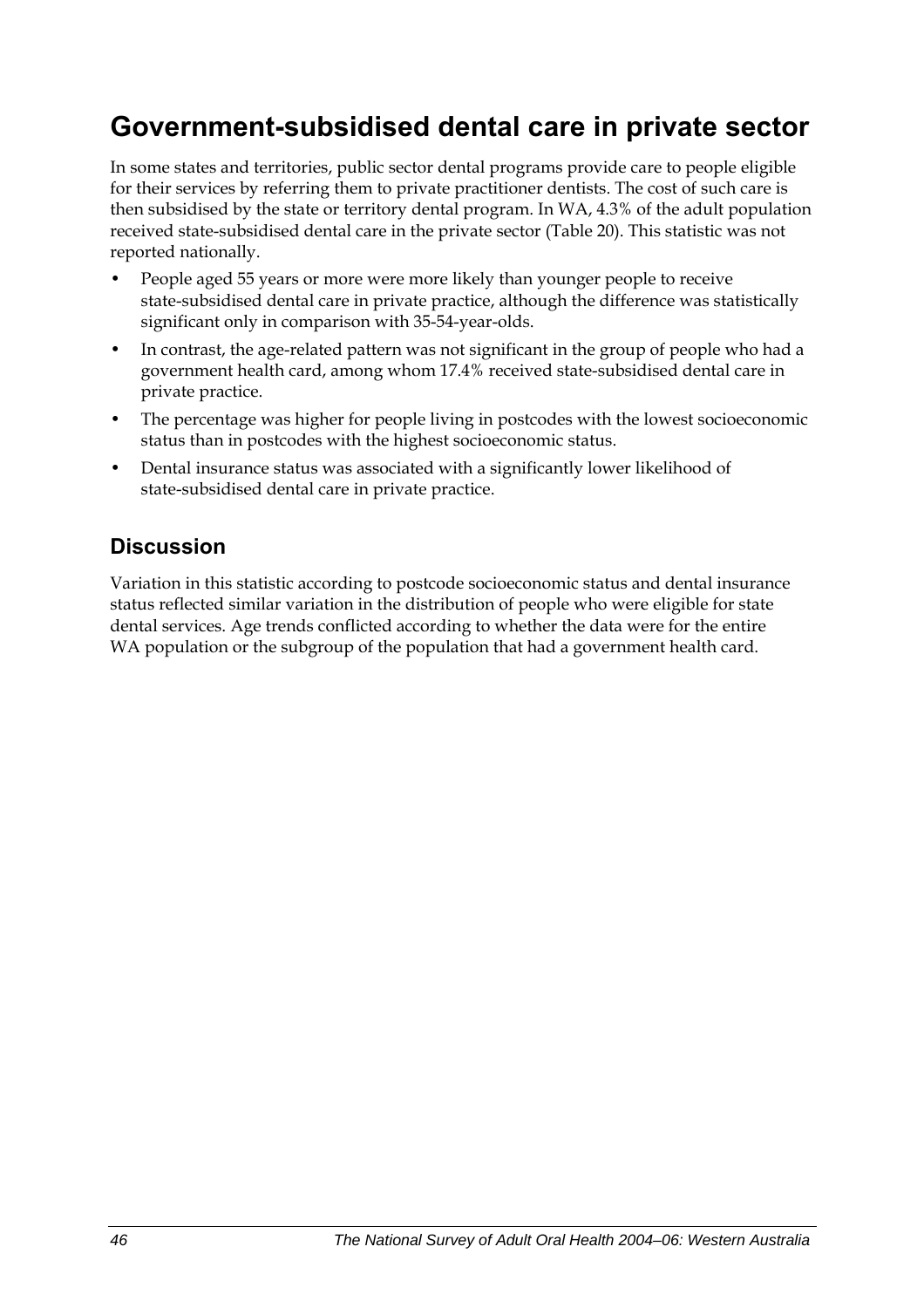# Government-subsidised dental care in private sector

In some states and territories, public sector dental programs provide care to people eligible for their services by referring them to private practitioner dentists. The cost of such care is then subsidised by the state or territory dental program. In WA, 4.3% of the adult population received state-subsidised dental care in the private sector (Table 20). This statistic was not reported nationally.

- People aged 55 years or more were more likely than younger people to receive state-subsidised dental care in private practice, although the difference was statistically significant only in comparison with 35-54-year-olds.
- In contrast, the age-related pattern was not significant in the group of people who had a government health card, among whom 17.4% received state-subsidised dental care in private practice.
- The percentage was higher for people living in postcodes with the lowest socioeconomic status than in postcodes with the highest socioeconomic status.
- Dental insurance status was associated with a significantly lower likelihood of state-subsidised dental care in private practice.

## Discussion

Variation in this statistic according to postcode socioeconomic status and dental insurance status reflected similar variation in the distribution of people who were eligible for state dental services. Age trends conflicted according to whether the data were for the entire WA population or the subgroup of the population that had a government health card.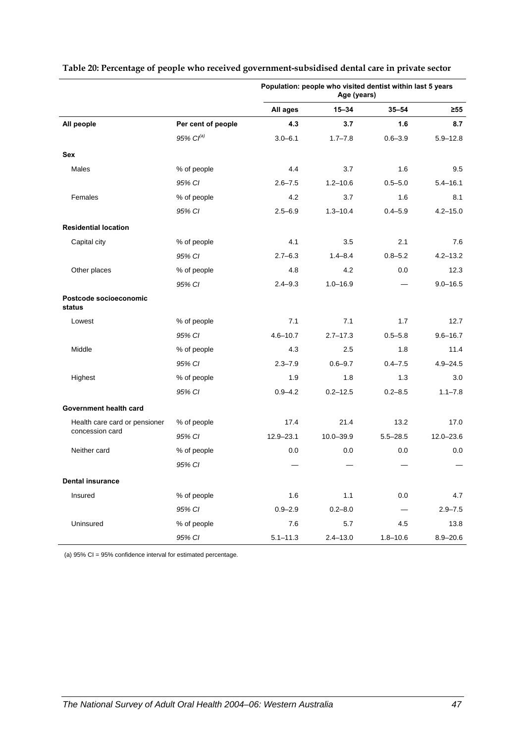**Table 20: Percentage of people who received government-subsidised dental care in private sector**

| | | Population: people who visited dentist within last 5 years Age (years) | | | |
|---|---|---|---|---|---|
| | | **All ages** | **15–34** | **35–54** | **≥55** |
| **All people** | **Per cent of people** | **4.3** | **3.7** | **1.6** | **8.7** |
| | *95% CI*[(a)] | 3.0–6.1 | 1.7–7.8 | 0.6–3.9 | 5.9–12.8 |
| **Sex** | | | | | |
| Males | % of people | 4.4 | 3.7 | 1.6 | 9.5 |
| | *95% CI* | 2.6–7.5 | 1.2–10.6 | 0.5–5.0 | 5.4–16.1 |
| Females | % of people | 4.2 | 3.7 | 1.6 | 8.1 |
| | *95% CI* | 2.5–6.9 | 1.3–10.4 | 0.4–5.9 | 4.2–15.0 |
| **Residential location** | | | | | |
| Capital city | % of people | 4.1 | 3.5 | 2.1 | 7.6 |
| | *95% CI* | 2.7–6.3 | 1.4–8.4 | 0.8–5.2 | 4.2–13.2 |
| Other places | % of people | 4.8 | 4.2 | 0.0 | 12.3 |
| | *95% CI* | 2.4–9.3 | 1.0–16.9 | — | 9.0–16.5 |
| **Postcode socioeconomic status** | | | | | |
| Lowest | % of people | 7.1 | 7.1 | 1.7 | 12.7 |
| | *95% CI* | 4.6–10.7 | 2.7–17.3 | 0.5–5.8 | 9.6–16.7 |
| Middle | % of people | 4.3 | 2.5 | 1.8 | 11.4 |
| | *95% CI* | 2.3–7.9 | 0.6–9.7 | 0.4–7.5 | 4.9–24.5 |
| Highest | % of people | 1.9 | 1.8 | 1.3 | 3.0 |
| | *95% CI* | 0.9–4.2 | 0.2–12.5 | 0.2–8.5 | 1.1–7.8 |
| **Government health card** | | | | | |
| Health care card or pensioner concession card | % of people | 17.4 | 21.4 | 13.2 | 17.0 |
| | *95% CI* | 12.9–23.1 | 10.0–39.9 | 5.5–28.5 | 12.0–23.6 |
| Neither card | % of people | 0.0 | 0.0 | 0.0 | 0.0 |
| | *95% CI* | — | — | — | — |
| **Dental insurance** | | | | | |
| Insured | % of people | 1.6 | 1.1 | 0.0 | 4.7 |
| | *95% CI* | 0.9–2.9 | 0.2–8.0 | — | 2.9–7.5 |
| Uninsured | % of people | 7.6 | 5.7 | 4.5 | 13.8 |
| | *95% CI* | 5.1–11.3 | 2.4–13.0 | 1.8–10.6 | 8.9–20.6 |

(a) 95% CI = 95% confidence interval for estimated percentage.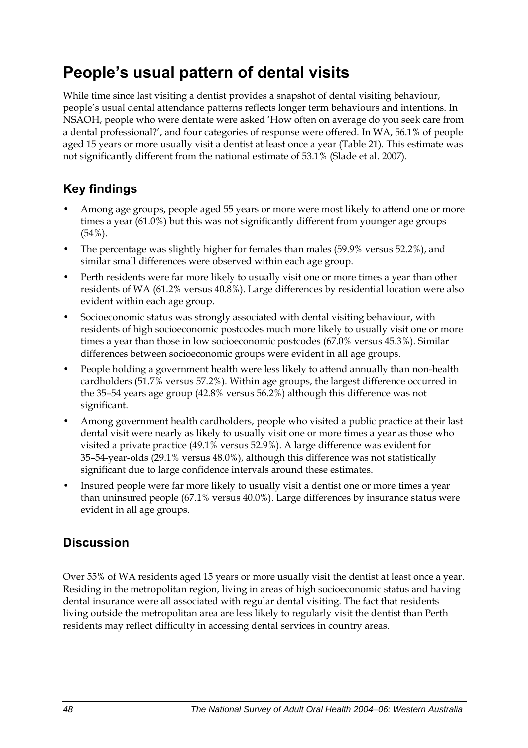# People's usual pattern of dental visits

While time since last visiting a dentist provides a snapshot of dental visiting behaviour, people's usual dental attendance patterns reflects longer term behaviours and intentions. In NSAOH, people who were dentate were asked 'How often on average do you seek care from a dental professional?', and four categories of response were offered. In WA, 56.1% of people aged 15 years or more usually visit a dentist at least once a year (Table 21). This estimate was not significantly different from the national estimate of 53.1% (Slade et al. 2007).

## Key findings

- Among age groups, people aged 55 years or more were most likely to attend one or more times a year (61.0%) but this was not significantly different from younger age groups (54%).
- The percentage was slightly higher for females than males (59.9% versus 52.2%), and similar small differences were observed within each age group.
- Perth residents were far more likely to usually visit one or more times a year than other residents of WA (61.2% versus 40.8%). Large differences by residential location were also evident within each age group.
- Socioeconomic status was strongly associated with dental visiting behaviour, with residents of high socioeconomic postcodes much more likely to usually visit one or more times a year than those in low socioeconomic postcodes (67.0% versus 45.3%). Similar differences between socioeconomic groups were evident in all age groups.
- People holding a government health were less likely to attend annually than non-health cardholders (51.7% versus 57.2%). Within age groups, the largest difference occurred in the 35–54 years age group (42.8% versus 56.2%) although this difference was not significant.
- Among government health cardholders, people who visited a public practice at their last dental visit were nearly as likely to usually visit one or more times a year as those who visited a private practice (49.1% versus 52.9%). A large difference was evident for 35–54-year-olds (29.1% versus 48.0%), although this difference was not statistically significant due to large confidence intervals around these estimates.
- Insured people were far more likely to usually visit a dentist one or more times a year than uninsured people (67.1% versus 40.0%). Large differences by insurance status were evident in all age groups.

## Discussion

Over 55% of WA residents aged 15 years or more usually visit the dentist at least once a year. Residing in the metropolitan region, living in areas of high socioeconomic status and having dental insurance were all associated with regular dental visiting. The fact that residents living outside the metropolitan area are less likely to regularly visit the dentist than Perth residents may reflect difficulty in accessing dental services in country areas.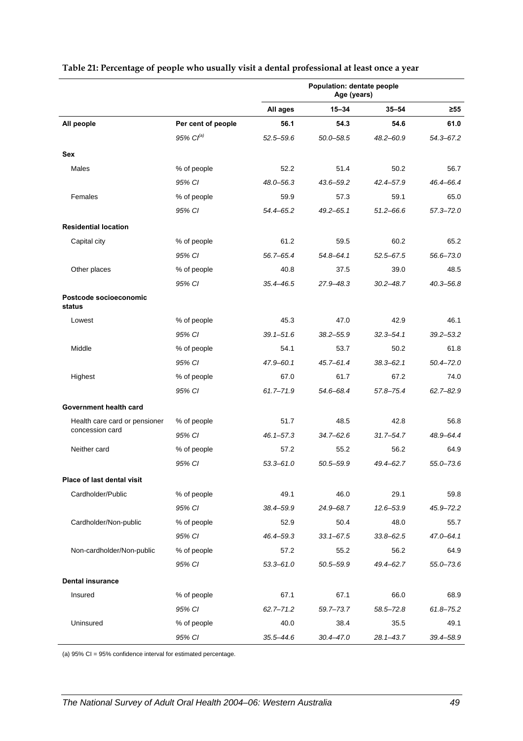**Table 21: Percentage of people who usually visit a dental professional at least once a year**

| | | Population: dentate people Age (years) | | | |
|---|---|---|---|---|---|
| | | **All ages** | **15–34** | **35–54** | **≥55** |
| **All people** | **Per cent of people** | **56.1** | **54.3** | **54.6** | **61.0** |
| | *95% CI[(a)]* | *52.5–59.6* | *50.0–58.5* | *48.2–60.9* | *54.3–67.2* |
| **Sex** | | | | | |
| Males | % of people | 52.2 | 51.4 | 50.2 | 56.7 |
| | *95% CI* | *48.0–56.3* | *43.6–59.2* | *42.4–57.9* | *46.4–66.4* |
| Females | % of people | 59.9 | 57.3 | 59.1 | 65.0 |
| | *95% CI* | *54.4–65.2* | *49.2–65.1* | *51.2–66.6* | *57.3–72.0* |
| **Residential location** | | | | | |
| Capital city | % of people | 61.2 | 59.5 | 60.2 | 65.2 |
| | *95% CI* | *56.7–65.4* | *54.8–64.1* | *52.5–67.5* | *56.6–73.0* |
| Other places | % of people | 40.8 | 37.5 | 39.0 | 48.5 |
| | *95% CI* | *35.4–46.5* | *27.9–48.3* | *30.2–48.7* | *40.3–56.8* |
| **Postcode socioeconomic status** | | | | | |
| Lowest | % of people | 45.3 | 47.0 | 42.9 | 46.1 |
| | *95% CI* | *39.1–51.6* | *38.2–55.9* | *32.3–54.1* | *39.2–53.2* |
| Middle | % of people | 54.1 | 53.7 | 50.2 | 61.8 |
| | *95% CI* | *47.9–60.1* | *45.7–61.4* | *38.3–62.1* | *50.4–72.0* |
| Highest | % of people | 67.0 | 61.7 | 67.2 | 74.0 |
| | *95% CI* | *61.7–71.9* | *54.6–68.4* | *57.8–75.4* | *62.7–82.9* |
| **Government health card** | | | | | |
| Health care card or pensioner concession card | % of people | 51.7 | 48.5 | 42.8 | 56.8 |
| | *95% CI* | *46.1–57.3* | *34.7–62.6* | *31.7–54.7* | *48.9–64.4* |
| Neither card | % of people | 57.2 | 55.2 | 56.2 | 64.9 |
| | *95% CI* | *53.3–61.0* | *50.5–59.9* | *49.4–62.7* | *55.0–73.6* |
| **Place of last dental visit** | | | | | |
| Cardholder/Public | % of people | 49.1 | 46.0 | 29.1 | 59.8 |
| | *95% CI* | *38.4–59.9* | *24.9–68.7* | *12.6–53.9* | *45.9–72.2* |
| Cardholder/Non-public | % of people | 52.9 | 50.4 | 48.0 | 55.7 |
| | *95% CI* | *46.4–59.3* | *33.1–67.5* | *33.8–62.5* | *47.0–64.1* |
| Non-cardholder/Non-public | % of people | 57.2 | 55.2 | 56.2 | 64.9 |
| | *95% CI* | *53.3–61.0* | *50.5–59.9* | *49.4–62.7* | *55.0–73.6* |
| **Dental insurance** | | | | | |
| Insured | % of people | 67.1 | 67.1 | 66.0 | 68.9 |
| | *95% CI* | *62.7–71.2* | *59.7–73.7* | *58.5–72.8* | *61.8–75.2* |
| Uninsured | % of people | 40.0 | 38.4 | 35.5 | 49.1 |
| | *95% CI* | *35.5–44.6* | *30.4–47.0* | *28.1–43.7* | *39.4–58.9* |

(a) 95% CI = 95% confidence interval for estimated percentage.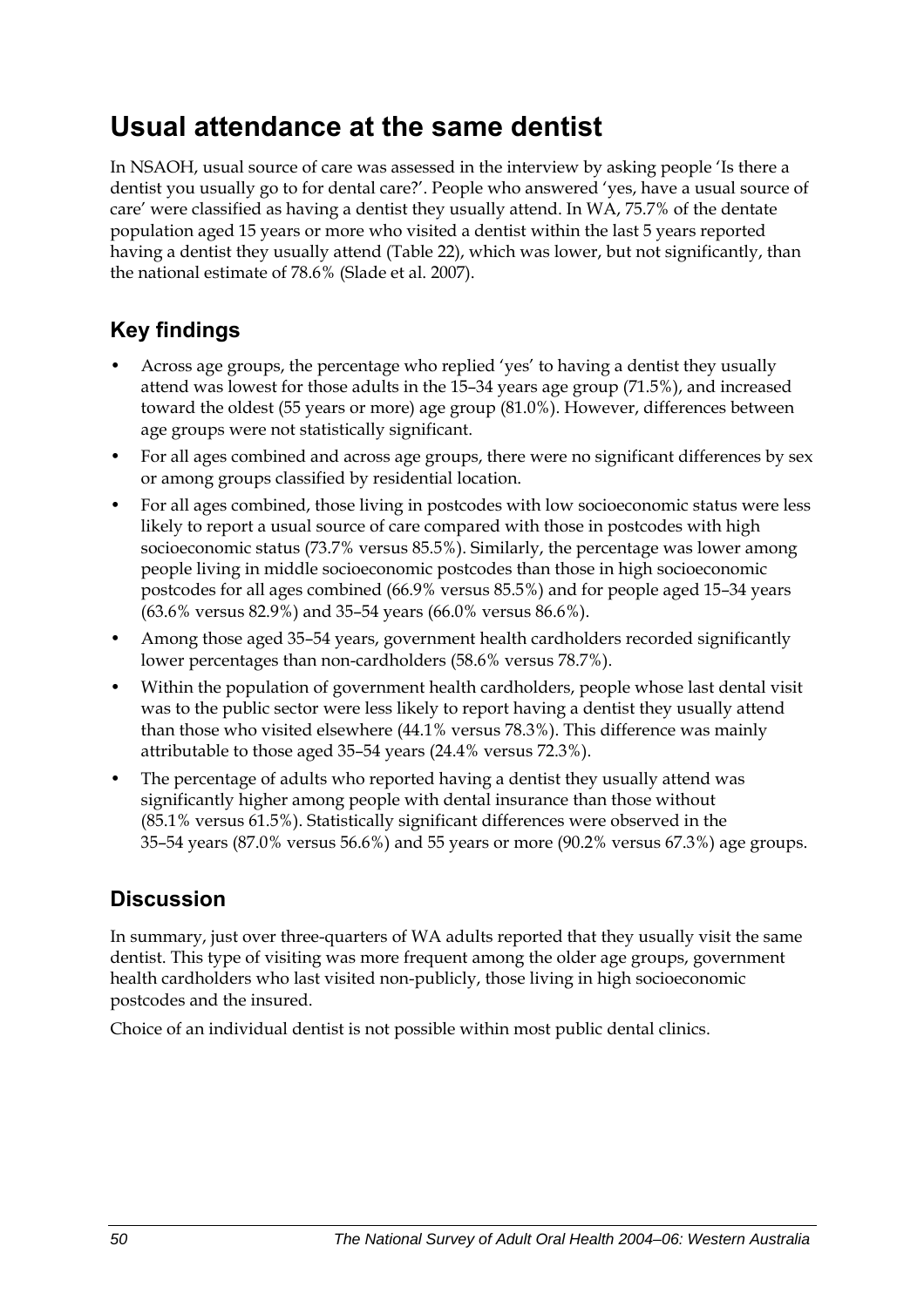# Usual attendance at the same dentist

In NSAOH, usual source of care was assessed in the interview by asking people 'Is there a dentist you usually go to for dental care?'. People who answered 'yes, have a usual source of care' were classified as having a dentist they usually attend. In WA, 75.7% of the dentate population aged 15 years or more who visited a dentist within the last 5 years reported having a dentist they usually attend (Table 22), which was lower, but not significantly, than the national estimate of 78.6% (Slade et al. 2007).

## Key findings

- Across age groups, the percentage who replied 'yes' to having a dentist they usually attend was lowest for those adults in the 15–34 years age group (71.5%), and increased toward the oldest (55 years or more) age group (81.0%). However, differences between age groups were not statistically significant.
- For all ages combined and across age groups, there were no significant differences by sex or among groups classified by residential location.
- For all ages combined, those living in postcodes with low socioeconomic status were less likely to report a usual source of care compared with those in postcodes with high socioeconomic status (73.7% versus 85.5%). Similarly, the percentage was lower among people living in middle socioeconomic postcodes than those in high socioeconomic postcodes for all ages combined (66.9% versus 85.5%) and for people aged 15–34 years (63.6% versus 82.9%) and 35–54 years (66.0% versus 86.6%).
- Among those aged 35–54 years, government health cardholders recorded significantly lower percentages than non-cardholders (58.6% versus 78.7%).
- Within the population of government health cardholders, people whose last dental visit was to the public sector were less likely to report having a dentist they usually attend than those who visited elsewhere (44.1% versus 78.3%). This difference was mainly attributable to those aged 35–54 years (24.4% versus 72.3%).
- The percentage of adults who reported having a dentist they usually attend was significantly higher among people with dental insurance than those without (85.1% versus 61.5%). Statistically significant differences were observed in the 35–54 years (87.0% versus 56.6%) and 55 years or more (90.2% versus 67.3%) age groups.

## Discussion

In summary, just over three-quarters of WA adults reported that they usually visit the same dentist. This type of visiting was more frequent among the older age groups, government health cardholders who last visited non-publicly, those living in high socioeconomic postcodes and the insured.

Choice of an individual dentist is not possible within most public dental clinics.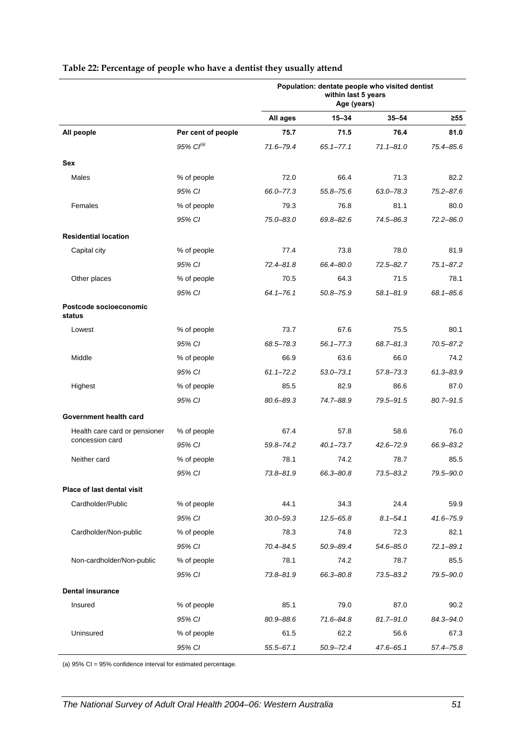**Table 22: Percentage of people who have a dentist they usually attend**

| | | Population: dentate people who visited dentist within last 5 years Age (years) | | | |
|---|---|---|---|---|---|
| | | All ages | 15–34 | 35–54 | ≥55 |
| **All people** | **Per cent of people** | **75.7** | **71.5** | **76.4** | **81.0** |
| | *95% CI[(a)]* | *71.6–79.4* | *65.1–77.1* | *71.1–81.0* | *75.4–85.6* |
| **Sex** | | | | | |
| Males | % of people | 72.0 | 66.4 | 71.3 | 82.2 |
| | *95% CI* | *66.0–77.3* | *55.8–75.6* | *63.0–78.3* | *75.2–87.6* |
| Females | % of people | 79.3 | 76.8 | 81.1 | 80.0 |
| | *95% CI* | *75.0–83.0* | *69.8–82.6* | *74.5–86.3* | *72.2–86.0* |
| **Residential location** | | | | | |
| Capital city | % of people | 77.4 | 73.8 | 78.0 | 81.9 |
| | *95% CI* | *72.4–81.8* | *66.4–80.0* | *72.5–82.7* | *75.1–87.2* |
| Other places | % of people | 70.5 | 64.3 | 71.5 | 78.1 |
| | *95% CI* | *64.1–76.1* | *50.8–75.9* | *58.1–81.9* | *68.1–85.6* |
| **Postcode socioeconomic status** | | | | | |
| Lowest | % of people | 73.7 | 67.6 | 75.5 | 80.1 |
| | *95% CI* | *68.5–78.3* | *56.1–77.3* | *68.7–81.3* | *70.5–87.2* |
| Middle | % of people | 66.9 | 63.6 | 66.0 | 74.2 |
| | *95% CI* | *61.1–72.2* | *53.0–73.1* | *57.8–73.3* | *61.3–83.9* |
| Highest | % of people | 85.5 | 82.9 | 86.6 | 87.0 |
| | *95% CI* | *80.6–89.3* | *74.7–88.9* | *79.5–91.5* | *80.7–91.5* |
| **Government health card** | | | | | |
| Health care card or pensioner concession card | % of people | 67.4 | 57.8 | 58.6 | 76.0 |
| | *95% CI* | *59.8–74.2* | *40.1–73.7* | *42.6–72.9* | *66.9–83.2* |
| Neither card | % of people | 78.1 | 74.2 | 78.7 | 85.5 |
| | *95% CI* | *73.8–81.9* | *66.3–80.8* | *73.5–83.2* | *79.5–90.0* |
| **Place of last dental visit** | | | | | |
| Cardholder/Public | % of people | 44.1 | 34.3 | 24.4 | 59.9 |
| | *95% CI* | *30.0–59.3* | *12.5–65.8* | *8.1–54.1* | *41.6–75.9* |
| Cardholder/Non-public | % of people | 78.3 | 74.8 | 72.3 | 82.1 |
| | *95% CI* | *70.4–84.5* | *50.9–89.4* | *54.6–85.0* | *72.1–89.1* |
| Non-cardholder/Non-public | % of people | 78.1 | 74.2 | 78.7 | 85.5 |
| | *95% CI* | *73.8–81.9* | *66.3–80.8* | *73.5–83.2* | *79.5–90.0* |
| **Dental insurance** | | | | | |
| Insured | % of people | 85.1 | 79.0 | 87.0 | 90.2 |
| | *95% CI* | *80.9–88.6* | *71.6–84.8* | *81.7–91.0* | *84.3–94.0* |
| Uninsured | % of people | 61.5 | 62.2 | 56.6 | 67.3 |
| | *95% CI* | *55.5–67.1* | *50.9–72.4* | *47.6–65.1* | *57.4–75.8* |

(a) 95% CI = 95% confidence interval for estimated percentage.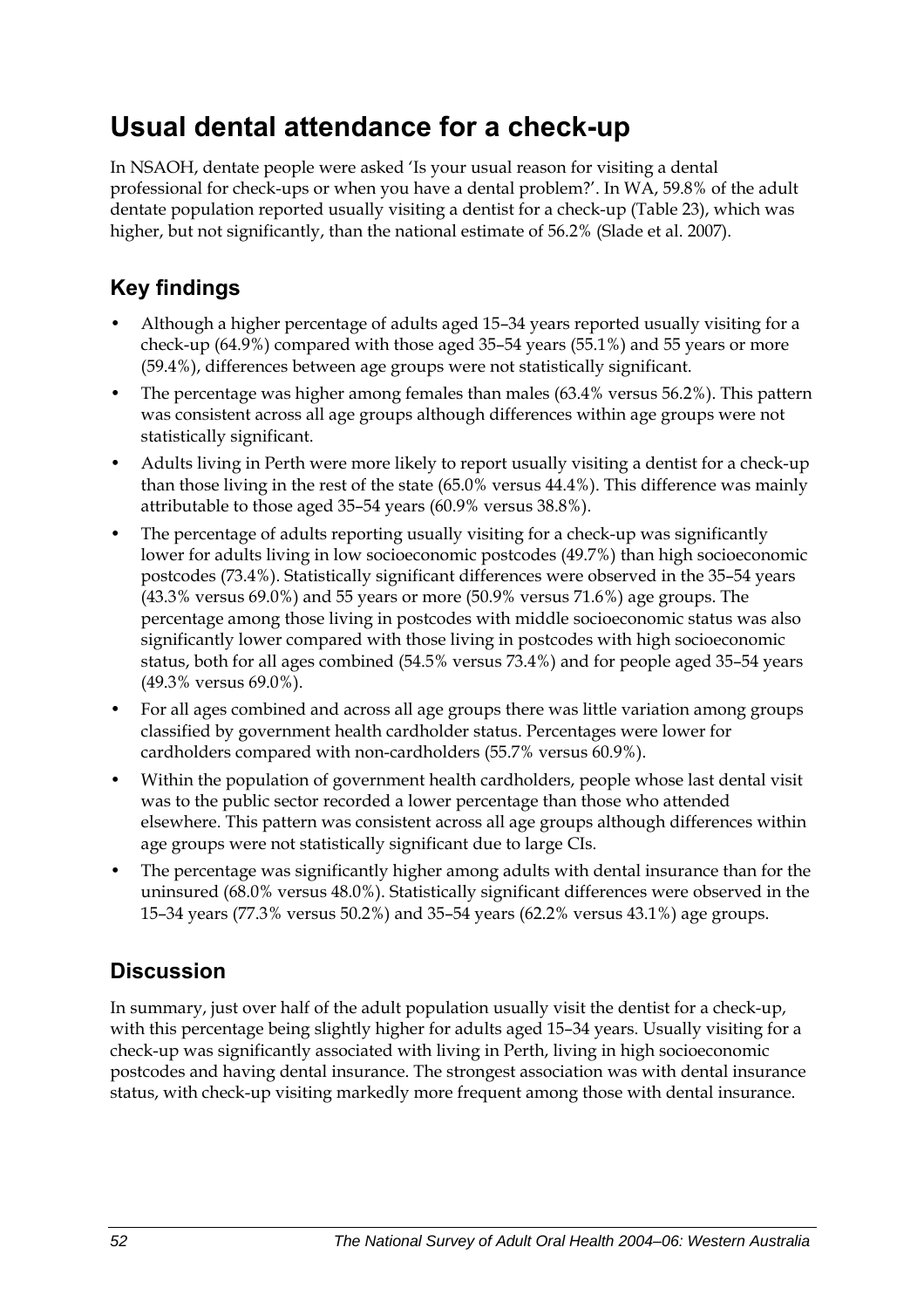# Usual dental attendance for a check-up

In NSAOH, dentate people were asked 'Is your usual reason for visiting a dental professional for check-ups or when you have a dental problem?'. In WA, 59.8% of the adult dentate population reported usually visiting a dentist for a check-up (Table 23), which was higher, but not significantly, than the national estimate of 56.2% (Slade et al. 2007).

## Key findings

- Although a higher percentage of adults aged 15–34 years reported usually visiting for a check-up (64.9%) compared with those aged 35–54 years (55.1%) and 55 years or more (59.4%), differences between age groups were not statistically significant.
- The percentage was higher among females than males (63.4% versus 56.2%). This pattern was consistent across all age groups although differences within age groups were not statistically significant.
- Adults living in Perth were more likely to report usually visiting a dentist for a check-up than those living in the rest of the state (65.0% versus 44.4%). This difference was mainly attributable to those aged 35–54 years (60.9% versus 38.8%).
- The percentage of adults reporting usually visiting for a check-up was significantly lower for adults living in low socioeconomic postcodes (49.7%) than high socioeconomic postcodes (73.4%). Statistically significant differences were observed in the 35–54 years (43.3% versus 69.0%) and 55 years or more (50.9% versus 71.6%) age groups. The percentage among those living in postcodes with middle socioeconomic status was also significantly lower compared with those living in postcodes with high socioeconomic status, both for all ages combined (54.5% versus 73.4%) and for people aged 35–54 years (49.3% versus 69.0%).
- For all ages combined and across all age groups there was little variation among groups classified by government health cardholder status. Percentages were lower for cardholders compared with non-cardholders (55.7% versus 60.9%).
- Within the population of government health cardholders, people whose last dental visit was to the public sector recorded a lower percentage than those who attended elsewhere. This pattern was consistent across all age groups although differences within age groups were not statistically significant due to large CIs.
- The percentage was significantly higher among adults with dental insurance than for the uninsured (68.0% versus 48.0%). Statistically significant differences were observed in the 15–34 years (77.3% versus 50.2%) and 35–54 years (62.2% versus 43.1%) age groups.

## Discussion

In summary, just over half of the adult population usually visit the dentist for a check-up, with this percentage being slightly higher for adults aged 15–34 years. Usually visiting for a check-up was significantly associated with living in Perth, living in high socioeconomic postcodes and having dental insurance. The strongest association was with dental insurance status, with check-up visiting markedly more frequent among those with dental insurance.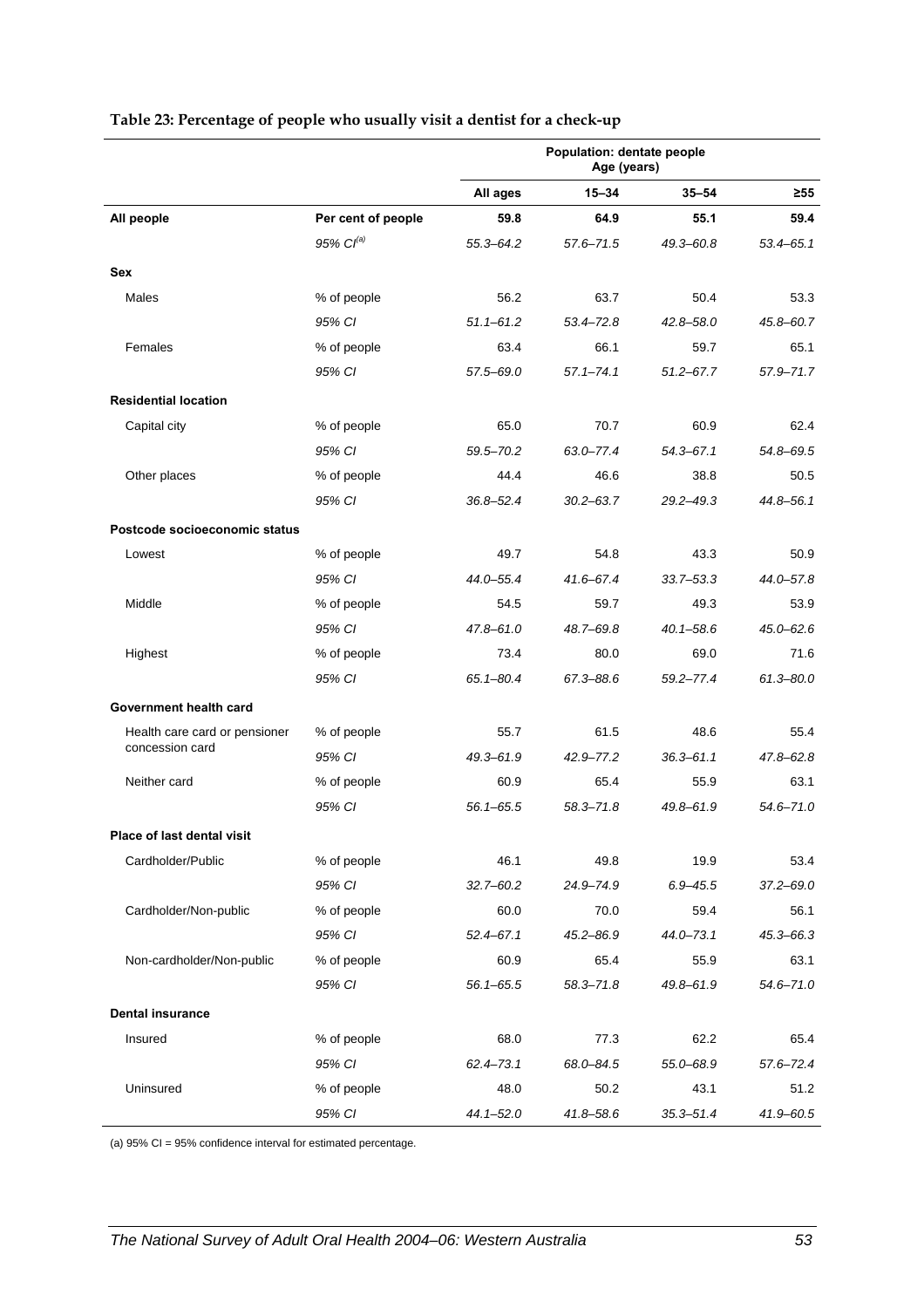**Table 23: Percentage of people who usually visit a dentist for a check-up**

| | | Population: dentate people Age (years) | | | |
|---|---|---|---|---|---|
| | | **All ages** | **15–34** | **35–54** | **≥55** |
| **All people** | **Per cent of people** | **59.8** | **64.9** | **55.1** | **59.4** |
| | *95% CI[(a)]* | *55.3–64.2* | *57.6–71.5* | *49.3–60.8* | *53.4–65.1* |
| **Sex** | | | | | |
| Males | % of people | 56.2 | 63.7 | 50.4 | 53.3 |
| | *95% CI* | *51.1–61.2* | *53.4–72.8* | *42.8–58.0* | *45.8–60.7* |
| Females | % of people | 63.4 | 66.1 | 59.7 | 65.1 |
| | *95% CI* | *57.5–69.0* | *57.1–74.1* | *51.2–67.7* | *57.9–71.7* |
| **Residential location** | | | | | |
| Capital city | % of people | 65.0 | 70.7 | 60.9 | 62.4 |
| | *95% CI* | *59.5–70.2* | *63.0–77.4* | *54.3–67.1* | *54.8–69.5* |
| Other places | % of people | 44.4 | 46.6 | 38.8 | 50.5 |
| | *95% CI* | *36.8–52.4* | *30.2–63.7* | *29.2–49.3* | *44.8–56.1* |
| **Postcode socioeconomic status** | | | | | |
| Lowest | % of people | 49.7 | 54.8 | 43.3 | 50.9 |
| | *95% CI* | *44.0–55.4* | *41.6–67.4* | *33.7–53.3* | *44.0–57.8* |
| Middle | % of people | 54.5 | 59.7 | 49.3 | 53.9 |
| | *95% CI* | *47.8–61.0* | *48.7–69.8* | *40.1–58.6* | *45.0–62.6* |
| Highest | % of people | 73.4 | 80.0 | 69.0 | 71.6 |
| | *95% CI* | *65.1–80.4* | *67.3–88.6* | *59.2–77.4* | *61.3–80.0* |
| **Government health card** | | | | | |
| Health care card or pensioner concession card | % of people | 55.7 | 61.5 | 48.6 | 55.4 |
| | *95% CI* | *49.3–61.9* | *42.9–77.2* | *36.3–61.1* | *47.8–62.8* |
| Neither card | % of people | 60.9 | 65.4 | 55.9 | 63.1 |
| | *95% CI* | *56.1–65.5* | *58.3–71.8* | *49.8–61.9* | *54.6–71.0* |
| **Place of last dental visit** | | | | | |
| Cardholder/Public | % of people | 46.1 | 49.8 | 19.9 | 53.4 |
| | *95% CI* | *32.7–60.2* | *24.9–74.9* | *6.9–45.5* | *37.2–69.0* |
| Cardholder/Non-public | % of people | 60.0 | 70.0 | 59.4 | 56.1 |
| | *95% CI* | *52.4–67.1* | *45.2–86.9* | *44.0–73.1* | *45.3–66.3* |
| Non-cardholder/Non-public | % of people | 60.9 | 65.4 | 55.9 | 63.1 |
| | *95% CI* | *56.1–65.5* | *58.3–71.8* | *49.8–61.9* | *54.6–71.0* |
| **Dental insurance** | | | | | |
| Insured | % of people | 68.0 | 77.3 | 62.2 | 65.4 |
| | *95% CI* | *62.4–73.1* | *68.0–84.5* | *55.0–68.9* | *57.6–72.4* |
| Uninsured | % of people | 48.0 | 50.2 | 43.1 | 51.2 |
| | *95% CI* | *44.1–52.0* | *41.8–58.6* | *35.3–51.4* | *41.9–60.5* |

(a) 95% CI = 95% confidence interval for estimated percentage.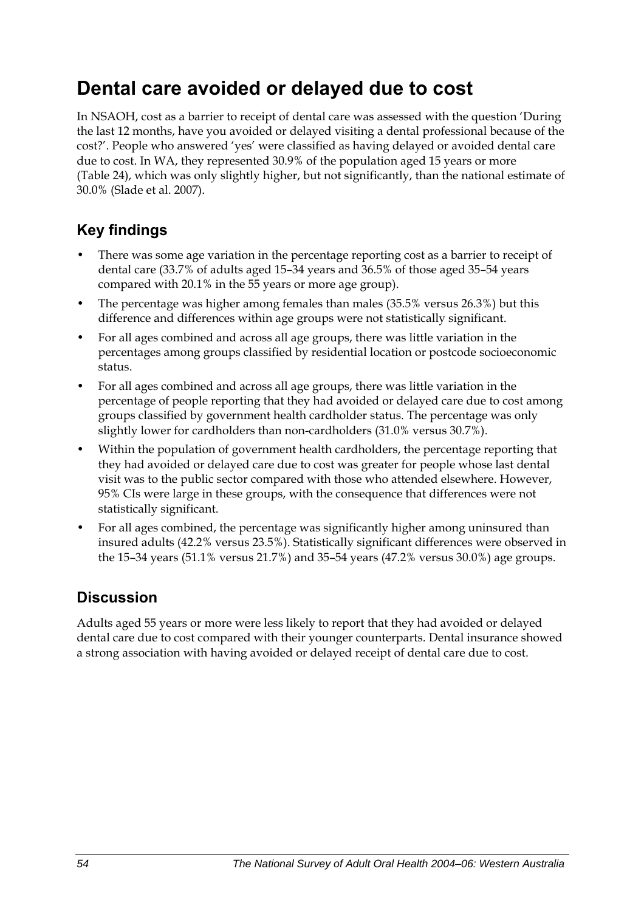# Dental care avoided or delayed due to cost

In NSAOH, cost as a barrier to receipt of dental care was assessed with the question 'During the last 12 months, have you avoided or delayed visiting a dental professional because of the cost?'. People who answered 'yes' were classified as having delayed or avoided dental care due to cost. In WA, they represented 30.9% of the population aged 15 years or more (Table 24), which was only slightly higher, but not significantly, than the national estimate of 30.0% (Slade et al. 2007).

## Key findings

- There was some age variation in the percentage reporting cost as a barrier to receipt of dental care (33.7% of adults aged 15–34 years and 36.5% of those aged 35–54 years compared with 20.1% in the 55 years or more age group).
- The percentage was higher among females than males (35.5% versus 26.3%) but this difference and differences within age groups were not statistically significant.
- For all ages combined and across all age groups, there was little variation in the percentages among groups classified by residential location or postcode socioeconomic status.
- For all ages combined and across all age groups, there was little variation in the percentage of people reporting that they had avoided or delayed care due to cost among groups classified by government health cardholder status. The percentage was only slightly lower for cardholders than non-cardholders (31.0% versus 30.7%).
- Within the population of government health cardholders, the percentage reporting that they had avoided or delayed care due to cost was greater for people whose last dental visit was to the public sector compared with those who attended elsewhere. However, 95% CIs were large in these groups, with the consequence that differences were not statistically significant.
- For all ages combined, the percentage was significantly higher among uninsured than insured adults (42.2% versus 23.5%). Statistically significant differences were observed in the 15–34 years (51.1% versus 21.7%) and 35–54 years (47.2% versus 30.0%) age groups.

## Discussion

Adults aged 55 years or more were less likely to report that they had avoided or delayed dental care due to cost compared with their younger counterparts. Dental insurance showed a strong association with having avoided or delayed receipt of dental care due to cost.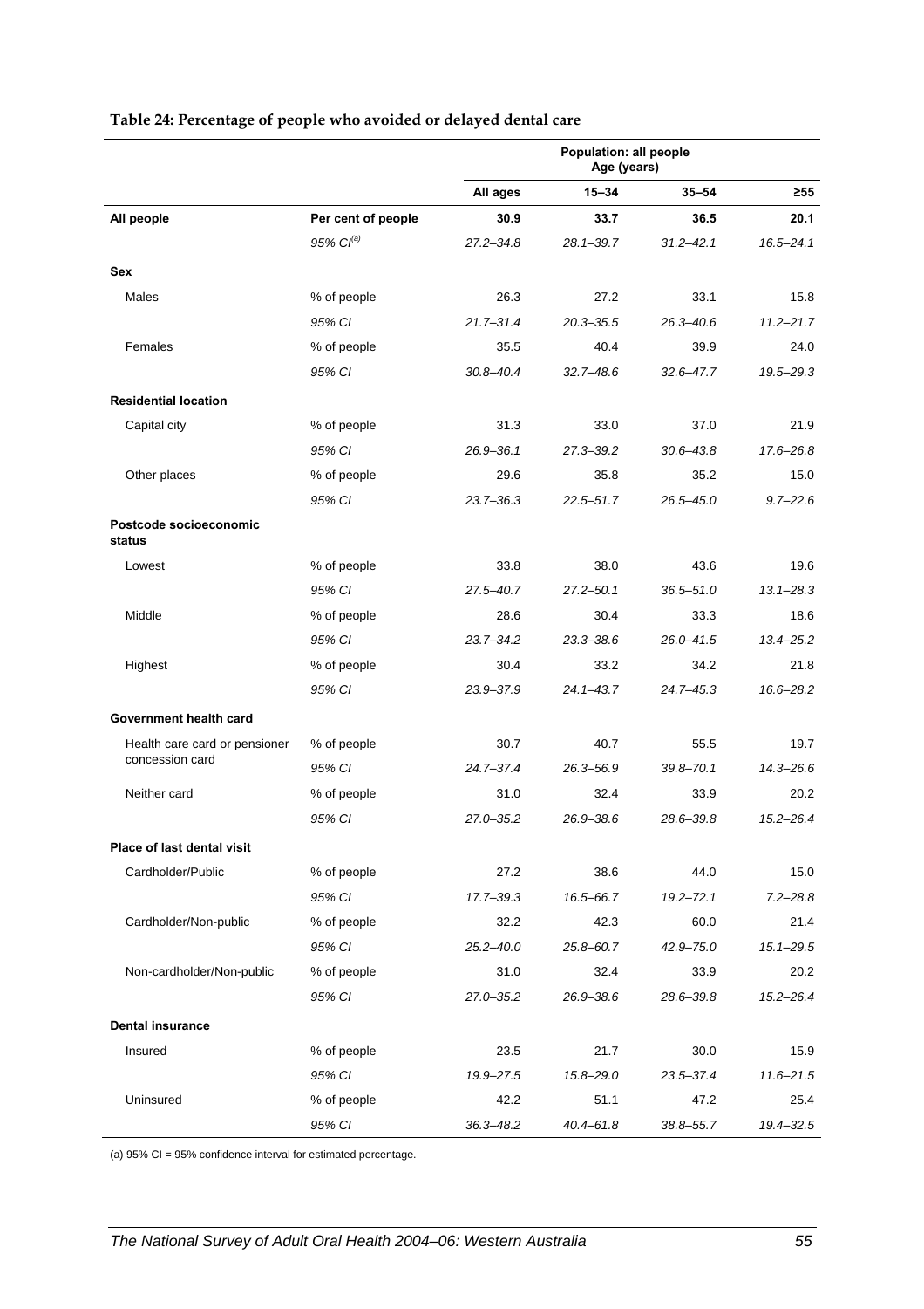**Table 24: Percentage of people who avoided or delayed dental care**

| | | Population: all people Age (years) | | | |
|---|---|---|---|---|---|
| | | All ages | 15–34 | 35–54 | ≥55 |
| **All people** | **Per cent of people** | **30.9** | **33.7** | **36.5** | **20.1** |
| | *95% CI[(a)]* | *27.2–34.8* | *28.1–39.7* | *31.2–42.1* | *16.5–24.1* |
| **Sex** | | | | | |
| Males | % of people | 26.3 | 27.2 | 33.1 | 15.8 |
| | *95% CI* | *21.7–31.4* | *20.3–35.5* | *26.3–40.6* | *11.2–21.7* |
| Females | % of people | 35.5 | 40.4 | 39.9 | 24.0 |
| | *95% CI* | *30.8–40.4* | *32.7–48.6* | *32.6–47.7* | *19.5–29.3* |
| **Residential location** | | | | | |
| Capital city | % of people | 31.3 | 33.0 | 37.0 | 21.9 |
| | *95% CI* | *26.9–36.1* | *27.3–39.2* | *30.6–43.8* | *17.6–26.8* |
| Other places | % of people | 29.6 | 35.8 | 35.2 | 15.0 |
| | *95% CI* | *23.7–36.3* | *22.5–51.7* | *26.5–45.0* | *9.7–22.6* |
| **Postcode socioeconomic status** | | | | | |
| Lowest | % of people | 33.8 | 38.0 | 43.6 | 19.6 |
| | *95% CI* | *27.5–40.7* | *27.2–50.1* | *36.5–51.0* | *13.1–28.3* |
| Middle | % of people | 28.6 | 30.4 | 33.3 | 18.6 |
| | *95% CI* | *23.7–34.2* | *23.3–38.6* | *26.0–41.5* | *13.4–25.2* |
| Highest | % of people | 30.4 | 33.2 | 34.2 | 21.8 |
| | *95% CI* | *23.9–37.9* | *24.1–43.7* | *24.7–45.3* | *16.6–28.2* |
| **Government health card** | | | | | |
| Health care card or pensioner concession card | % of people | 30.7 | 40.7 | 55.5 | 19.7 |
| | *95% CI* | *24.7–37.4* | *26.3–56.9* | *39.8–70.1* | *14.3–26.6* |
| Neither card | % of people | 31.0 | 32.4 | 33.9 | 20.2 |
| | *95% CI* | *27.0–35.2* | *26.9–38.6* | *28.6–39.8* | *15.2–26.4* |
| **Place of last dental visit** | | | | | |
| Cardholder/Public | % of people | 27.2 | 38.6 | 44.0 | 15.0 |
| | *95% CI* | *17.7–39.3* | *16.5–66.7* | *19.2–72.1* | *7.2–28.8* |
| Cardholder/Non-public | % of people | 32.2 | 42.3 | 60.0 | 21.4 |
| | *95% CI* | *25.2–40.0* | *25.8–60.7* | *42.9–75.0* | *15.1–29.5* |
| Non-cardholder/Non-public | % of people | 31.0 | 32.4 | 33.9 | 20.2 |
| | *95% CI* | *27.0–35.2* | *26.9–38.6* | *28.6–39.8* | *15.2–26.4* |
| **Dental insurance** | | | | | |
| Insured | % of people | 23.5 | 21.7 | 30.0 | 15.9 |
| | *95% CI* | *19.9–27.5* | *15.8–29.0* | *23.5–37.4* | *11.6–21.5* |
| Uninsured | % of people | 42.2 | 51.1 | 47.2 | 25.4 |
| | *95% CI* | *36.3–48.2* | *40.4–61.8* | *38.8–55.7* | *19.4–32.5* |

(a) 95% CI = 95% confidence interval for estimated percentage.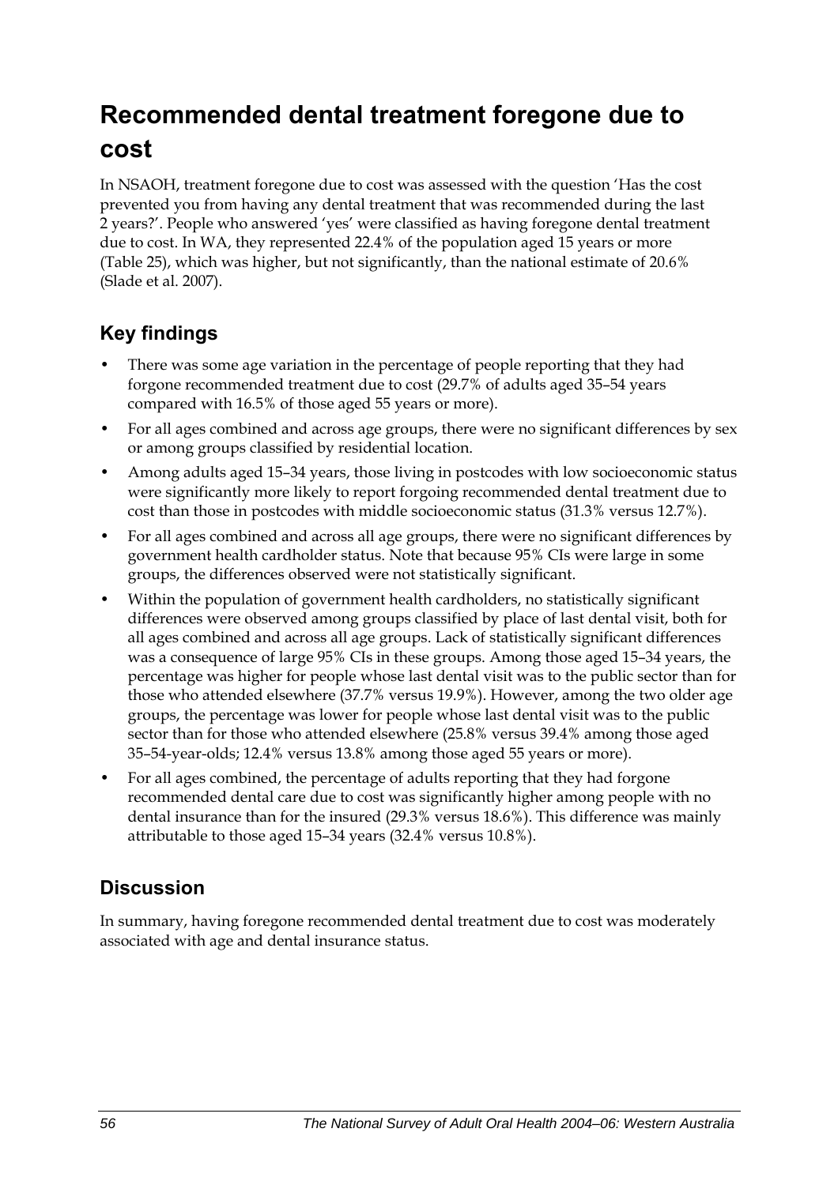# Recommended dental treatment foregone due to cost

In NSAOH, treatment foregone due to cost was assessed with the question 'Has the cost prevented you from having any dental treatment that was recommended during the last 2 years?'. People who answered 'yes' were classified as having foregone dental treatment due to cost. In WA, they represented 22.4% of the population aged 15 years or more (Table 25), which was higher, but not significantly, than the national estimate of 20.6% (Slade et al. 2007).

## Key findings

- There was some age variation in the percentage of people reporting that they had forgone recommended treatment due to cost (29.7% of adults aged 35–54 years compared with 16.5% of those aged 55 years or more).
- For all ages combined and across age groups, there were no significant differences by sex or among groups classified by residential location.
- Among adults aged 15–34 years, those living in postcodes with low socioeconomic status were significantly more likely to report forgoing recommended dental treatment due to cost than those in postcodes with middle socioeconomic status (31.3% versus 12.7%).
- For all ages combined and across all age groups, there were no significant differences by government health cardholder status. Note that because 95% CIs were large in some groups, the differences observed were not statistically significant.
- Within the population of government health cardholders, no statistically significant differences were observed among groups classified by place of last dental visit, both for all ages combined and across all age groups. Lack of statistically significant differences was a consequence of large 95% CIs in these groups. Among those aged 15–34 years, the percentage was higher for people whose last dental visit was to the public sector than for those who attended elsewhere (37.7% versus 19.9%). However, among the two older age groups, the percentage was lower for people whose last dental visit was to the public sector than for those who attended elsewhere (25.8% versus 39.4% among those aged 35–54-year-olds; 12.4% versus 13.8% among those aged 55 years or more).
- For all ages combined, the percentage of adults reporting that they had forgone recommended dental care due to cost was significantly higher among people with no dental insurance than for the insured (29.3% versus 18.6%). This difference was mainly attributable to those aged 15–34 years (32.4% versus 10.8%).

## Discussion

In summary, having foregone recommended dental treatment due to cost was moderately associated with age and dental insurance status.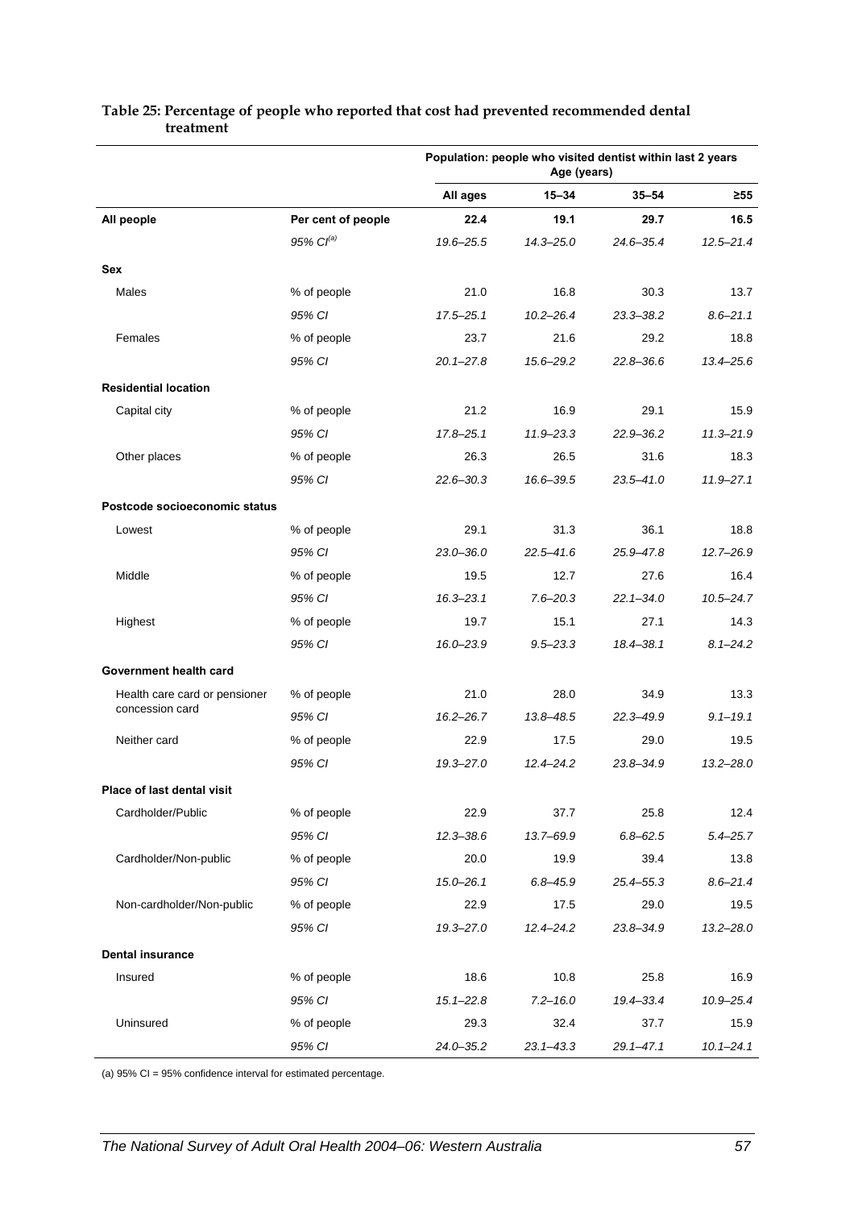**Table 25: Percentage of people who reported that cost had prevented recommended dental treatment**

| | | Population: people who visited dentist within last 2 years Age (years) | | | |
|---|---|---|---|---|---|
| | | **All ages** | **15–34** | **35–54** | **≥55** |
| **All people** | **Per cent of people** | **22.4** | **19.1** | **29.7** | **16.5** |
| | *95% CI[(a)]* | *19.6–25.5* | *14.3–25.0* | *24.6–35.4* | *12.5–21.4* |
| **Sex** | | | | | |
| Males | % of people | 21.0 | 16.8 | 30.3 | 13.7 |
| | *95% CI* | *17.5–25.1* | *10.2–26.4* | *23.3–38.2* | *8.6–21.1* |
| Females | % of people | 23.7 | 21.6 | 29.2 | 18.8 |
| | *95% CI* | *20.1–27.8* | *15.6–29.2* | *22.8–36.6* | *13.4–25.6* |
| **Residential location** | | | | | |
| Capital city | % of people | 21.2 | 16.9 | 29.1 | 15.9 |
| | *95% CI* | *17.8–25.1* | *11.9–23.3* | *22.9–36.2* | *11.3–21.9* |
| Other places | % of people | 26.3 | 26.5 | 31.6 | 18.3 |
| | *95% CI* | *22.6–30.3* | *16.6–39.5* | *23.5–41.0* | *11.9–27.1* |
| **Postcode socioeconomic status** | | | | | |
| Lowest | % of people | 29.1 | 31.3 | 36.1 | 18.8 |
| | *95% CI* | *23.0–36.0* | *22.5–41.6* | *25.9–47.8* | *12.7–26.9* |
| Middle | % of people | 19.5 | 12.7 | 27.6 | 16.4 |
| | *95% CI* | *16.3–23.1* | *7.6–20.3* | *22.1–34.0* | *10.5–24.7* |
| Highest | % of people | 19.7 | 15.1 | 27.1 | 14.3 |
| | *95% CI* | *16.0–23.9* | *9.5–23.3* | *18.4–38.1* | *8.1–24.2* |
| **Government health card** | | | | | |
| Health care card or pensioner concession card | % of people | 21.0 | 28.0 | 34.9 | 13.3 |
| | *95% CI* | *16.2–26.7* | *13.8–48.5* | *22.3–49.9* | *9.1–19.1* |
| Neither card | % of people | 22.9 | 17.5 | 29.0 | 19.5 |
| | *95% CI* | *19.3–27.0* | *12.4–24.2* | *23.8–34.9* | *13.2–28.0* |
| **Place of last dental visit** | | | | | |
| Cardholder/Public | % of people | 22.9 | 37.7 | 25.8 | 12.4 |
| | *95% CI* | *12.3–38.6* | *13.7–69.9* | *6.8–62.5* | *5.4–25.7* |
| Cardholder/Non-public | % of people | 20.0 | 19.9 | 39.4 | 13.8 |
| | *95% CI* | *15.0–26.1* | *6.8–45.9* | *25.4–55.3* | *8.6–21.4* |
| Non-cardholder/Non-public | % of people | 22.9 | 17.5 | 29.0 | 19.5 |
| | *95% CI* | *19.3–27.0* | *12.4–24.2* | *23.8–34.9* | *13.2–28.0* |
| **Dental insurance** | | | | | |
| Insured | % of people | 18.6 | 10.8 | 25.8 | 16.9 |
| | *95% CI* | *15.1–22.8* | *7.2–16.0* | *19.4–33.4* | *10.9–25.4* |
| Uninsured | % of people | 29.3 | 32.4 | 37.7 | 15.9 |
| | *95% CI* | *24.0–35.2* | *23.1–43.3* | *29.1–47.1* | *10.1–24.1* |

(a) 95% CI = 95% confidence interval for estimated percentage.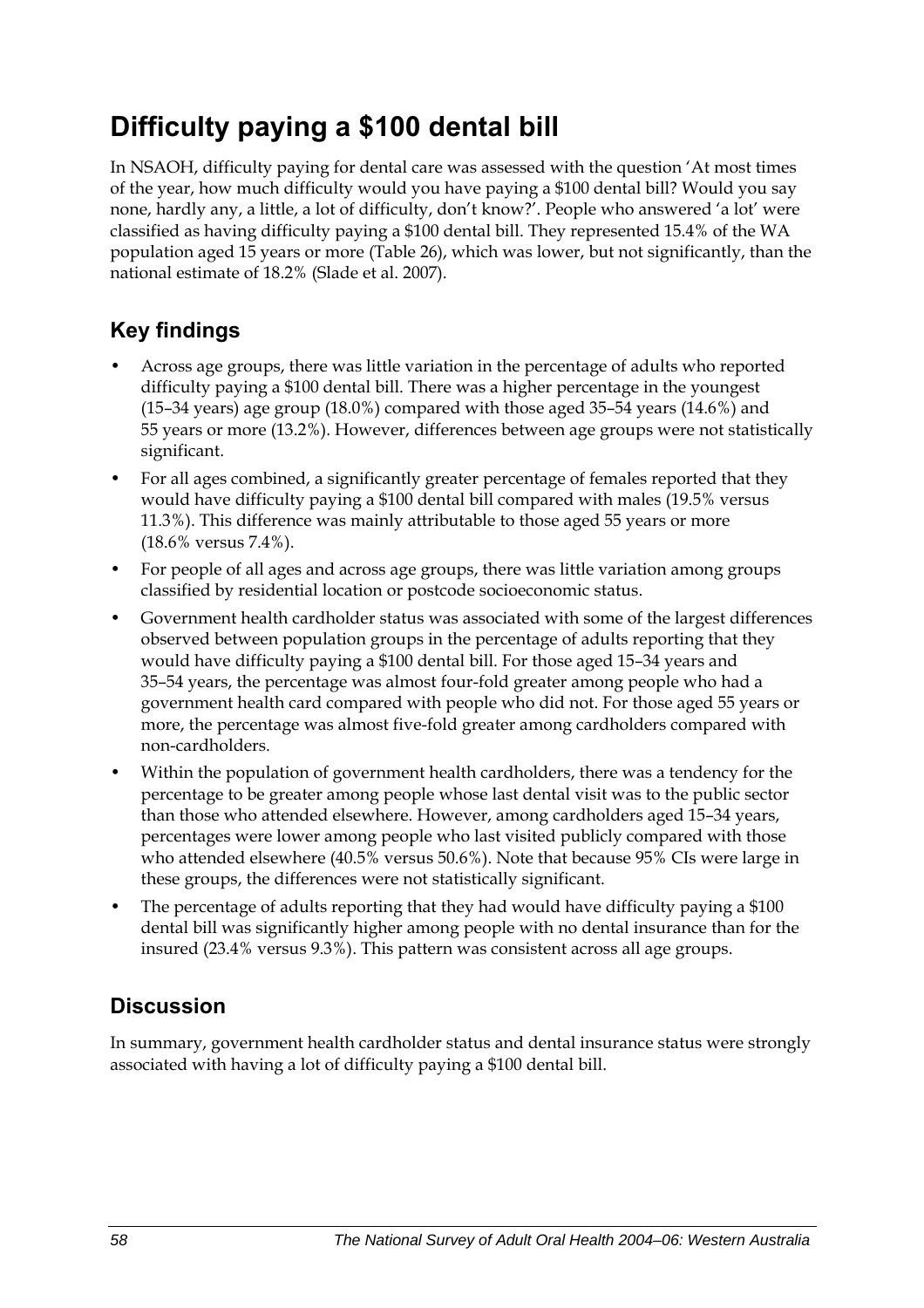# Difficulty paying a $100 dental bill

In NSAOH, difficulty paying for dental care was assessed with the question 'At most times of the year, how much difficulty would you have paying a $100 dental bill? Would you say none, hardly any, a little, a lot of difficulty, don't know?'. People who answered 'a lot' were classified as having difficulty paying a $100 dental bill. They represented 15.4% of the WA population aged 15 years or more (Table 26), which was lower, but not significantly, than the national estimate of 18.2% (Slade et al. 2007).

## Key findings

- Across age groups, there was little variation in the percentage of adults who reported difficulty paying a $100 dental bill. There was a higher percentage in the youngest (15–34 years) age group (18.0%) compared with those aged 35–54 years (14.6%) and 55 years or more (13.2%). However, differences between age groups were not statistically significant.
- For all ages combined, a significantly greater percentage of females reported that they would have difficulty paying a $100 dental bill compared with males (19.5% versus 11.3%). This difference was mainly attributable to those aged 55 years or more (18.6% versus 7.4%).
- For people of all ages and across age groups, there was little variation among groups classified by residential location or postcode socioeconomic status.
- Government health cardholder status was associated with some of the largest differences observed between population groups in the percentage of adults reporting that they would have difficulty paying a $100 dental bill. For those aged 15–34 years and 35–54 years, the percentage was almost four-fold greater among people who had a government health card compared with people who did not. For those aged 55 years or more, the percentage was almost five-fold greater among cardholders compared with non-cardholders.
- Within the population of government health cardholders, there was a tendency for the percentage to be greater among people whose last dental visit was to the public sector than those who attended elsewhere. However, among cardholders aged 15–34 years, percentages were lower among people who last visited publicly compared with those who attended elsewhere (40.5% versus 50.6%). Note that because 95% CIs were large in these groups, the differences were not statistically significant.
- The percentage of adults reporting that they had would have difficulty paying a $100 dental bill was significantly higher among people with no dental insurance than for the insured (23.4% versus 9.3%). This pattern was consistent across all age groups.

## Discussion

In summary, government health cardholder status and dental insurance status were strongly associated with having a lot of difficulty paying a $100 dental bill.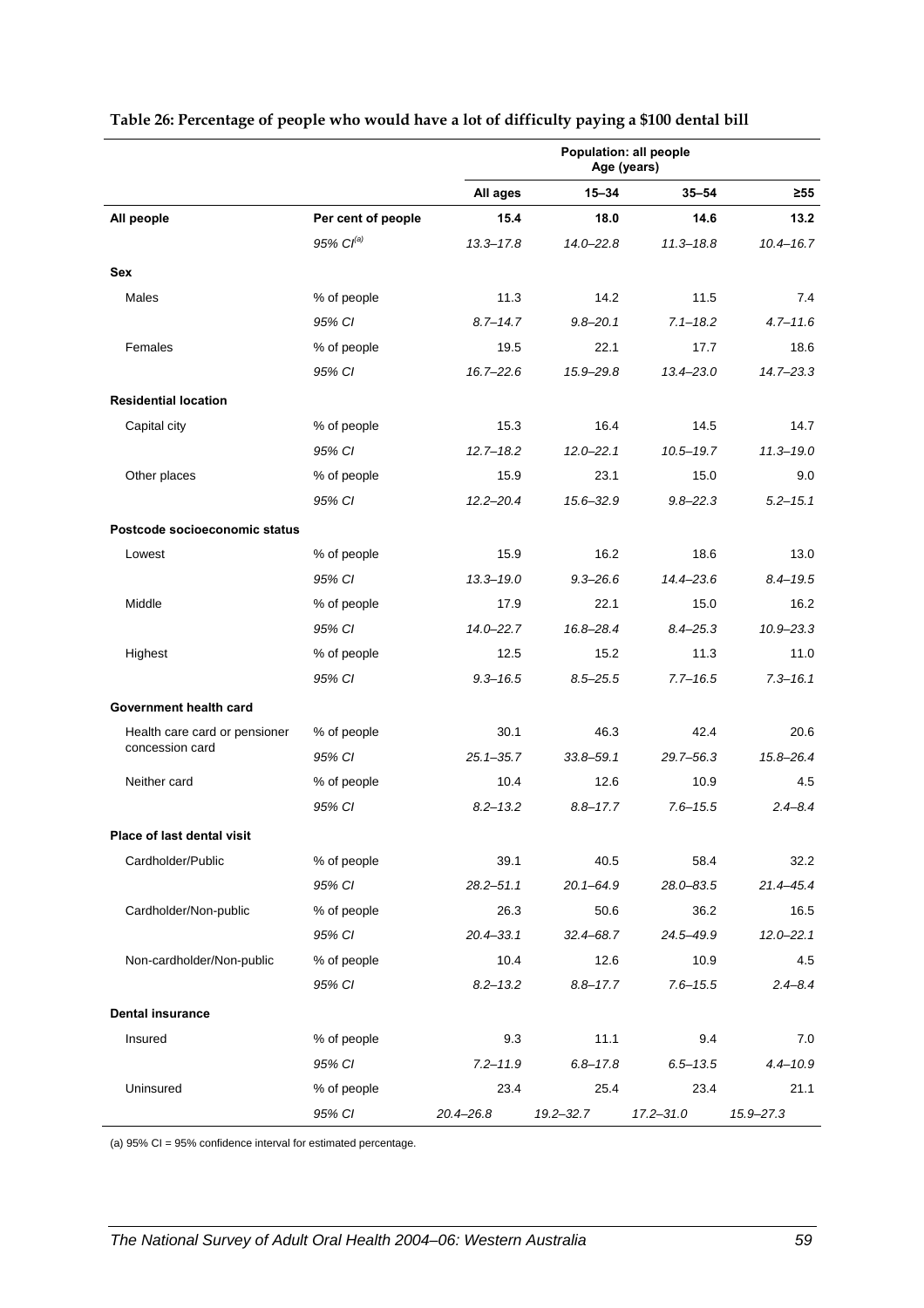**Table 26: Percentage of people who would have a lot of difficulty paying a $100 dental bill**

| | | Population: all people Age (years) | | | |
|---|---|---|---|---|---|
| | | **All ages** | **15–34** | **35–54** | **≥55** |
| **All people** | **Per cent of people** | **15.4** | **18.0** | **14.6** | **13.2** |
| | *95% CI[(a)]* | *13.3–17.8* | *14.0–22.8* | *11.3–18.8* | *10.4–16.7* |
| **Sex** | | | | | |
| Males | % of people | 11.3 | 14.2 | 11.5 | 7.4 |
| | *95% CI* | *8.7–14.7* | *9.8–20.1* | *7.1–18.2* | *4.7–11.6* |
| Females | % of people | 19.5 | 22.1 | 17.7 | 18.6 |
| | *95% CI* | *16.7–22.6* | *15.9–29.8* | *13.4–23.0* | *14.7–23.3* |
| **Residential location** | | | | | |
| Capital city | % of people | 15.3 | 16.4 | 14.5 | 14.7 |
| | *95% CI* | *12.7–18.2* | *12.0–22.1* | *10.5–19.7* | *11.3–19.0* |
| Other places | % of people | 15.9 | 23.1 | 15.0 | 9.0 |
| | *95% CI* | *12.2–20.4* | *15.6–32.9* | *9.8–22.3* | *5.2–15.1* |
| **Postcode socioeconomic status** | | | | | |
| Lowest | % of people | 15.9 | 16.2 | 18.6 | 13.0 |
| | *95% CI* | *13.3–19.0* | *9.3–26.6* | *14.4–23.6* | *8.4–19.5* |
| Middle | % of people | 17.9 | 22.1 | 15.0 | 16.2 |
| | *95% CI* | *14.0–22.7* | *16.8–28.4* | *8.4–25.3* | *10.9–23.3* |
| Highest | % of people | 12.5 | 15.2 | 11.3 | 11.0 |
| | *95% CI* | *9.3–16.5* | *8.5–25.5* | *7.7–16.5* | *7.3–16.1* |
| **Government health card** | | | | | |
| Health care card or pensioner concession card | % of people | 30.1 | 46.3 | 42.4 | 20.6 |
| | *95% CI* | *25.1–35.7* | *33.8–59.1* | *29.7–56.3* | *15.8–26.4* |
| Neither card | % of people | 10.4 | 12.6 | 10.9 | 4.5 |
| | *95% CI* | *8.2–13.2* | *8.8–17.7* | *7.6–15.5* | *2.4–8.4* |
| **Place of last dental visit** | | | | | |
| Cardholder/Public | % of people | 39.1 | 40.5 | 58.4 | 32.2 |
| | *95% CI* | *28.2–51.1* | *20.1–64.9* | *28.0–83.5* | *21.4–45.4* |
| Cardholder/Non-public | % of people | 26.3 | 50.6 | 36.2 | 16.5 |
| | *95% CI* | *20.4–33.1* | *32.4–68.7* | *24.5–49.9* | *12.0–22.1* |
| Non-cardholder/Non-public | % of people | 10.4 | 12.6 | 10.9 | 4.5 |
| | *95% CI* | *8.2–13.2* | *8.8–17.7* | *7.6–15.5* | *2.4–8.4* |
| **Dental insurance** | | | | | |
| Insured | % of people | 9.3 | 11.1 | 9.4 | 7.0 |
| | *95% CI* | *7.2–11.9* | *6.8–17.8* | *6.5–13.5* | *4.4–10.9* |
| Uninsured | % of people | 23.4 | 25.4 | 23.4 | 21.1 |
| | *95% CI* | *20.4–26.8* | *19.2–32.7* | *17.2–31.0* | *15.9–27.3* |

(a) 95% CI = 95% confidence interval for estimated percentage.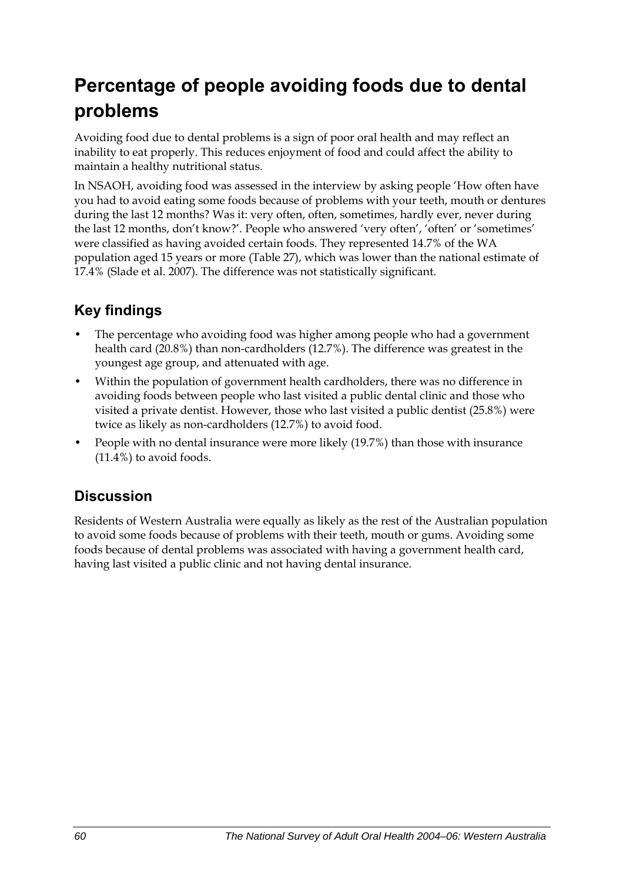# Percentage of people avoiding foods due to dental problems

Avoiding food due to dental problems is a sign of poor oral health and may reflect an inability to eat properly. This reduces enjoyment of food and could affect the ability to maintain a healthy nutritional status.

In NSAOH, avoiding food was assessed in the interview by asking people 'How often have you had to avoid eating some foods because of problems with your teeth, mouth or dentures during the last 12 months? Was it: very often, often, sometimes, hardly ever, never during the last 12 months, don't know?'. People who answered 'very often', 'often' or 'sometimes' were classified as having avoided certain foods. They represented 14.7% of the WA population aged 15 years or more (Table 27), which was lower than the national estimate of 17.4% (Slade et al. 2007). The difference was not statistically significant.

## Key findings

- The percentage who avoiding food was higher among people who had a government health card (20.8%) than non-cardholders (12.7%). The difference was greatest in the youngest age group, and attenuated with age.
- Within the population of government health cardholders, there was no difference in avoiding foods between people who last visited a public dental clinic and those who visited a private dentist. However, those who last visited a public dentist (25.8%) were twice as likely as non-cardholders (12.7%) to avoid food.
- People with no dental insurance were more likely (19.7%) than those with insurance (11.4%) to avoid foods.

## Discussion

Residents of Western Australia were equally as likely as the rest of the Australian population to avoid some foods because of problems with their teeth, mouth or gums. Avoiding some foods because of dental problems was associated with having a government health card, having last visited a public clinic and not having dental insurance.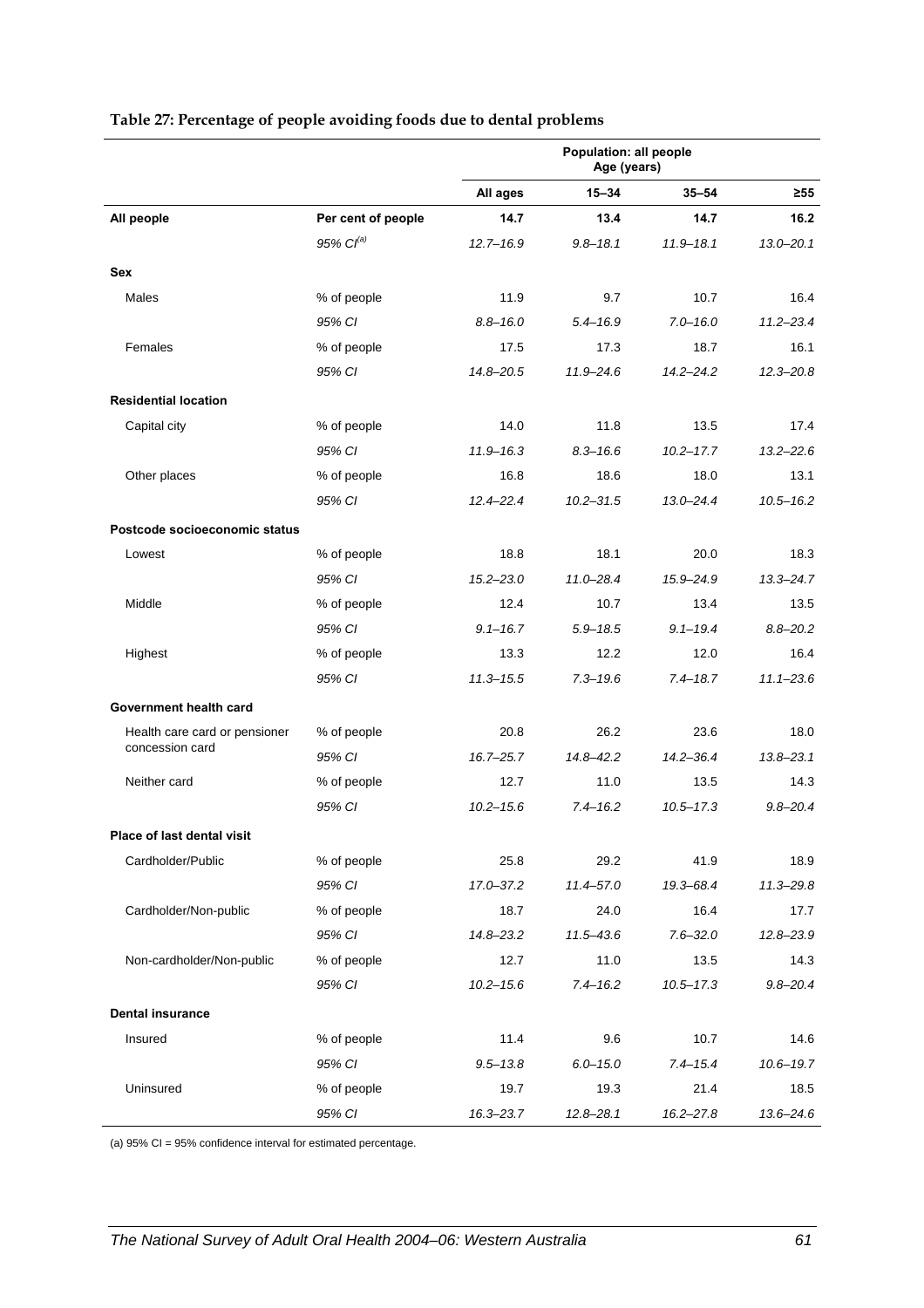**Table 27: Percentage of people avoiding foods due to dental problems**

| | | Population: all people Age (years) | | | |
|---|---|---|---|---|---|
| | | All ages | 15–34 | 35–54 | ≥55 |
| **All people** | **Per cent of people** | **14.7** | **13.4** | **14.7** | **16.2** |
| | *95% CI[(a)]* | *12.7–16.9* | *9.8–18.1* | *11.9–18.1* | *13.0–20.1* |
| **Sex** | | | | | |
| Males | % of people | 11.9 | 9.7 | 10.7 | 16.4 |
| | *95% CI* | *8.8–16.0* | *5.4–16.9* | *7.0–16.0* | *11.2–23.4* |
| Females | % of people | 17.5 | 17.3 | 18.7 | 16.1 |
| | *95% CI* | *14.8–20.5* | *11.9–24.6* | *14.2–24.2* | *12.3–20.8* |
| **Residential location** | | | | | |
| Capital city | % of people | 14.0 | 11.8 | 13.5 | 17.4 |
| | *95% CI* | *11.9–16.3* | *8.3–16.6* | *10.2–17.7* | *13.2–22.6* |
| Other places | % of people | 16.8 | 18.6 | 18.0 | 13.1 |
| | *95% CI* | *12.4–22.4* | *10.2–31.5* | *13.0–24.4* | *10.5–16.2* |
| **Postcode socioeconomic status** | | | | | |
| Lowest | % of people | 18.8 | 18.1 | 20.0 | 18.3 |
| | *95% CI* | *15.2–23.0* | *11.0–28.4* | *15.9–24.9* | *13.3–24.7* |
| Middle | % of people | 12.4 | 10.7 | 13.4 | 13.5 |
| | *95% CI* | *9.1–16.7* | *5.9–18.5* | *9.1–19.4* | *8.8–20.2* |
| Highest | % of people | 13.3 | 12.2 | 12.0 | 16.4 |
| | *95% CI* | *11.3–15.5* | *7.3–19.6* | *7.4–18.7* | *11.1–23.6* |
| **Government health card** | | | | | |
| Health care card or pensioner concession card | % of people | 20.8 | 26.2 | 23.6 | 18.0 |
| | *95% CI* | *16.7–25.7* | *14.8–42.2* | *14.2–36.4* | *13.8–23.1* |
| Neither card | % of people | 12.7 | 11.0 | 13.5 | 14.3 |
| | *95% CI* | *10.2–15.6* | *7.4–16.2* | *10.5–17.3* | *9.8–20.4* |
| **Place of last dental visit** | | | | | |
| Cardholder/Public | % of people | 25.8 | 29.2 | 41.9 | 18.9 |
| | *95% CI* | *17.0–37.2* | *11.4–57.0* | *19.3–68.4* | *11.3–29.8* |
| Cardholder/Non-public | % of people | 18.7 | 24.0 | 16.4 | 17.7 |
| | *95% CI* | *14.8–23.2* | *11.5–43.6* | *7.6–32.0* | *12.8–23.9* |
| Non-cardholder/Non-public | % of people | 12.7 | 11.0 | 13.5 | 14.3 |
| | *95% CI* | *10.2–15.6* | *7.4–16.2* | *10.5–17.3* | *9.8–20.4* |
| **Dental insurance** | | | | | |
| Insured | % of people | 11.4 | 9.6 | 10.7 | 14.6 |
| | *95% CI* | *9.5–13.8* | *6.0–15.0* | *7.4–15.4* | *10.6–19.7* |
| Uninsured | % of people | 19.7 | 19.3 | 21.4 | 18.5 |
| | *95% CI* | *16.3–23.7* | *12.8–28.1* | *16.2–27.8* | *13.6–24.6* |

(a) 95% CI = 95% confidence interval for estimated percentage.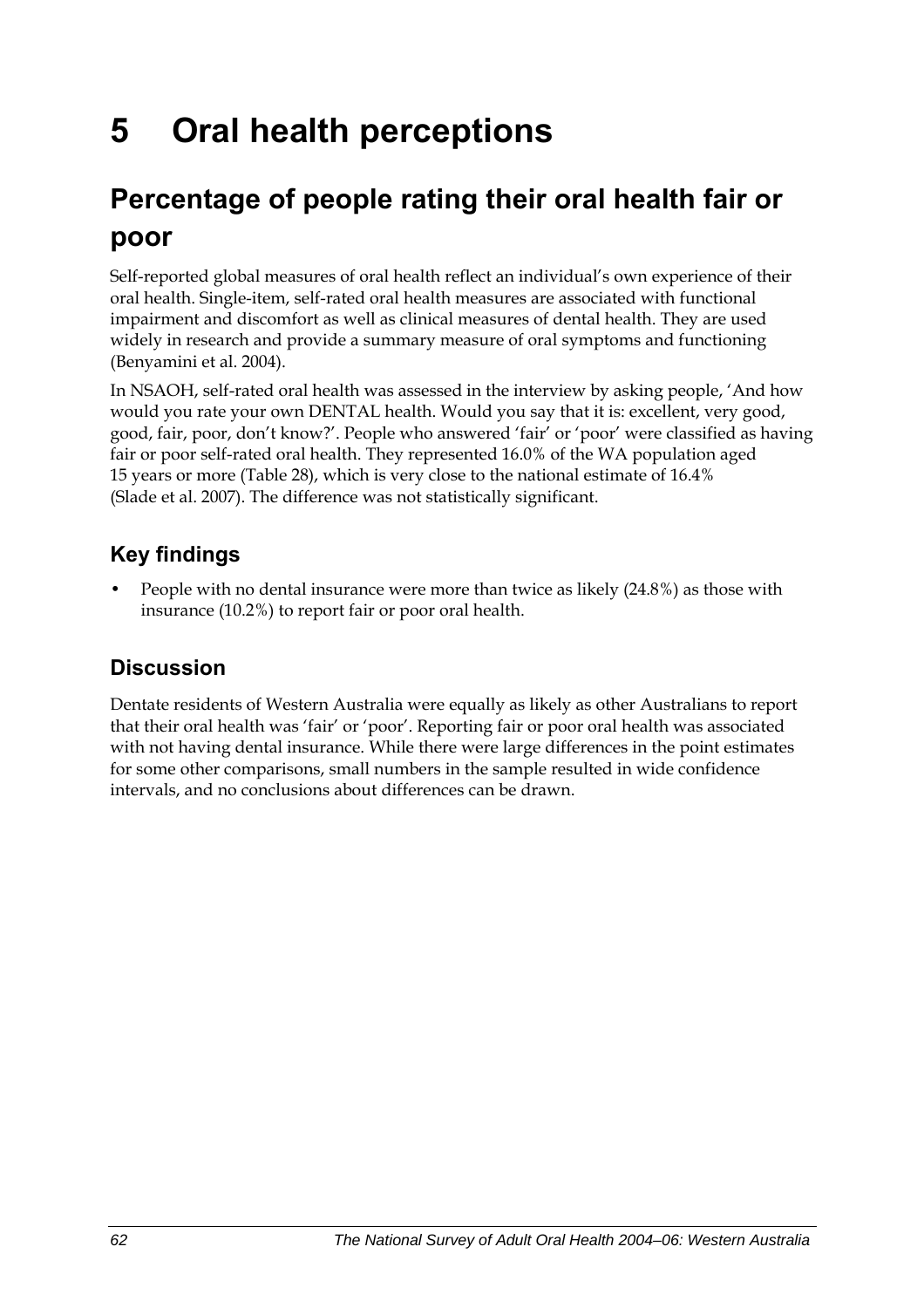# 5 Oral health perceptions

## Percentage of people rating their oral health fair or poor

Self-reported global measures of oral health reflect an individual's own experience of their oral health. Single-item, self-rated oral health measures are associated with functional impairment and discomfort as well as clinical measures of dental health. They are used widely in research and provide a summary measure of oral symptoms and functioning (Benyamini et al. 2004).

In NSAOH, self-rated oral health was assessed in the interview by asking people, 'And how would you rate your own DENTAL health. Would you say that it is: excellent, very good, good, fair, poor, don't know?'. People who answered 'fair' or 'poor' were classified as having fair or poor self-rated oral health. They represented 16.0% of the WA population aged 15 years or more (Table 28), which is very close to the national estimate of 16.4% (Slade et al. 2007). The difference was not statistically significant.

### Key findings

- People with no dental insurance were more than twice as likely (24.8%) as those with insurance (10.2%) to report fair or poor oral health.

### Discussion

Dentate residents of Western Australia were equally as likely as other Australians to report that their oral health was 'fair' or 'poor'. Reporting fair or poor oral health was associated with not having dental insurance. While there were large differences in the point estimates for some other comparisons, small numbers in the sample resulted in wide confidence intervals, and no conclusions about differences can be drawn.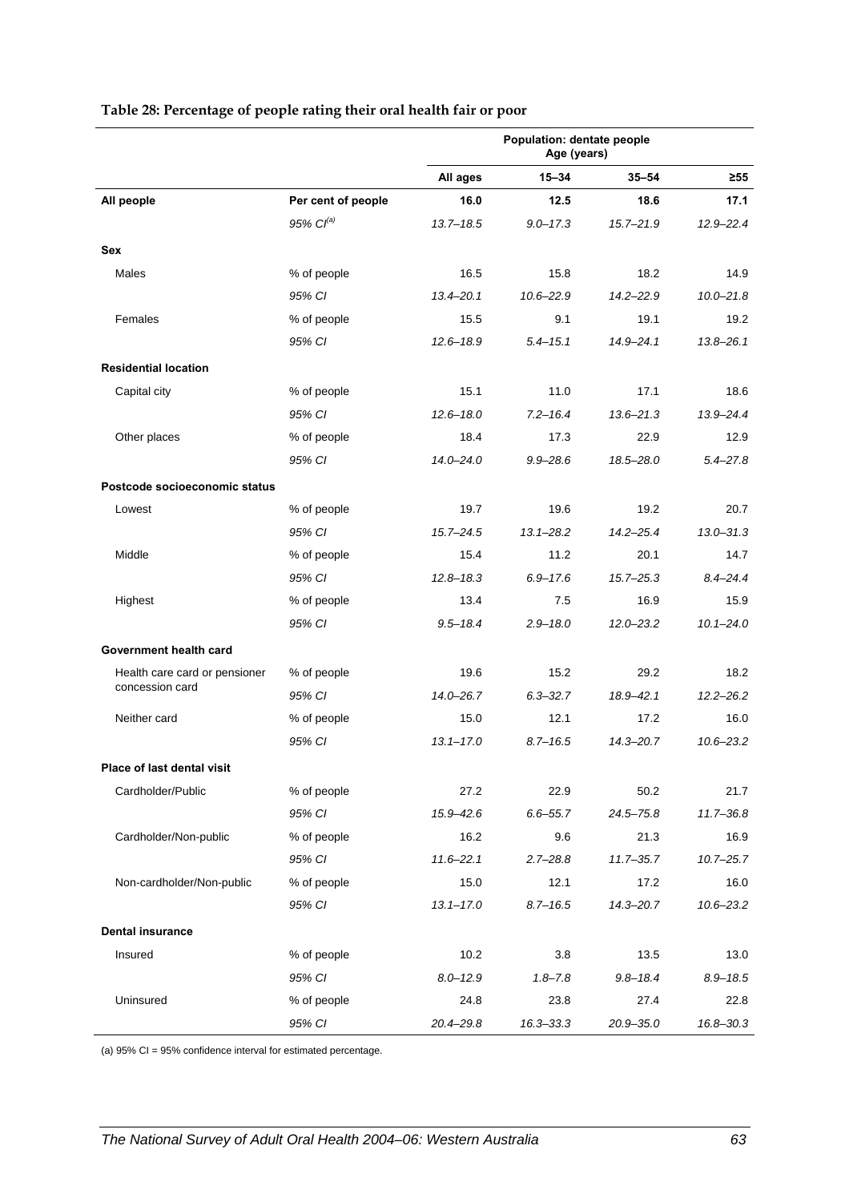**Table 28: Percentage of people rating their oral health fair or poor**

| | | Population: dentate people Age (years) | | | |
|---|---|---|---|---|---|
| | | **All ages** | **15–34** | **35–54** | **≥55** |
| **All people** | **Per cent of people** | **16.0** | **12.5** | **18.6** | **17.1** |
| | *95% CI[(a)]* | *13.7–18.5* | *9.0–17.3* | *15.7–21.9* | *12.9–22.4* |
| **Sex** | | | | | |
| Males | % of people | 16.5 | 15.8 | 18.2 | 14.9 |
| | *95% CI* | *13.4–20.1* | *10.6–22.9* | *14.2–22.9* | *10.0–21.8* |
| Females | % of people | 15.5 | 9.1 | 19.1 | 19.2 |
| | *95% CI* | *12.6–18.9* | *5.4–15.1* | *14.9–24.1* | *13.8–26.1* |
| **Residential location** | | | | | |
| Capital city | % of people | 15.1 | 11.0 | 17.1 | 18.6 |
| | *95% CI* | *12.6–18.0* | *7.2–16.4* | *13.6–21.3* | *13.9–24.4* |
| Other places | % of people | 18.4 | 17.3 | 22.9 | 12.9 |
| | *95% CI* | *14.0–24.0* | *9.9–28.6* | *18.5–28.0* | *5.4–27.8* |
| **Postcode socioeconomic status** | | | | | |
| Lowest | % of people | 19.7 | 19.6 | 19.2 | 20.7 |
| | *95% CI* | *15.7–24.5* | *13.1–28.2* | *14.2–25.4* | *13.0–31.3* |
| Middle | % of people | 15.4 | 11.2 | 20.1 | 14.7 |
| | *95% CI* | *12.8–18.3* | *6.9–17.6* | *15.7–25.3* | *8.4–24.4* |
| Highest | % of people | 13.4 | 7.5 | 16.9 | 15.9 |
| | *95% CI* | *9.5–18.4* | *2.9–18.0* | *12.0–23.2* | *10.1–24.0* |
| **Government health card** | | | | | |
| Health care card or pensioner concession card | % of people | 19.6 | 15.2 | 29.2 | 18.2 |
| | *95% CI* | *14.0–26.7* | *6.3–32.7* | *18.9–42.1* | *12.2–26.2* |
| Neither card | % of people | 15.0 | 12.1 | 17.2 | 16.0 |
| | *95% CI* | *13.1–17.0* | *8.7–16.5* | *14.3–20.7* | *10.6–23.2* |
| **Place of last dental visit** | | | | | |
| Cardholder/Public | % of people | 27.2 | 22.9 | 50.2 | 21.7 |
| | *95% CI* | *15.9–42.6* | *6.6–55.7* | *24.5–75.8* | *11.7–36.8* |
| Cardholder/Non-public | % of people | 16.2 | 9.6 | 21.3 | 16.9 |
| | *95% CI* | *11.6–22.1* | *2.7–28.8* | *11.7–35.7* | *10.7–25.7* |
| Non-cardholder/Non-public | % of people | 15.0 | 12.1 | 17.2 | 16.0 |
| | *95% CI* | *13.1–17.0* | *8.7–16.5* | *14.3–20.7* | *10.6–23.2* |
| **Dental insurance** | | | | | |
| Insured | % of people | 10.2 | 3.8 | 13.5 | 13.0 |
| | *95% CI* | *8.0–12.9* | *1.8–7.8* | *9.8–18.4* | *8.9–18.5* |
| Uninsured | % of people | 24.8 | 23.8 | 27.4 | 22.8 |
| | *95% CI* | *20.4–29.8* | *16.3–33.3* | *20.9–35.0* | *16.8–30.3* |

(a) 95% CI = 95% confidence interval for estimated percentage.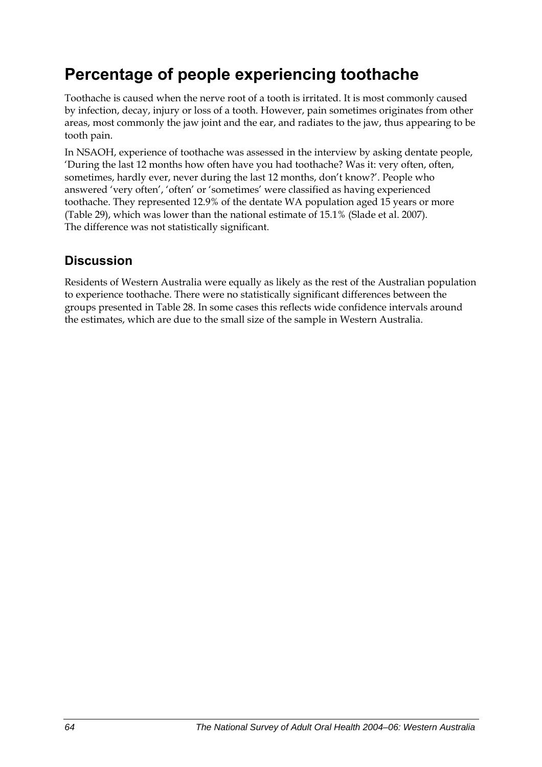# Percentage of people experiencing toothache

Toothache is caused when the nerve root of a tooth is irritated. It is most commonly caused by infection, decay, injury or loss of a tooth. However, pain sometimes originates from other areas, most commonly the jaw joint and the ear, and radiates to the jaw, thus appearing to be tooth pain.

In NSAOH, experience of toothache was assessed in the interview by asking dentate people, 'During the last 12 months how often have you had toothache? Was it: very often, often, sometimes, hardly ever, never during the last 12 months, don't know?'. People who answered 'very often', 'often' or 'sometimes' were classified as having experienced toothache. They represented 12.9% of the dentate WA population aged 15 years or more (Table 29), which was lower than the national estimate of 15.1% (Slade et al. 2007). The difference was not statistically significant.

## Discussion

Residents of Western Australia were equally as likely as the rest of the Australian population to experience toothache. There were no statistically significant differences between the groups presented in Table 28. In some cases this reflects wide confidence intervals around the estimates, which are due to the small size of the sample in Western Australia.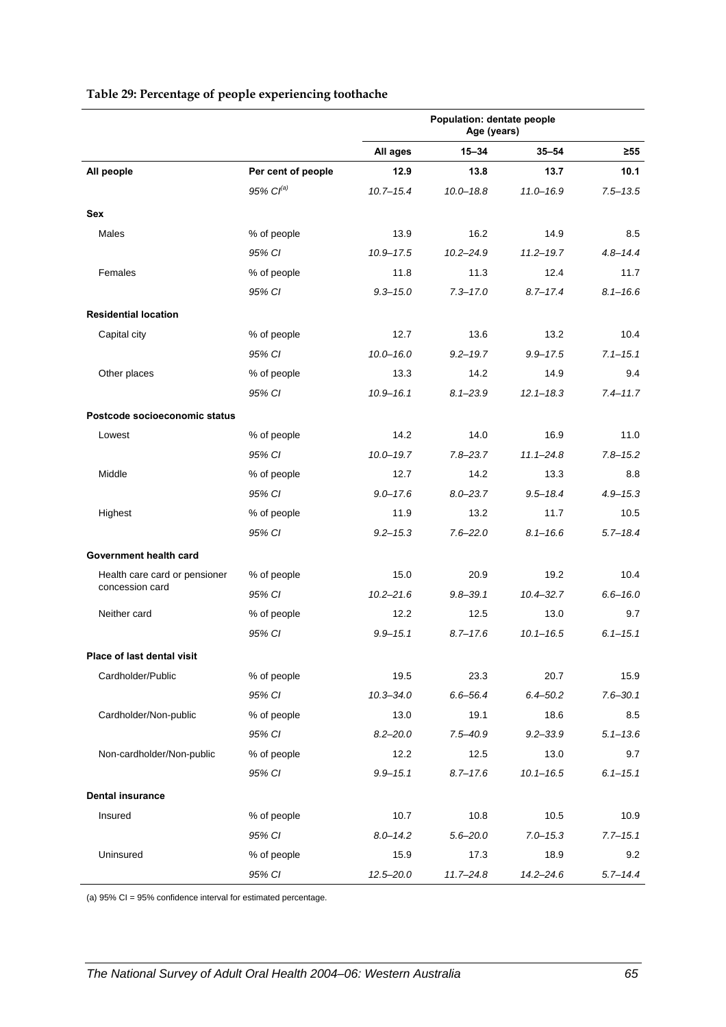**Table 29: Percentage of people experiencing toothache**

| | | Population: dentate people Age (years) | | | |
|---|---|---|---|---|---|
| | | **All ages** | **15–34** | **35–54** | **≥55** |
| **All people** | **Per cent of people** | **12.9** | **13.8** | **13.7** | **10.1** |
| | *95% CI[(a)]* | *10.7–15.4* | *10.0–18.8* | *11.0–16.9* | *7.5–13.5* |
| **Sex** | | | | | |
| Males | % of people | 13.9 | 16.2 | 14.9 | 8.5 |
| | *95% CI* | *10.9–17.5* | *10.2–24.9* | *11.2–19.7* | *4.8–14.4* |
| Females | % of people | 11.8 | 11.3 | 12.4 | 11.7 |
| | *95% CI* | *9.3–15.0* | *7.3–17.0* | *8.7–17.4* | *8.1–16.6* |
| **Residential location** | | | | | |
| Capital city | % of people | 12.7 | 13.6 | 13.2 | 10.4 |
| | *95% CI* | *10.0–16.0* | *9.2–19.7* | *9.9–17.5* | *7.1–15.1* |
| Other places | % of people | 13.3 | 14.2 | 14.9 | 9.4 |
| | *95% CI* | *10.9–16.1* | *8.1–23.9* | *12.1–18.3* | *7.4–11.7* |
| **Postcode socioeconomic status** | | | | | |
| Lowest | % of people | 14.2 | 14.0 | 16.9 | 11.0 |
| | *95% CI* | *10.0–19.7* | *7.8–23.7* | *11.1–24.8* | *7.8–15.2* |
| Middle | % of people | 12.7 | 14.2 | 13.3 | 8.8 |
| | *95% CI* | *9.0–17.6* | *8.0–23.7* | *9.5–18.4* | *4.9–15.3* |
| Highest | % of people | 11.9 | 13.2 | 11.7 | 10.5 |
| | *95% CI* | *9.2–15.3* | *7.6–22.0* | *8.1–16.6* | *5.7–18.4* |
| **Government health card** | | | | | |
| Health care card or pensioner concession card | % of people | 15.0 | 20.9 | 19.2 | 10.4 |
| | *95% CI* | *10.2–21.6* | *9.8–39.1* | *10.4–32.7* | *6.6–16.0* |
| Neither card | % of people | 12.2 | 12.5 | 13.0 | 9.7 |
| | *95% CI* | *9.9–15.1* | *8.7–17.6* | *10.1–16.5* | *6.1–15.1* |
| **Place of last dental visit** | | | | | |
| Cardholder/Public | % of people | 19.5 | 23.3 | 20.7 | 15.9 |
| | *95% CI* | *10.3–34.0* | *6.6–56.4* | *6.4–50.2* | *7.6–30.1* |
| Cardholder/Non-public | % of people | 13.0 | 19.1 | 18.6 | 8.5 |
| | *95% CI* | *8.2–20.0* | *7.5–40.9* | *9.2–33.9* | *5.1–13.6* |
| Non-cardholder/Non-public | % of people | 12.2 | 12.5 | 13.0 | 9.7 |
| | *95% CI* | *9.9–15.1* | *8.7–17.6* | *10.1–16.5* | *6.1–15.1* |
| **Dental insurance** | | | | | |
| Insured | % of people | 10.7 | 10.8 | 10.5 | 10.9 |
| | *95% CI* | *8.0–14.2* | *5.6–20.0* | *7.0–15.3* | *7.7–15.1* |
| Uninsured | % of people | 15.9 | 17.3 | 18.9 | 9.2 |
| | *95% CI* | *12.5–20.0* | *11.7–24.8* | *14.2–24.6* | *5.7–14.4* |

(a) 95% CI = 95% confidence interval for estimated percentage.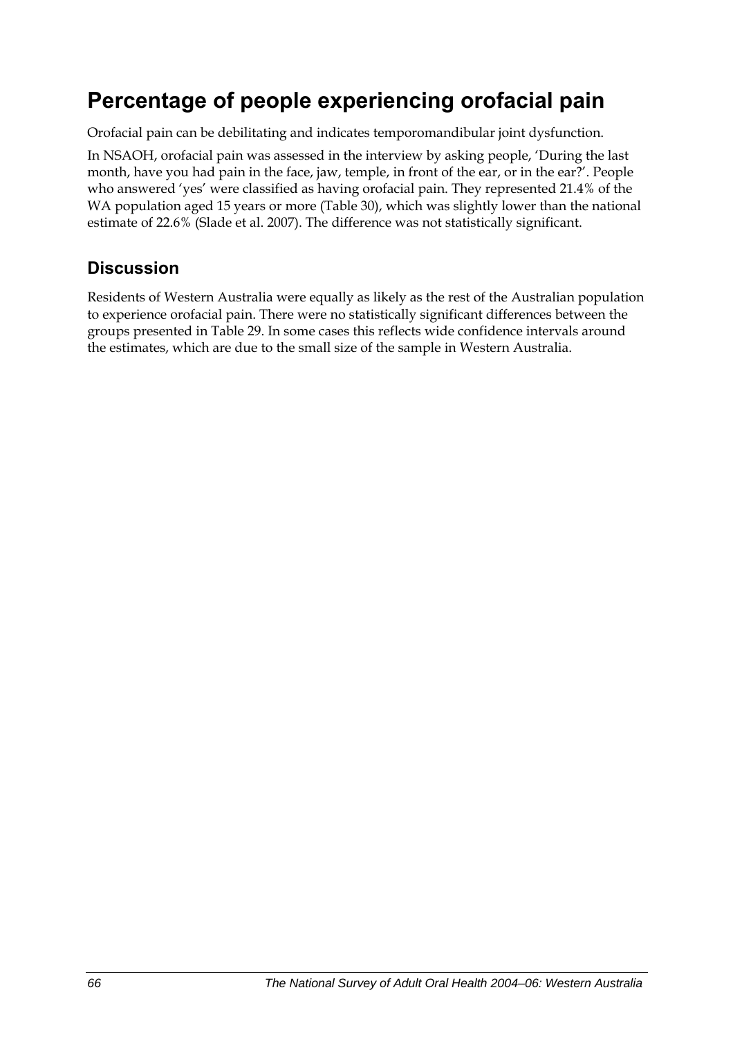# Percentage of people experiencing orofacial pain

Orofacial pain can be debilitating and indicates temporomandibular joint dysfunction.

In NSAOH, orofacial pain was assessed in the interview by asking people, 'During the last month, have you had pain in the face, jaw, temple, in front of the ear, or in the ear?'. People who answered 'yes' were classified as having orofacial pain. They represented 21.4% of the WA population aged 15 years or more (Table 30), which was slightly lower than the national estimate of 22.6% (Slade et al. 2007). The difference was not statistically significant.

## Discussion

Residents of Western Australia were equally as likely as the rest of the Australian population to experience orofacial pain. There were no statistically significant differences between the groups presented in Table 29. In some cases this reflects wide confidence intervals around the estimates, which are due to the small size of the sample in Western Australia.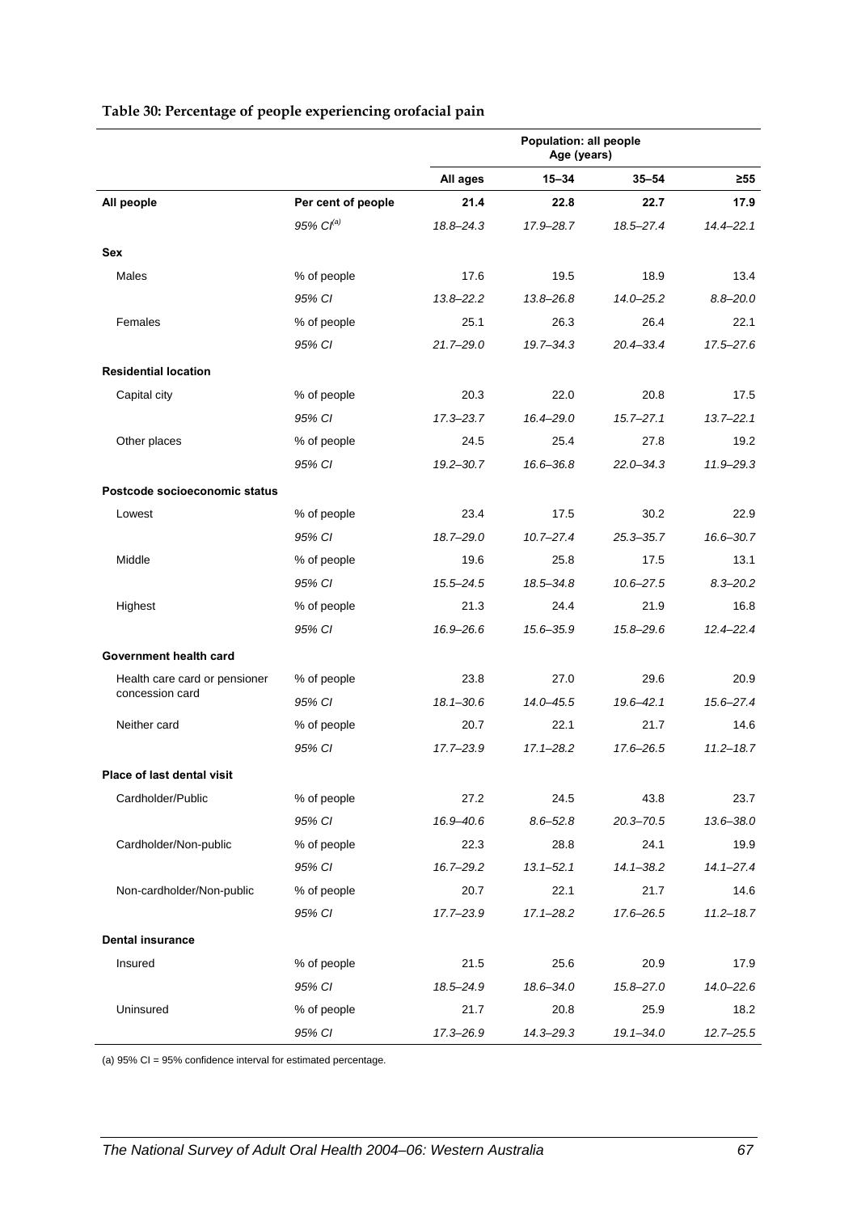**Table 30: Percentage of people experiencing orofacial pain**

| | | Population: all people Age (years) | | | |
|---|---|---|---|---|---|
| | | **All ages** | **15–34** | **35–54** | **≥55** |
| **All people** | **Per cent of people** | **21.4** | **22.8** | **22.7** | **17.9** |
| | *95% CI[(a)]* | *18.8–24.3* | *17.9–28.7* | *18.5–27.4* | *14.4–22.1* |
| **Sex** | | | | | |
| Males | % of people | 17.6 | 19.5 | 18.9 | 13.4 |
| | *95% CI* | *13.8–22.2* | *13.8–26.8* | *14.0–25.2* | *8.8–20.0* |
| Females | % of people | 25.1 | 26.3 | 26.4 | 22.1 |
| | *95% CI* | *21.7–29.0* | *19.7–34.3* | *20.4–33.4* | *17.5–27.6* |
| **Residential location** | | | | | |
| Capital city | % of people | 20.3 | 22.0 | 20.8 | 17.5 |
| | *95% CI* | *17.3–23.7* | *16.4–29.0* | *15.7–27.1* | *13.7–22.1* |
| Other places | % of people | 24.5 | 25.4 | 27.8 | 19.2 |
| | *95% CI* | *19.2–30.7* | *16.6–36.8* | *22.0–34.3* | *11.9–29.3* |
| **Postcode socioeconomic status** | | | | | |
| Lowest | % of people | 23.4 | 17.5 | 30.2 | 22.9 |
| | *95% CI* | *18.7–29.0* | *10.7–27.4* | *25.3–35.7* | *16.6–30.7* |
| Middle | % of people | 19.6 | 25.8 | 17.5 | 13.1 |
| | *95% CI* | *15.5–24.5* | *18.5–34.8* | *10.6–27.5* | *8.3–20.2* |
| Highest | % of people | 21.3 | 24.4 | 21.9 | 16.8 |
| | *95% CI* | *16.9–26.6* | *15.6–35.9* | *15.8–29.6* | *12.4–22.4* |
| **Government health card** | | | | | |
| Health care card or pensioner concession card | % of people | 23.8 | 27.0 | 29.6 | 20.9 |
| | *95% CI* | *18.1–30.6* | *14.0–45.5* | *19.6–42.1* | *15.6–27.4* |
| Neither card | % of people | 20.7 | 22.1 | 21.7 | 14.6 |
| | *95% CI* | *17.7–23.9* | *17.1–28.2* | *17.6–26.5* | *11.2–18.7* |
| **Place of last dental visit** | | | | | |
| Cardholder/Public | % of people | 27.2 | 24.5 | 43.8 | 23.7 |
| | *95% CI* | *16.9–40.6* | *8.6–52.8* | *20.3–70.5* | *13.6–38.0* |
| Cardholder/Non-public | % of people | 22.3 | 28.8 | 24.1 | 19.9 |
| | *95% CI* | *16.7–29.2* | *13.1–52.1* | *14.1–38.2* | *14.1–27.4* |
| Non-cardholder/Non-public | % of people | 20.7 | 22.1 | 21.7 | 14.6 |
| | *95% CI* | *17.7–23.9* | *17.1–28.2* | *17.6–26.5* | *11.2–18.7* |
| **Dental insurance** | | | | | |
| Insured | % of people | 21.5 | 25.6 | 20.9 | 17.9 |
| | *95% CI* | *18.5–24.9* | *18.6–34.0* | *15.8–27.0* | *14.0–22.6* |
| Uninsured | % of people | 21.7 | 20.8 | 25.9 | 18.2 |
| | *95% CI* | *17.3–26.9* | *14.3–29.3* | *19.1–34.0* | *12.7–25.5* |

(a) 95% CI = 95% confidence interval for estimated percentage.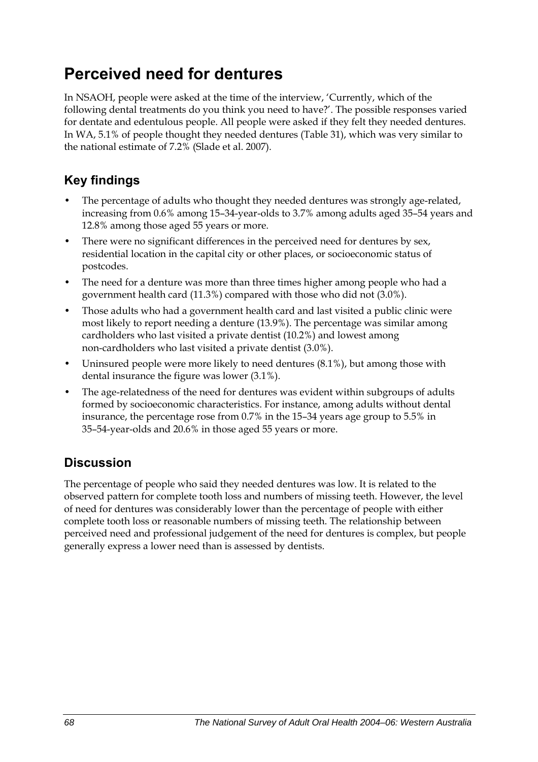# Perceived need for dentures

In NSAOH, people were asked at the time of the interview, 'Currently, which of the following dental treatments do you think you need to have?'. The possible responses varied for dentate and edentulous people. All people were asked if they felt they needed dentures. In WA, 5.1% of people thought they needed dentures (Table 31), which was very similar to the national estimate of 7.2% (Slade et al. 2007).

## Key findings

- The percentage of adults who thought they needed dentures was strongly age-related, increasing from 0.6% among 15–34-year-olds to 3.7% among adults aged 35–54 years and 12.8% among those aged 55 years or more.
- There were no significant differences in the perceived need for dentures by sex, residential location in the capital city or other places, or socioeconomic status of postcodes.
- The need for a denture was more than three times higher among people who had a government health card (11.3%) compared with those who did not (3.0%).
- Those adults who had a government health card and last visited a public clinic were most likely to report needing a denture (13.9%). The percentage was similar among cardholders who last visited a private dentist (10.2%) and lowest among non-cardholders who last visited a private dentist (3.0%).
- Uninsured people were more likely to need dentures (8.1%), but among those with dental insurance the figure was lower (3.1%).
- The age-relatedness of the need for dentures was evident within subgroups of adults formed by socioeconomic characteristics. For instance, among adults without dental insurance, the percentage rose from 0.7% in the 15–34 years age group to 5.5% in 35–54-year-olds and 20.6% in those aged 55 years or more.

## Discussion

The percentage of people who said they needed dentures was low. It is related to the observed pattern for complete tooth loss and numbers of missing teeth. However, the level of need for dentures was considerably lower than the percentage of people with either complete tooth loss or reasonable numbers of missing teeth. The relationship between perceived need and professional judgement of the need for dentures is complex, but people generally express a lower need than is assessed by dentists.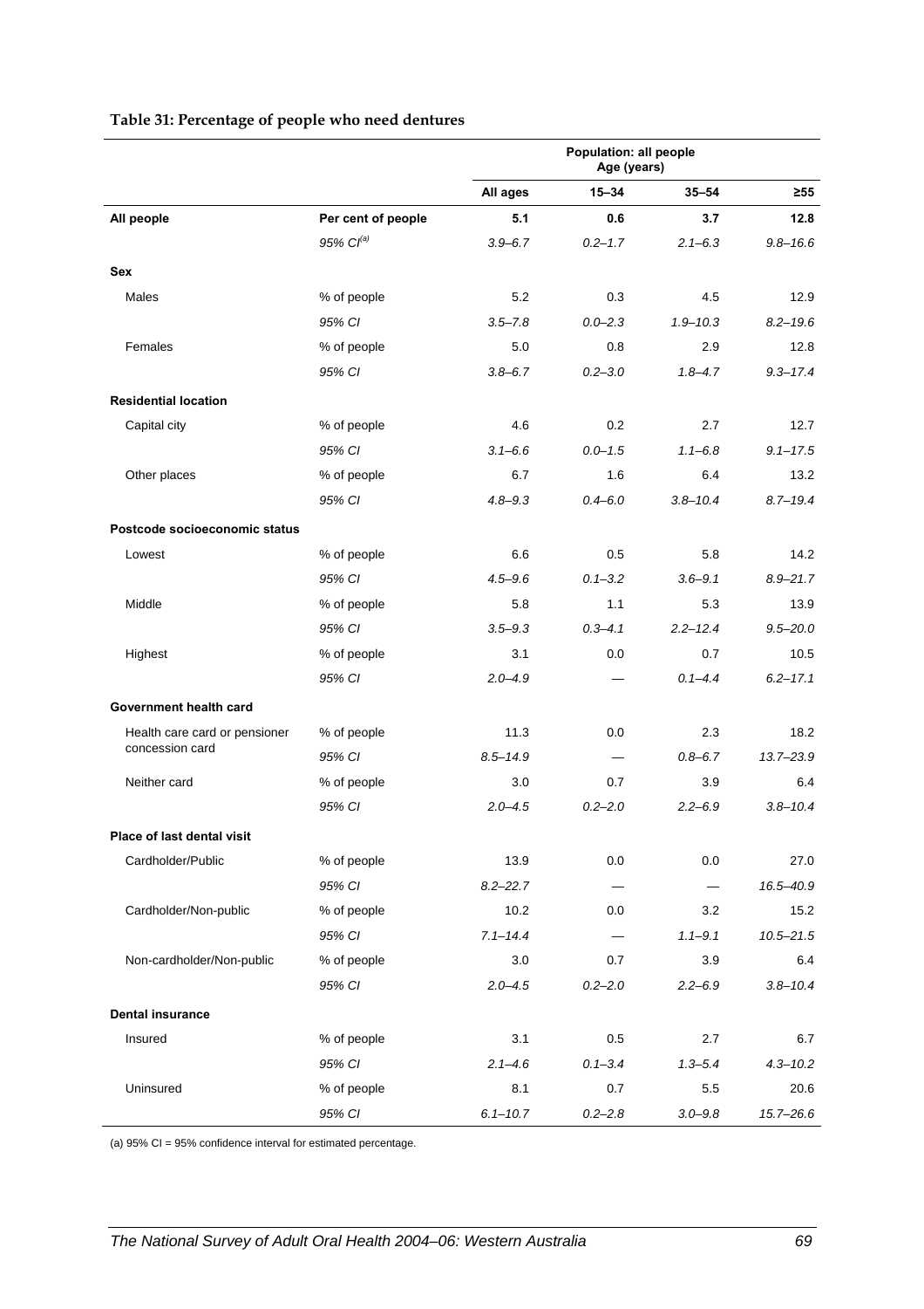**Table 31: Percentage of people who need dentures**

| | | Population: all people Age (years) | | | |
|---|---|---|---|---|---|
| | | **All ages** | **15–34** | **35–54** | **≥55** |
| **All people** | **Per cent of people** | **5.1** | **0.6** | **3.7** | **12.8** |
| | *95% CI[(a)]* | *3.9–6.7* | *0.2–1.7* | *2.1–6.3* | *9.8–16.6* |
| **Sex** | | | | | |
| Males | % of people | 5.2 | 0.3 | 4.5 | 12.9 |
| | *95% CI* | *3.5–7.8* | *0.0–2.3* | *1.9–10.3* | *8.2–19.6* |
| Females | % of people | 5.0 | 0.8 | 2.9 | 12.8 |
| | *95% CI* | *3.8–6.7* | *0.2–3.0* | *1.8–4.7* | *9.3–17.4* |
| **Residential location** | | | | | |
| Capital city | % of people | 4.6 | 0.2 | 2.7 | 12.7 |
| | *95% CI* | *3.1–6.6* | *0.0–1.5* | *1.1–6.8* | *9.1–17.5* |
| Other places | % of people | 6.7 | 1.6 | 6.4 | 13.2 |
| | *95% CI* | *4.8–9.3* | *0.4–6.0* | *3.8–10.4* | *8.7–19.4* |
| **Postcode socioeconomic status** | | | | | |
| Lowest | % of people | 6.6 | 0.5 | 5.8 | 14.2 |
| | *95% CI* | *4.5–9.6* | *0.1–3.2* | *3.6–9.1* | *8.9–21.7* |
| Middle | % of people | 5.8 | 1.1 | 5.3 | 13.9 |
| | *95% CI* | *3.5–9.3* | *0.3–4.1* | *2.2–12.4* | *9.5–20.0* |
| Highest | % of people | 3.1 | 0.0 | 0.7 | 10.5 |
| | *95% CI* | *2.0–4.9* | — | *0.1–4.4* | *6.2–17.1* |
| **Government health card** | | | | | |
| Health care card or pensioner concession card | % of people | 11.3 | 0.0 | 2.3 | 18.2 |
| | *95% CI* | *8.5–14.9* | — | *0.8–6.7* | *13.7–23.9* |
| Neither card | % of people | 3.0 | 0.7 | 3.9 | 6.4 |
| | *95% CI* | *2.0–4.5* | *0.2–2.0* | *2.2–6.9* | *3.8–10.4* |
| **Place of last dental visit** | | | | | |
| Cardholder/Public | % of people | 13.9 | 0.0 | 0.0 | 27.0 |
| | *95% CI* | *8.2–22.7* | — | — | *16.5–40.9* |
| Cardholder/Non-public | % of people | 10.2 | 0.0 | 3.2 | 15.2 |
| | *95% CI* | *7.1–14.4* | — | *1.1–9.1* | *10.5–21.5* |
| Non-cardholder/Non-public | % of people | 3.0 | 0.7 | 3.9 | 6.4 |
| | *95% CI* | *2.0–4.5* | *0.2–2.0* | *2.2–6.9* | *3.8–10.4* |
| **Dental insurance** | | | | | |
| Insured | % of people | 3.1 | 0.5 | 2.7 | 6.7 |
| | *95% CI* | *2.1–4.6* | *0.1–3.4* | *1.3–5.4* | *4.3–10.2* |
| Uninsured | % of people | 8.1 | 0.7 | 5.5 | 20.6 |
| | *95% CI* | *6.1–10.7* | *0.2–2.8* | *3.0–9.8* | *15.7–26.6* |

(a) 95% CI = 95% confidence interval for estimated percentage.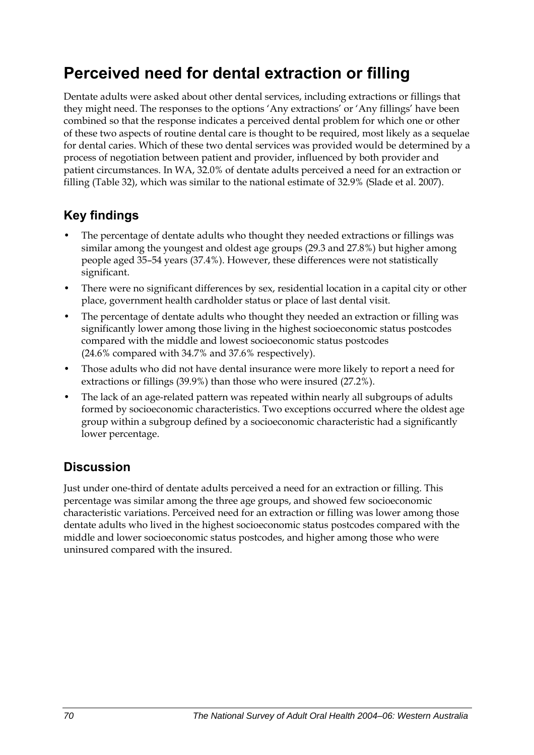# Perceived need for dental extraction or filling

Dentate adults were asked about other dental services, including extractions or fillings that they might need. The responses to the options 'Any extractions' or 'Any fillings' have been combined so that the response indicates a perceived dental problem for which one or other of these two aspects of routine dental care is thought to be required, most likely as a sequelae for dental caries. Which of these two dental services was provided would be determined by a process of negotiation between patient and provider, influenced by both provider and patient circumstances. In WA, 32.0% of dentate adults perceived a need for an extraction or filling (Table 32), which was similar to the national estimate of 32.9% (Slade et al. 2007).

## Key findings

- The percentage of dentate adults who thought they needed extractions or fillings was similar among the youngest and oldest age groups (29.3 and 27.8%) but higher among people aged 35–54 years (37.4%). However, these differences were not statistically significant.
- There were no significant differences by sex, residential location in a capital city or other place, government health cardholder status or place of last dental visit.
- The percentage of dentate adults who thought they needed an extraction or filling was significantly lower among those living in the highest socioeconomic status postcodes compared with the middle and lowest socioeconomic status postcodes (24.6% compared with 34.7% and 37.6% respectively).
- Those adults who did not have dental insurance were more likely to report a need for extractions or fillings (39.9%) than those who were insured (27.2%).
- The lack of an age-related pattern was repeated within nearly all subgroups of adults formed by socioeconomic characteristics. Two exceptions occurred where the oldest age group within a subgroup defined by a socioeconomic characteristic had a significantly lower percentage.

## Discussion

Just under one-third of dentate adults perceived a need for an extraction or filling. This percentage was similar among the three age groups, and showed few socioeconomic characteristic variations. Perceived need for an extraction or filling was lower among those dentate adults who lived in the highest socioeconomic status postcodes compared with the middle and lower socioeconomic status postcodes, and higher among those who were uninsured compared with the insured.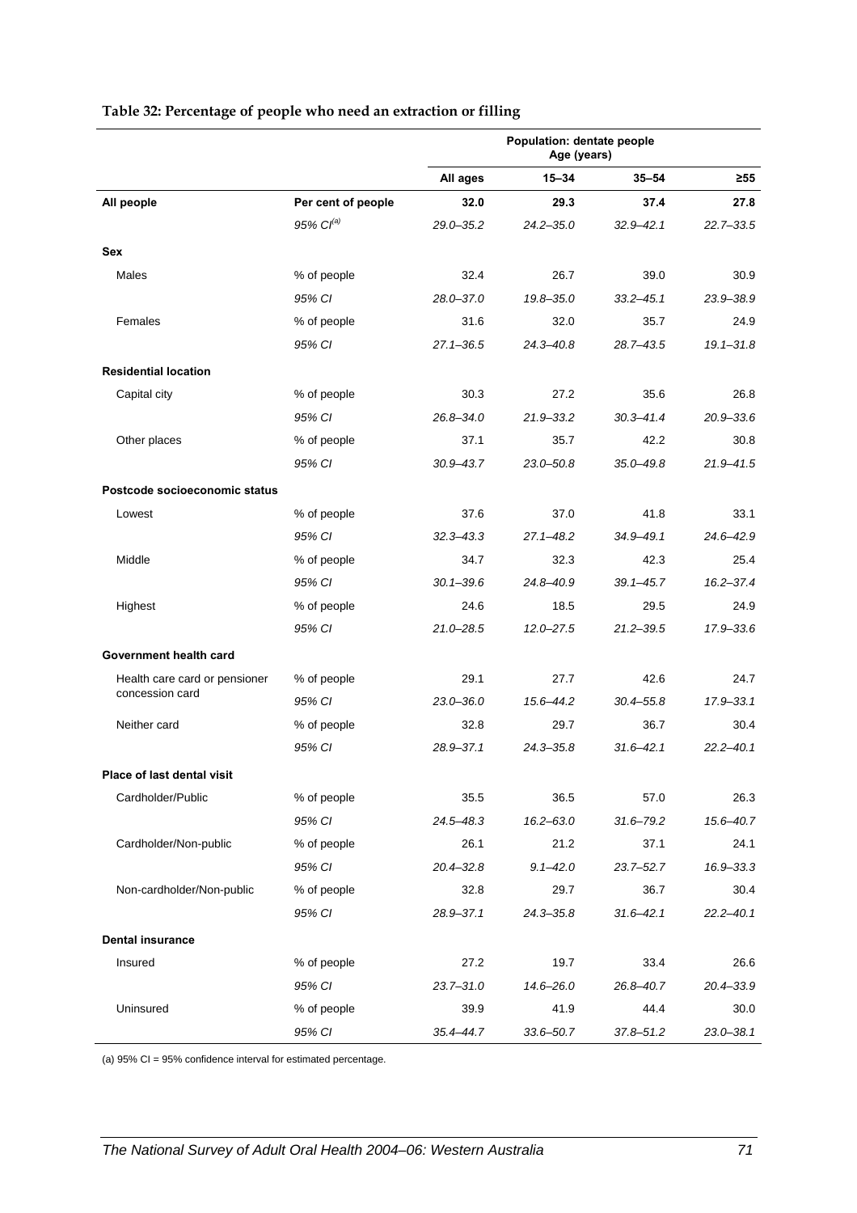**Table 32: Percentage of people who need an extraction or filling**

| | | Population: dentate people Age (years) | | | |
|---|---|---|---|---|---|
| | | **All ages** | **15–34** | **35–54** | **≥55** |
| **All people** | **Per cent of people** | **32.0** | **29.3** | **37.4** | **27.8** |
| | *95% CI[(a)]* | *29.0–35.2* | *24.2–35.0* | *32.9–42.1* | *22.7–33.5* |
| **Sex** | | | | | |
| Males | % of people | 32.4 | 26.7 | 39.0 | 30.9 |
| | *95% CI* | *28.0–37.0* | *19.8–35.0* | *33.2–45.1* | *23.9–38.9* |
| Females | % of people | 31.6 | 32.0 | 35.7 | 24.9 |
| | *95% CI* | *27.1–36.5* | *24.3–40.8* | *28.7–43.5* | *19.1–31.8* |
| **Residential location** | | | | | |
| Capital city | % of people | 30.3 | 27.2 | 35.6 | 26.8 |
| | *95% CI* | *26.8–34.0* | *21.9–33.2* | *30.3–41.4* | *20.9–33.6* |
| Other places | % of people | 37.1 | 35.7 | 42.2 | 30.8 |
| | *95% CI* | *30.9–43.7* | *23.0–50.8* | *35.0–49.8* | *21.9–41.5* |
| **Postcode socioeconomic status** | | | | | |
| Lowest | % of people | 37.6 | 37.0 | 41.8 | 33.1 |
| | *95% CI* | *32.3–43.3* | *27.1–48.2* | *34.9–49.1* | *24.6–42.9* |
| Middle | % of people | 34.7 | 32.3 | 42.3 | 25.4 |
| | *95% CI* | *30.1–39.6* | *24.8–40.9* | *39.1–45.7* | *16.2–37.4* |
| Highest | % of people | 24.6 | 18.5 | 29.5 | 24.9 |
| | *95% CI* | *21.0–28.5* | *12.0–27.5* | *21.2–39.5* | *17.9–33.6* |
| **Government health card** | | | | | |
| Health care card or pensioner concession card | % of people | 29.1 | 27.7 | 42.6 | 24.7 |
| | *95% CI* | *23.0–36.0* | *15.6–44.2* | *30.4–55.8* | *17.9–33.1* |
| Neither card | % of people | 32.8 | 29.7 | 36.7 | 30.4 |
| | *95% CI* | *28.9–37.1* | *24.3–35.8* | *31.6–42.1* | *22.2–40.1* |
| **Place of last dental visit** | | | | | |
| Cardholder/Public | % of people | 35.5 | 36.5 | 57.0 | 26.3 |
| | *95% CI* | *24.5–48.3* | *16.2–63.0* | *31.6–79.2* | *15.6–40.7* |
| Cardholder/Non-public | % of people | 26.1 | 21.2 | 37.1 | 24.1 |
| | *95% CI* | *20.4–32.8* | *9.1–42.0* | *23.7–52.7* | *16.9–33.3* |
| Non-cardholder/Non-public | % of people | 32.8 | 29.7 | 36.7 | 30.4 |
| | *95% CI* | *28.9–37.1* | *24.3–35.8* | *31.6–42.1* | *22.2–40.1* |
| **Dental insurance** | | | | | |
| Insured | % of people | 27.2 | 19.7 | 33.4 | 26.6 |
| | *95% CI* | *23.7–31.0* | *14.6–26.0* | *26.8–40.7* | *20.4–33.9* |
| Uninsured | % of people | 39.9 | 41.9 | 44.4 | 30.0 |
| | *95% CI* | *35.4–44.7* | *33.6–50.7* | *37.8–51.2* | *23.0–38.1* |

(a) 95% CI = 95% confidence interval for estimated percentage.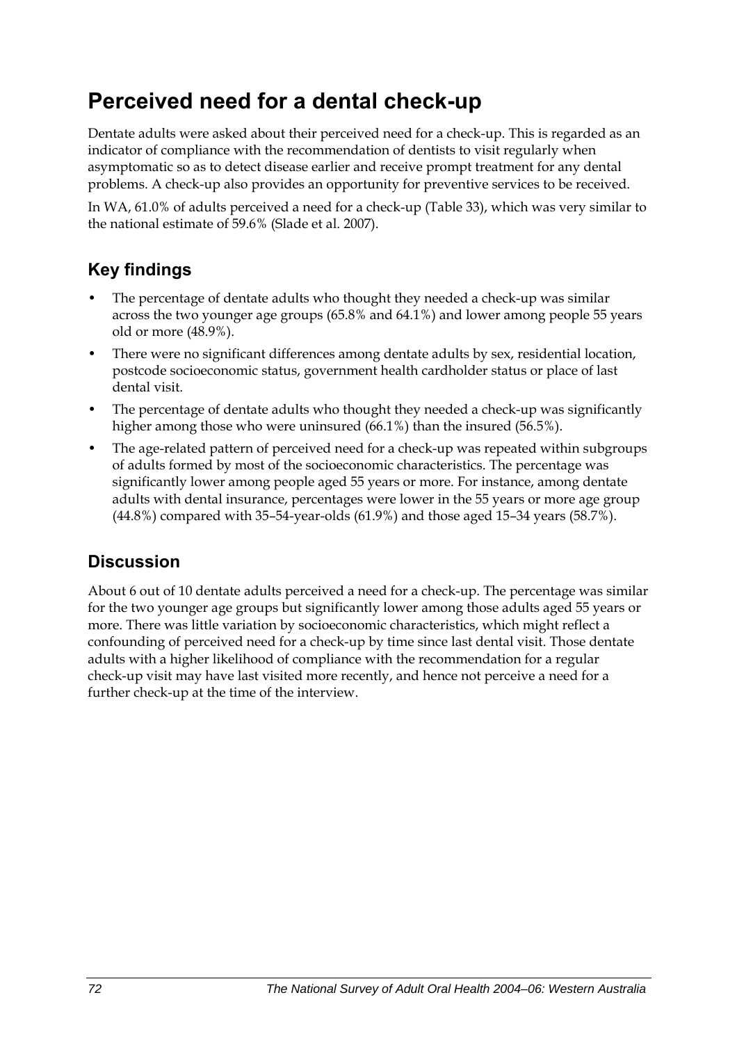# Perceived need for a dental check-up

Dentate adults were asked about their perceived need for a check-up. This is regarded as an indicator of compliance with the recommendation of dentists to visit regularly when asymptomatic so as to detect disease earlier and receive prompt treatment for any dental problems. A check-up also provides an opportunity for preventive services to be received.

In WA, 61.0% of adults perceived a need for a check-up (Table 33), which was very similar to the national estimate of 59.6% (Slade et al. 2007).

## Key findings

- The percentage of dentate adults who thought they needed a check-up was similar across the two younger age groups (65.8% and 64.1%) and lower among people 55 years old or more (48.9%).
- There were no significant differences among dentate adults by sex, residential location, postcode socioeconomic status, government health cardholder status or place of last dental visit.
- The percentage of dentate adults who thought they needed a check-up was significantly higher among those who were uninsured (66.1%) than the insured (56.5%).
- The age-related pattern of perceived need for a check-up was repeated within subgroups of adults formed by most of the socioeconomic characteristics. The percentage was significantly lower among people aged 55 years or more. For instance, among dentate adults with dental insurance, percentages were lower in the 55 years or more age group (44.8%) compared with 35–54-year-olds (61.9%) and those aged 15–34 years (58.7%).

## Discussion

About 6 out of 10 dentate adults perceived a need for a check-up. The percentage was similar for the two younger age groups but significantly lower among those adults aged 55 years or more. There was little variation by socioeconomic characteristics, which might reflect a confounding of perceived need for a check-up by time since last dental visit. Those dentate adults with a higher likelihood of compliance with the recommendation for a regular check-up visit may have last visited more recently, and hence not perceive a need for a further check-up at the time of the interview.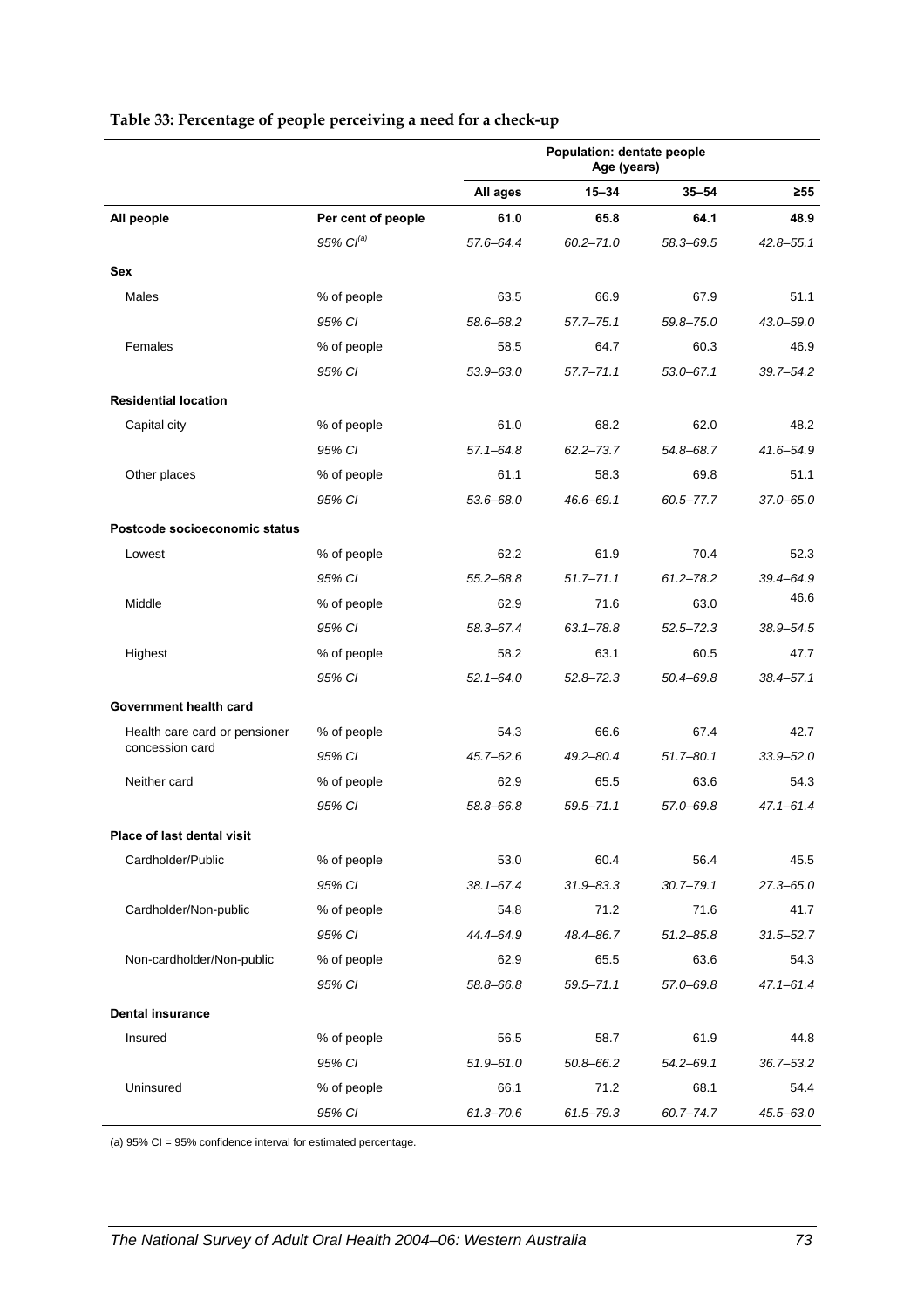**Table 33: Percentage of people perceiving a need for a check-up**

| | | Population: dentate people Age (years) | | | |
|---|---|---|---|---|---|
| | | All ages | 15–34 | 35–54 | ≥55 |
| **All people** | **Per cent of people** | **61.0** | **65.8** | **64.1** | **48.9** |
| | *95% CI[(a)]* | *57.6–64.4* | *60.2–71.0* | *58.3–69.5* | *42.8–55.1* |
| **Sex** | | | | | |
| Males | % of people | 63.5 | 66.9 | 67.9 | 51.1 |
| | *95% CI* | *58.6–68.2* | *57.7–75.1* | *59.8–75.0* | *43.0–59.0* |
| Females | % of people | 58.5 | 64.7 | 60.3 | 46.9 |
| | *95% CI* | *53.9–63.0* | *57.7–71.1* | *53.0–67.1* | *39.7–54.2* |
| **Residential location** | | | | | |
| Capital city | % of people | 61.0 | 68.2 | 62.0 | 48.2 |
| | *95% CI* | *57.1–64.8* | *62.2–73.7* | *54.8–68.7* | *41.6–54.9* |
| Other places | % of people | 61.1 | 58.3 | 69.8 | 51.1 |
| | *95% CI* | *53.6–68.0* | *46.6–69.1* | *60.5–77.7* | *37.0–65.0* |
| **Postcode socioeconomic status** | | | | | |
| Lowest | % of people | 62.2 | 61.9 | 70.4 | 52.3 |
| | *95% CI* | *55.2–68.8* | *51.7–71.1* | *61.2–78.2* | *39.4–64.9* |
| Middle | % of people | 62.9 | 71.6 | 63.0 | 46.6 |
| | *95% CI* | *58.3–67.4* | *63.1–78.8* | *52.5–72.3* | *38.9–54.5* |
| Highest | % of people | 58.2 | 63.1 | 60.5 | 47.7 |
| | *95% CI* | *52.1–64.0* | *52.8–72.3* | *50.4–69.8* | *38.4–57.1* |
| **Government health card** | | | | | |
| Health care card or pensioner concession card | % of people | 54.3 | 66.6 | 67.4 | 42.7 |
| | *95% CI* | *45.7–62.6* | *49.2–80.4* | *51.7–80.1* | *33.9–52.0* |
| Neither card | % of people | 62.9 | 65.5 | 63.6 | 54.3 |
| | *95% CI* | *58.8–66.8* | *59.5–71.1* | *57.0–69.8* | *47.1–61.4* |
| **Place of last dental visit** | | | | | |
| Cardholder/Public | % of people | 53.0 | 60.4 | 56.4 | 45.5 |
| | *95% CI* | *38.1–67.4* | *31.9–83.3* | *30.7–79.1* | *27.3–65.0* |
| Cardholder/Non-public | % of people | 54.8 | 71.2 | 71.6 | 41.7 |
| | *95% CI* | *44.4–64.9* | *48.4–86.7* | *51.2–85.8* | *31.5–52.7* |
| Non-cardholder/Non-public | % of people | 62.9 | 65.5 | 63.6 | 54.3 |
| | *95% CI* | *58.8–66.8* | *59.5–71.1* | *57.0–69.8* | *47.1–61.4* |
| **Dental insurance** | | | | | |
| Insured | % of people | 56.5 | 58.7 | 61.9 | 44.8 |
| | *95% CI* | *51.9–61.0* | *50.8–66.2* | *54.2–69.1* | *36.7–53.2* |
| Uninsured | % of people | 66.1 | 71.2 | 68.1 | 54.4 |
| | *95% CI* | *61.3–70.6* | *61.5–79.3* | *60.7–74.7* | *45.5–63.0* |

(a) 95% CI = 95% confidence interval for estimated percentage.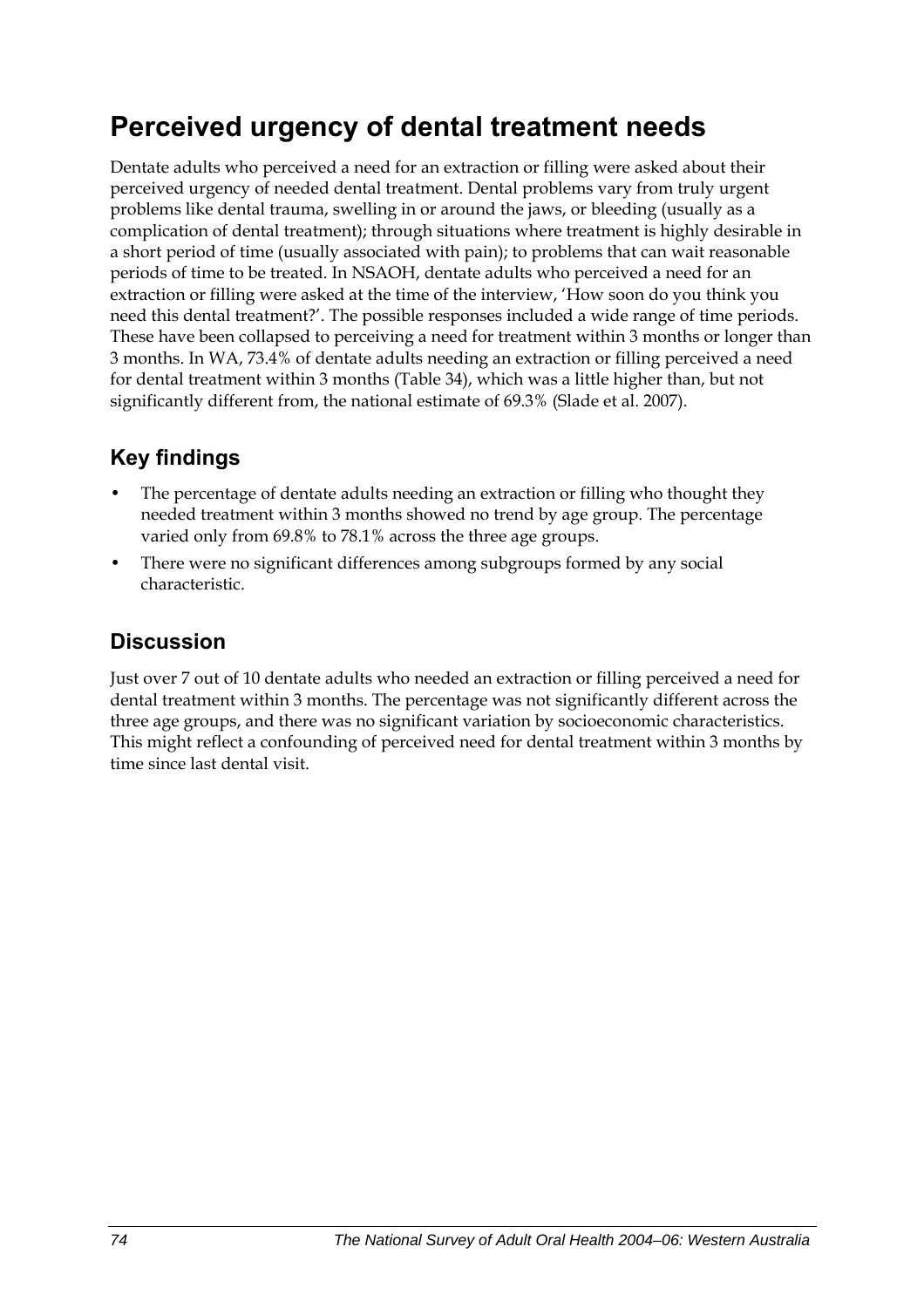# Perceived urgency of dental treatment needs

Dentate adults who perceived a need for an extraction or filling were asked about their perceived urgency of needed dental treatment. Dental problems vary from truly urgent problems like dental trauma, swelling in or around the jaws, or bleeding (usually as a complication of dental treatment); through situations where treatment is highly desirable in a short period of time (usually associated with pain); to problems that can wait reasonable periods of time to be treated. In NSAOH, dentate adults who perceived a need for an extraction or filling were asked at the time of the interview, 'How soon do you think you need this dental treatment?'. The possible responses included a wide range of time periods. These have been collapsed to perceiving a need for treatment within 3 months or longer than 3 months. In WA, 73.4% of dentate adults needing an extraction or filling perceived a need for dental treatment within 3 months (Table 34), which was a little higher than, but not significantly different from, the national estimate of 69.3% (Slade et al. 2007).

## Key findings

- The percentage of dentate adults needing an extraction or filling who thought they needed treatment within 3 months showed no trend by age group. The percentage varied only from 69.8% to 78.1% across the three age groups.
- There were no significant differences among subgroups formed by any social characteristic.

## Discussion

Just over 7 out of 10 dentate adults who needed an extraction or filling perceived a need for dental treatment within 3 months. The percentage was not significantly different across the three age groups, and there was no significant variation by socioeconomic characteristics. This might reflect a confounding of perceived need for dental treatment within 3 months by time since last dental visit.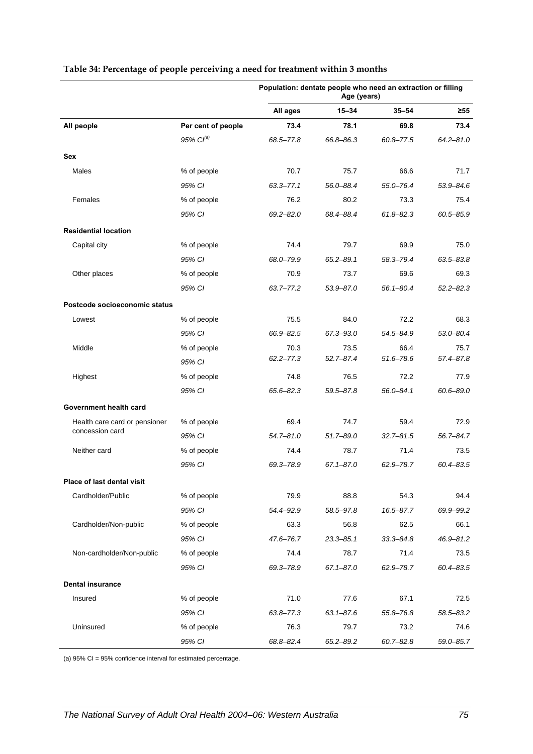**Table 34: Percentage of people perceiving a need for treatment within 3 months**

| | | Population: dentate people who need an extraction or filling | | | |
|---|---|---|---|---|---|
| | | Age (years) | | | |
| | | **All ages** | **15–34** | **35–54** | **≥55** |
| **All people** | **Per cent of people** | **73.4** | **78.1** | **69.8** | **73.4** |
| | *95% CI[(a)]* | *68.5–77.8* | *66.8–86.3* | *60.8–77.5* | *64.2–81.0* |
| **Sex** | | | | | |
| Males | % of people | 70.7 | 75.7 | 66.6 | 71.7 |
| | *95% CI* | *63.3–77.1* | *56.0–88.4* | *55.0–76.4* | *53.9–84.6* |
| Females | % of people | 76.2 | 80.2 | 73.3 | 75.4 |
| | *95% CI* | *69.2–82.0* | *68.4–88.4* | *61.8–82.3* | *60.5–85.9* |
| **Residential location** | | | | | |
| Capital city | % of people | 74.4 | 79.7 | 69.9 | 75.0 |
| | *95% CI* | *68.0–79.9* | *65.2–89.1* | *58.3–79.4* | *63.5–83.8* |
| Other places | % of people | 70.9 | 73.7 | 69.6 | 69.3 |
| | *95% CI* | *63.7–77.2* | *53.9–87.0* | *56.1–80.4* | *52.2–82.3* |
| **Postcode socioeconomic status** | | | | | |
| Lowest | % of people | 75.5 | 84.0 | 72.2 | 68.3 |
| | *95% CI* | *66.9–82.5* | *67.3–93.0* | *54.5–84.9* | *53.0–80.4* |
| Middle | % of people | 70.3 | 73.5 | 66.4 | 75.7 |
| | *95% CI* | *62.2–77.3* | *52.7–87.4* | *51.6–78.6* | *57.4–87.8* |
| Highest | % of people | 74.8 | 76.5 | 72.2 | 77.9 |
| | *95% CI* | *65.6–82.3* | *59.5–87.8* | *56.0–84.1* | *60.6–89.0* |
| **Government health card** | | | | | |
| Health care card or pensioner concession card | % of people | 69.4 | 74.7 | 59.4 | 72.9 |
| | *95% CI* | *54.7–81.0* | *51.7–89.0* | *32.7–81.5* | *56.7–84.7* |
| Neither card | % of people | 74.4 | 78.7 | 71.4 | 73.5 |
| | *95% CI* | *69.3–78.9* | *67.1–87.0* | *62.9–78.7* | *60.4–83.5* |
| **Place of last dental visit** | | | | | |
| Cardholder/Public | % of people | 79.9 | 88.8 | 54.3 | 94.4 |
| | *95% CI* | *54.4–92.9* | *58.5–97.8* | *16.5–87.7* | *69.9–99.2* |
| Cardholder/Non-public | % of people | 63.3 | 56.8 | 62.5 | 66.1 |
| | *95% CI* | *47.6–76.7* | *23.3–85.1* | *33.3–84.8* | *46.9–81.2* |
| Non-cardholder/Non-public | % of people | 74.4 | 78.7 | 71.4 | 73.5 |
| | *95% CI* | *69.3–78.9* | *67.1–87.0* | *62.9–78.7* | *60.4–83.5* |
| **Dental insurance** | | | | | |
| Insured | % of people | 71.0 | 77.6 | 67.1 | 72.5 |
| | *95% CI* | *63.8–77.3* | *63.1–87.6* | *55.8–76.8* | *58.5–83.2* |
| Uninsured | % of people | 76.3 | 79.7 | 73.2 | 74.6 |
| | *95% CI* | *68.8–82.4* | *65.2–89.2* | *60.7–82.8* | *59.0–85.7* |

(a) 95% CI = 95% confidence interval for estimated percentage.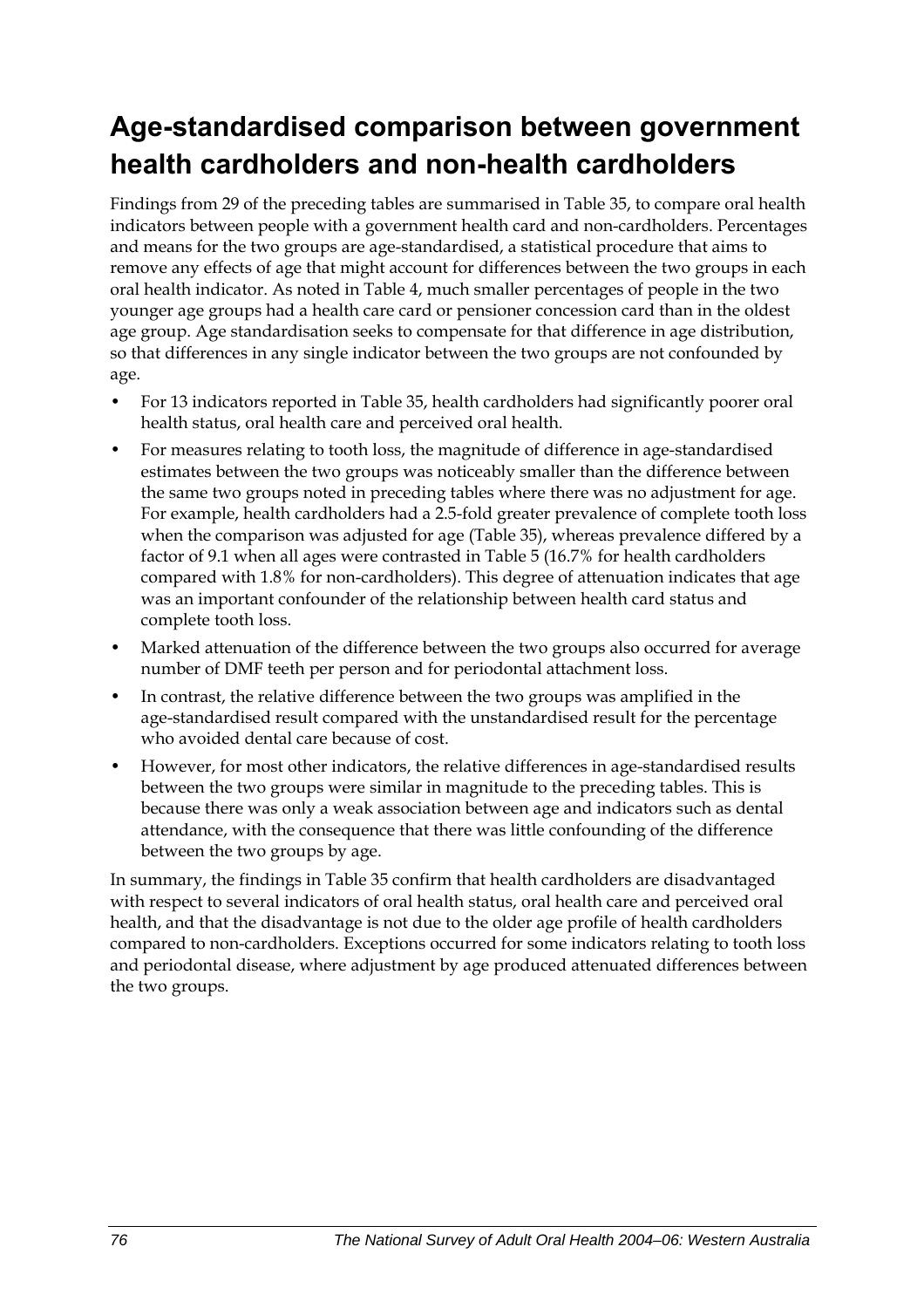# Age-standardised comparison between government health cardholders and non-health cardholders

Findings from 29 of the preceding tables are summarised in Table 35, to compare oral health indicators between people with a government health card and non-cardholders. Percentages and means for the two groups are age-standardised, a statistical procedure that aims to remove any effects of age that might account for differences between the two groups in each oral health indicator. As noted in Table 4, much smaller percentages of people in the two younger age groups had a health care card or pensioner concession card than in the oldest age group. Age standardisation seeks to compensate for that difference in age distribution, so that differences in any single indicator between the two groups are not confounded by age.

- For 13 indicators reported in Table 35, health cardholders had significantly poorer oral health status, oral health care and perceived oral health.
- For measures relating to tooth loss, the magnitude of difference in age-standardised estimates between the two groups was noticeably smaller than the difference between the same two groups noted in preceding tables where there was no adjustment for age. For example, health cardholders had a 2.5-fold greater prevalence of complete tooth loss when the comparison was adjusted for age (Table 35), whereas prevalence differed by a factor of 9.1 when all ages were contrasted in Table 5 (16.7% for health cardholders compared with 1.8% for non-cardholders). This degree of attenuation indicates that age was an important confounder of the relationship between health card status and complete tooth loss.
- Marked attenuation of the difference between the two groups also occurred for average number of DMF teeth per person and for periodontal attachment loss.
- In contrast, the relative difference between the two groups was amplified in the age-standardised result compared with the unstandardised result for the percentage who avoided dental care because of cost.
- However, for most other indicators, the relative differences in age-standardised results between the two groups were similar in magnitude to the preceding tables. This is because there was only a weak association between age and indicators such as dental attendance, with the consequence that there was little confounding of the difference between the two groups by age.

In summary, the findings in Table 35 confirm that health cardholders are disadvantaged with respect to several indicators of oral health status, oral health care and perceived oral health, and that the disadvantage is not due to the older age profile of health cardholders compared to non-cardholders. Exceptions occurred for some indicators relating to tooth loss and periodontal disease, where adjustment by age produced attenuated differences between the two groups.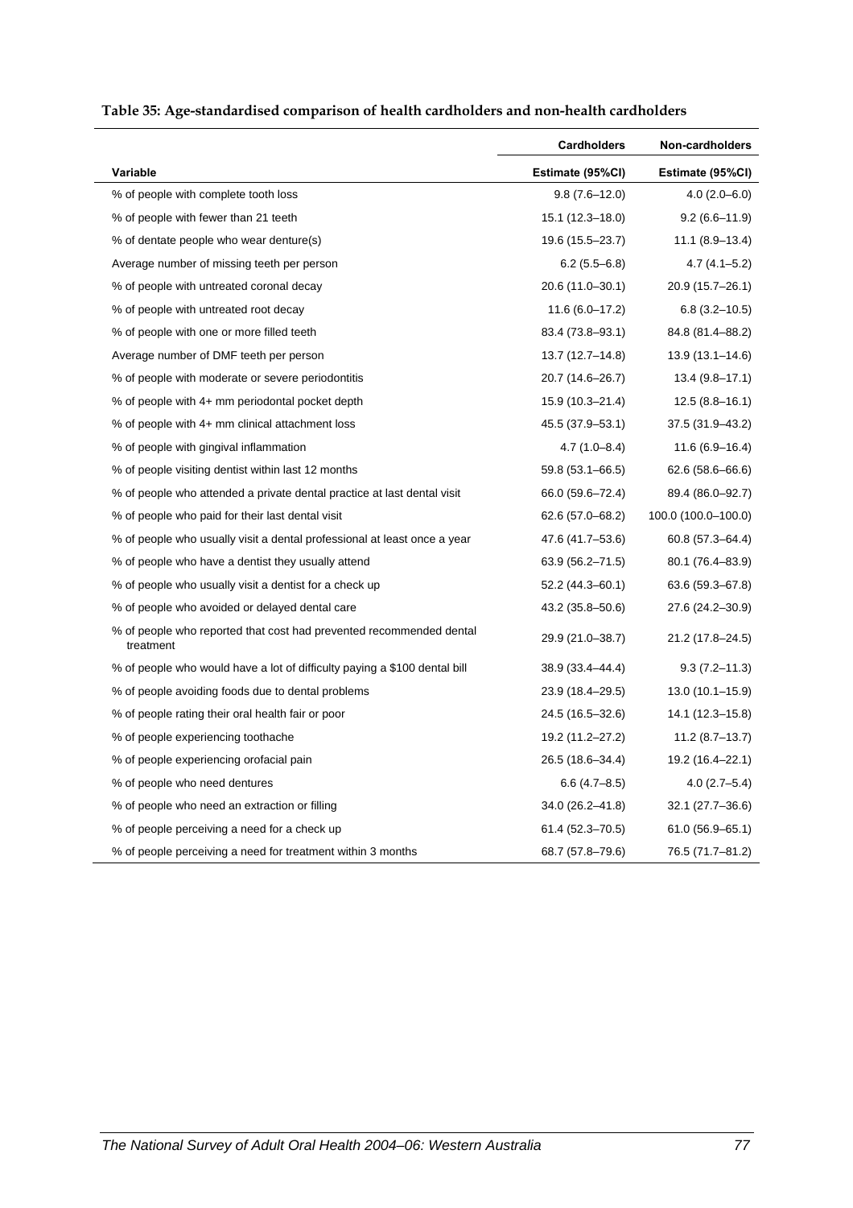**Table 35: Age-standardised comparison of health cardholders and non-health cardholders**

| | Cardholders | Non-cardholders |
|---|---|---|
| **Variable** | **Estimate (95%CI)** | **Estimate (95%CI)** |
| % of people with complete tooth loss | 9.8 (7.6–12.0) | 4.0 (2.0–6.0) |
| % of people with fewer than 21 teeth | 15.1 (12.3–18.0) | 9.2 (6.6–11.9) |
| % of dentate people who wear denture(s) | 19.6 (15.5–23.7) | 11.1 (8.9–13.4) |
| Average number of missing teeth per person | 6.2 (5.5–6.8) | 4.7 (4.1–5.2) |
| % of people with untreated coronal decay | 20.6 (11.0–30.1) | 20.9 (15.7–26.1) |
| % of people with untreated root decay | 11.6 (6.0–17.2) | 6.8 (3.2–10.5) |
| % of people with one or more filled teeth | 83.4 (73.8–93.1) | 84.8 (81.4–88.2) |
| Average number of DMF teeth per person | 13.7 (12.7–14.8) | 13.9 (13.1–14.6) |
| % of people with moderate or severe periodontitis | 20.7 (14.6–26.7) | 13.4 (9.8–17.1) |
| % of people with 4+ mm periodontal pocket depth | 15.9 (10.3–21.4) | 12.5 (8.8–16.1) |
| % of people with 4+ mm clinical attachment loss | 45.5 (37.9–53.1) | 37.5 (31.9–43.2) |
| % of people with gingival inflammation | 4.7 (1.0–8.4) | 11.6 (6.9–16.4) |
| % of people visiting dentist within last 12 months | 59.8 (53.1–66.5) | 62.6 (58.6–66.6) |
| % of people who attended a private dental practice at last dental visit | 66.0 (59.6–72.4) | 89.4 (86.0–92.7) |
| % of people who paid for their last dental visit | 62.6 (57.0–68.2) | 100.0 (100.0–100.0) |
| % of people who usually visit a dental professional at least once a year | 47.6 (41.7–53.6) | 60.8 (57.3–64.4) |
| % of people who have a dentist they usually attend | 63.9 (56.2–71.5) | 80.1 (76.4–83.9) |
| % of people who usually visit a dentist for a check up | 52.2 (44.3–60.1) | 63.6 (59.3–67.8) |
| % of people who avoided or delayed dental care | 43.2 (35.8–50.6) | 27.6 (24.2–30.9) |
| % of people who reported that cost had prevented recommended dental treatment | 29.9 (21.0–38.7) | 21.2 (17.8–24.5) |
| % of people who would have a lot of difficulty paying a $100 dental bill | 38.9 (33.4–44.4) | 9.3 (7.2–11.3) |
| % of people avoiding foods due to dental problems | 23.9 (18.4–29.5) | 13.0 (10.1–15.9) |
| % of people rating their oral health fair or poor | 24.5 (16.5–32.6) | 14.1 (12.3–15.8) |
| % of people experiencing toothache | 19.2 (11.2–27.2) | 11.2 (8.7–13.7) |
| % of people experiencing orofacial pain | 26.5 (18.6–34.4) | 19.2 (16.4–22.1) |
| % of people who need dentures | 6.6 (4.7–8.5) | 4.0 (2.7–5.4) |
| % of people who need an extraction or filling | 34.0 (26.2–41.8) | 32.1 (27.7–36.6) |
| % of people perceiving a need for a check up | 61.4 (52.3–70.5) | 61.0 (56.9–65.1) |
| % of people perceiving a need for treatment within 3 months | 68.7 (57.8–79.6) | 76.5 (71.7–81.2) |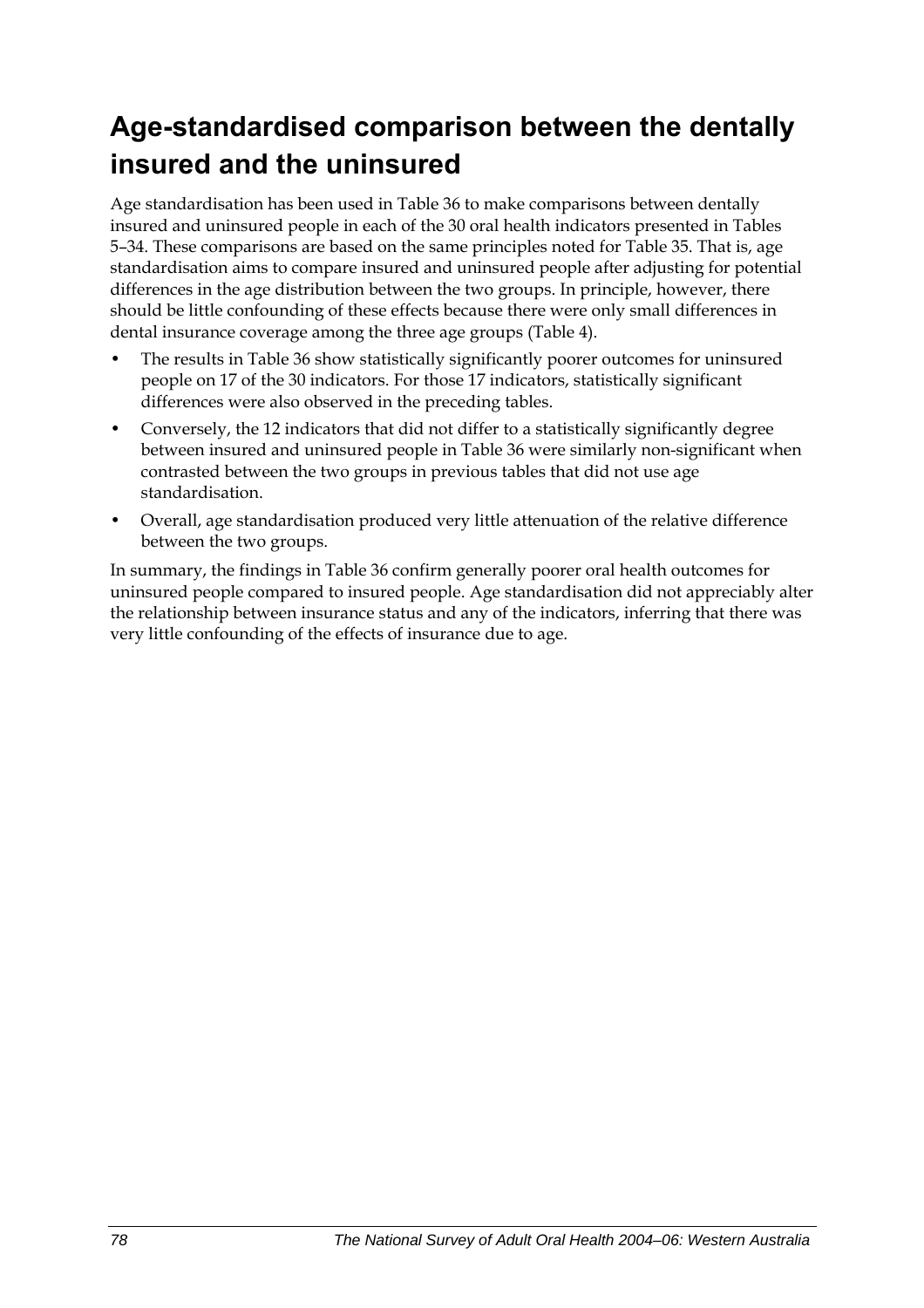# Age-standardised comparison between the dentally insured and the uninsured

Age standardisation has been used in Table 36 to make comparisons between dentally insured and uninsured people in each of the 30 oral health indicators presented in Tables 5–34. These comparisons are based on the same principles noted for Table 35. That is, age standardisation aims to compare insured and uninsured people after adjusting for potential differences in the age distribution between the two groups. In principle, however, there should be little confounding of these effects because there were only small differences in dental insurance coverage among the three age groups (Table 4).

- The results in Table 36 show statistically significantly poorer outcomes for uninsured people on 17 of the 30 indicators. For those 17 indicators, statistically significant differences were also observed in the preceding tables.
- Conversely, the 12 indicators that did not differ to a statistically significantly degree between insured and uninsured people in Table 36 were similarly non-significant when contrasted between the two groups in previous tables that did not use age standardisation.
- Overall, age standardisation produced very little attenuation of the relative difference between the two groups.

In summary, the findings in Table 36 confirm generally poorer oral health outcomes for uninsured people compared to insured people. Age standardisation did not appreciably alter the relationship between insurance status and any of the indicators, inferring that there was very little confounding of the effects of insurance due to age.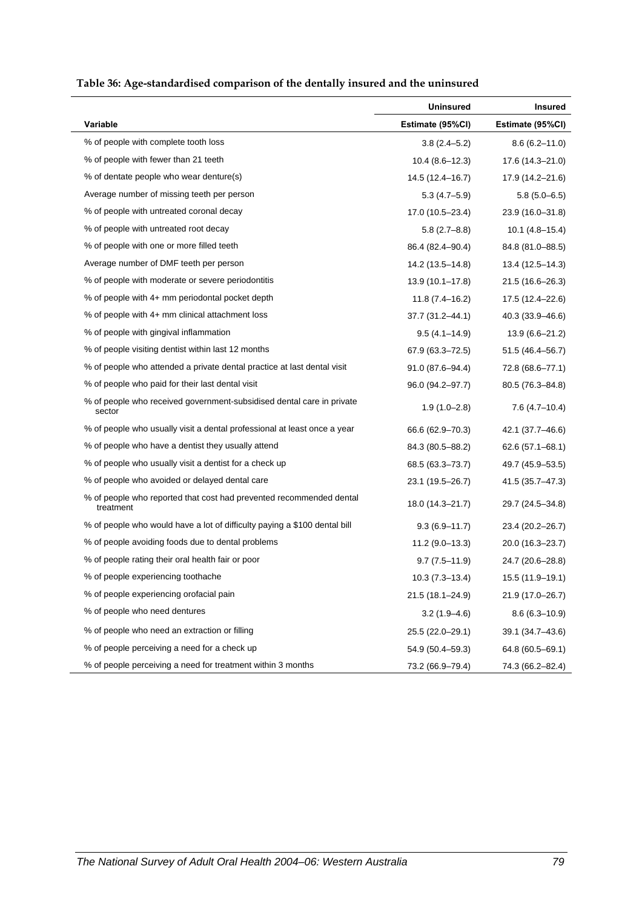**Table 36: Age-standardised comparison of the dentally insured and the uninsured**

| | Uninsured | Insured |
|---|---|---|
| **Variable** | **Estimate (95%CI)** | **Estimate (95%CI)** |
| % of people with complete tooth loss | 3.8 (2.4–5.2) | 8.6 (6.2–11.0) |
| % of people with fewer than 21 teeth | 10.4 (8.6–12.3) | 17.6 (14.3–21.0) |
| % of dentate people who wear denture(s) | 14.5 (12.4–16.7) | 17.9 (14.2–21.6) |
| Average number of missing teeth per person | 5.3 (4.7–5.9) | 5.8 (5.0–6.5) |
| % of people with untreated coronal decay | 17.0 (10.5–23.4) | 23.9 (16.0–31.8) |
| % of people with untreated root decay | 5.8 (2.7–8.8) | 10.1 (4.8–15.4) |
| % of people with one or more filled teeth | 86.4 (82.4–90.4) | 84.8 (81.0–88.5) |
| Average number of DMF teeth per person | 14.2 (13.5–14.8) | 13.4 (12.5–14.3) |
| % of people with moderate or severe periodontitis | 13.9 (10.1–17.8) | 21.5 (16.6–26.3) |
| % of people with 4+ mm periodontal pocket depth | 11.8 (7.4–16.2) | 17.5 (12.4–22.6) |
| % of people with 4+ mm clinical attachment loss | 37.7 (31.2–44.1) | 40.3 (33.9–46.6) |
| % of people with gingival inflammation | 9.5 (4.1–14.9) | 13.9 (6.6–21.2) |
| % of people visiting dentist within last 12 months | 67.9 (63.3–72.5) | 51.5 (46.4–56.7) |
| % of people who attended a private dental practice at last dental visit | 91.0 (87.6–94.4) | 72.8 (68.6–77.1) |
| % of people who paid for their last dental visit | 96.0 (94.2–97.7) | 80.5 (76.3–84.8) |
| % of people who received government-subsidised dental care in private sector | 1.9 (1.0–2.8) | 7.6 (4.7–10.4) |
| % of people who usually visit a dental professional at least once a year | 66.6 (62.9–70.3) | 42.1 (37.7–46.6) |
| % of people who have a dentist they usually attend | 84.3 (80.5–88.2) | 62.6 (57.1–68.1) |
| % of people who usually visit a dentist for a check up | 68.5 (63.3–73.7) | 49.7 (45.9–53.5) |
| % of people who avoided or delayed dental care | 23.1 (19.5–26.7) | 41.5 (35.7–47.3) |
| % of people who reported that cost had prevented recommended dental treatment | 18.0 (14.3–21.7) | 29.7 (24.5–34.8) |
| % of people who would have a lot of difficulty paying a $100 dental bill | 9.3 (6.9–11.7) | 23.4 (20.2–26.7) |
| % of people avoiding foods due to dental problems | 11.2 (9.0–13.3) | 20.0 (16.3–23.7) |
| % of people rating their oral health fair or poor | 9.7 (7.5–11.9) | 24.7 (20.6–28.8) |
| % of people experiencing toothache | 10.3 (7.3–13.4) | 15.5 (11.9–19.1) |
| % of people experiencing orofacial pain | 21.5 (18.1–24.9) | 21.9 (17.0–26.7) |
| % of people who need dentures | 3.2 (1.9–4.6) | 8.6 (6.3–10.9) |
| % of people who need an extraction or filling | 25.5 (22.0–29.1) | 39.1 (34.7–43.6) |
| % of people perceiving a need for a check up | 54.9 (50.4–59.3) | 64.8 (60.5–69.1) |
| % of people perceiving a need for treatment within 3 months | 73.2 (66.9–79.4) | 74.3 (66.2–82.4) |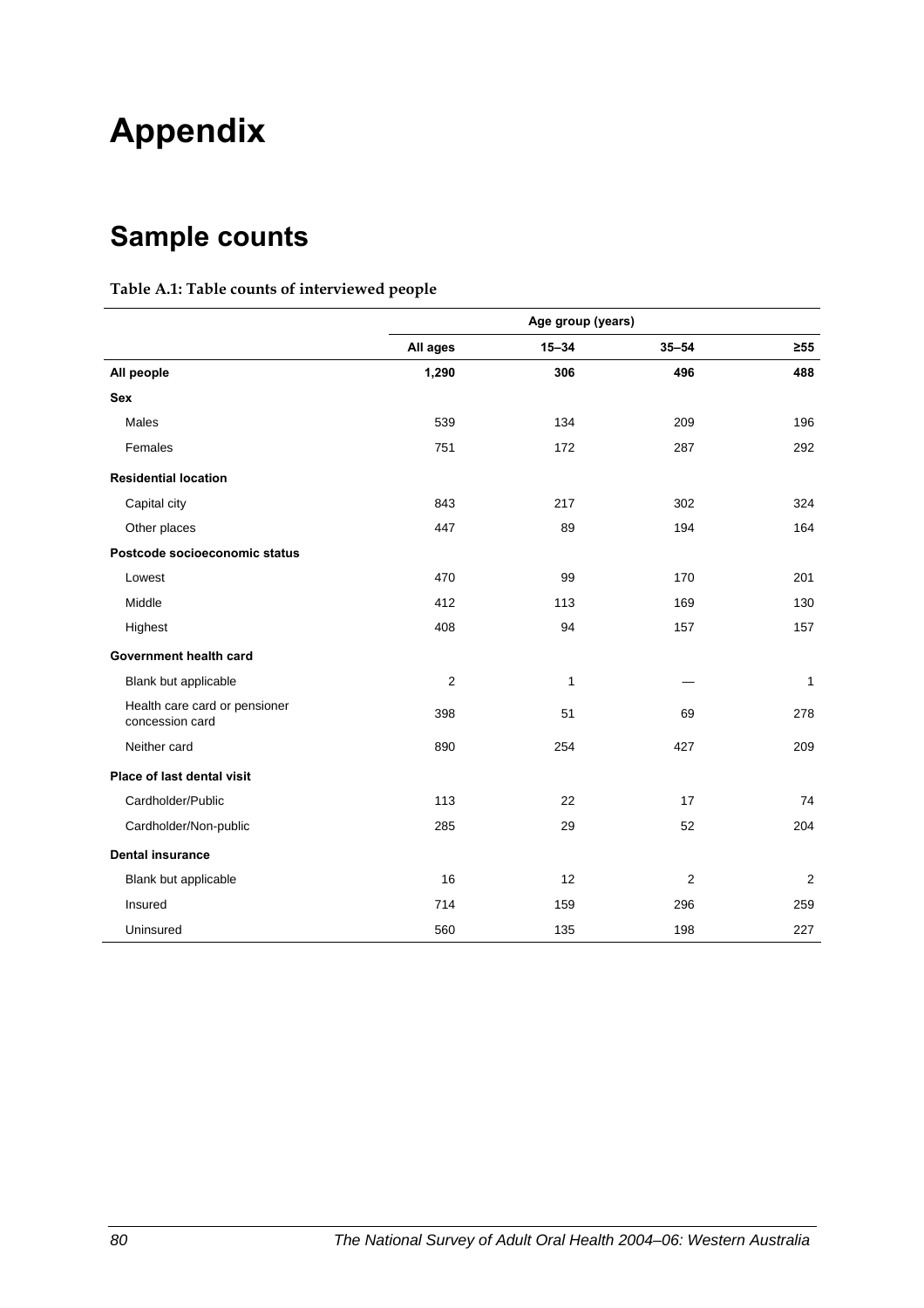# Appendix

## Sample counts

**Table A.1: Table counts of interviewed people**

| | Age group (years) | | | |
|---|---|---|---|---|
| | All ages | 15–34 | 35–54 | ≥55 |
| **All people** | **1,290** | **306** | **496** | **488** |
| **Sex** | | | | |
| Males | 539 | 134 | 209 | 196 |
| Females | 751 | 172 | 287 | 292 |
| **Residential location** | | | | |
| Capital city | 843 | 217 | 302 | 324 |
| Other places | 447 | 89 | 194 | 164 |
| **Postcode socioeconomic status** | | | | |
| Lowest | 470 | 99 | 170 | 201 |
| Middle | 412 | 113 | 169 | 130 |
| Highest | 408 | 94 | 157 | 157 |
| **Government health card** | | | | |
| Blank but applicable | 2 | 1 | — | 1 |
| Health care card or pensioner concession card | 398 | 51 | 69 | 278 |
| Neither card | 890 | 254 | 427 | 209 |
| **Place of last dental visit** | | | | |
| Cardholder/Public | 113 | 22 | 17 | 74 |
| Cardholder/Non-public | 285 | 29 | 52 | 204 |
| **Dental insurance** | | | | |
| Blank but applicable | 16 | 12 | 2 | 2 |
| Insured | 714 | 159 | 296 | 259 |
| Uninsured | 560 | 135 | 198 | 227 |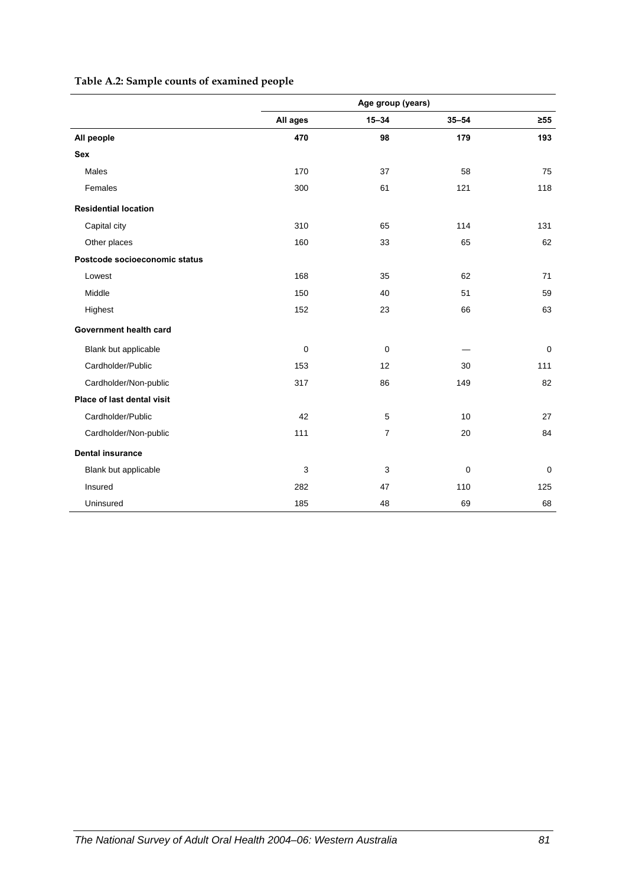**Table A.2: Sample counts of examined people**

| | Age group (years) | | | |
|---|---|---|---|---|
| | **All ages** | **15–34** | **35–54** | **≥55** |
| **All people** | **470** | **98** | **179** | **193** |
| **Sex** | | | | |
| Males | 170 | 37 | 58 | 75 |
| Females | 300 | 61 | 121 | 118 |
| **Residential location** | | | | |
| Capital city | 310 | 65 | 114 | 131 |
| Other places | 160 | 33 | 65 | 62 |
| **Postcode socioeconomic status** | | | | |
| Lowest | 168 | 35 | 62 | 71 |
| Middle | 150 | 40 | 51 | 59 |
| Highest | 152 | 23 | 66 | 63 |
| **Government health card** | | | | |
| Blank but applicable | 0 | 0 | — | 0 |
| Cardholder/Public | 153 | 12 | 30 | 111 |
| Cardholder/Non-public | 317 | 86 | 149 | 82 |
| **Place of last dental visit** | | | | |
| Cardholder/Public | 42 | 5 | 10 | 27 |
| Cardholder/Non-public | 111 | 7 | 20 | 84 |
| **Dental insurance** | | | | |
| Blank but applicable | 3 | 3 | 0 | 0 |
| Insured | 282 | 47 | 110 | 125 |
| Uninsured | 185 | 48 | 69 | 68 |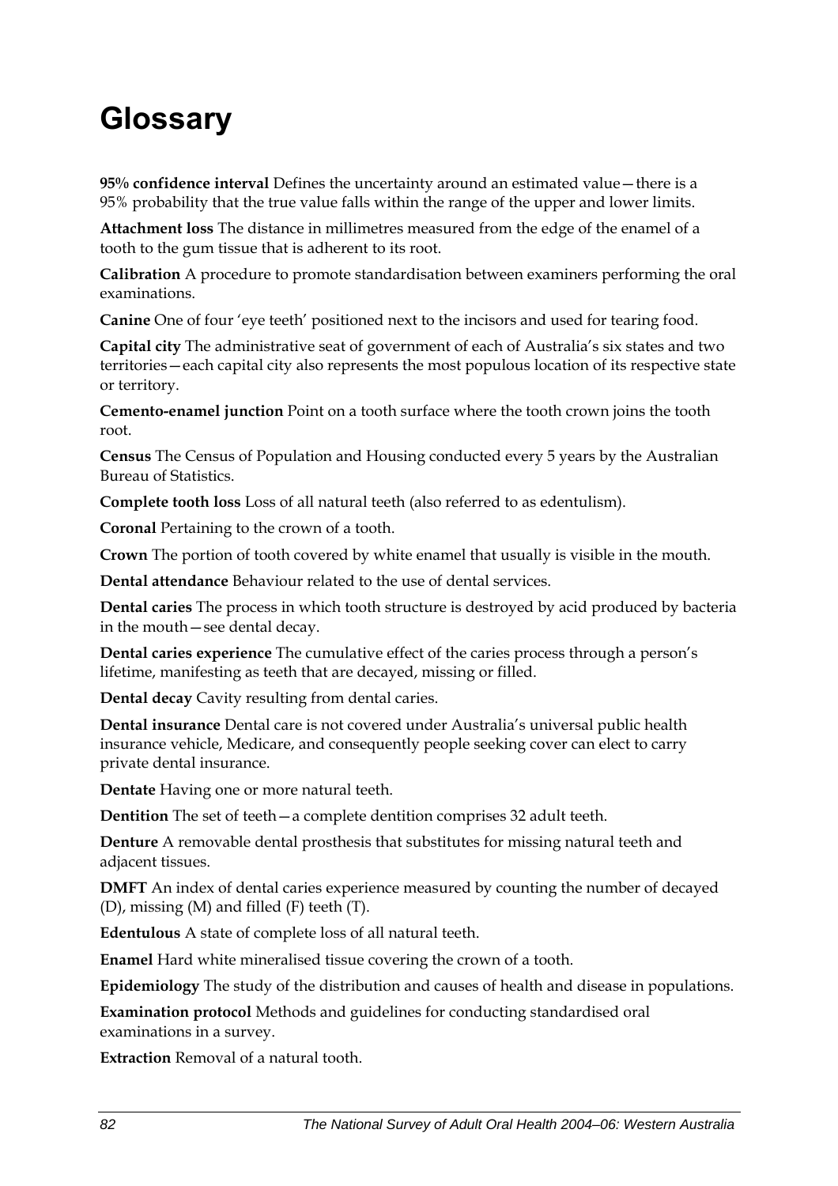# Glossary

**95% confidence interval** Defines the uncertainty around an estimated value—there is a 95% probability that the true value falls within the range of the upper and lower limits.

**Attachment loss** The distance in millimetres measured from the edge of the enamel of a tooth to the gum tissue that is adherent to its root.

**Calibration** A procedure to promote standardisation between examiners performing the oral examinations.

**Canine** One of four 'eye teeth' positioned next to the incisors and used for tearing food.

**Capital city** The administrative seat of government of each of Australia's six states and two territories—each capital city also represents the most populous location of its respective state or territory.

**Cemento-enamel junction** Point on a tooth surface where the tooth crown joins the tooth root.

**Census** The Census of Population and Housing conducted every 5 years by the Australian Bureau of Statistics.

**Complete tooth loss** Loss of all natural teeth (also referred to as edentulism).

**Coronal** Pertaining to the crown of a tooth.

**Crown** The portion of tooth covered by white enamel that usually is visible in the mouth.

**Dental attendance** Behaviour related to the use of dental services.

**Dental caries** The process in which tooth structure is destroyed by acid produced by bacteria in the mouth—see dental decay.

**Dental caries experience** The cumulative effect of the caries process through a person's lifetime, manifesting as teeth that are decayed, missing or filled.

**Dental decay** Cavity resulting from dental caries.

**Dental insurance** Dental care is not covered under Australia's universal public health insurance vehicle, Medicare, and consequently people seeking cover can elect to carry private dental insurance.

**Dentate** Having one or more natural teeth.

**Dentition** The set of teeth—a complete dentition comprises 32 adult teeth.

**Denture** A removable dental prosthesis that substitutes for missing natural teeth and adjacent tissues.

**DMFT** An index of dental caries experience measured by counting the number of decayed (D), missing (M) and filled (F) teeth (T).

**Edentulous** A state of complete loss of all natural teeth.

**Enamel** Hard white mineralised tissue covering the crown of a tooth.

**Epidemiology** The study of the distribution and causes of health and disease in populations.

**Examination protocol** Methods and guidelines for conducting standardised oral examinations in a survey.

**Extraction** Removal of a natural tooth.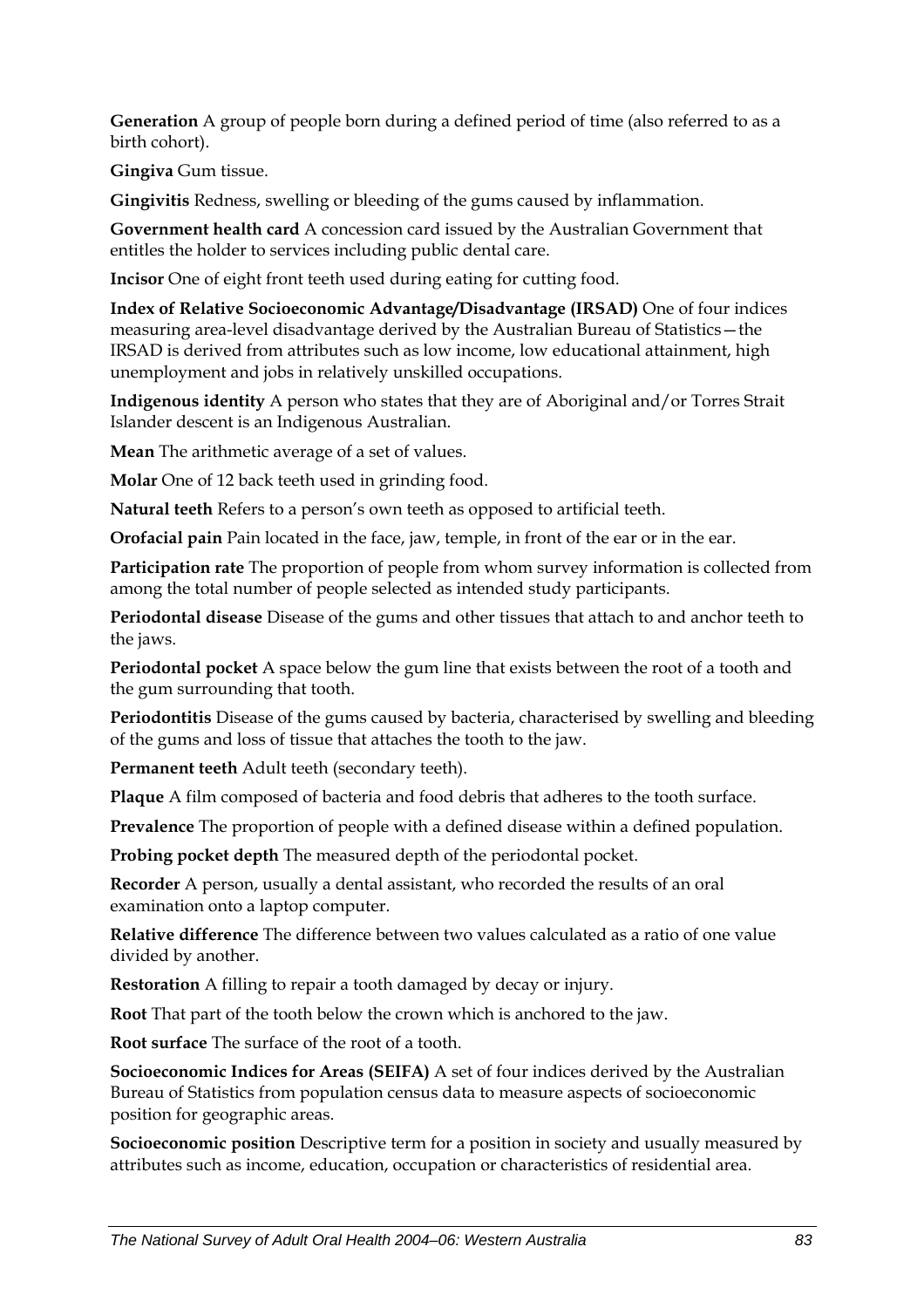**Generation** A group of people born during a defined period of time (also referred to as a birth cohort).

**Gingiva** Gum tissue.

**Gingivitis** Redness, swelling or bleeding of the gums caused by inflammation.

**Government health card** A concession card issued by the Australian Government that entitles the holder to services including public dental care.

**Incisor** One of eight front teeth used during eating for cutting food.

**Index of Relative Socioeconomic Advantage/Disadvantage (IRSAD)** One of four indices measuring area-level disadvantage derived by the Australian Bureau of Statistics—the IRSAD is derived from attributes such as low income, low educational attainment, high unemployment and jobs in relatively unskilled occupations.

**Indigenous identity** A person who states that they are of Aboriginal and/or Torres Strait Islander descent is an Indigenous Australian.

**Mean** The arithmetic average of a set of values.

**Molar** One of 12 back teeth used in grinding food.

**Natural teeth** Refers to a person's own teeth as opposed to artificial teeth.

**Orofacial pain** Pain located in the face, jaw, temple, in front of the ear or in the ear.

**Participation rate** The proportion of people from whom survey information is collected from among the total number of people selected as intended study participants.

**Periodontal disease** Disease of the gums and other tissues that attach to and anchor teeth to the jaws.

**Periodontal pocket** A space below the gum line that exists between the root of a tooth and the gum surrounding that tooth.

**Periodontitis** Disease of the gums caused by bacteria, characterised by swelling and bleeding of the gums and loss of tissue that attaches the tooth to the jaw.

**Permanent teeth** Adult teeth (secondary teeth).

**Plaque** A film composed of bacteria and food debris that adheres to the tooth surface.

**Prevalence** The proportion of people with a defined disease within a defined population.

**Probing pocket depth** The measured depth of the periodontal pocket.

**Recorder** A person, usually a dental assistant, who recorded the results of an oral examination onto a laptop computer.

**Relative difference** The difference between two values calculated as a ratio of one value divided by another.

**Restoration** A filling to repair a tooth damaged by decay or injury.

**Root** That part of the tooth below the crown which is anchored to the jaw.

**Root surface** The surface of the root of a tooth.

**Socioeconomic Indices for Areas (SEIFA)** A set of four indices derived by the Australian Bureau of Statistics from population census data to measure aspects of socioeconomic position for geographic areas.

**Socioeconomic position** Descriptive term for a position in society and usually measured by attributes such as income, education, occupation or characteristics of residential area.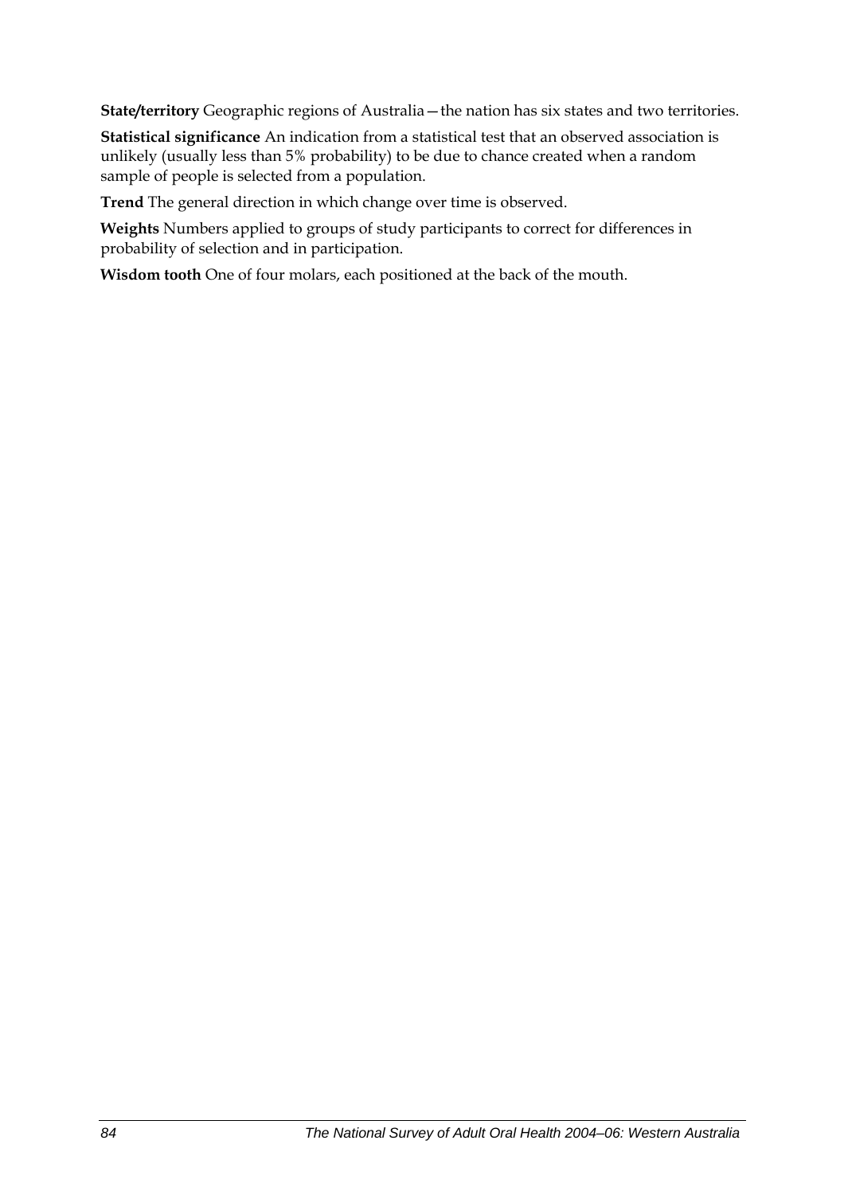**State/territory** Geographic regions of Australia—the nation has six states and two territories.

**Statistical significance** An indication from a statistical test that an observed association is unlikely (usually less than 5% probability) to be due to chance created when a random sample of people is selected from a population.

**Trend** The general direction in which change over time is observed.

**Weights** Numbers applied to groups of study participants to correct for differences in probability of selection and in participation.

**Wisdom tooth** One of four molars, each positioned at the back of the mouth.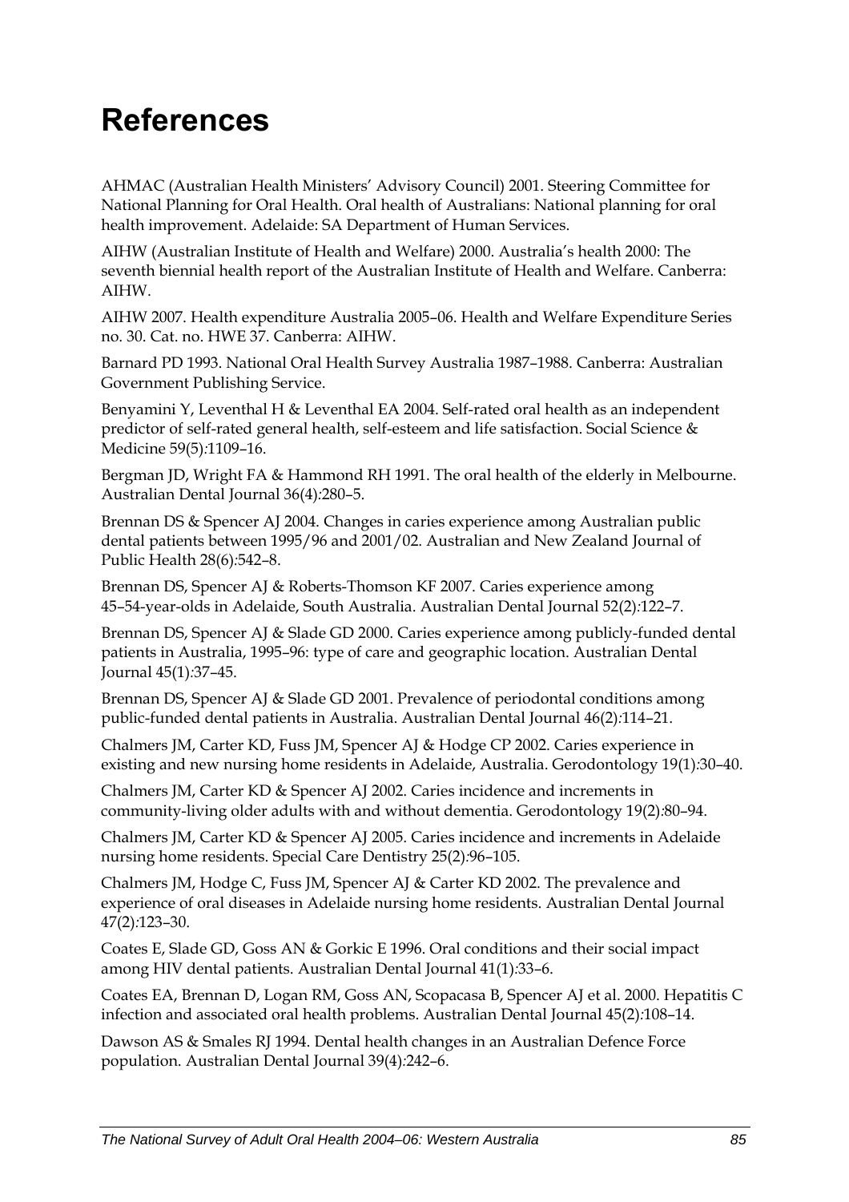# References

AHMAC (Australian Health Ministers' Advisory Council) 2001. Steering Committee for National Planning for Oral Health. Oral health of Australians: National planning for oral health improvement. Adelaide: SA Department of Human Services.

AIHW (Australian Institute of Health and Welfare) 2000. Australia's health 2000: The seventh biennial health report of the Australian Institute of Health and Welfare. Canberra: AIHW.

AIHW 2007. Health expenditure Australia 2005–06. Health and Welfare Expenditure Series no. 30. Cat. no. HWE 37. Canberra: AIHW.

Barnard PD 1993. National Oral Health Survey Australia 1987–1988. Canberra: Australian Government Publishing Service.

Benyamini Y, Leventhal H & Leventhal EA 2004. Self-rated oral health as an independent predictor of self-rated general health, self-esteem and life satisfaction. Social Science & Medicine 59(5):1109–16.

Bergman JD, Wright FA & Hammond RH 1991. The oral health of the elderly in Melbourne. Australian Dental Journal 36(4):280–5.

Brennan DS & Spencer AJ 2004. Changes in caries experience among Australian public dental patients between 1995/96 and 2001/02. Australian and New Zealand Journal of Public Health 28(6):542–8.

Brennan DS, Spencer AJ & Roberts-Thomson KF 2007. Caries experience among 45–54-year-olds in Adelaide, South Australia. Australian Dental Journal 52(2):122–7.

Brennan DS, Spencer AJ & Slade GD 2000. Caries experience among publicly-funded dental patients in Australia, 1995–96: type of care and geographic location. Australian Dental Journal 45(1):37–45.

Brennan DS, Spencer AJ & Slade GD 2001. Prevalence of periodontal conditions among public-funded dental patients in Australia. Australian Dental Journal 46(2):114–21.

Chalmers JM, Carter KD, Fuss JM, Spencer AJ & Hodge CP 2002. Caries experience in existing and new nursing home residents in Adelaide, Australia. Gerodontology 19(1):30–40.

Chalmers JM, Carter KD & Spencer AJ 2002. Caries incidence and increments in community-living older adults with and without dementia. Gerodontology 19(2):80–94.

Chalmers JM, Carter KD & Spencer AJ 2005. Caries incidence and increments in Adelaide nursing home residents. Special Care Dentistry 25(2):96–105.

Chalmers JM, Hodge C, Fuss JM, Spencer AJ & Carter KD 2002. The prevalence and experience of oral diseases in Adelaide nursing home residents. Australian Dental Journal 47(2):123–30.

Coates E, Slade GD, Goss AN & Gorkic E 1996. Oral conditions and their social impact among HIV dental patients. Australian Dental Journal 41(1):33–6.

Coates EA, Brennan D, Logan RM, Goss AN, Scopacasa B, Spencer AJ et al. 2000. Hepatitis C infection and associated oral health problems. Australian Dental Journal 45(2):108–14.

Dawson AS & Smales RJ 1994. Dental health changes in an Australian Defence Force population. Australian Dental Journal 39(4):242–6.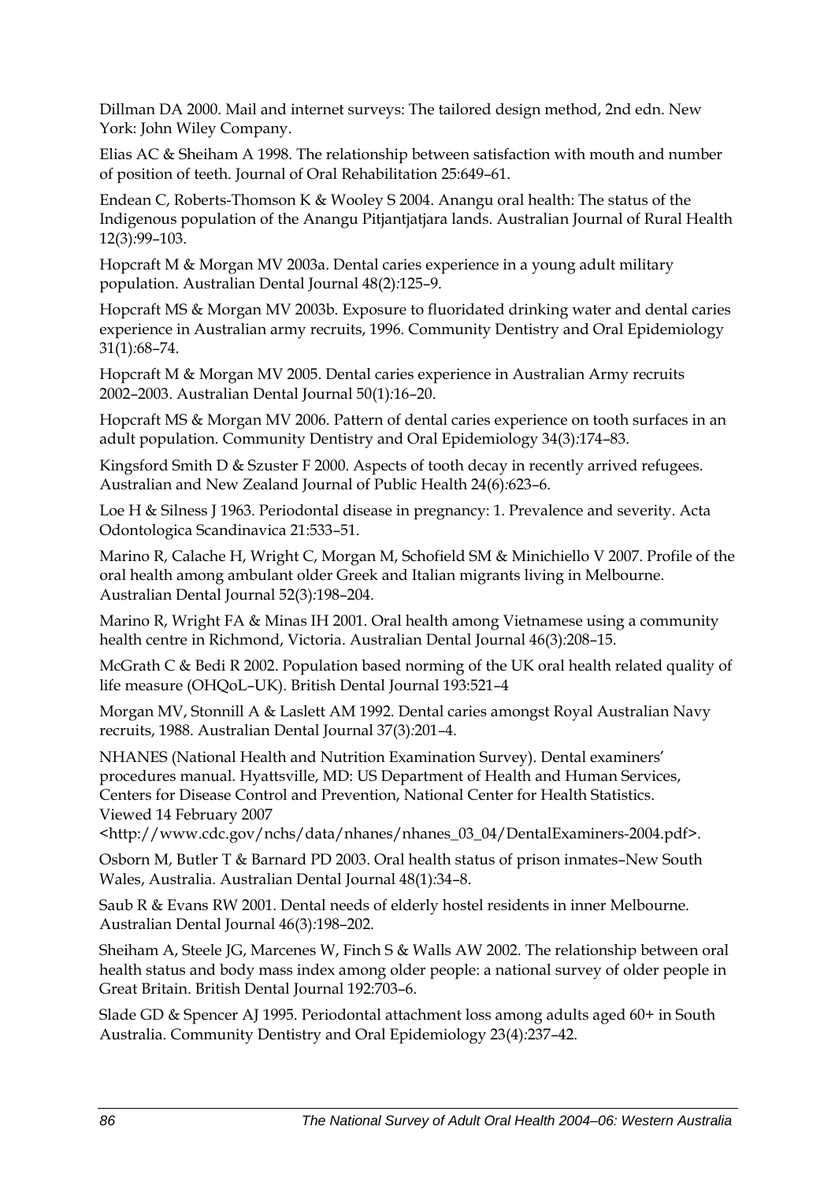Dillman DA 2000. Mail and internet surveys: The tailored design method, 2nd edn. New York: John Wiley Company.

Elias AC & Sheiham A 1998. The relationship between satisfaction with mouth and number of position of teeth. Journal of Oral Rehabilitation 25:649–61.

Endean C, Roberts-Thomson K & Wooley S 2004. Anangu oral health: The status of the Indigenous population of the Anangu Pitjantjatjara lands. Australian Journal of Rural Health 12(3):99–103.

Hopcraft M & Morgan MV 2003a. Dental caries experience in a young adult military population. Australian Dental Journal 48(2):125–9.

Hopcraft MS & Morgan MV 2003b. Exposure to fluoridated drinking water and dental caries experience in Australian army recruits, 1996. Community Dentistry and Oral Epidemiology 31(1):68–74.

Hopcraft M & Morgan MV 2005. Dental caries experience in Australian Army recruits 2002–2003. Australian Dental Journal 50(1):16–20.

Hopcraft MS & Morgan MV 2006. Pattern of dental caries experience on tooth surfaces in an adult population. Community Dentistry and Oral Epidemiology 34(3):174–83.

Kingsford Smith D & Szuster F 2000. Aspects of tooth decay in recently arrived refugees. Australian and New Zealand Journal of Public Health 24(6):623–6.

Loe H & Silness J 1963. Periodontal disease in pregnancy: 1. Prevalence and severity. Acta Odontologica Scandinavica 21:533–51.

Marino R, Calache H, Wright C, Morgan M, Schofield SM & Minichiello V 2007. Profile of the oral health among ambulant older Greek and Italian migrants living in Melbourne. Australian Dental Journal 52(3):198–204.

Marino R, Wright FA & Minas IH 2001. Oral health among Vietnamese using a community health centre in Richmond, Victoria. Australian Dental Journal 46(3):208–15.

McGrath C & Bedi R 2002. Population based norming of the UK oral health related quality of life measure (OHQoL–UK). British Dental Journal 193:521–4

Morgan MV, Stonnill A & Laslett AM 1992. Dental caries amongst Royal Australian Navy recruits, 1988. Australian Dental Journal 37(3):201–4.

NHANES (National Health and Nutrition Examination Survey). Dental examiners' procedures manual. Hyattsville, MD: US Department of Health and Human Services, Centers for Disease Control and Prevention, National Center for Health Statistics. Viewed 14 February 2007 <http://www.cdc.gov/nchs/data/nhanes/nhanes_03_04/DentalExaminers-2004.pdf>.

Osborn M, Butler T & Barnard PD 2003. Oral health status of prison inmates–New South Wales, Australia. Australian Dental Journal 48(1):34–8.

Saub R & Evans RW 2001. Dental needs of elderly hostel residents in inner Melbourne. Australian Dental Journal 46(3):198–202.

Sheiham A, Steele JG, Marcenes W, Finch S & Walls AW 2002. The relationship between oral health status and body mass index among older people: a national survey of older people in Great Britain. British Dental Journal 192:703–6.

Slade GD & Spencer AJ 1995. Periodontal attachment loss among adults aged 60+ in South Australia. Community Dentistry and Oral Epidemiology 23(4):237–42.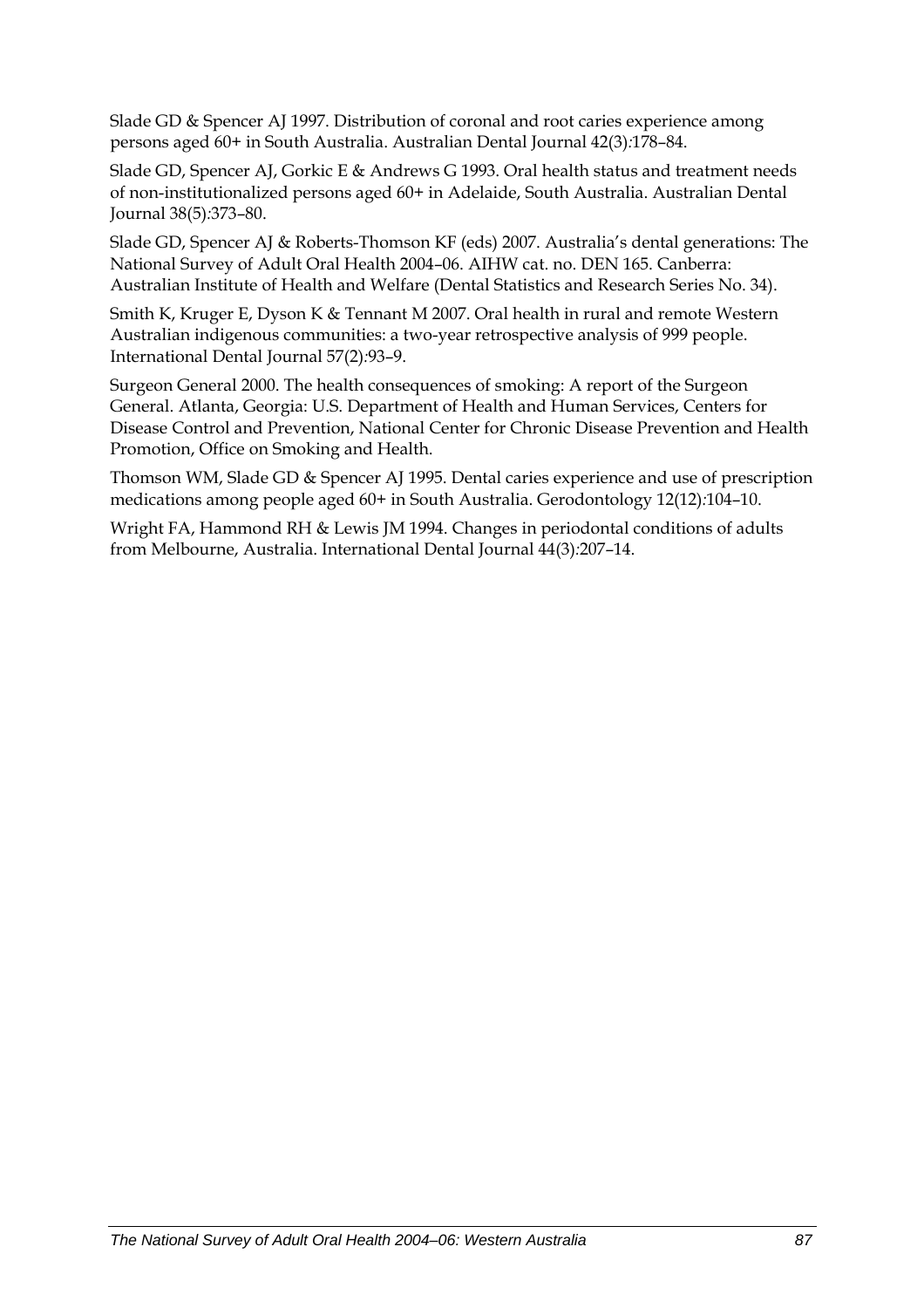Slade GD & Spencer AJ 1997. Distribution of coronal and root caries experience among persons aged 60+ in South Australia. Australian Dental Journal 42(3):178–84.

Slade GD, Spencer AJ, Gorkic E & Andrews G 1993. Oral health status and treatment needs of non-institutionalized persons aged 60+ in Adelaide, South Australia. Australian Dental Journal 38(5):373–80.

Slade GD, Spencer AJ & Roberts-Thomson KF (eds) 2007. Australia's dental generations: The National Survey of Adult Oral Health 2004–06. AIHW cat. no. DEN 165. Canberra: Australian Institute of Health and Welfare (Dental Statistics and Research Series No. 34).

Smith K, Kruger E, Dyson K & Tennant M 2007. Oral health in rural and remote Western Australian indigenous communities: a two-year retrospective analysis of 999 people. International Dental Journal 57(2):93–9.

Surgeon General 2000. The health consequences of smoking: A report of the Surgeon General. Atlanta, Georgia: U.S. Department of Health and Human Services, Centers for Disease Control and Prevention, National Center for Chronic Disease Prevention and Health Promotion, Office on Smoking and Health.

Thomson WM, Slade GD & Spencer AJ 1995. Dental caries experience and use of prescription medications among people aged 60+ in South Australia. Gerodontology 12(12):104–10.

Wright FA, Hammond RH & Lewis JM 1994. Changes in periodontal conditions of adults from Melbourne, Australia. International Dental Journal 44(3):207–14.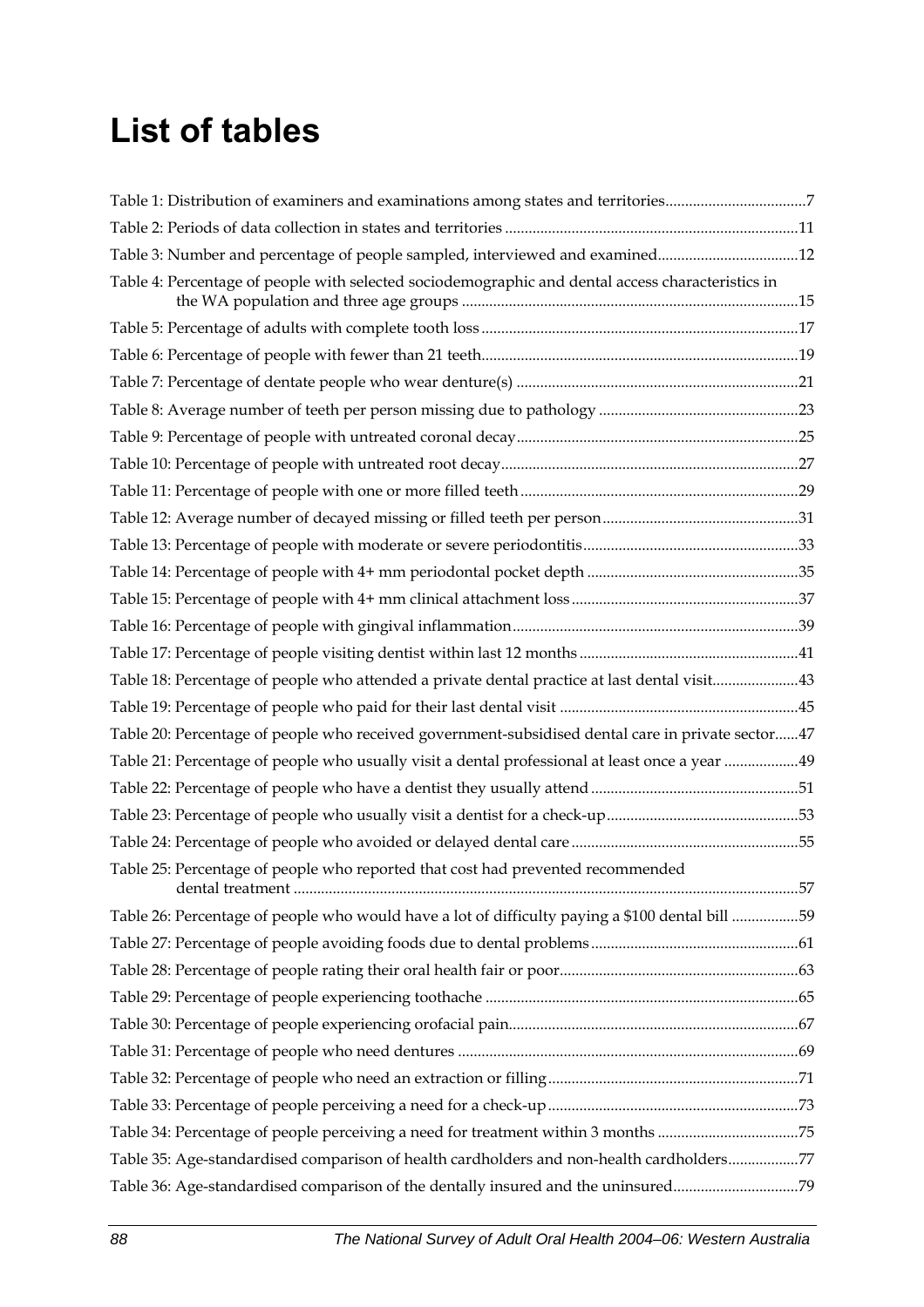# List of tables

Table 1: Distribution of examiners and examinations among states and territories....................................7

Table 2: Periods of data collection in states and territories ..........................................................................11

Table 3: Number and percentage of people sampled, interviewed and examined....................................12

Table 4: Percentage of people with selected sociodemographic and dental access characteristics in the WA population and three age groups .....................................................................................15

Table 5: Percentage of adults with complete tooth loss ................................................................................17

Table 6: Percentage of people with fewer than 21 teeth................................................................................19

Table 7: Percentage of dentate people who wear denture(s) .......................................................................21

Table 8: Average number of teeth per person missing due to pathology ..................................................23

Table 9: Percentage of people with untreated coronal decay.......................................................................25

Table 10: Percentage of people with untreated root decay...........................................................................27

Table 11: Percentage of people with one or more filled teeth ......................................................................29

Table 12: Average number of decayed missing or filled teeth per person.................................................31

Table 13: Percentage of people with moderate or severe periodontitis......................................................33

Table 14: Percentage of people with 4+ mm periodontal pocket depth .....................................................35

Table 15: Percentage of people with 4+ mm clinical attachment loss .........................................................37

Table 16: Percentage of people with gingival inflammation........................................................................39

Table 17: Percentage of people visiting dentist within last 12 months .......................................................41

Table 18: Percentage of people who attended a private dental practice at last dental visit......................43

Table 19: Percentage of people who paid for their last dental visit ............................................................45

Table 20: Percentage of people who received government-subsidised dental care in private sector......47

Table 21: Percentage of people who usually visit a dental professional at least once a year ...................49

Table 22: Percentage of people who have a dentist they usually attend ....................................................51

Table 23: Percentage of people who usually visit a dentist for a check-up................................................53

Table 24: Percentage of people who avoided or delayed dental care .........................................................55

Table 25: Percentage of people who reported that cost had prevented recommended dental treatment ................................................................................................................................57

Table 26: Percentage of people who would have a lot of difficulty paying a $100 dental bill .................59

Table 27: Percentage of people avoiding foods due to dental problems....................................................61

Table 28: Percentage of people rating their oral health fair or poor............................................................63

Table 29: Percentage of people experiencing toothache ...............................................................................65

Table 30: Percentage of people experiencing orofacial pain.........................................................................67

Table 31: Percentage of people who need dentures ......................................................................................69

Table 32: Percentage of people who need an extraction or filling...............................................................71

Table 33: Percentage of people perceiving a need for a check-up...............................................................73

Table 34: Percentage of people perceiving a need for treatment within 3 months ...................................75

Table 35: Age-standardised comparison of health cardholders and non-health cardholders..................77

Table 36: Age-standardised comparison of the dentally insured and the uninsured................................79